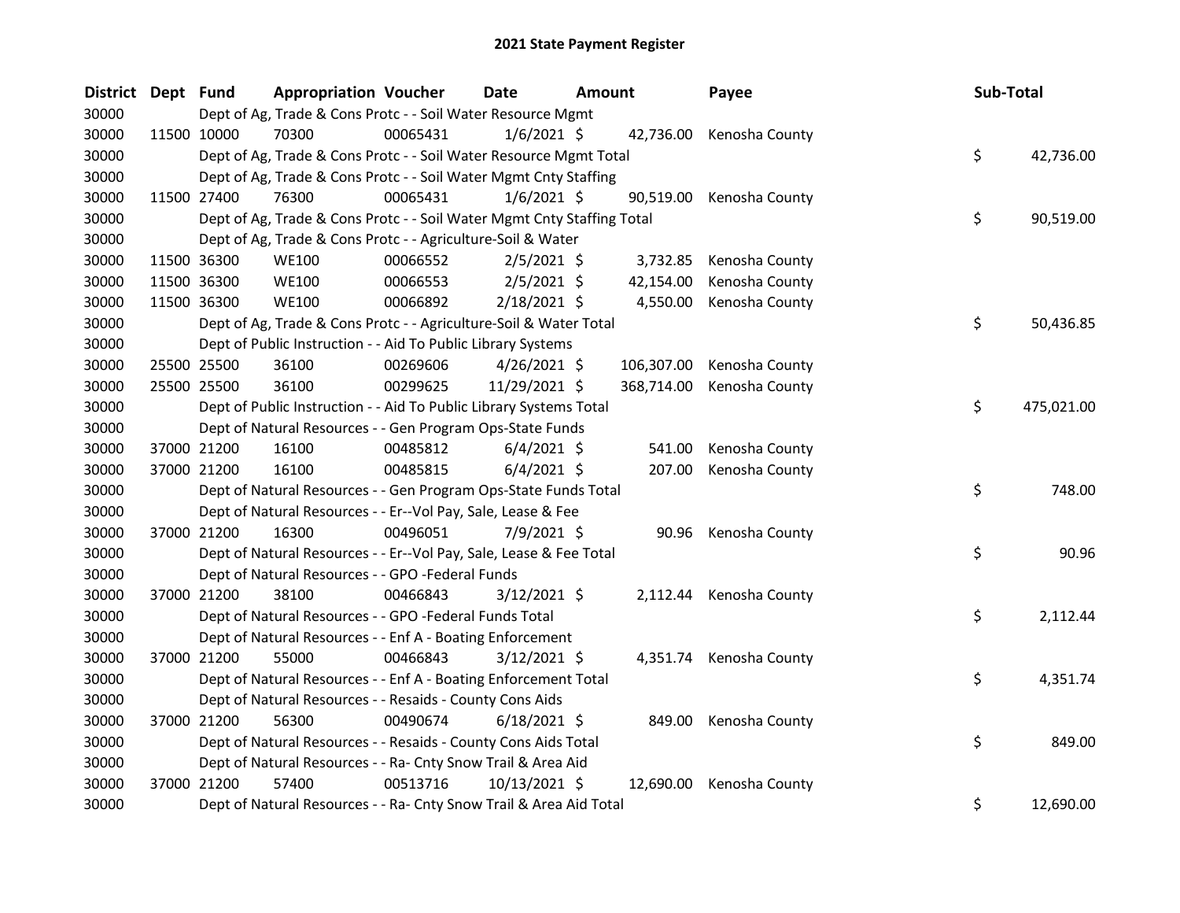# 2021 State Payment Register

| District | Dept | Fund | Appropriation | Voucher | Date | Amount | Payee | Sub-Total |
|---|---|---|---|---|---|---|---|---|
| 30000 | | Dept of Ag, Trade & Cons Protc - - Soil Water Resource Mgmt | | | | | | |
| 30000 | 11500 | 10000 | 70300 | 00065431 | 1/6/2021 | $ 42,736.00 | Kenosha County | |
| 30000 | | Dept of Ag, Trade & Cons Protc - - Soil Water Resource Mgmt Total | | | | | | $ 42,736.00 |
| 30000 | | Dept of Ag, Trade & Cons Protc - - Soil Water Mgmt Cnty Staffing | | | | | | |
| 30000 | 11500 | 27400 | 76300 | 00065431 | 1/6/2021 | $ 90,519.00 | Kenosha County | |
| 30000 | | Dept of Ag, Trade & Cons Protc - - Soil Water Mgmt Cnty Staffing Total | | | | | | $ 90,519.00 |
| 30000 | | Dept of Ag, Trade & Cons Protc - - Agriculture-Soil & Water | | | | | | |
| 30000 | 11500 | 36300 | WE100 | 00066552 | 2/5/2021 | $ 3,732.85 | Kenosha County | |
| 30000 | 11500 | 36300 | WE100 | 00066553 | 2/5/2021 | $ 42,154.00 | Kenosha County | |
| 30000 | 11500 | 36300 | WE100 | 00066892 | 2/18/2021 | $ 4,550.00 | Kenosha County | |
| 30000 | | Dept of Ag, Trade & Cons Protc - - Agriculture-Soil & Water Total | | | | | | $ 50,436.85 |
| 30000 | | Dept of Public Instruction - - Aid To Public Library Systems | | | | | | |
| 30000 | 25500 | 25500 | 36100 | 00269606 | 4/26/2021 | $ 106,307.00 | Kenosha County | |
| 30000 | 25500 | 25500 | 36100 | 00299625 | 11/29/2021 | $ 368,714.00 | Kenosha County | |
| 30000 | | Dept of Public Instruction - - Aid To Public Library Systems Total | | | | | | $ 475,021.00 |
| 30000 | | Dept of Natural Resources - - Gen Program Ops-State Funds | | | | | | |
| 30000 | 37000 | 21200 | 16100 | 00485812 | 6/4/2021 | $ 541.00 | Kenosha County | |
| 30000 | 37000 | 21200 | 16100 | 00485815 | 6/4/2021 | $ 207.00 | Kenosha County | |
| 30000 | | Dept of Natural Resources - - Gen Program Ops-State Funds Total | | | | | | $ 748.00 |
| 30000 | | Dept of Natural Resources - - Er--Vol Pay, Sale, Lease & Fee | | | | | | |
| 30000 | 37000 | 21200 | 16300 | 00496051 | 7/9/2021 | $ 90.96 | Kenosha County | |
| 30000 | | Dept of Natural Resources - - Er--Vol Pay, Sale, Lease & Fee Total | | | | | | $ 90.96 |
| 30000 | | Dept of Natural Resources - - GPO -Federal Funds | | | | | | |
| 30000 | 37000 | 21200 | 38100 | 00466843 | 3/12/2021 | $ 2,112.44 | Kenosha County | |
| 30000 | | Dept of Natural Resources - - GPO -Federal Funds Total | | | | | | $ 2,112.44 |
| 30000 | | Dept of Natural Resources - - Enf A - Boating Enforcement | | | | | | |
| 30000 | 37000 | 21200 | 55000 | 00466843 | 3/12/2021 | $ 4,351.74 | Kenosha County | |
| 30000 | | Dept of Natural Resources - - Enf A - Boating Enforcement Total | | | | | | $ 4,351.74 |
| 30000 | | Dept of Natural Resources - - Resaids - County Cons Aids | | | | | | |
| 30000 | 37000 | 21200 | 56300 | 00490674 | 6/18/2021 | $ 849.00 | Kenosha County | |
| 30000 | | Dept of Natural Resources - - Resaids - County Cons Aids Total | | | | | | $ 849.00 |
| 30000 | | Dept of Natural Resources - - Ra- Cnty Snow Trail & Area Aid | | | | | | |
| 30000 | 37000 | 21200 | 57400 | 00513716 | 10/13/2021 | $ 12,690.00 | Kenosha County | |
| 30000 | | Dept of Natural Resources - - Ra- Cnty Snow Trail & Area Aid Total | | | | | | $ 12,690.00 |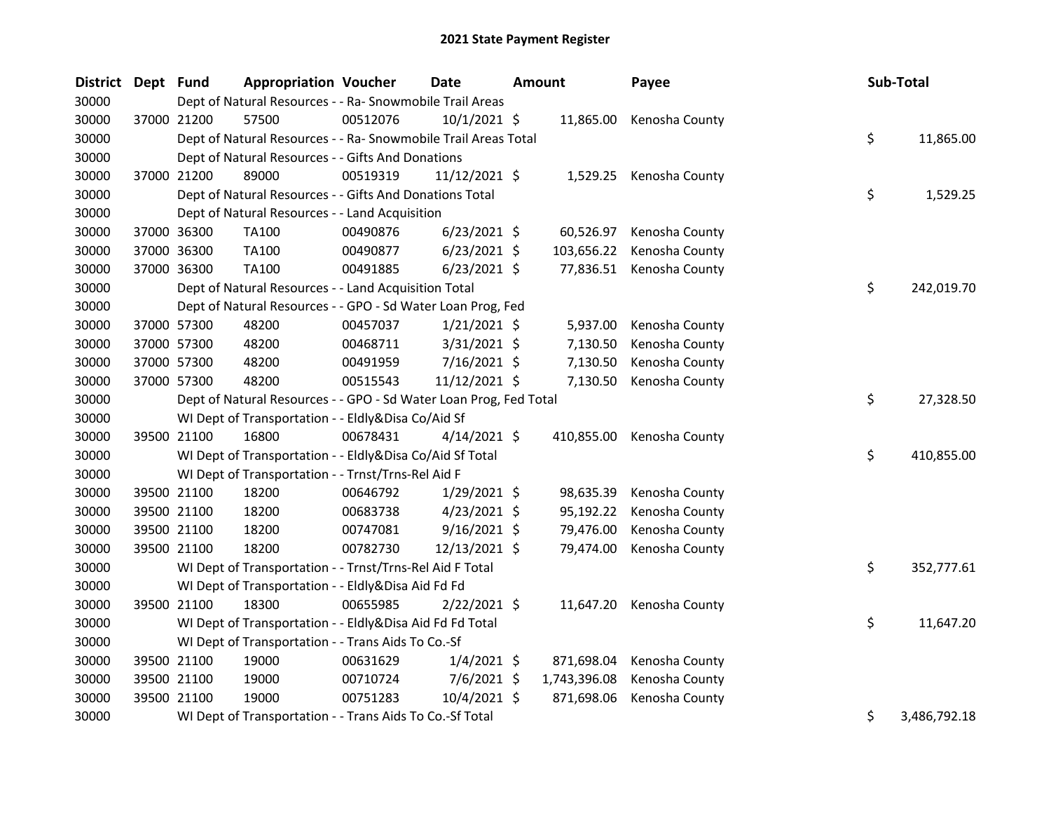# 2021 State Payment Register

| District | Dept | Fund | Appropriation | Voucher | Date | Amount | Payee | Sub-Total |
|---|---|---|---|---|---|---|---|---|
| 30000 | | Dept of Natural Resources - - Ra- Snowmobile Trail Areas | | | | | | |
| 30000 | 37000 | 21200 | 57500 | 00512076 | 10/1/2021 | $ 11,865.00 | Kenosha County | |
| 30000 | | Dept of Natural Resources - - Ra- Snowmobile Trail Areas Total | | | | | | $ 11,865.00 |
| 30000 | | Dept of Natural Resources - - Gifts And Donations | | | | | | |
| 30000 | 37000 | 21200 | 89000 | 00519319 | 11/12/2021 | $ 1,529.25 | Kenosha County | |
| 30000 | | Dept of Natural Resources - - Gifts And Donations Total | | | | | | $ 1,529.25 |
| 30000 | | Dept of Natural Resources - - Land Acquisition | | | | | | |
| 30000 | 37000 | 36300 | TA100 | 00490876 | 6/23/2021 | $ 60,526.97 | Kenosha County | |
| 30000 | 37000 | 36300 | TA100 | 00490877 | 6/23/2021 | $ 103,656.22 | Kenosha County | |
| 30000 | 37000 | 36300 | TA100 | 00491885 | 6/23/2021 | $ 77,836.51 | Kenosha County | |
| 30000 | | Dept of Natural Resources - - Land Acquisition Total | | | | | | $ 242,019.70 |
| 30000 | | Dept of Natural Resources - - GPO - Sd Water Loan Prog, Fed | | | | | | |
| 30000 | 37000 | 57300 | 48200 | 00457037 | 1/21/2021 | $ 5,937.00 | Kenosha County | |
| 30000 | 37000 | 57300 | 48200 | 00468711 | 3/31/2021 | $ 7,130.50 | Kenosha County | |
| 30000 | 37000 | 57300 | 48200 | 00491959 | 7/16/2021 | $ 7,130.50 | Kenosha County | |
| 30000 | 37000 | 57300 | 48200 | 00515543 | 11/12/2021 | $ 7,130.50 | Kenosha County | |
| 30000 | | Dept of Natural Resources - - GPO - Sd Water Loan Prog, Fed Total | | | | | | $ 27,328.50 |
| 30000 | | WI Dept of Transportation - - Eldly&Disa Co/Aid Sf | | | | | | |
| 30000 | 39500 | 21100 | 16800 | 00678431 | 4/14/2021 | $ 410,855.00 | Kenosha County | |
| 30000 | | WI Dept of Transportation - - Eldly&Disa Co/Aid Sf Total | | | | | | $ 410,855.00 |
| 30000 | | WI Dept of Transportation - - Trnst/Trns-Rel Aid F | | | | | | |
| 30000 | 39500 | 21100 | 18200 | 00646792 | 1/29/2021 | $ 98,635.39 | Kenosha County | |
| 30000 | 39500 | 21100 | 18200 | 00683738 | 4/23/2021 | $ 95,192.22 | Kenosha County | |
| 30000 | 39500 | 21100 | 18200 | 00747081 | 9/16/2021 | $ 79,476.00 | Kenosha County | |
| 30000 | 39500 | 21100 | 18200 | 00782730 | 12/13/2021 | $ 79,474.00 | Kenosha County | |
| 30000 | | WI Dept of Transportation - - Trnst/Trns-Rel Aid F Total | | | | | | $ 352,777.61 |
| 30000 | | WI Dept of Transportation - - Eldly&Disa Aid Fd Fd | | | | | | |
| 30000 | 39500 | 21100 | 18300 | 00655985 | 2/22/2021 | $ 11,647.20 | Kenosha County | |
| 30000 | | WI Dept of Transportation - - Eldly&Disa Aid Fd Fd Total | | | | | | $ 11,647.20 |
| 30000 | | WI Dept of Transportation - - Trans Aids To Co.-Sf | | | | | | |
| 30000 | 39500 | 21100 | 19000 | 00631629 | 1/4/2021 | $ 871,698.04 | Kenosha County | |
| 30000 | 39500 | 21100 | 19000 | 00710724 | 7/6/2021 | $ 1,743,396.08 | Kenosha County | |
| 30000 | 39500 | 21100 | 19000 | 00751283 | 10/4/2021 | $ 871,698.06 | Kenosha County | |
| 30000 | | WI Dept of Transportation - - Trans Aids To Co.-Sf Total | | | | | | $ 3,486,792.18 |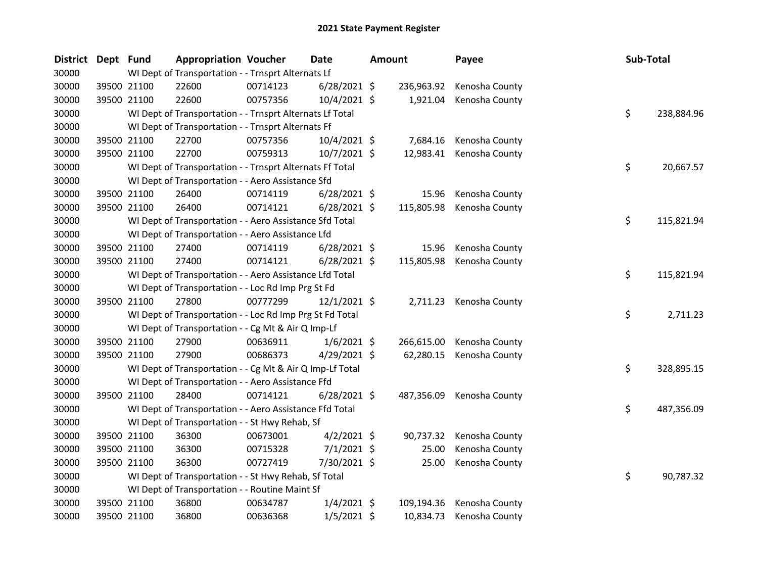# 2021 State Payment Register

| District | Dept | Fund | Appropriation | Voucher | Date | Amount | Payee | Sub-Total |
|---|---|---|---|---|---|---|---|---|
| 30000 | | WI Dept of Transportation - - Trnsprt Alternats Lf | | | | | | |
| 30000 | 39500 | 21100 | 22600 | 00714123 | 6/28/2021 | $ 236,963.92 | Kenosha County | |
| 30000 | 39500 | 21100 | 22600 | 00757356 | 10/4/2021 | $ 1,921.04 | Kenosha County | |
| 30000 | | WI Dept of Transportation - - Trnsprt Alternats Lf Total | | | | | | $ 238,884.96 |
| 30000 | | WI Dept of Transportation - - Trnsprt Alternats Ff | | | | | | |
| 30000 | 39500 | 21100 | 22700 | 00757356 | 10/4/2021 | $ 7,684.16 | Kenosha County | |
| 30000 | 39500 | 21100 | 22700 | 00759313 | 10/7/2021 | $ 12,983.41 | Kenosha County | |
| 30000 | | WI Dept of Transportation - - Trnsprt Alternats Ff Total | | | | | | $ 20,667.57 |
| 30000 | | WI Dept of Transportation - - Aero Assistance Sfd | | | | | | |
| 30000 | 39500 | 21100 | 26400 | 00714119 | 6/28/2021 | $ 15.96 | Kenosha County | |
| 30000 | 39500 | 21100 | 26400 | 00714121 | 6/28/2021 | $ 115,805.98 | Kenosha County | |
| 30000 | | WI Dept of Transportation - - Aero Assistance Sfd Total | | | | | | $ 115,821.94 |
| 30000 | | WI Dept of Transportation - - Aero Assistance Lfd | | | | | | |
| 30000 | 39500 | 21100 | 27400 | 00714119 | 6/28/2021 | $ 15.96 | Kenosha County | |
| 30000 | 39500 | 21100 | 27400 | 00714121 | 6/28/2021 | $ 115,805.98 | Kenosha County | |
| 30000 | | WI Dept of Transportation - - Aero Assistance Lfd Total | | | | | | $ 115,821.94 |
| 30000 | | WI Dept of Transportation - - Loc Rd Imp Prg St Fd | | | | | | |
| 30000 | 39500 | 21100 | 27800 | 00777299 | 12/1/2021 | $ 2,711.23 | Kenosha County | |
| 30000 | | WI Dept of Transportation - - Loc Rd Imp Prg St Fd Total | | | | | | $ 2,711.23 |
| 30000 | | WI Dept of Transportation - - Cg Mt & Air Q Imp-Lf | | | | | | |
| 30000 | 39500 | 21100 | 27900 | 00636911 | 1/6/2021 | $ 266,615.00 | Kenosha County | |
| 30000 | 39500 | 21100 | 27900 | 00686373 | 4/29/2021 | $ 62,280.15 | Kenosha County | |
| 30000 | | WI Dept of Transportation - - Cg Mt & Air Q Imp-Lf Total | | | | | | $ 328,895.15 |
| 30000 | | WI Dept of Transportation - - Aero Assistance Ffd | | | | | | |
| 30000 | 39500 | 21100 | 28400 | 00714121 | 6/28/2021 | $ 487,356.09 | Kenosha County | |
| 30000 | | WI Dept of Transportation - - Aero Assistance Ffd Total | | | | | | $ 487,356.09 |
| 30000 | | WI Dept of Transportation - - St Hwy Rehab, Sf | | | | | | |
| 30000 | 39500 | 21100 | 36300 | 00673001 | 4/2/2021 | $ 90,737.32 | Kenosha County | |
| 30000 | 39500 | 21100 | 36300 | 00715328 | 7/1/2021 | $ 25.00 | Kenosha County | |
| 30000 | 39500 | 21100 | 36300 | 00727419 | 7/30/2021 | $ 25.00 | Kenosha County | |
| 30000 | | WI Dept of Transportation - - St Hwy Rehab, Sf Total | | | | | | $ 90,787.32 |
| 30000 | | WI Dept of Transportation - - Routine Maint Sf | | | | | | |
| 30000 | 39500 | 21100 | 36800 | 00634787 | 1/4/2021 | $ 109,194.36 | Kenosha County | |
| 30000 | 39500 | 21100 | 36800 | 00636368 | 1/5/2021 | $ 10,834.73 | Kenosha County | |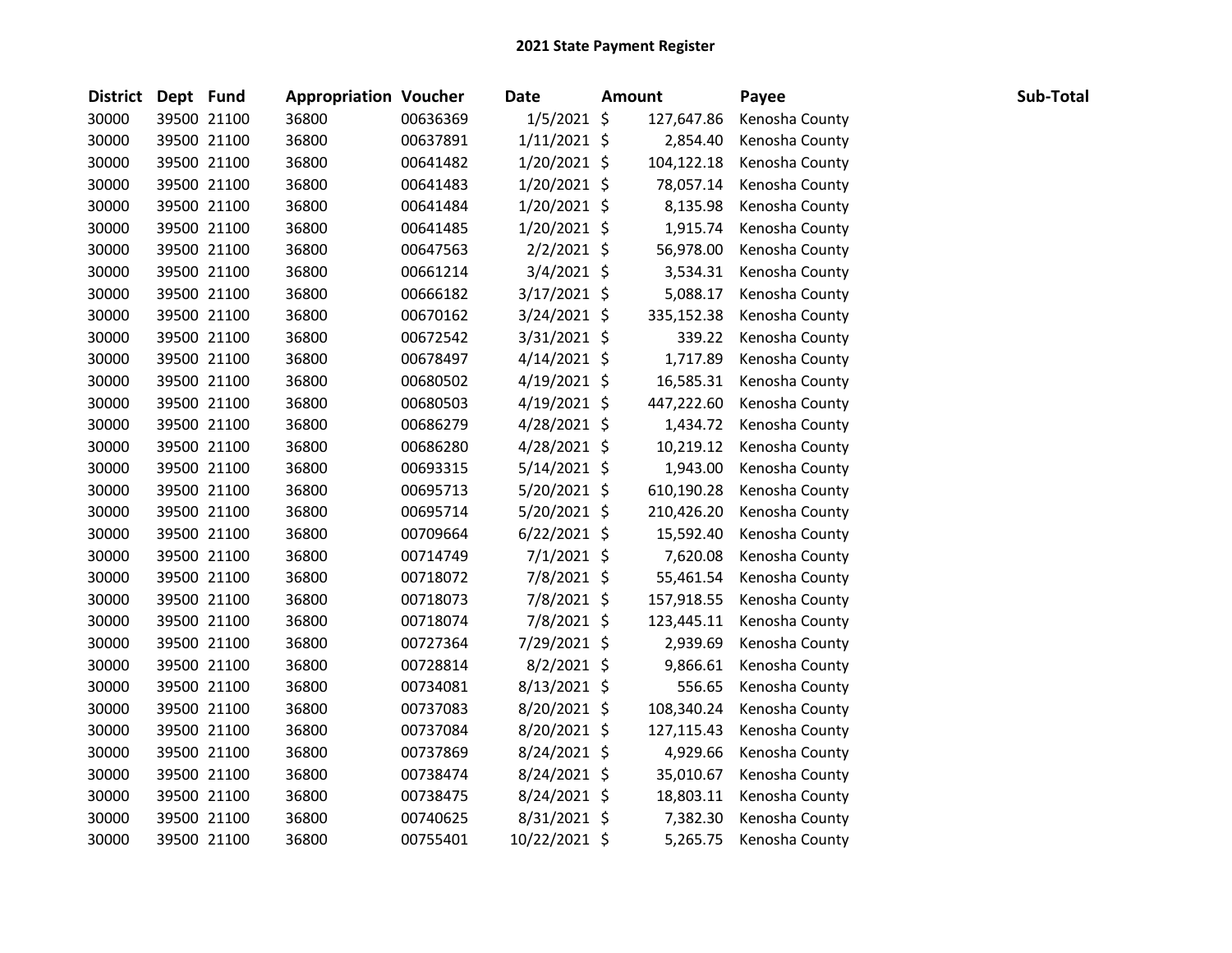# 2021 State Payment Register

| District | Dept | Fund | Appropriation | Voucher | Date | Amount | Payee | Sub-Total |
|---|---|---|---|---|---|---|---|---|
| 30000 | 39500 | 21100 | 36800 | 00636369 | 1/5/2021 | $ 127,647.86 | Kenosha County | |
| 30000 | 39500 | 21100 | 36800 | 00637891 | 1/11/2021 | $ 2,854.40 | Kenosha County | |
| 30000 | 39500 | 21100 | 36800 | 00641482 | 1/20/2021 | $ 104,122.18 | Kenosha County | |
| 30000 | 39500 | 21100 | 36800 | 00641483 | 1/20/2021 | $ 78,057.14 | Kenosha County | |
| 30000 | 39500 | 21100 | 36800 | 00641484 | 1/20/2021 | $ 8,135.98 | Kenosha County | |
| 30000 | 39500 | 21100 | 36800 | 00641485 | 1/20/2021 | $ 1,915.74 | Kenosha County | |
| 30000 | 39500 | 21100 | 36800 | 00647563 | 2/2/2021 | $ 56,978.00 | Kenosha County | |
| 30000 | 39500 | 21100 | 36800 | 00661214 | 3/4/2021 | $ 3,534.31 | Kenosha County | |
| 30000 | 39500 | 21100 | 36800 | 00666182 | 3/17/2021 | $ 5,088.17 | Kenosha County | |
| 30000 | 39500 | 21100 | 36800 | 00670162 | 3/24/2021 | $ 335,152.38 | Kenosha County | |
| 30000 | 39500 | 21100 | 36800 | 00672542 | 3/31/2021 | $ 339.22 | Kenosha County | |
| 30000 | 39500 | 21100 | 36800 | 00678497 | 4/14/2021 | $ 1,717.89 | Kenosha County | |
| 30000 | 39500 | 21100 | 36800 | 00680502 | 4/19/2021 | $ 16,585.31 | Kenosha County | |
| 30000 | 39500 | 21100 | 36800 | 00680503 | 4/19/2021 | $ 447,222.60 | Kenosha County | |
| 30000 | 39500 | 21100 | 36800 | 00686279 | 4/28/2021 | $ 1,434.72 | Kenosha County | |
| 30000 | 39500 | 21100 | 36800 | 00686280 | 4/28/2021 | $ 10,219.12 | Kenosha County | |
| 30000 | 39500 | 21100 | 36800 | 00693315 | 5/14/2021 | $ 1,943.00 | Kenosha County | |
| 30000 | 39500 | 21100 | 36800 | 00695713 | 5/20/2021 | $ 610,190.28 | Kenosha County | |
| 30000 | 39500 | 21100 | 36800 | 00695714 | 5/20/2021 | $ 210,426.20 | Kenosha County | |
| 30000 | 39500 | 21100 | 36800 | 00709664 | 6/22/2021 | $ 15,592.40 | Kenosha County | |
| 30000 | 39500 | 21100 | 36800 | 00714749 | 7/1/2021 | $ 7,620.08 | Kenosha County | |
| 30000 | 39500 | 21100 | 36800 | 00718072 | 7/8/2021 | $ 55,461.54 | Kenosha County | |
| 30000 | 39500 | 21100 | 36800 | 00718073 | 7/8/2021 | $ 157,918.55 | Kenosha County | |
| 30000 | 39500 | 21100 | 36800 | 00718074 | 7/8/2021 | $ 123,445.11 | Kenosha County | |
| 30000 | 39500 | 21100 | 36800 | 00727364 | 7/29/2021 | $ 2,939.69 | Kenosha County | |
| 30000 | 39500 | 21100 | 36800 | 00728814 | 8/2/2021 | $ 9,866.61 | Kenosha County | |
| 30000 | 39500 | 21100 | 36800 | 00734081 | 8/13/2021 | $ 556.65 | Kenosha County | |
| 30000 | 39500 | 21100 | 36800 | 00737083 | 8/20/2021 | $ 108,340.24 | Kenosha County | |
| 30000 | 39500 | 21100 | 36800 | 00737084 | 8/20/2021 | $ 127,115.43 | Kenosha County | |
| 30000 | 39500 | 21100 | 36800 | 00737869 | 8/24/2021 | $ 4,929.66 | Kenosha County | |
| 30000 | 39500 | 21100 | 36800 | 00738474 | 8/24/2021 | $ 35,010.67 | Kenosha County | |
| 30000 | 39500 | 21100 | 36800 | 00738475 | 8/24/2021 | $ 18,803.11 | Kenosha County | |
| 30000 | 39500 | 21100 | 36800 | 00740625 | 8/31/2021 | $ 7,382.30 | Kenosha County | |
| 30000 | 39500 | 21100 | 36800 | 00755401 | 10/22/2021 | $ 5,265.75 | Kenosha County | |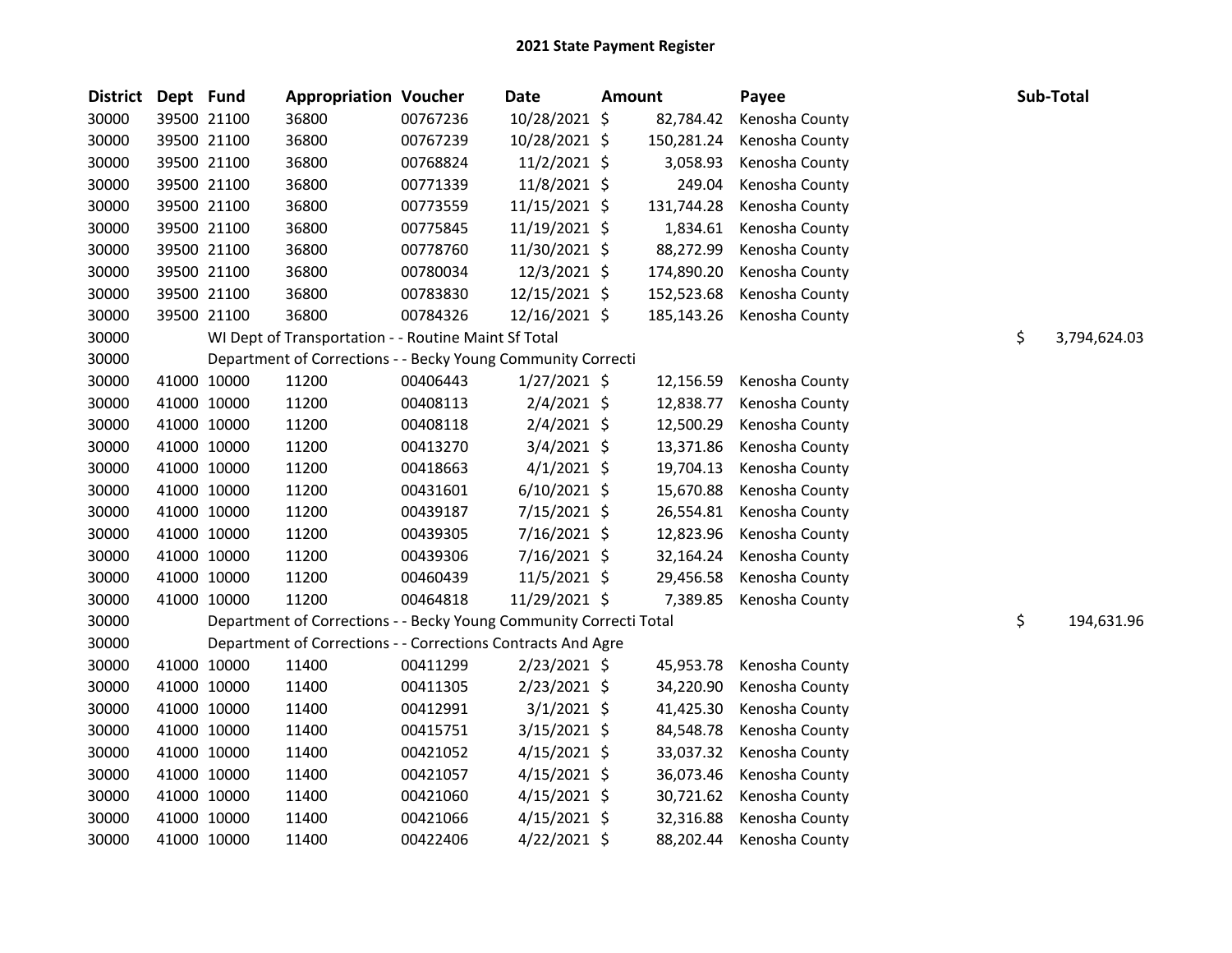# 2021 State Payment Register

| District | Dept | Fund | Appropriation | Voucher | Date | Amount | Payee | Sub-Total |
|---|---|---|---|---|---|---|---|---|
| 30000 | 39500 | 21100 | 36800 | 00767236 | 10/28/2021 | $ 82,784.42 | Kenosha County | |
| 30000 | 39500 | 21100 | 36800 | 00767239 | 10/28/2021 | $ 150,281.24 | Kenosha County | |
| 30000 | 39500 | 21100 | 36800 | 00768824 | 11/2/2021 | $ 3,058.93 | Kenosha County | |
| 30000 | 39500 | 21100 | 36800 | 00771339 | 11/8/2021 | $ 249.04 | Kenosha County | |
| 30000 | 39500 | 21100 | 36800 | 00773559 | 11/15/2021 | $ 131,744.28 | Kenosha County | |
| 30000 | 39500 | 21100 | 36800 | 00775845 | 11/19/2021 | $ 1,834.61 | Kenosha County | |
| 30000 | 39500 | 21100 | 36800 | 00778760 | 11/30/2021 | $ 88,272.99 | Kenosha County | |
| 30000 | 39500 | 21100 | 36800 | 00780034 | 12/3/2021 | $ 174,890.20 | Kenosha County | |
| 30000 | 39500 | 21100 | 36800 | 00783830 | 12/15/2021 | $ 152,523.68 | Kenosha County | |
| 30000 | 39500 | 21100 | 36800 | 00784326 | 12/16/2021 | $ 185,143.26 | Kenosha County | |
| 30000 | | WI Dept of Transportation - - Routine Maint Sf Total | | | | | | $ 3,794,624.03 |
| 30000 | | Department of Corrections - - Becky Young Community Correcti | | | | | | |
| 30000 | 41000 | 10000 | 11200 | 00406443 | 1/27/2021 | $ 12,156.59 | Kenosha County | |
| 30000 | 41000 | 10000 | 11200 | 00408113 | 2/4/2021 | $ 12,838.77 | Kenosha County | |
| 30000 | 41000 | 10000 | 11200 | 00408118 | 2/4/2021 | $ 12,500.29 | Kenosha County | |
| 30000 | 41000 | 10000 | 11200 | 00413270 | 3/4/2021 | $ 13,371.86 | Kenosha County | |
| 30000 | 41000 | 10000 | 11200 | 00418663 | 4/1/2021 | $ 19,704.13 | Kenosha County | |
| 30000 | 41000 | 10000 | 11200 | 00431601 | 6/10/2021 | $ 15,670.88 | Kenosha County | |
| 30000 | 41000 | 10000 | 11200 | 00439187 | 7/15/2021 | $ 26,554.81 | Kenosha County | |
| 30000 | 41000 | 10000 | 11200 | 00439305 | 7/16/2021 | $ 12,823.96 | Kenosha County | |
| 30000 | 41000 | 10000 | 11200 | 00439306 | 7/16/2021 | $ 32,164.24 | Kenosha County | |
| 30000 | 41000 | 10000 | 11200 | 00460439 | 11/5/2021 | $ 29,456.58 | Kenosha County | |
| 30000 | 41000 | 10000 | 11200 | 00464818 | 11/29/2021 | $ 7,389.85 | Kenosha County | |
| 30000 | | Department of Corrections - - Becky Young Community Correcti Total | | | | | | $ 194,631.96 |
| 30000 | | Department of Corrections - - Corrections Contracts And Agre | | | | | | |
| 30000 | 41000 | 10000 | 11400 | 00411299 | 2/23/2021 | $ 45,953.78 | Kenosha County | |
| 30000 | 41000 | 10000 | 11400 | 00411305 | 2/23/2021 | $ 34,220.90 | Kenosha County | |
| 30000 | 41000 | 10000 | 11400 | 00412991 | 3/1/2021 | $ 41,425.30 | Kenosha County | |
| 30000 | 41000 | 10000 | 11400 | 00415751 | 3/15/2021 | $ 84,548.78 | Kenosha County | |
| 30000 | 41000 | 10000 | 11400 | 00421052 | 4/15/2021 | $ 33,037.32 | Kenosha County | |
| 30000 | 41000 | 10000 | 11400 | 00421057 | 4/15/2021 | $ 36,073.46 | Kenosha County | |
| 30000 | 41000 | 10000 | 11400 | 00421060 | 4/15/2021 | $ 30,721.62 | Kenosha County | |
| 30000 | 41000 | 10000 | 11400 | 00421066 | 4/15/2021 | $ 32,316.88 | Kenosha County | |
| 30000 | 41000 | 10000 | 11400 | 00422406 | 4/22/2021 | $ 88,202.44 | Kenosha County | |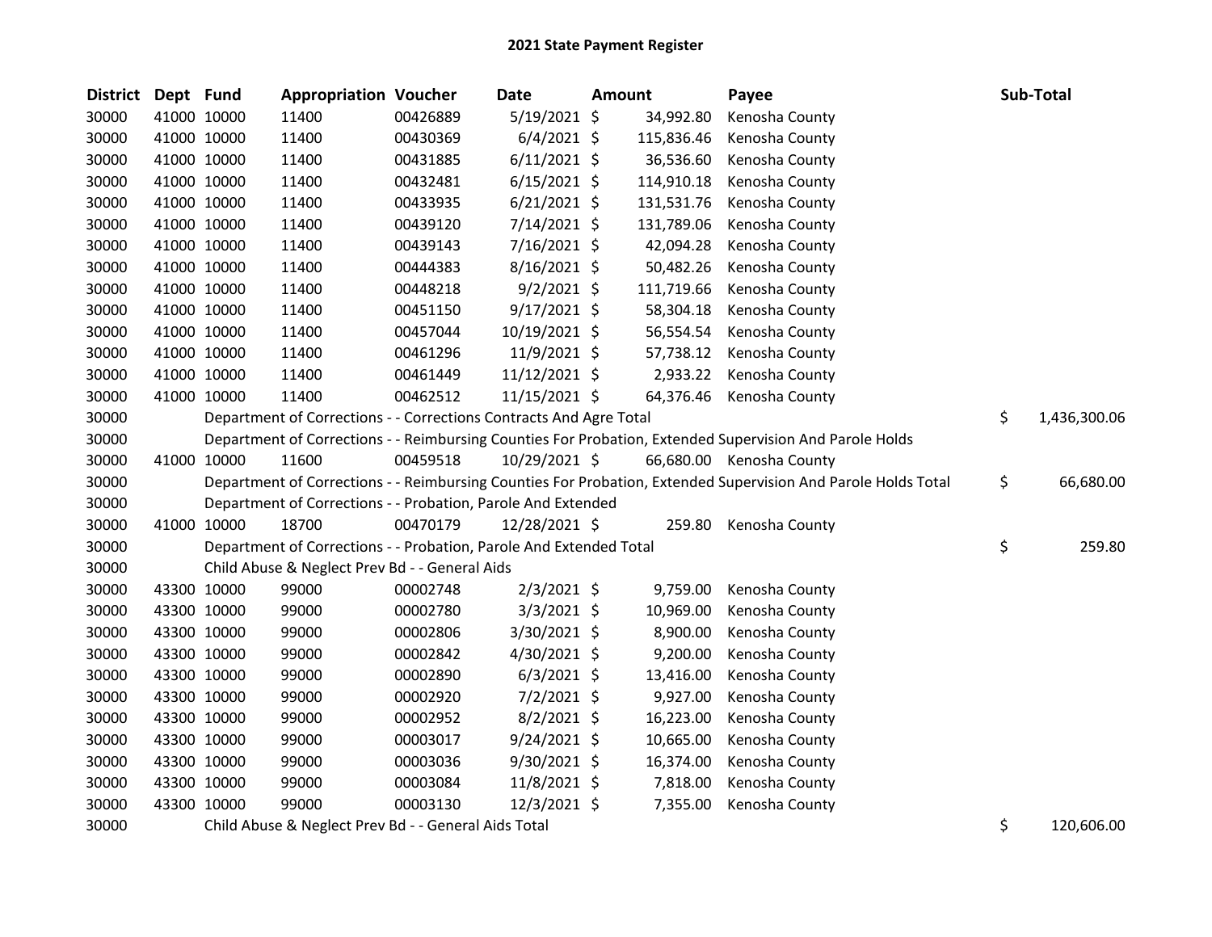## 2021 State Payment Register

| District | Dept | Fund | Appropriation | Voucher | Date | Amount | Payee | Sub-Total |
|---|---|---|---|---|---|---|---|---|
| 30000 | 41000 | 10000 | 11400 | 00426889 | 5/19/2021 | $ 34,992.80 | Kenosha County | |
| 30000 | 41000 | 10000 | 11400 | 00430369 | 6/4/2021 | $ 115,836.46 | Kenosha County | |
| 30000 | 41000 | 10000 | 11400 | 00431885 | 6/11/2021 | $ 36,536.60 | Kenosha County | |
| 30000 | 41000 | 10000 | 11400 | 00432481 | 6/15/2021 | $ 114,910.18 | Kenosha County | |
| 30000 | 41000 | 10000 | 11400 | 00433935 | 6/21/2021 | $ 131,531.76 | Kenosha County | |
| 30000 | 41000 | 10000 | 11400 | 00439120 | 7/14/2021 | $ 131,789.06 | Kenosha County | |
| 30000 | 41000 | 10000 | 11400 | 00439143 | 7/16/2021 | $ 42,094.28 | Kenosha County | |
| 30000 | 41000 | 10000 | 11400 | 00444383 | 8/16/2021 | $ 50,482.26 | Kenosha County | |
| 30000 | 41000 | 10000 | 11400 | 00448218 | 9/2/2021 | $ 111,719.66 | Kenosha County | |
| 30000 | 41000 | 10000 | 11400 | 00451150 | 9/17/2021 | $ 58,304.18 | Kenosha County | |
| 30000 | 41000 | 10000 | 11400 | 00457044 | 10/19/2021 | $ 56,554.54 | Kenosha County | |
| 30000 | 41000 | 10000 | 11400 | 00461296 | 11/9/2021 | $ 57,738.12 | Kenosha County | |
| 30000 | 41000 | 10000 | 11400 | 00461449 | 11/12/2021 | $ 2,933.22 | Kenosha County | |
| 30000 | 41000 | 10000 | 11400 | 00462512 | 11/15/2021 | $ 64,376.46 | Kenosha County | |
| 30000 | | | Department of Corrections - - Corrections Contracts And Agre Total | | | | | $ 1,436,300.06 |
| 30000 | | | Department of Corrections - - Reimbursing Counties For Probation, Extended Supervision And Parole Holds | | | | | |
| 30000 | 41000 | 10000 | 11600 | 00459518 | 10/29/2021 | $ 66,680.00 | Kenosha County | |
| 30000 | | | Department of Corrections - - Reimbursing Counties For Probation, Extended Supervision And Parole Holds Total | | | | | $ 66,680.00 |
| 30000 | | | Department of Corrections - - Probation, Parole And Extended | | | | | |
| 30000 | 41000 | 10000 | 18700 | 00470179 | 12/28/2021 | $ 259.80 | Kenosha County | |
| 30000 | | | Department of Corrections - - Probation, Parole And Extended Total | | | | | $ 259.80 |
| 30000 | | | Child Abuse & Neglect Prev Bd - - General Aids | | | | | |
| 30000 | 43300 | 10000 | 99000 | 00002748 | 2/3/2021 | $ 9,759.00 | Kenosha County | |
| 30000 | 43300 | 10000 | 99000 | 00002780 | 3/3/2021 | $ 10,969.00 | Kenosha County | |
| 30000 | 43300 | 10000 | 99000 | 00002806 | 3/30/2021 | $ 8,900.00 | Kenosha County | |
| 30000 | 43300 | 10000 | 99000 | 00002842 | 4/30/2021 | $ 9,200.00 | Kenosha County | |
| 30000 | 43300 | 10000 | 99000 | 00002890 | 6/3/2021 | $ 13,416.00 | Kenosha County | |
| 30000 | 43300 | 10000 | 99000 | 00002920 | 7/2/2021 | $ 9,927.00 | Kenosha County | |
| 30000 | 43300 | 10000 | 99000 | 00002952 | 8/2/2021 | $ 16,223.00 | Kenosha County | |
| 30000 | 43300 | 10000 | 99000 | 00003017 | 9/24/2021 | $ 10,665.00 | Kenosha County | |
| 30000 | 43300 | 10000 | 99000 | 00003036 | 9/30/2021 | $ 16,374.00 | Kenosha County | |
| 30000 | 43300 | 10000 | 99000 | 00003084 | 11/8/2021 | $ 7,818.00 | Kenosha County | |
| 30000 | 43300 | 10000 | 99000 | 00003130 | 12/3/2021 | $ 7,355.00 | Kenosha County | |
| 30000 | | | Child Abuse & Neglect Prev Bd - - General Aids Total | | | | | $ 120,606.00 |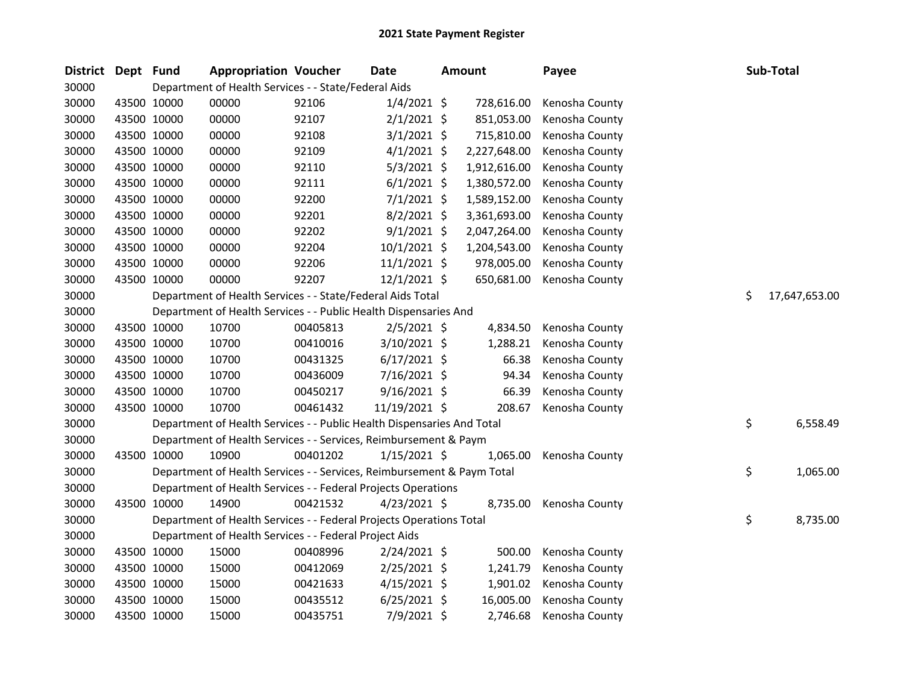# 2021 State Payment Register

| District | Dept | Fund | Appropriation | Voucher | Date | Amount | Payee | Sub-Total |
|---|---|---|---|---|---|---|---|---|
| 30000 | | Department of Health Services - - State/Federal Aids | | | | | | |
| 30000 | 43500 | 10000 | 00000 | 92106 | 1/4/2021 | $ 728,616.00 | Kenosha County | |
| 30000 | 43500 | 10000 | 00000 | 92107 | 2/1/2021 | $ 851,053.00 | Kenosha County | |
| 30000 | 43500 | 10000 | 00000 | 92108 | 3/1/2021 | $ 715,810.00 | Kenosha County | |
| 30000 | 43500 | 10000 | 00000 | 92109 | 4/1/2021 | $ 2,227,648.00 | Kenosha County | |
| 30000 | 43500 | 10000 | 00000 | 92110 | 5/3/2021 | $ 1,912,616.00 | Kenosha County | |
| 30000 | 43500 | 10000 | 00000 | 92111 | 6/1/2021 | $ 1,380,572.00 | Kenosha County | |
| 30000 | 43500 | 10000 | 00000 | 92200 | 7/1/2021 | $ 1,589,152.00 | Kenosha County | |
| 30000 | 43500 | 10000 | 00000 | 92201 | 8/2/2021 | $ 3,361,693.00 | Kenosha County | |
| 30000 | 43500 | 10000 | 00000 | 92202 | 9/1/2021 | $ 2,047,264.00 | Kenosha County | |
| 30000 | 43500 | 10000 | 00000 | 92204 | 10/1/2021 | $ 1,204,543.00 | Kenosha County | |
| 30000 | 43500 | 10000 | 00000 | 92206 | 11/1/2021 | $ 978,005.00 | Kenosha County | |
| 30000 | 43500 | 10000 | 00000 | 92207 | 12/1/2021 | $ 650,681.00 | Kenosha County | |
| 30000 | | Department of Health Services - - State/Federal Aids Total | | | | | | $ 17,647,653.00 |
| 30000 | | Department of Health Services - - Public Health Dispensaries And | | | | | | |
| 30000 | 43500 | 10000 | 10700 | 00405813 | 2/5/2021 | $ 4,834.50 | Kenosha County | |
| 30000 | 43500 | 10000 | 10700 | 00410016 | 3/10/2021 | $ 1,288.21 | Kenosha County | |
| 30000 | 43500 | 10000 | 10700 | 00431325 | 6/17/2021 | $ 66.38 | Kenosha County | |
| 30000 | 43500 | 10000 | 10700 | 00436009 | 7/16/2021 | $ 94.34 | Kenosha County | |
| 30000 | 43500 | 10000 | 10700 | 00450217 | 9/16/2021 | $ 66.39 | Kenosha County | |
| 30000 | 43500 | 10000 | 10700 | 00461432 | 11/19/2021 | $ 208.67 | Kenosha County | |
| 30000 | | Department of Health Services - - Public Health Dispensaries And Total | | | | | | $ 6,558.49 |
| 30000 | | Department of Health Services - - Services, Reimbursement & Paym | | | | | | |
| 30000 | 43500 | 10000 | 10900 | 00401202 | 1/15/2021 | $ 1,065.00 | Kenosha County | |
| 30000 | | Department of Health Services - - Services, Reimbursement & Paym Total | | | | | | $ 1,065.00 |
| 30000 | | Department of Health Services - - Federal Projects Operations | | | | | | |
| 30000 | 43500 | 10000 | 14900 | 00421532 | 4/23/2021 | $ 8,735.00 | Kenosha County | |
| 30000 | | Department of Health Services - - Federal Projects Operations Total | | | | | | $ 8,735.00 |
| 30000 | | Department of Health Services - - Federal Project Aids | | | | | | |
| 30000 | 43500 | 10000 | 15000 | 00408996 | 2/24/2021 | $ 500.00 | Kenosha County | |
| 30000 | 43500 | 10000 | 15000 | 00412069 | 2/25/2021 | $ 1,241.79 | Kenosha County | |
| 30000 | 43500 | 10000 | 15000 | 00421633 | 4/15/2021 | $ 1,901.02 | Kenosha County | |
| 30000 | 43500 | 10000 | 15000 | 00435512 | 6/25/2021 | $ 16,005.00 | Kenosha County | |
| 30000 | 43500 | 10000 | 15000 | 00435751 | 7/9/2021 | $ 2,746.68 | Kenosha County | |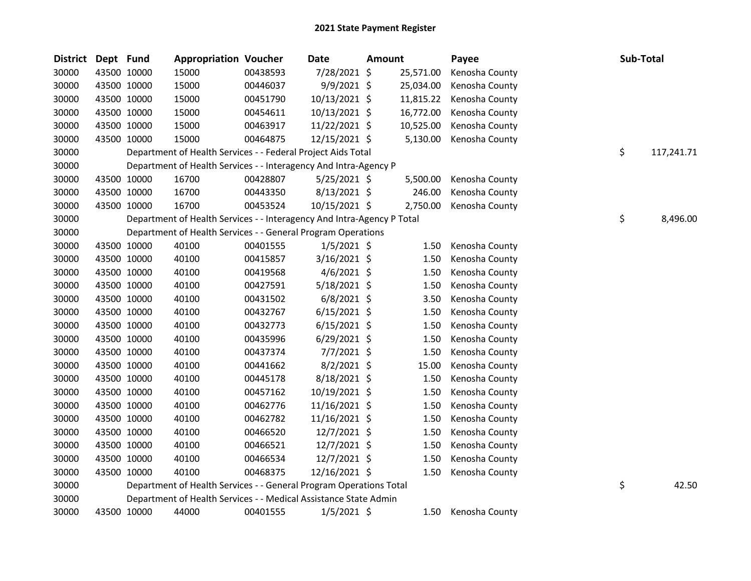# 2021 State Payment Register

| District | Dept | Fund | Appropriation | Voucher | Date | Amount | Payee | Sub-Total |
|---|---|---|---|---|---|---|---|---|
| 30000 | 43500 | 10000 | 15000 | 00438593 | 7/28/2021 | $ 25,571.00 | Kenosha County | |
| 30000 | 43500 | 10000 | 15000 | 00446037 | 9/9/2021 | $ 25,034.00 | Kenosha County | |
| 30000 | 43500 | 10000 | 15000 | 00451790 | 10/13/2021 | $ 11,815.22 | Kenosha County | |
| 30000 | 43500 | 10000 | 15000 | 00454611 | 10/13/2021 | $ 16,772.00 | Kenosha County | |
| 30000 | 43500 | 10000 | 15000 | 00463917 | 11/22/2021 | $ 10,525.00 | Kenosha County | |
| 30000 | 43500 | 10000 | 15000 | 00464875 | 12/15/2021 | $ 5,130.00 | Kenosha County | |
| 30000 | | Department of Health Services - - Federal Project Aids Total | | | | | | $ 117,241.71 |
| 30000 | | Department of Health Services - - Interagency And Intra-Agency P | | | | | | |
| 30000 | 43500 | 10000 | 16700 | 00428807 | 5/25/2021 | $ 5,500.00 | Kenosha County | |
| 30000 | 43500 | 10000 | 16700 | 00443350 | 8/13/2021 | $ 246.00 | Kenosha County | |
| 30000 | 43500 | 10000 | 16700 | 00453524 | 10/15/2021 | $ 2,750.00 | Kenosha County | |
| 30000 | | Department of Health Services - - Interagency And Intra-Agency P Total | | | | | | $ 8,496.00 |
| 30000 | | Department of Health Services - - General Program Operations | | | | | | |
| 30000 | 43500 | 10000 | 40100 | 00401555 | 1/5/2021 | $ 1.50 | Kenosha County | |
| 30000 | 43500 | 10000 | 40100 | 00415857 | 3/16/2021 | $ 1.50 | Kenosha County | |
| 30000 | 43500 | 10000 | 40100 | 00419568 | 4/6/2021 | $ 1.50 | Kenosha County | |
| 30000 | 43500 | 10000 | 40100 | 00427591 | 5/18/2021 | $ 1.50 | Kenosha County | |
| 30000 | 43500 | 10000 | 40100 | 00431502 | 6/8/2021 | $ 3.50 | Kenosha County | |
| 30000 | 43500 | 10000 | 40100 | 00432767 | 6/15/2021 | $ 1.50 | Kenosha County | |
| 30000 | 43500 | 10000 | 40100 | 00432773 | 6/15/2021 | $ 1.50 | Kenosha County | |
| 30000 | 43500 | 10000 | 40100 | 00435996 | 6/29/2021 | $ 1.50 | Kenosha County | |
| 30000 | 43500 | 10000 | 40100 | 00437374 | 7/7/2021 | $ 1.50 | Kenosha County | |
| 30000 | 43500 | 10000 | 40100 | 00441662 | 8/2/2021 | $ 15.00 | Kenosha County | |
| 30000 | 43500 | 10000 | 40100 | 00445178 | 8/18/2021 | $ 1.50 | Kenosha County | |
| 30000 | 43500 | 10000 | 40100 | 00457162 | 10/19/2021 | $ 1.50 | Kenosha County | |
| 30000 | 43500 | 10000 | 40100 | 00462776 | 11/16/2021 | $ 1.50 | Kenosha County | |
| 30000 | 43500 | 10000 | 40100 | 00462782 | 11/16/2021 | $ 1.50 | Kenosha County | |
| 30000 | 43500 | 10000 | 40100 | 00466520 | 12/7/2021 | $ 1.50 | Kenosha County | |
| 30000 | 43500 | 10000 | 40100 | 00466521 | 12/7/2021 | $ 1.50 | Kenosha County | |
| 30000 | 43500 | 10000 | 40100 | 00466534 | 12/7/2021 | $ 1.50 | Kenosha County | |
| 30000 | 43500 | 10000 | 40100 | 00468375 | 12/16/2021 | $ 1.50 | Kenosha County | |
| 30000 | | Department of Health Services - - General Program Operations Total | | | | | | $ 42.50 |
| 30000 | | Department of Health Services - - Medical Assistance State Admin | | | | | | |
| 30000 | 43500 | 10000 | 44000 | 00401555 | 1/5/2021 | $ 1.50 | Kenosha County | |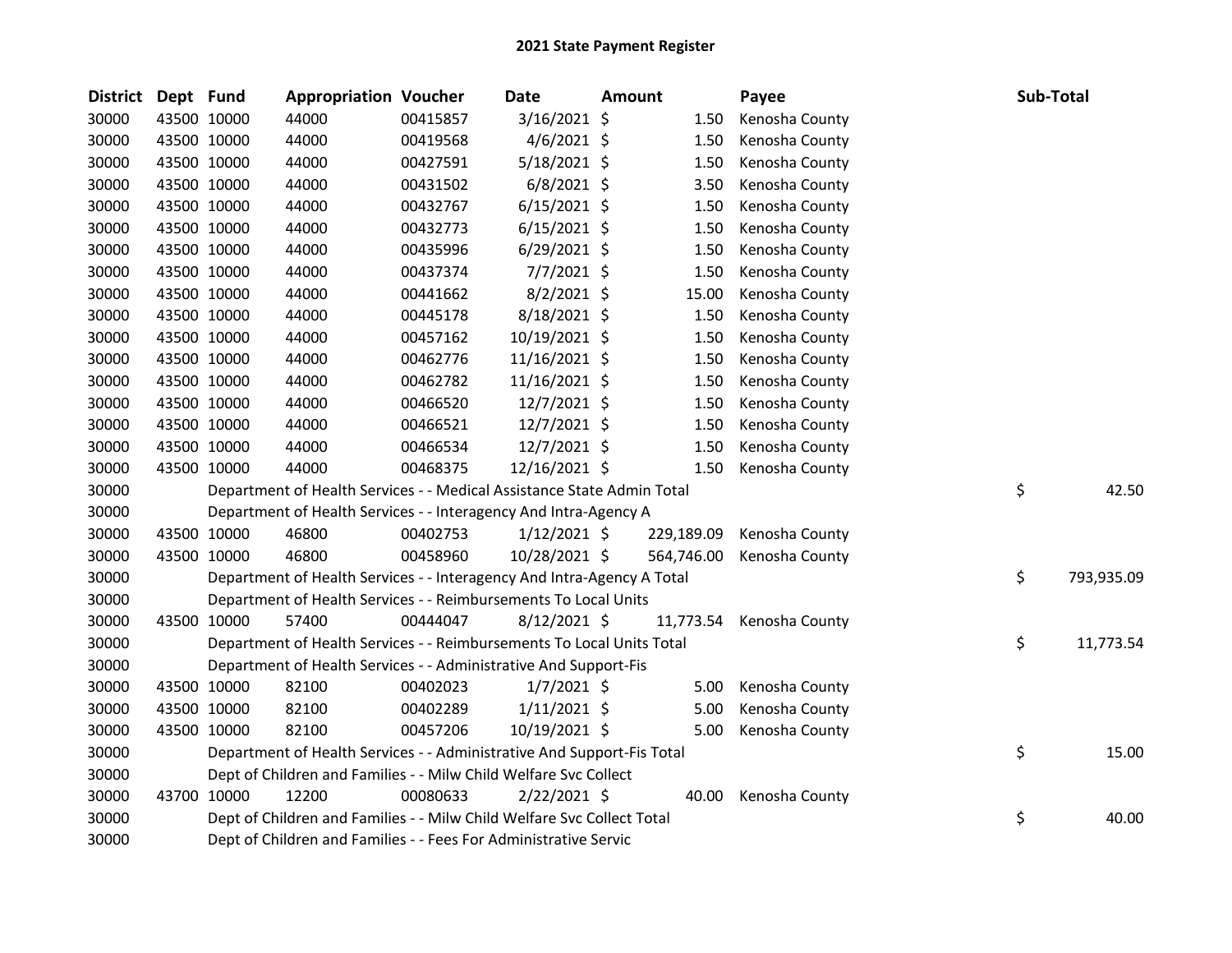## 2021 State Payment Register

| District | Dept | Fund | Appropriation | Voucher | Date | Amount | Payee | Sub-Total |
|---|---|---|---|---|---|---|---|---|
| 30000 | 43500 | 10000 | 44000 | 00415857 | 3/16/2021 | $ 1.50 | Kenosha County | |
| 30000 | 43500 | 10000 | 44000 | 00419568 | 4/6/2021 | $ 1.50 | Kenosha County | |
| 30000 | 43500 | 10000 | 44000 | 00427591 | 5/18/2021 | $ 1.50 | Kenosha County | |
| 30000 | 43500 | 10000 | 44000 | 00431502 | 6/8/2021 | $ 3.50 | Kenosha County | |
| 30000 | 43500 | 10000 | 44000 | 00432767 | 6/15/2021 | $ 1.50 | Kenosha County | |
| 30000 | 43500 | 10000 | 44000 | 00432773 | 6/15/2021 | $ 1.50 | Kenosha County | |
| 30000 | 43500 | 10000 | 44000 | 00435996 | 6/29/2021 | $ 1.50 | Kenosha County | |
| 30000 | 43500 | 10000 | 44000 | 00437374 | 7/7/2021 | $ 1.50 | Kenosha County | |
| 30000 | 43500 | 10000 | 44000 | 00441662 | 8/2/2021 | $ 15.00 | Kenosha County | |
| 30000 | 43500 | 10000 | 44000 | 00445178 | 8/18/2021 | $ 1.50 | Kenosha County | |
| 30000 | 43500 | 10000 | 44000 | 00457162 | 10/19/2021 | $ 1.50 | Kenosha County | |
| 30000 | 43500 | 10000 | 44000 | 00462776 | 11/16/2021 | $ 1.50 | Kenosha County | |
| 30000 | 43500 | 10000 | 44000 | 00462782 | 11/16/2021 | $ 1.50 | Kenosha County | |
| 30000 | 43500 | 10000 | 44000 | 00466520 | 12/7/2021 | $ 1.50 | Kenosha County | |
| 30000 | 43500 | 10000 | 44000 | 00466521 | 12/7/2021 | $ 1.50 | Kenosha County | |
| 30000 | 43500 | 10000 | 44000 | 00466534 | 12/7/2021 | $ 1.50 | Kenosha County | |
| 30000 | 43500 | 10000 | 44000 | 00468375 | 12/16/2021 | $ 1.50 | Kenosha County | |
| 30000 | | | Department of Health Services - - Medical Assistance State Admin Total | | | | | $ 42.50 |
| 30000 | | | Department of Health Services - - Interagency And Intra-Agency A | | | | | |
| 30000 | 43500 | 10000 | 46800 | 00402753 | 1/12/2021 | $ 229,189.09 | Kenosha County | |
| 30000 | 43500 | 10000 | 46800 | 00458960 | 10/28/2021 | $ 564,746.00 | Kenosha County | |
| 30000 | | | Department of Health Services - - Interagency And Intra-Agency A Total | | | | | $ 793,935.09 |
| 30000 | | | Department of Health Services - - Reimbursements To Local Units | | | | | |
| 30000 | 43500 | 10000 | 57400 | 00444047 | 8/12/2021 | $ 11,773.54 | Kenosha County | |
| 30000 | | | Department of Health Services - - Reimbursements To Local Units Total | | | | | $ 11,773.54 |
| 30000 | | | Department of Health Services - - Administrative And Support-Fis | | | | | |
| 30000 | 43500 | 10000 | 82100 | 00402023 | 1/7/2021 | $ 5.00 | Kenosha County | |
| 30000 | 43500 | 10000 | 82100 | 00402289 | 1/11/2021 | $ 5.00 | Kenosha County | |
| 30000 | 43500 | 10000 | 82100 | 00457206 | 10/19/2021 | $ 5.00 | Kenosha County | |
| 30000 | | | Department of Health Services - - Administrative And Support-Fis Total | | | | | $ 15.00 |
| 30000 | | | Dept of Children and Families - - Milw Child Welfare Svc Collect | | | | | |
| 30000 | 43700 | 10000 | 12200 | 00080633 | 2/22/2021 | $ 40.00 | Kenosha County | |
| 30000 | | | Dept of Children and Families - - Milw Child Welfare Svc Collect Total | | | | | $ 40.00 |
| 30000 | | | Dept of Children and Families - - Fees For Administrative Servic | | | | | |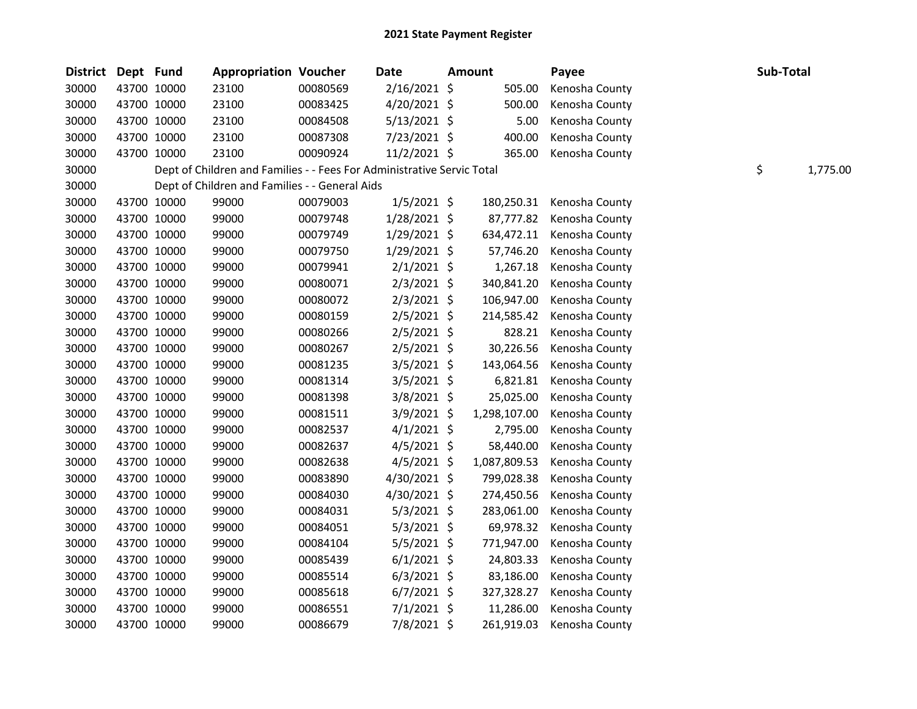# 2021 State Payment Register

| District | Dept | Fund | Appropriation | Voucher | Date | Amount | Payee | Sub-Total |
|---|---|---|---|---|---|---|---|---|
| 30000 | 43700 | 10000 | 23100 | 00080569 | 2/16/2021 | $ 505.00 | Kenosha County | |
| 30000 | 43700 | 10000 | 23100 | 00083425 | 4/20/2021 | $ 500.00 | Kenosha County | |
| 30000 | 43700 | 10000 | 23100 | 00084508 | 5/13/2021 | $ 5.00 | Kenosha County | |
| 30000 | 43700 | 10000 | 23100 | 00087308 | 7/23/2021 | $ 400.00 | Kenosha County | |
| 30000 | 43700 | 10000 | 23100 | 00090924 | 11/2/2021 | $ 365.00 | Kenosha County | |
| 30000 | | Dept of Children and Families - - Fees For Administrative Servic Total | | | | | | $ 1,775.00 |
| 30000 | | Dept of Children and Families - - General Aids | | | | | | |
| 30000 | 43700 | 10000 | 99000 | 00079003 | 1/5/2021 | $ 180,250.31 | Kenosha County | |
| 30000 | 43700 | 10000 | 99000 | 00079748 | 1/28/2021 | $ 87,777.82 | Kenosha County | |
| 30000 | 43700 | 10000 | 99000 | 00079749 | 1/29/2021 | $ 634,472.11 | Kenosha County | |
| 30000 | 43700 | 10000 | 99000 | 00079750 | 1/29/2021 | $ 57,746.20 | Kenosha County | |
| 30000 | 43700 | 10000 | 99000 | 00079941 | 2/1/2021 | $ 1,267.18 | Kenosha County | |
| 30000 | 43700 | 10000 | 99000 | 00080071 | 2/3/2021 | $ 340,841.20 | Kenosha County | |
| 30000 | 43700 | 10000 | 99000 | 00080072 | 2/3/2021 | $ 106,947.00 | Kenosha County | |
| 30000 | 43700 | 10000 | 99000 | 00080159 | 2/5/2021 | $ 214,585.42 | Kenosha County | |
| 30000 | 43700 | 10000 | 99000 | 00080266 | 2/5/2021 | $ 828.21 | Kenosha County | |
| 30000 | 43700 | 10000 | 99000 | 00080267 | 2/5/2021 | $ 30,226.56 | Kenosha County | |
| 30000 | 43700 | 10000 | 99000 | 00081235 | 3/5/2021 | $ 143,064.56 | Kenosha County | |
| 30000 | 43700 | 10000 | 99000 | 00081314 | 3/5/2021 | $ 6,821.81 | Kenosha County | |
| 30000 | 43700 | 10000 | 99000 | 00081398 | 3/8/2021 | $ 25,025.00 | Kenosha County | |
| 30000 | 43700 | 10000 | 99000 | 00081511 | 3/9/2021 | $ 1,298,107.00 | Kenosha County | |
| 30000 | 43700 | 10000 | 99000 | 00082537 | 4/1/2021 | $ 2,795.00 | Kenosha County | |
| 30000 | 43700 | 10000 | 99000 | 00082637 | 4/5/2021 | $ 58,440.00 | Kenosha County | |
| 30000 | 43700 | 10000 | 99000 | 00082638 | 4/5/2021 | $ 1,087,809.53 | Kenosha County | |
| 30000 | 43700 | 10000 | 99000 | 00083890 | 4/30/2021 | $ 799,028.38 | Kenosha County | |
| 30000 | 43700 | 10000 | 99000 | 00084030 | 4/30/2021 | $ 274,450.56 | Kenosha County | |
| 30000 | 43700 | 10000 | 99000 | 00084031 | 5/3/2021 | $ 283,061.00 | Kenosha County | |
| 30000 | 43700 | 10000 | 99000 | 00084051 | 5/3/2021 | $ 69,978.32 | Kenosha County | |
| 30000 | 43700 | 10000 | 99000 | 00084104 | 5/5/2021 | $ 771,947.00 | Kenosha County | |
| 30000 | 43700 | 10000 | 99000 | 00085439 | 6/1/2021 | $ 24,803.33 | Kenosha County | |
| 30000 | 43700 | 10000 | 99000 | 00085514 | 6/3/2021 | $ 83,186.00 | Kenosha County | |
| 30000 | 43700 | 10000 | 99000 | 00085618 | 6/7/2021 | $ 327,328.27 | Kenosha County | |
| 30000 | 43700 | 10000 | 99000 | 00086551 | 7/1/2021 | $ 11,286.00 | Kenosha County | |
| 30000 | 43700 | 10000 | 99000 | 00086679 | 7/8/2021 | $ 261,919.03 | Kenosha County | |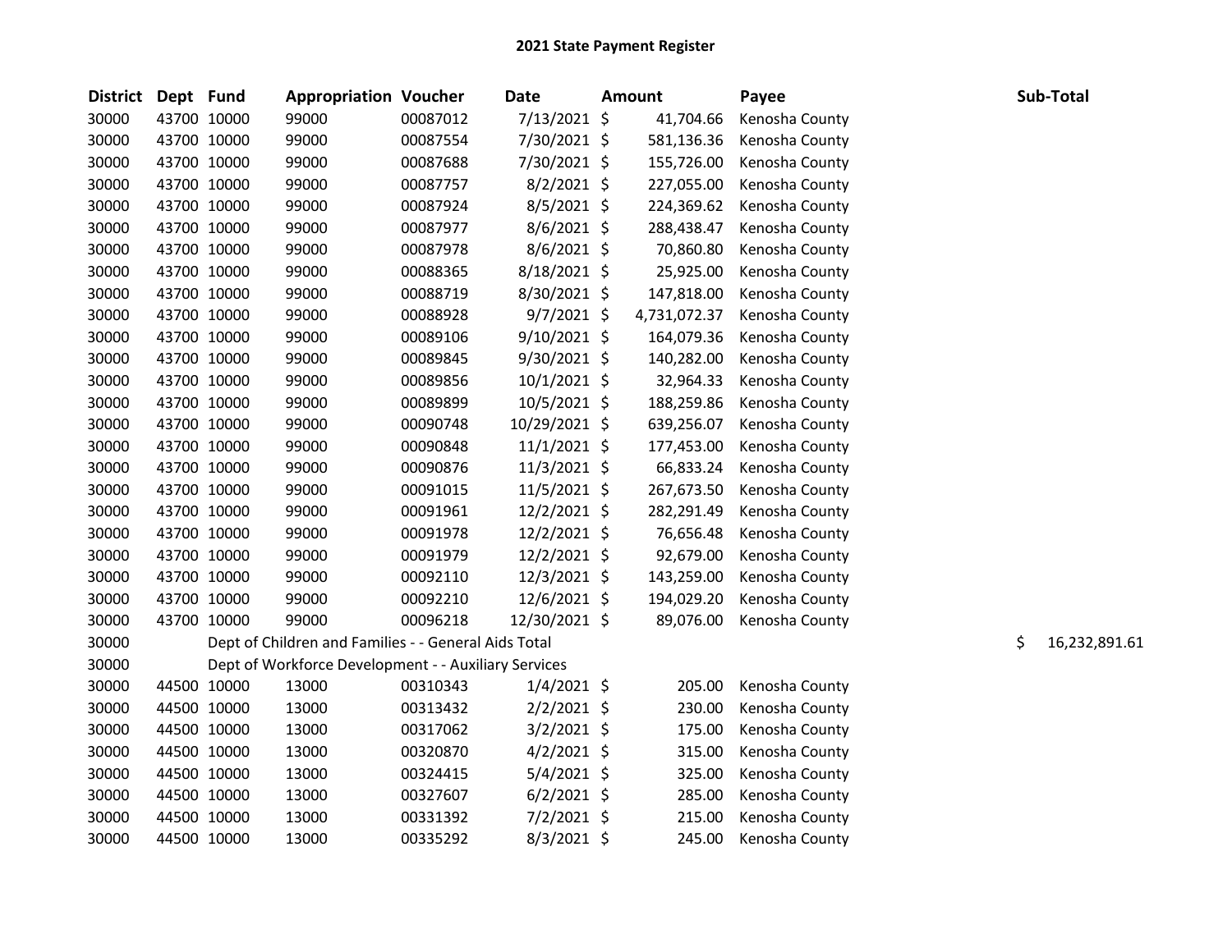# 2021 State Payment Register

| District | Dept | Fund | Appropriation | Voucher | Date | Amount | Payee | Sub-Total |
|---|---|---|---|---|---|---|---|---|
| 30000 | 43700 | 10000 | 99000 | 00087012 | 7/13/2021 | $ 41,704.66 | Kenosha County | |
| 30000 | 43700 | 10000 | 99000 | 00087554 | 7/30/2021 | $ 581,136.36 | Kenosha County | |
| 30000 | 43700 | 10000 | 99000 | 00087688 | 7/30/2021 | $ 155,726.00 | Kenosha County | |
| 30000 | 43700 | 10000 | 99000 | 00087757 | 8/2/2021 | $ 227,055.00 | Kenosha County | |
| 30000 | 43700 | 10000 | 99000 | 00087924 | 8/5/2021 | $ 224,369.62 | Kenosha County | |
| 30000 | 43700 | 10000 | 99000 | 00087977 | 8/6/2021 | $ 288,438.47 | Kenosha County | |
| 30000 | 43700 | 10000 | 99000 | 00087978 | 8/6/2021 | $ 70,860.80 | Kenosha County | |
| 30000 | 43700 | 10000 | 99000 | 00088365 | 8/18/2021 | $ 25,925.00 | Kenosha County | |
| 30000 | 43700 | 10000 | 99000 | 00088719 | 8/30/2021 | $ 147,818.00 | Kenosha County | |
| 30000 | 43700 | 10000 | 99000 | 00088928 | 9/7/2021 | $ 4,731,072.37 | Kenosha County | |
| 30000 | 43700 | 10000 | 99000 | 00089106 | 9/10/2021 | $ 164,079.36 | Kenosha County | |
| 30000 | 43700 | 10000 | 99000 | 00089845 | 9/30/2021 | $ 140,282.00 | Kenosha County | |
| 30000 | 43700 | 10000 | 99000 | 00089856 | 10/1/2021 | $ 32,964.33 | Kenosha County | |
| 30000 | 43700 | 10000 | 99000 | 00089899 | 10/5/2021 | $ 188,259.86 | Kenosha County | |
| 30000 | 43700 | 10000 | 99000 | 00090748 | 10/29/2021 | $ 639,256.07 | Kenosha County | |
| 30000 | 43700 | 10000 | 99000 | 00090848 | 11/1/2021 | $ 177,453.00 | Kenosha County | |
| 30000 | 43700 | 10000 | 99000 | 00090876 | 11/3/2021 | $ 66,833.24 | Kenosha County | |
| 30000 | 43700 | 10000 | 99000 | 00091015 | 11/5/2021 | $ 267,673.50 | Kenosha County | |
| 30000 | 43700 | 10000 | 99000 | 00091961 | 12/2/2021 | $ 282,291.49 | Kenosha County | |
| 30000 | 43700 | 10000 | 99000 | 00091978 | 12/2/2021 | $ 76,656.48 | Kenosha County | |
| 30000 | 43700 | 10000 | 99000 | 00091979 | 12/2/2021 | $ 92,679.00 | Kenosha County | |
| 30000 | 43700 | 10000 | 99000 | 00092110 | 12/3/2021 | $ 143,259.00 | Kenosha County | |
| 30000 | 43700 | 10000 | 99000 | 00092210 | 12/6/2021 | $ 194,029.20 | Kenosha County | |
| 30000 | 43700 | 10000 | 99000 | 00096218 | 12/30/2021 | $ 89,076.00 | Kenosha County | |
| 30000 | | Dept of Children and Families - - General Aids Total | | | | | | $ 16,232,891.61 |
| 30000 | | Dept of Workforce Development - - Auxiliary Services | | | | | | |
| 30000 | 44500 | 10000 | 13000 | 00310343 | 1/4/2021 | $ 205.00 | Kenosha County | |
| 30000 | 44500 | 10000 | 13000 | 00313432 | 2/2/2021 | $ 230.00 | Kenosha County | |
| 30000 | 44500 | 10000 | 13000 | 00317062 | 3/2/2021 | $ 175.00 | Kenosha County | |
| 30000 | 44500 | 10000 | 13000 | 00320870 | 4/2/2021 | $ 315.00 | Kenosha County | |
| 30000 | 44500 | 10000 | 13000 | 00324415 | 5/4/2021 | $ 325.00 | Kenosha County | |
| 30000 | 44500 | 10000 | 13000 | 00327607 | 6/2/2021 | $ 285.00 | Kenosha County | |
| 30000 | 44500 | 10000 | 13000 | 00331392 | 7/2/2021 | $ 215.00 | Kenosha County | |
| 30000 | 44500 | 10000 | 13000 | 00335292 | 8/3/2021 | $ 245.00 | Kenosha County | |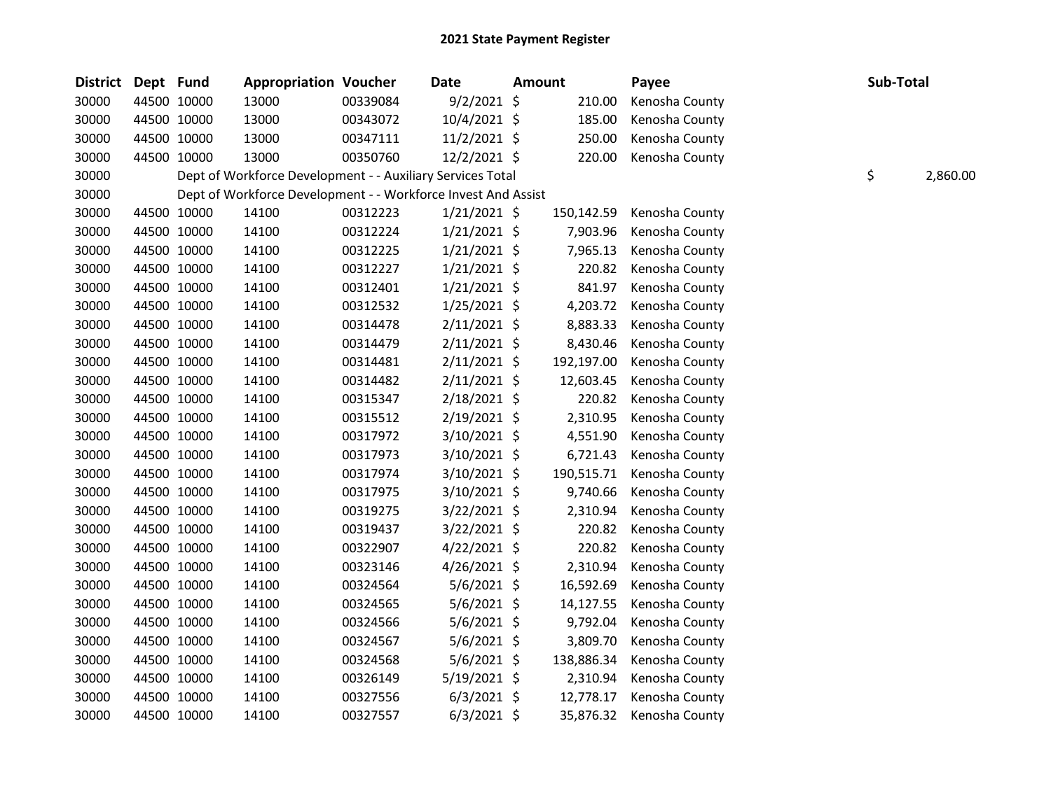## 2021 State Payment Register

| District | Dept | Fund | Appropriation | Voucher | Date | Amount | Payee | Sub-Total |
|---|---|---|---|---|---|---|---|---|
| 30000 | 44500 | 10000 | 13000 | 00339084 | 9/2/2021 | $ 210.00 | Kenosha County | |
| 30000 | 44500 | 10000 | 13000 | 00343072 | 10/4/2021 | $ 185.00 | Kenosha County | |
| 30000 | 44500 | 10000 | 13000 | 00347111 | 11/2/2021 | $ 250.00 | Kenosha County | |
| 30000 | 44500 | 10000 | 13000 | 00350760 | 12/2/2021 | $ 220.00 | Kenosha County | |
| 30000 | Dept of Workforce Development - - Auxiliary Services Total | | | | | | | $ 2,860.00 |
| 30000 | Dept of Workforce Development - - Workforce Invest And Assist | | | | | | | |
| 30000 | 44500 | 10000 | 14100 | 00312223 | 1/21/2021 | $ 150,142.59 | Kenosha County | |
| 30000 | 44500 | 10000 | 14100 | 00312224 | 1/21/2021 | $ 7,903.96 | Kenosha County | |
| 30000 | 44500 | 10000 | 14100 | 00312225 | 1/21/2021 | $ 7,965.13 | Kenosha County | |
| 30000 | 44500 | 10000 | 14100 | 00312227 | 1/21/2021 | $ 220.82 | Kenosha County | |
| 30000 | 44500 | 10000 | 14100 | 00312401 | 1/21/2021 | $ 841.97 | Kenosha County | |
| 30000 | 44500 | 10000 | 14100 | 00312532 | 1/25/2021 | $ 4,203.72 | Kenosha County | |
| 30000 | 44500 | 10000 | 14100 | 00314478 | 2/11/2021 | $ 8,883.33 | Kenosha County | |
| 30000 | 44500 | 10000 | 14100 | 00314479 | 2/11/2021 | $ 8,430.46 | Kenosha County | |
| 30000 | 44500 | 10000 | 14100 | 00314481 | 2/11/2021 | $ 192,197.00 | Kenosha County | |
| 30000 | 44500 | 10000 | 14100 | 00314482 | 2/11/2021 | $ 12,603.45 | Kenosha County | |
| 30000 | 44500 | 10000 | 14100 | 00315347 | 2/18/2021 | $ 220.82 | Kenosha County | |
| 30000 | 44500 | 10000 | 14100 | 00315512 | 2/19/2021 | $ 2,310.95 | Kenosha County | |
| 30000 | 44500 | 10000 | 14100 | 00317972 | 3/10/2021 | $ 4,551.90 | Kenosha County | |
| 30000 | 44500 | 10000 | 14100 | 00317973 | 3/10/2021 | $ 6,721.43 | Kenosha County | |
| 30000 | 44500 | 10000 | 14100 | 00317974 | 3/10/2021 | $ 190,515.71 | Kenosha County | |
| 30000 | 44500 | 10000 | 14100 | 00317975 | 3/10/2021 | $ 9,740.66 | Kenosha County | |
| 30000 | 44500 | 10000 | 14100 | 00319275 | 3/22/2021 | $ 2,310.94 | Kenosha County | |
| 30000 | 44500 | 10000 | 14100 | 00319437 | 3/22/2021 | $ 220.82 | Kenosha County | |
| 30000 | 44500 | 10000 | 14100 | 00322907 | 4/22/2021 | $ 220.82 | Kenosha County | |
| 30000 | 44500 | 10000 | 14100 | 00323146 | 4/26/2021 | $ 2,310.94 | Kenosha County | |
| 30000 | 44500 | 10000 | 14100 | 00324564 | 5/6/2021 | $ 16,592.69 | Kenosha County | |
| 30000 | 44500 | 10000 | 14100 | 00324565 | 5/6/2021 | $ 14,127.55 | Kenosha County | |
| 30000 | 44500 | 10000 | 14100 | 00324566 | 5/6/2021 | $ 9,792.04 | Kenosha County | |
| 30000 | 44500 | 10000 | 14100 | 00324567 | 5/6/2021 | $ 3,809.70 | Kenosha County | |
| 30000 | 44500 | 10000 | 14100 | 00324568 | 5/6/2021 | $ 138,886.34 | Kenosha County | |
| 30000 | 44500 | 10000 | 14100 | 00326149 | 5/19/2021 | $ 2,310.94 | Kenosha County | |
| 30000 | 44500 | 10000 | 14100 | 00327556 | 6/3/2021 | $ 12,778.17 | Kenosha County | |
| 30000 | 44500 | 10000 | 14100 | 00327557 | 6/3/2021 | $ 35,876.32 | Kenosha County | |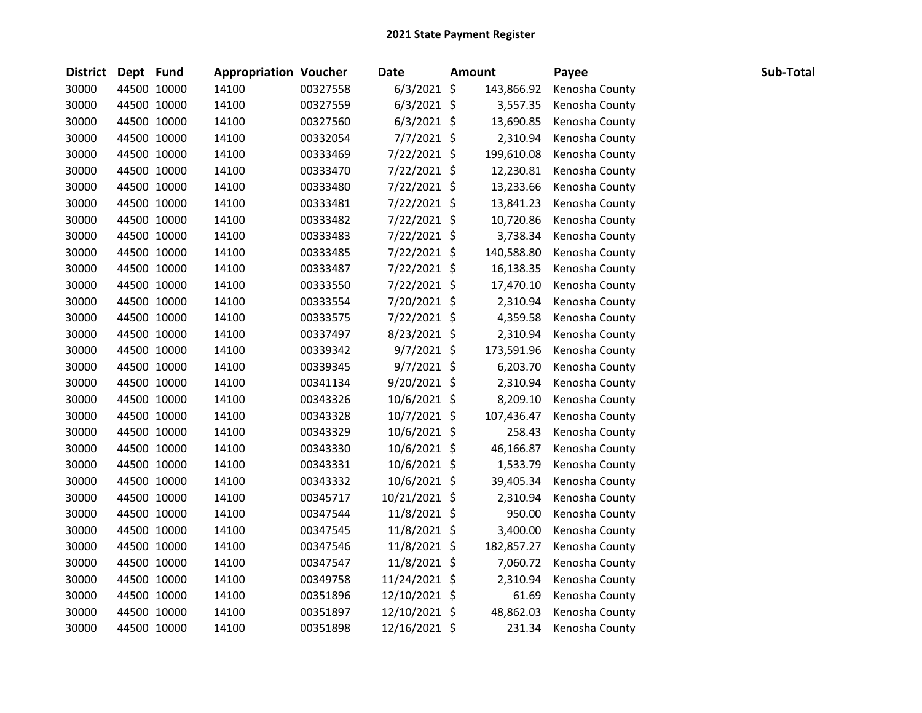## 2021 State Payment Register

| District | Dept | Fund | Appropriation | Voucher | Date | Amount | Payee | Sub-Total |
|---|---|---|---|---|---|---|---|---|
| 30000 | 44500 | 10000 | 14100 | 00327558 | 6/3/2021 | $ 143,866.92 | Kenosha County | |
| 30000 | 44500 | 10000 | 14100 | 00327559 | 6/3/2021 | $ 3,557.35 | Kenosha County | |
| 30000 | 44500 | 10000 | 14100 | 00327560 | 6/3/2021 | $ 13,690.85 | Kenosha County | |
| 30000 | 44500 | 10000 | 14100 | 00332054 | 7/7/2021 | $ 2,310.94 | Kenosha County | |
| 30000 | 44500 | 10000 | 14100 | 00333469 | 7/22/2021 | $ 199,610.08 | Kenosha County | |
| 30000 | 44500 | 10000 | 14100 | 00333470 | 7/22/2021 | $ 12,230.81 | Kenosha County | |
| 30000 | 44500 | 10000 | 14100 | 00333480 | 7/22/2021 | $ 13,233.66 | Kenosha County | |
| 30000 | 44500 | 10000 | 14100 | 00333481 | 7/22/2021 | $ 13,841.23 | Kenosha County | |
| 30000 | 44500 | 10000 | 14100 | 00333482 | 7/22/2021 | $ 10,720.86 | Kenosha County | |
| 30000 | 44500 | 10000 | 14100 | 00333483 | 7/22/2021 | $ 3,738.34 | Kenosha County | |
| 30000 | 44500 | 10000 | 14100 | 00333485 | 7/22/2021 | $ 140,588.80 | Kenosha County | |
| 30000 | 44500 | 10000 | 14100 | 00333487 | 7/22/2021 | $ 16,138.35 | Kenosha County | |
| 30000 | 44500 | 10000 | 14100 | 00333550 | 7/22/2021 | $ 17,470.10 | Kenosha County | |
| 30000 | 44500 | 10000 | 14100 | 00333554 | 7/20/2021 | $ 2,310.94 | Kenosha County | |
| 30000 | 44500 | 10000 | 14100 | 00333575 | 7/22/2021 | $ 4,359.58 | Kenosha County | |
| 30000 | 44500 | 10000 | 14100 | 00337497 | 8/23/2021 | $ 2,310.94 | Kenosha County | |
| 30000 | 44500 | 10000 | 14100 | 00339342 | 9/7/2021 | $ 173,591.96 | Kenosha County | |
| 30000 | 44500 | 10000 | 14100 | 00339345 | 9/7/2021 | $ 6,203.70 | Kenosha County | |
| 30000 | 44500 | 10000 | 14100 | 00341134 | 9/20/2021 | $ 2,310.94 | Kenosha County | |
| 30000 | 44500 | 10000 | 14100 | 00343326 | 10/6/2021 | $ 8,209.10 | Kenosha County | |
| 30000 | 44500 | 10000 | 14100 | 00343328 | 10/7/2021 | $ 107,436.47 | Kenosha County | |
| 30000 | 44500 | 10000 | 14100 | 00343329 | 10/6/2021 | $ 258.43 | Kenosha County | |
| 30000 | 44500 | 10000 | 14100 | 00343330 | 10/6/2021 | $ 46,166.87 | Kenosha County | |
| 30000 | 44500 | 10000 | 14100 | 00343331 | 10/6/2021 | $ 1,533.79 | Kenosha County | |
| 30000 | 44500 | 10000 | 14100 | 00343332 | 10/6/2021 | $ 39,405.34 | Kenosha County | |
| 30000 | 44500 | 10000 | 14100 | 00345717 | 10/21/2021 | $ 2,310.94 | Kenosha County | |
| 30000 | 44500 | 10000 | 14100 | 00347544 | 11/8/2021 | $ 950.00 | Kenosha County | |
| 30000 | 44500 | 10000 | 14100 | 00347545 | 11/8/2021 | $ 3,400.00 | Kenosha County | |
| 30000 | 44500 | 10000 | 14100 | 00347546 | 11/8/2021 | $ 182,857.27 | Kenosha County | |
| 30000 | 44500 | 10000 | 14100 | 00347547 | 11/8/2021 | $ 7,060.72 | Kenosha County | |
| 30000 | 44500 | 10000 | 14100 | 00349758 | 11/24/2021 | $ 2,310.94 | Kenosha County | |
| 30000 | 44500 | 10000 | 14100 | 00351896 | 12/10/2021 | $ 61.69 | Kenosha County | |
| 30000 | 44500 | 10000 | 14100 | 00351897 | 12/10/2021 | $ 48,862.03 | Kenosha County | |
| 30000 | 44500 | 10000 | 14100 | 00351898 | 12/16/2021 | $ 231.34 | Kenosha County | |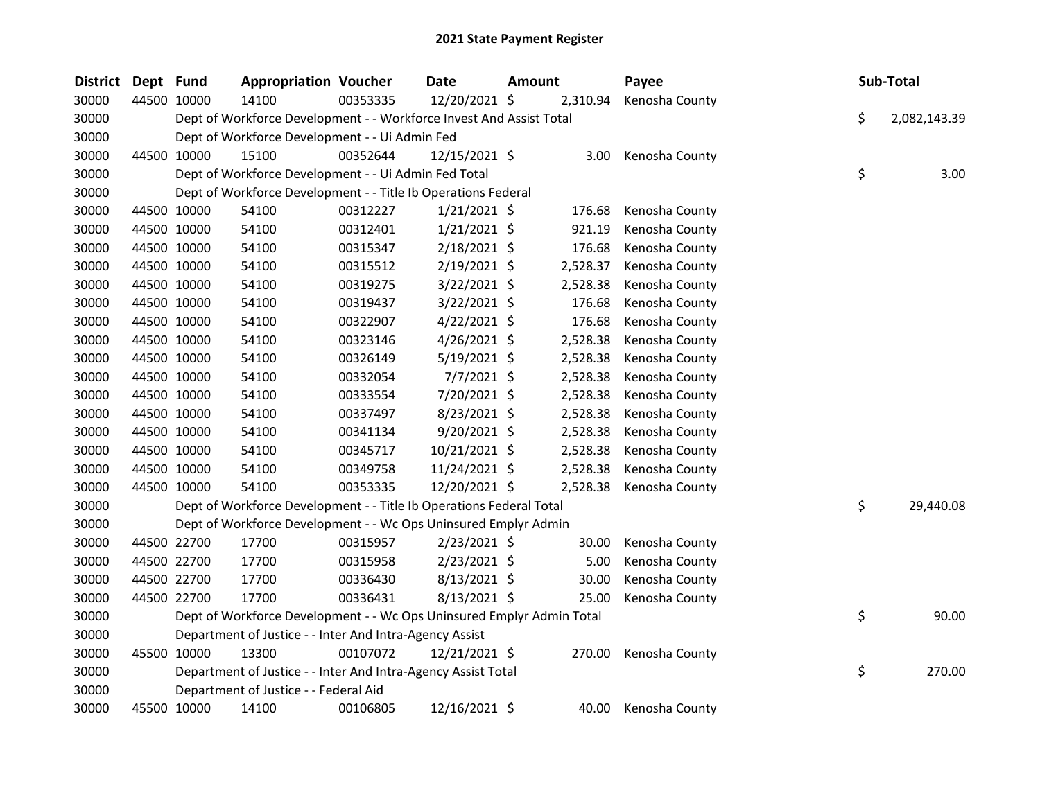# 2021 State Payment Register

| District | Dept | Fund | Appropriation | Voucher | Date | Amount | Payee | Sub-Total |
|---|---|---|---|---|---|---|---|---|
| 30000 | 44500 | 10000 | 14100 | 00353335 | 12/20/2021 | $ 2,310.94 | Kenosha County | |
| 30000 | | Dept of Workforce Development - - Workforce Invest And Assist Total | | | | | | $ 2,082,143.39 |
| 30000 | | Dept of Workforce Development - - Ui Admin Fed | | | | | | |
| 30000 | 44500 | 10000 | 15100 | 00352644 | 12/15/2021 | $ 3.00 | Kenosha County | |
| 30000 | | Dept of Workforce Development - - Ui Admin Fed Total | | | | | | $ 3.00 |
| 30000 | | Dept of Workforce Development - - Title Ib Operations Federal | | | | | | |
| 30000 | 44500 | 10000 | 54100 | 00312227 | 1/21/2021 | $ 176.68 | Kenosha County | |
| 30000 | 44500 | 10000 | 54100 | 00312401 | 1/21/2021 | $ 921.19 | Kenosha County | |
| 30000 | 44500 | 10000 | 54100 | 00315347 | 2/18/2021 | $ 176.68 | Kenosha County | |
| 30000 | 44500 | 10000 | 54100 | 00315512 | 2/19/2021 | $ 2,528.37 | Kenosha County | |
| 30000 | 44500 | 10000 | 54100 | 00319275 | 3/22/2021 | $ 2,528.38 | Kenosha County | |
| 30000 | 44500 | 10000 | 54100 | 00319437 | 3/22/2021 | $ 176.68 | Kenosha County | |
| 30000 | 44500 | 10000 | 54100 | 00322907 | 4/22/2021 | $ 176.68 | Kenosha County | |
| 30000 | 44500 | 10000 | 54100 | 00323146 | 4/26/2021 | $ 2,528.38 | Kenosha County | |
| 30000 | 44500 | 10000 | 54100 | 00326149 | 5/19/2021 | $ 2,528.38 | Kenosha County | |
| 30000 | 44500 | 10000 | 54100 | 00332054 | 7/7/2021 | $ 2,528.38 | Kenosha County | |
| 30000 | 44500 | 10000 | 54100 | 00333554 | 7/20/2021 | $ 2,528.38 | Kenosha County | |
| 30000 | 44500 | 10000 | 54100 | 00337497 | 8/23/2021 | $ 2,528.38 | Kenosha County | |
| 30000 | 44500 | 10000 | 54100 | 00341134 | 9/20/2021 | $ 2,528.38 | Kenosha County | |
| 30000 | 44500 | 10000 | 54100 | 00345717 | 10/21/2021 | $ 2,528.38 | Kenosha County | |
| 30000 | 44500 | 10000 | 54100 | 00349758 | 11/24/2021 | $ 2,528.38 | Kenosha County | |
| 30000 | 44500 | 10000 | 54100 | 00353335 | 12/20/2021 | $ 2,528.38 | Kenosha County | |
| 30000 | | Dept of Workforce Development - - Title Ib Operations Federal Total | | | | | | $ 29,440.08 |
| 30000 | | Dept of Workforce Development - - Wc Ops Uninsured Emplyr Admin | | | | | | |
| 30000 | 44500 | 22700 | 17700 | 00315957 | 2/23/2021 | $ 30.00 | Kenosha County | |
| 30000 | 44500 | 22700 | 17700 | 00315958 | 2/23/2021 | $ 5.00 | Kenosha County | |
| 30000 | 44500 | 22700 | 17700 | 00336430 | 8/13/2021 | $ 30.00 | Kenosha County | |
| 30000 | 44500 | 22700 | 17700 | 00336431 | 8/13/2021 | $ 25.00 | Kenosha County | |
| 30000 | | Dept of Workforce Development - - Wc Ops Uninsured Emplyr Admin Total | | | | | | $ 90.00 |
| 30000 | | Department of Justice - - Inter And Intra-Agency Assist | | | | | | |
| 30000 | 45500 | 10000 | 13300 | 00107072 | 12/21/2021 | $ 270.00 | Kenosha County | |
| 30000 | | Department of Justice - - Inter And Intra-Agency Assist Total | | | | | | $ 270.00 |
| 30000 | | Department of Justice - - Federal Aid | | | | | | |
| 30000 | 45500 | 10000 | 14100 | 00106805 | 12/16/2021 | $ 40.00 | Kenosha County | |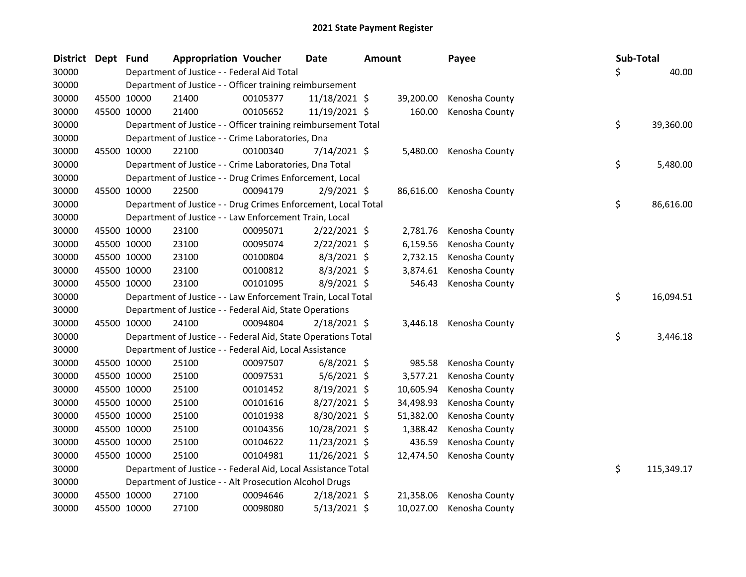# 2021 State Payment Register

| District | Dept | Fund | Appropriation | Voucher | Date | Amount | Payee | Sub-Total |
|---|---|---|---|---|---|---|---|---|
| 30000 | | Department of Justice - - Federal Aid Total | | | | | | $ 40.00 |
| 30000 | | Department of Justice - - Officer training reimbursement | | | | | | |
| 30000 | 45500 | 10000 | 21400 | 00105377 | 11/18/2021 | $ 39,200.00 | Kenosha County | |
| 30000 | 45500 | 10000 | 21400 | 00105652 | 11/19/2021 | $ 160.00 | Kenosha County | |
| 30000 | | Department of Justice - - Officer training reimbursement Total | | | | | | $ 39,360.00 |
| 30000 | | Department of Justice - - Crime Laboratories, Dna | | | | | | |
| 30000 | 45500 | 10000 | 22100 | 00100340 | 7/14/2021 | $ 5,480.00 | Kenosha County | |
| 30000 | | Department of Justice - - Crime Laboratories, Dna Total | | | | | | $ 5,480.00 |
| 30000 | | Department of Justice - - Drug Crimes Enforcement, Local | | | | | | |
| 30000 | 45500 | 10000 | 22500 | 00094179 | 2/9/2021 | $ 86,616.00 | Kenosha County | |
| 30000 | | Department of Justice - - Drug Crimes Enforcement, Local Total | | | | | | $ 86,616.00 |
| 30000 | | Department of Justice - - Law Enforcement Train, Local | | | | | | |
| 30000 | 45500 | 10000 | 23100 | 00095071 | 2/22/2021 | $ 2,781.76 | Kenosha County | |
| 30000 | 45500 | 10000 | 23100 | 00095074 | 2/22/2021 | $ 6,159.56 | Kenosha County | |
| 30000 | 45500 | 10000 | 23100 | 00100804 | 8/3/2021 | $ 2,732.15 | Kenosha County | |
| 30000 | 45500 | 10000 | 23100 | 00100812 | 8/3/2021 | $ 3,874.61 | Kenosha County | |
| 30000 | 45500 | 10000 | 23100 | 00101095 | 8/9/2021 | $ 546.43 | Kenosha County | |
| 30000 | | Department of Justice - - Law Enforcement Train, Local Total | | | | | | $ 16,094.51 |
| 30000 | | Department of Justice - - Federal Aid, State Operations | | | | | | |
| 30000 | 45500 | 10000 | 24100 | 00094804 | 2/18/2021 | $ 3,446.18 | Kenosha County | |
| 30000 | | Department of Justice - - Federal Aid, State Operations Total | | | | | | $ 3,446.18 |
| 30000 | | Department of Justice - - Federal Aid, Local Assistance | | | | | | |
| 30000 | 45500 | 10000 | 25100 | 00097507 | 6/8/2021 | $ 985.58 | Kenosha County | |
| 30000 | 45500 | 10000 | 25100 | 00097531 | 5/6/2021 | $ 3,577.21 | Kenosha County | |
| 30000 | 45500 | 10000 | 25100 | 00101452 | 8/19/2021 | $ 10,605.94 | Kenosha County | |
| 30000 | 45500 | 10000 | 25100 | 00101616 | 8/27/2021 | $ 34,498.93 | Kenosha County | |
| 30000 | 45500 | 10000 | 25100 | 00101938 | 8/30/2021 | $ 51,382.00 | Kenosha County | |
| 30000 | 45500 | 10000 | 25100 | 00104356 | 10/28/2021 | $ 1,388.42 | Kenosha County | |
| 30000 | 45500 | 10000 | 25100 | 00104622 | 11/23/2021 | $ 436.59 | Kenosha County | |
| 30000 | 45500 | 10000 | 25100 | 00104981 | 11/26/2021 | $ 12,474.50 | Kenosha County | |
| 30000 | | Department of Justice - - Federal Aid, Local Assistance Total | | | | | | $ 115,349.17 |
| 30000 | | Department of Justice - - Alt Prosecution Alcohol Drugs | | | | | | |
| 30000 | 45500 | 10000 | 27100 | 00094646 | 2/18/2021 | $ 21,358.06 | Kenosha County | |
| 30000 | 45500 | 10000 | 27100 | 00098080 | 5/13/2021 | $ 10,027.00 | Kenosha County | |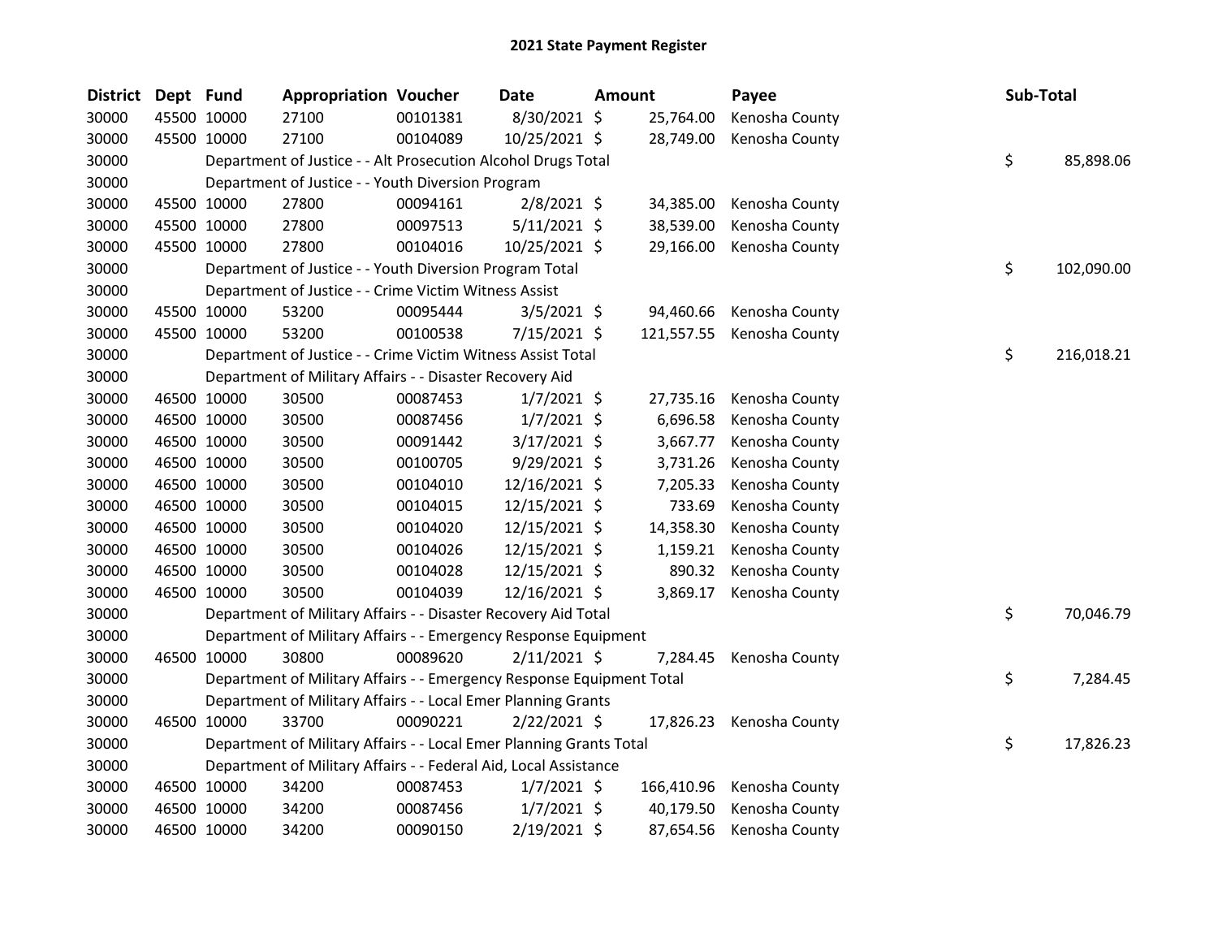# 2021 State Payment Register

| District | Dept | Fund | Appropriation | Voucher | Date | Amount | Payee | Sub-Total |
|---|---|---|---|---|---|---|---|---|
| 30000 | 45500 | 10000 | 27100 | 00101381 | 8/30/2021 | $ 25,764.00 | Kenosha County | |
| 30000 | 45500 | 10000 | 27100 | 00104089 | 10/25/2021 | $ 28,749.00 | Kenosha County | |
| 30000 | | | Department of Justice - - Alt Prosecution Alcohol Drugs Total | | | | | $ 85,898.06 |
| 30000 | | | Department of Justice - - Youth Diversion Program | | | | | |
| 30000 | 45500 | 10000 | 27800 | 00094161 | 2/8/2021 | $ 34,385.00 | Kenosha County | |
| 30000 | 45500 | 10000 | 27800 | 00097513 | 5/11/2021 | $ 38,539.00 | Kenosha County | |
| 30000 | 45500 | 10000 | 27800 | 00104016 | 10/25/2021 | $ 29,166.00 | Kenosha County | |
| 30000 | | | Department of Justice - - Youth Diversion Program Total | | | | | $ 102,090.00 |
| 30000 | | | Department of Justice - - Crime Victim Witness Assist | | | | | |
| 30000 | 45500 | 10000 | 53200 | 00095444 | 3/5/2021 | $ 94,460.66 | Kenosha County | |
| 30000 | 45500 | 10000 | 53200 | 00100538 | 7/15/2021 | $ 121,557.55 | Kenosha County | |
| 30000 | | | Department of Justice - - Crime Victim Witness Assist Total | | | | | $ 216,018.21 |
| 30000 | | | Department of Military Affairs - - Disaster Recovery Aid | | | | | |
| 30000 | 46500 | 10000 | 30500 | 00087453 | 1/7/2021 | $ 27,735.16 | Kenosha County | |
| 30000 | 46500 | 10000 | 30500 | 00087456 | 1/7/2021 | $ 6,696.58 | Kenosha County | |
| 30000 | 46500 | 10000 | 30500 | 00091442 | 3/17/2021 | $ 3,667.77 | Kenosha County | |
| 30000 | 46500 | 10000 | 30500 | 00100705 | 9/29/2021 | $ 3,731.26 | Kenosha County | |
| 30000 | 46500 | 10000 | 30500 | 00104010 | 12/16/2021 | $ 7,205.33 | Kenosha County | |
| 30000 | 46500 | 10000 | 30500 | 00104015 | 12/15/2021 | $ 733.69 | Kenosha County | |
| 30000 | 46500 | 10000 | 30500 | 00104020 | 12/15/2021 | $ 14,358.30 | Kenosha County | |
| 30000 | 46500 | 10000 | 30500 | 00104026 | 12/15/2021 | $ 1,159.21 | Kenosha County | |
| 30000 | 46500 | 10000 | 30500 | 00104028 | 12/15/2021 | $ 890.32 | Kenosha County | |
| 30000 | 46500 | 10000 | 30500 | 00104039 | 12/16/2021 | $ 3,869.17 | Kenosha County | |
| 30000 | | | Department of Military Affairs - - Disaster Recovery Aid Total | | | | | $ 70,046.79 |
| 30000 | | | Department of Military Affairs - - Emergency Response Equipment | | | | | |
| 30000 | 46500 | 10000 | 30800 | 00089620 | 2/11/2021 | $ 7,284.45 | Kenosha County | |
| 30000 | | | Department of Military Affairs - - Emergency Response Equipment Total | | | | | $ 7,284.45 |
| 30000 | | | Department of Military Affairs - - Local Emer Planning Grants | | | | | |
| 30000 | 46500 | 10000 | 33700 | 00090221 | 2/22/2021 | $ 17,826.23 | Kenosha County | |
| 30000 | | | Department of Military Affairs - - Local Emer Planning Grants Total | | | | | $ 17,826.23 |
| 30000 | | | Department of Military Affairs - - Federal Aid, Local Assistance | | | | | |
| 30000 | 46500 | 10000 | 34200 | 00087453 | 1/7/2021 | $ 166,410.96 | Kenosha County | |
| 30000 | 46500 | 10000 | 34200 | 00087456 | 1/7/2021 | $ 40,179.50 | Kenosha County | |
| 30000 | 46500 | 10000 | 34200 | 00090150 | 2/19/2021 | $ 87,654.56 | Kenosha County | |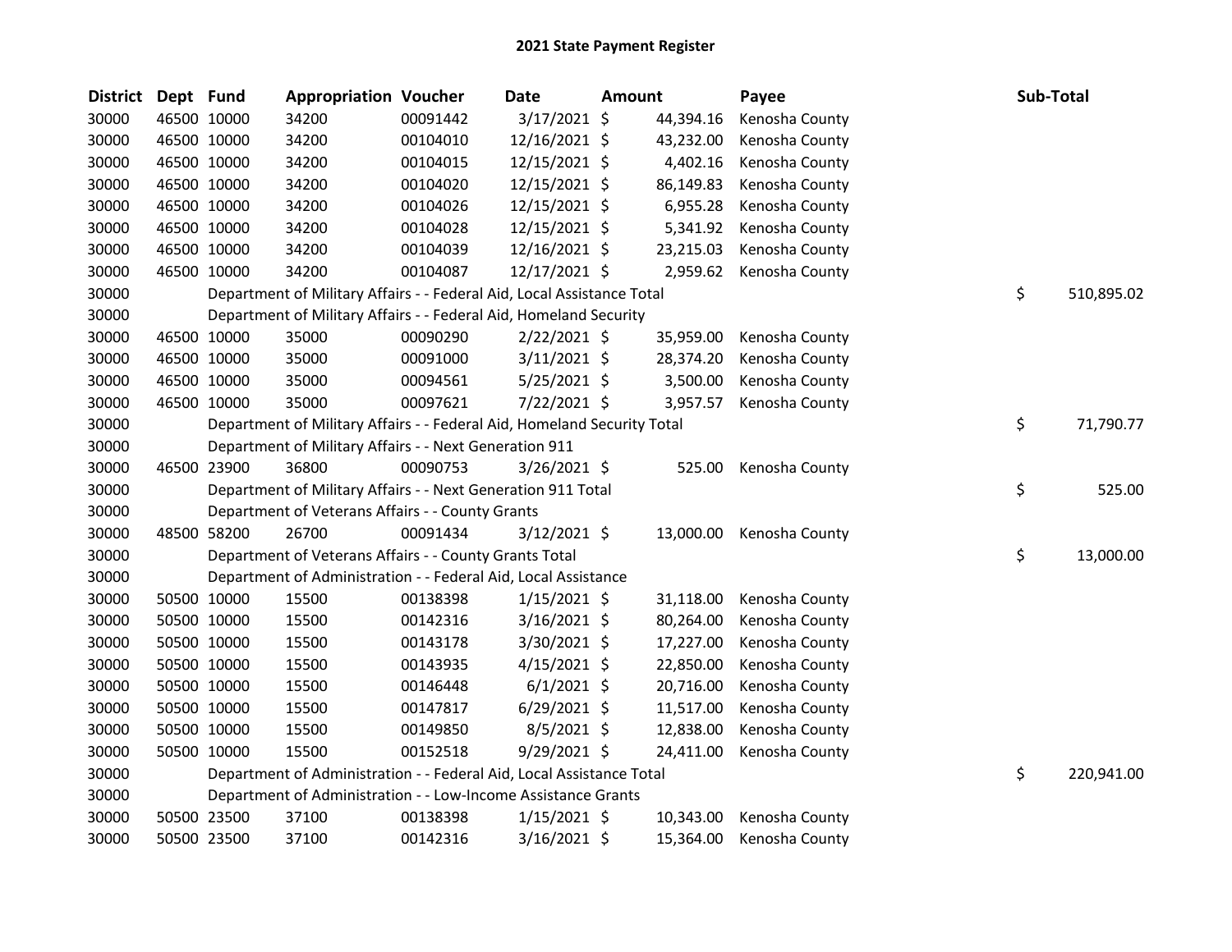# 2021 State Payment Register

| District | Dept | Fund | Appropriation | Voucher | Date | Amount | Payee | Sub-Total |
|---|---|---|---|---|---|---|---|---|
| 30000 | 46500 | 10000 | 34200 | 00091442 | 3/17/2021 | $ 44,394.16 | Kenosha County | |
| 30000 | 46500 | 10000 | 34200 | 00104010 | 12/16/2021 | $ 43,232.00 | Kenosha County | |
| 30000 | 46500 | 10000 | 34200 | 00104015 | 12/15/2021 | $ 4,402.16 | Kenosha County | |
| 30000 | 46500 | 10000 | 34200 | 00104020 | 12/15/2021 | $ 86,149.83 | Kenosha County | |
| 30000 | 46500 | 10000 | 34200 | 00104026 | 12/15/2021 | $ 6,955.28 | Kenosha County | |
| 30000 | 46500 | 10000 | 34200 | 00104028 | 12/15/2021 | $ 5,341.92 | Kenosha County | |
| 30000 | 46500 | 10000 | 34200 | 00104039 | 12/16/2021 | $ 23,215.03 | Kenosha County | |
| 30000 | 46500 | 10000 | 34200 | 00104087 | 12/17/2021 | $ 2,959.62 | Kenosha County | |
| 30000 | | Department of Military Affairs - - Federal Aid, Local Assistance Total | | | | | | $ 510,895.02 |
| 30000 | | Department of Military Affairs - - Federal Aid, Homeland Security | | | | | | |
| 30000 | 46500 | 10000 | 35000 | 00090290 | 2/22/2021 | $ 35,959.00 | Kenosha County | |
| 30000 | 46500 | 10000 | 35000 | 00091000 | 3/11/2021 | $ 28,374.20 | Kenosha County | |
| 30000 | 46500 | 10000 | 35000 | 00094561 | 5/25/2021 | $ 3,500.00 | Kenosha County | |
| 30000 | 46500 | 10000 | 35000 | 00097621 | 7/22/2021 | $ 3,957.57 | Kenosha County | |
| 30000 | | Department of Military Affairs - - Federal Aid, Homeland Security Total | | | | | | $ 71,790.77 |
| 30000 | | Department of Military Affairs - - Next Generation 911 | | | | | | |
| 30000 | 46500 | 23900 | 36800 | 00090753 | 3/26/2021 | $ 525.00 | Kenosha County | |
| 30000 | | Department of Military Affairs - - Next Generation 911 Total | | | | | | $ 525.00 |
| 30000 | | Department of Veterans Affairs - - County Grants | | | | | | |
| 30000 | 48500 | 58200 | 26700 | 00091434 | 3/12/2021 | $ 13,000.00 | Kenosha County | |
| 30000 | | Department of Veterans Affairs - - County Grants Total | | | | | | $ 13,000.00 |
| 30000 | | Department of Administration - - Federal Aid, Local Assistance | | | | | | |
| 30000 | 50500 | 10000 | 15500 | 00138398 | 1/15/2021 | $ 31,118.00 | Kenosha County | |
| 30000 | 50500 | 10000 | 15500 | 00142316 | 3/16/2021 | $ 80,264.00 | Kenosha County | |
| 30000 | 50500 | 10000 | 15500 | 00143178 | 3/30/2021 | $ 17,227.00 | Kenosha County | |
| 30000 | 50500 | 10000 | 15500 | 00143935 | 4/15/2021 | $ 22,850.00 | Kenosha County | |
| 30000 | 50500 | 10000 | 15500 | 00146448 | 6/1/2021 | $ 20,716.00 | Kenosha County | |
| 30000 | 50500 | 10000 | 15500 | 00147817 | 6/29/2021 | $ 11,517.00 | Kenosha County | |
| 30000 | 50500 | 10000 | 15500 | 00149850 | 8/5/2021 | $ 12,838.00 | Kenosha County | |
| 30000 | 50500 | 10000 | 15500 | 00152518 | 9/29/2021 | $ 24,411.00 | Kenosha County | |
| 30000 | | Department of Administration - - Federal Aid, Local Assistance Total | | | | | | $ 220,941.00 |
| 30000 | | Department of Administration - - Low-Income Assistance Grants | | | | | | |
| 30000 | 50500 | 23500 | 37100 | 00138398 | 1/15/2021 | $ 10,343.00 | Kenosha County | |
| 30000 | 50500 | 23500 | 37100 | 00142316 | 3/16/2021 | $ 15,364.00 | Kenosha County | |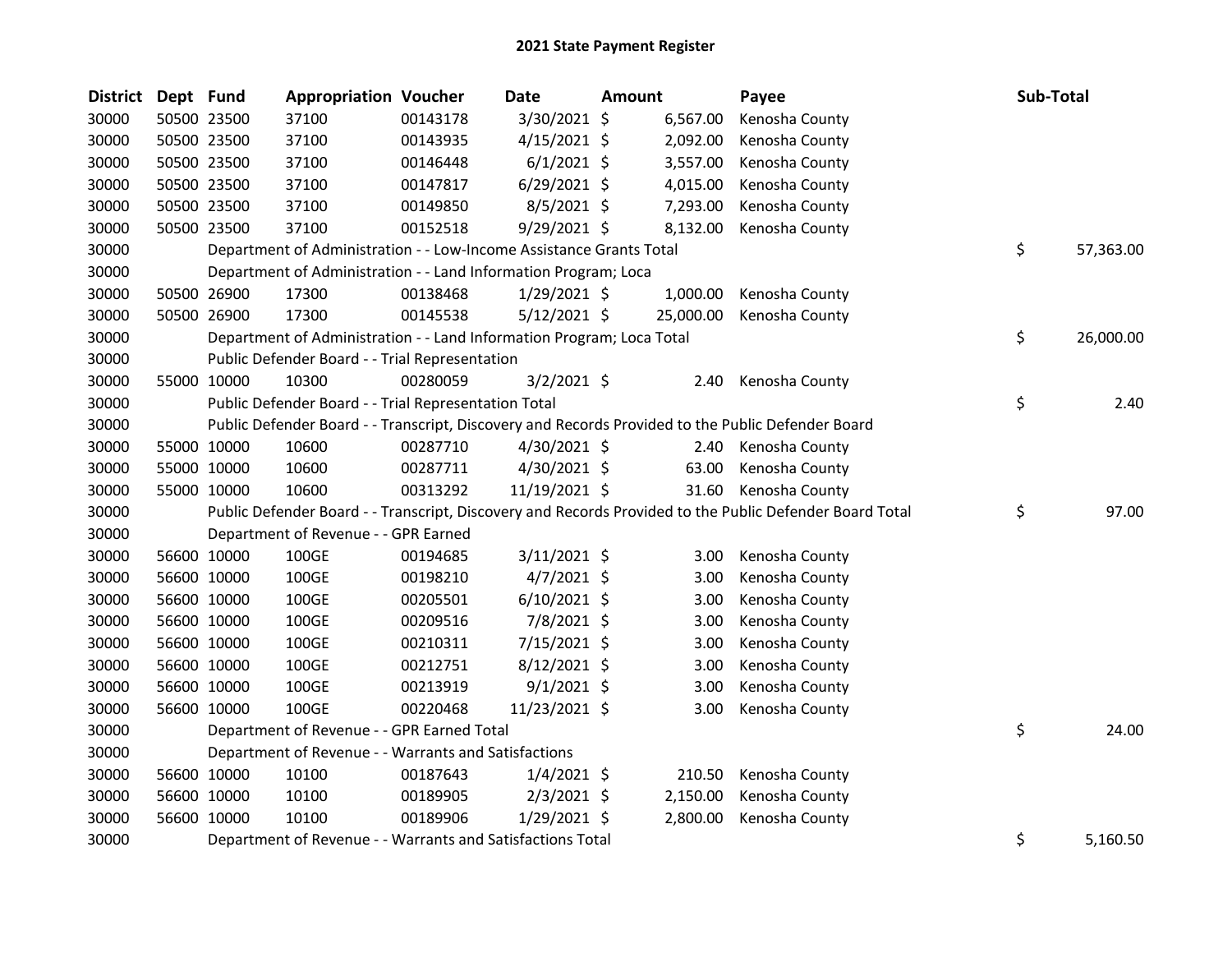# 2021 State Payment Register

| District | Dept | Fund | Appropriation | Voucher | Date | Amount | Payee | Sub-Total |
|---|---|---|---|---|---|---|---|---|
| 30000 | 50500 | 23500 | 37100 | 00143178 | 3/30/2021 | $ 6,567.00 | Kenosha County | |
| 30000 | 50500 | 23500 | 37100 | 00143935 | 4/15/2021 | $ 2,092.00 | Kenosha County | |
| 30000 | 50500 | 23500 | 37100 | 00146448 | 6/1/2021 | $ 3,557.00 | Kenosha County | |
| 30000 | 50500 | 23500 | 37100 | 00147817 | 6/29/2021 | $ 4,015.00 | Kenosha County | |
| 30000 | 50500 | 23500 | 37100 | 00149850 | 8/5/2021 | $ 7,293.00 | Kenosha County | |
| 30000 | 50500 | 23500 | 37100 | 00152518 | 9/29/2021 | $ 8,132.00 | Kenosha County | |
| 30000 | | Department of Administration - - Low-Income Assistance Grants Total | | | | | | $ 57,363.00 |
| 30000 | | Department of Administration - - Land Information Program; Loca | | | | | | |
| 30000 | 50500 | 26900 | 17300 | 00138468 | 1/29/2021 | $ 1,000.00 | Kenosha County | |
| 30000 | 50500 | 26900 | 17300 | 00145538 | 5/12/2021 | $ 25,000.00 | Kenosha County | |
| 30000 | | Department of Administration - - Land Information Program; Loca Total | | | | | | $ 26,000.00 |
| 30000 | | Public Defender Board - - Trial Representation | | | | | | |
| 30000 | 55000 | 10000 | 10300 | 00280059 | 3/2/2021 | $ 2.40 | Kenosha County | |
| 30000 | | Public Defender Board - - Trial Representation Total | | | | | | $ 2.40 |
| 30000 | | Public Defender Board - - Transcript, Discovery and Records Provided to the Public Defender Board | | | | | | |
| 30000 | 55000 | 10000 | 10600 | 00287710 | 4/30/2021 | $ 2.40 | Kenosha County | |
| 30000 | 55000 | 10000 | 10600 | 00287711 | 4/30/2021 | $ 63.00 | Kenosha County | |
| 30000 | 55000 | 10000 | 10600 | 00313292 | 11/19/2021 | $ 31.60 | Kenosha County | |
| 30000 | | Public Defender Board - - Transcript, Discovery and Records Provided to the Public Defender Board Total | | | | | | $ 97.00 |
| 30000 | | Department of Revenue - - GPR Earned | | | | | | |
| 30000 | 56600 | 10000 | 100GE | 00194685 | 3/11/2021 | $ 3.00 | Kenosha County | |
| 30000 | 56600 | 10000 | 100GE | 00198210 | 4/7/2021 | $ 3.00 | Kenosha County | |
| 30000 | 56600 | 10000 | 100GE | 00205501 | 6/10/2021 | $ 3.00 | Kenosha County | |
| 30000 | 56600 | 10000 | 100GE | 00209516 | 7/8/2021 | $ 3.00 | Kenosha County | |
| 30000 | 56600 | 10000 | 100GE | 00210311 | 7/15/2021 | $ 3.00 | Kenosha County | |
| 30000 | 56600 | 10000 | 100GE | 00212751 | 8/12/2021 | $ 3.00 | Kenosha County | |
| 30000 | 56600 | 10000 | 100GE | 00213919 | 9/1/2021 | $ 3.00 | Kenosha County | |
| 30000 | 56600 | 10000 | 100GE | 00220468 | 11/23/2021 | $ 3.00 | Kenosha County | |
| 30000 | | Department of Revenue - - GPR Earned Total | | | | | | $ 24.00 |
| 30000 | | Department of Revenue - - Warrants and Satisfactions | | | | | | |
| 30000 | 56600 | 10000 | 10100 | 00187643 | 1/4/2021 | $ 210.50 | Kenosha County | |
| 30000 | 56600 | 10000 | 10100 | 00189905 | 2/3/2021 | $ 2,150.00 | Kenosha County | |
| 30000 | 56600 | 10000 | 10100 | 00189906 | 1/29/2021 | $ 2,800.00 | Kenosha County | |
| 30000 | | Department of Revenue - - Warrants and Satisfactions Total | | | | | | $ 5,160.50 |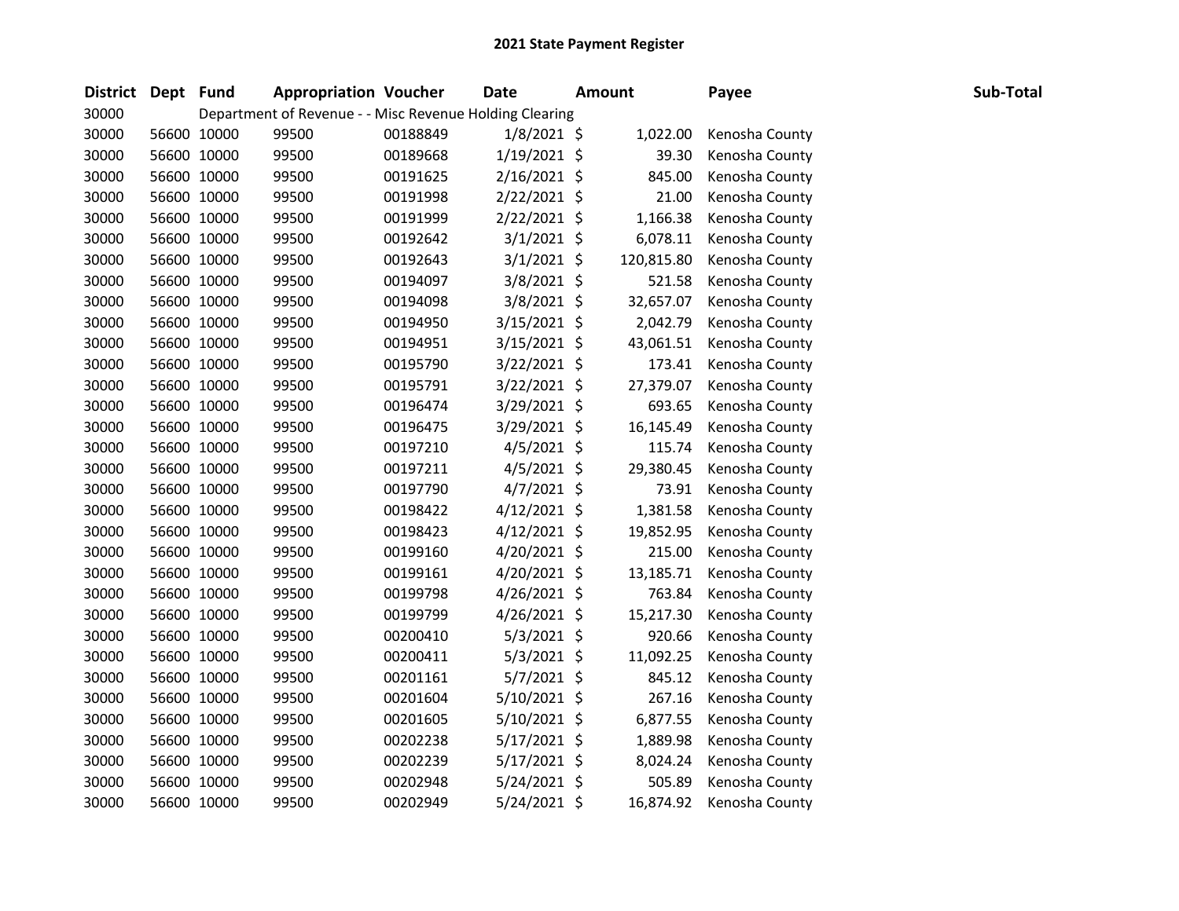# 2021 State Payment Register

| District | Dept | Fund | Appropriation | Voucher | Date | Amount | Payee | Sub-Total |
|---|---|---|---|---|---|---|---|---|
| 30000 | | Department of Revenue - - Misc Revenue Holding Clearing | | | | | | |
| 30000 | 56600 | 10000 | 99500 | 00188849 | 1/8/2021 | $ 1,022.00 | Kenosha County | |
| 30000 | 56600 | 10000 | 99500 | 00189668 | 1/19/2021 | $ 39.30 | Kenosha County | |
| 30000 | 56600 | 10000 | 99500 | 00191625 | 2/16/2021 | $ 845.00 | Kenosha County | |
| 30000 | 56600 | 10000 | 99500 | 00191998 | 2/22/2021 | $ 21.00 | Kenosha County | |
| 30000 | 56600 | 10000 | 99500 | 00191999 | 2/22/2021 | $ 1,166.38 | Kenosha County | |
| 30000 | 56600 | 10000 | 99500 | 00192642 | 3/1/2021 | $ 6,078.11 | Kenosha County | |
| 30000 | 56600 | 10000 | 99500 | 00192643 | 3/1/2021 | $ 120,815.80 | Kenosha County | |
| 30000 | 56600 | 10000 | 99500 | 00194097 | 3/8/2021 | $ 521.58 | Kenosha County | |
| 30000 | 56600 | 10000 | 99500 | 00194098 | 3/8/2021 | $ 32,657.07 | Kenosha County | |
| 30000 | 56600 | 10000 | 99500 | 00194950 | 3/15/2021 | $ 2,042.79 | Kenosha County | |
| 30000 | 56600 | 10000 | 99500 | 00194951 | 3/15/2021 | $ 43,061.51 | Kenosha County | |
| 30000 | 56600 | 10000 | 99500 | 00195790 | 3/22/2021 | $ 173.41 | Kenosha County | |
| 30000 | 56600 | 10000 | 99500 | 00195791 | 3/22/2021 | $ 27,379.07 | Kenosha County | |
| 30000 | 56600 | 10000 | 99500 | 00196474 | 3/29/2021 | $ 693.65 | Kenosha County | |
| 30000 | 56600 | 10000 | 99500 | 00196475 | 3/29/2021 | $ 16,145.49 | Kenosha County | |
| 30000 | 56600 | 10000 | 99500 | 00197210 | 4/5/2021 | $ 115.74 | Kenosha County | |
| 30000 | 56600 | 10000 | 99500 | 00197211 | 4/5/2021 | $ 29,380.45 | Kenosha County | |
| 30000 | 56600 | 10000 | 99500 | 00197790 | 4/7/2021 | $ 73.91 | Kenosha County | |
| 30000 | 56600 | 10000 | 99500 | 00198422 | 4/12/2021 | $ 1,381.58 | Kenosha County | |
| 30000 | 56600 | 10000 | 99500 | 00198423 | 4/12/2021 | $ 19,852.95 | Kenosha County | |
| 30000 | 56600 | 10000 | 99500 | 00199160 | 4/20/2021 | $ 215.00 | Kenosha County | |
| 30000 | 56600 | 10000 | 99500 | 00199161 | 4/20/2021 | $ 13,185.71 | Kenosha County | |
| 30000 | 56600 | 10000 | 99500 | 00199798 | 4/26/2021 | $ 763.84 | Kenosha County | |
| 30000 | 56600 | 10000 | 99500 | 00199799 | 4/26/2021 | $ 15,217.30 | Kenosha County | |
| 30000 | 56600 | 10000 | 99500 | 00200410 | 5/3/2021 | $ 920.66 | Kenosha County | |
| 30000 | 56600 | 10000 | 99500 | 00200411 | 5/3/2021 | $ 11,092.25 | Kenosha County | |
| 30000 | 56600 | 10000 | 99500 | 00201161 | 5/7/2021 | $ 845.12 | Kenosha County | |
| 30000 | 56600 | 10000 | 99500 | 00201604 | 5/10/2021 | $ 267.16 | Kenosha County | |
| 30000 | 56600 | 10000 | 99500 | 00201605 | 5/10/2021 | $ 6,877.55 | Kenosha County | |
| 30000 | 56600 | 10000 | 99500 | 00202238 | 5/17/2021 | $ 1,889.98 | Kenosha County | |
| 30000 | 56600 | 10000 | 99500 | 00202239 | 5/17/2021 | $ 8,024.24 | Kenosha County | |
| 30000 | 56600 | 10000 | 99500 | 00202948 | 5/24/2021 | $ 505.89 | Kenosha County | |
| 30000 | 56600 | 10000 | 99500 | 00202949 | 5/24/2021 | $ 16,874.92 | Kenosha County | |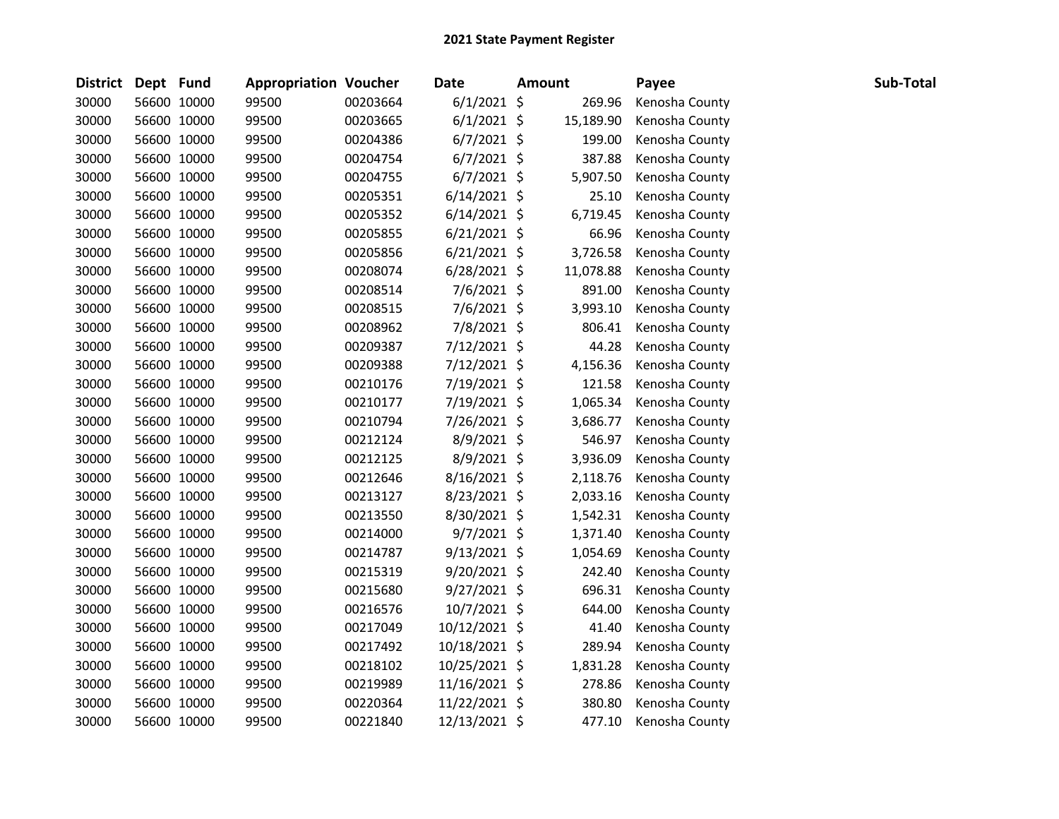# 2021 State Payment Register

| District | Dept | Fund | Appropriation | Voucher | Date | Amount | Payee | Sub-Total |
|---|---|---|---|---|---|---|---|---|
| 30000 | 56600 | 10000 | 99500 | 00203664 | 6/1/2021 | $ 269.96 | Kenosha County | |
| 30000 | 56600 | 10000 | 99500 | 00203665 | 6/1/2021 | $ 15,189.90 | Kenosha County | |
| 30000 | 56600 | 10000 | 99500 | 00204386 | 6/7/2021 | $ 199.00 | Kenosha County | |
| 30000 | 56600 | 10000 | 99500 | 00204754 | 6/7/2021 | $ 387.88 | Kenosha County | |
| 30000 | 56600 | 10000 | 99500 | 00204755 | 6/7/2021 | $ 5,907.50 | Kenosha County | |
| 30000 | 56600 | 10000 | 99500 | 00205351 | 6/14/2021 | $ 25.10 | Kenosha County | |
| 30000 | 56600 | 10000 | 99500 | 00205352 | 6/14/2021 | $ 6,719.45 | Kenosha County | |
| 30000 | 56600 | 10000 | 99500 | 00205855 | 6/21/2021 | $ 66.96 | Kenosha County | |
| 30000 | 56600 | 10000 | 99500 | 00205856 | 6/21/2021 | $ 3,726.58 | Kenosha County | |
| 30000 | 56600 | 10000 | 99500 | 00208074 | 6/28/2021 | $ 11,078.88 | Kenosha County | |
| 30000 | 56600 | 10000 | 99500 | 00208514 | 7/6/2021 | $ 891.00 | Kenosha County | |
| 30000 | 56600 | 10000 | 99500 | 00208515 | 7/6/2021 | $ 3,993.10 | Kenosha County | |
| 30000 | 56600 | 10000 | 99500 | 00208962 | 7/8/2021 | $ 806.41 | Kenosha County | |
| 30000 | 56600 | 10000 | 99500 | 00209387 | 7/12/2021 | $ 44.28 | Kenosha County | |
| 30000 | 56600 | 10000 | 99500 | 00209388 | 7/12/2021 | $ 4,156.36 | Kenosha County | |
| 30000 | 56600 | 10000 | 99500 | 00210176 | 7/19/2021 | $ 121.58 | Kenosha County | |
| 30000 | 56600 | 10000 | 99500 | 00210177 | 7/19/2021 | $ 1,065.34 | Kenosha County | |
| 30000 | 56600 | 10000 | 99500 | 00210794 | 7/26/2021 | $ 3,686.77 | Kenosha County | |
| 30000 | 56600 | 10000 | 99500 | 00212124 | 8/9/2021 | $ 546.97 | Kenosha County | |
| 30000 | 56600 | 10000 | 99500 | 00212125 | 8/9/2021 | $ 3,936.09 | Kenosha County | |
| 30000 | 56600 | 10000 | 99500 | 00212646 | 8/16/2021 | $ 2,118.76 | Kenosha County | |
| 30000 | 56600 | 10000 | 99500 | 00213127 | 8/23/2021 | $ 2,033.16 | Kenosha County | |
| 30000 | 56600 | 10000 | 99500 | 00213550 | 8/30/2021 | $ 1,542.31 | Kenosha County | |
| 30000 | 56600 | 10000 | 99500 | 00214000 | 9/7/2021 | $ 1,371.40 | Kenosha County | |
| 30000 | 56600 | 10000 | 99500 | 00214787 | 9/13/2021 | $ 1,054.69 | Kenosha County | |
| 30000 | 56600 | 10000 | 99500 | 00215319 | 9/20/2021 | $ 242.40 | Kenosha County | |
| 30000 | 56600 | 10000 | 99500 | 00215680 | 9/27/2021 | $ 696.31 | Kenosha County | |
| 30000 | 56600 | 10000 | 99500 | 00216576 | 10/7/2021 | $ 644.00 | Kenosha County | |
| 30000 | 56600 | 10000 | 99500 | 00217049 | 10/12/2021 | $ 41.40 | Kenosha County | |
| 30000 | 56600 | 10000 | 99500 | 00217492 | 10/18/2021 | $ 289.94 | Kenosha County | |
| 30000 | 56600 | 10000 | 99500 | 00218102 | 10/25/2021 | $ 1,831.28 | Kenosha County | |
| 30000 | 56600 | 10000 | 99500 | 00219989 | 11/16/2021 | $ 278.86 | Kenosha County | |
| 30000 | 56600 | 10000 | 99500 | 00220364 | 11/22/2021 | $ 380.80 | Kenosha County | |
| 30000 | 56600 | 10000 | 99500 | 00221840 | 12/13/2021 | $ 477.10 | Kenosha County | |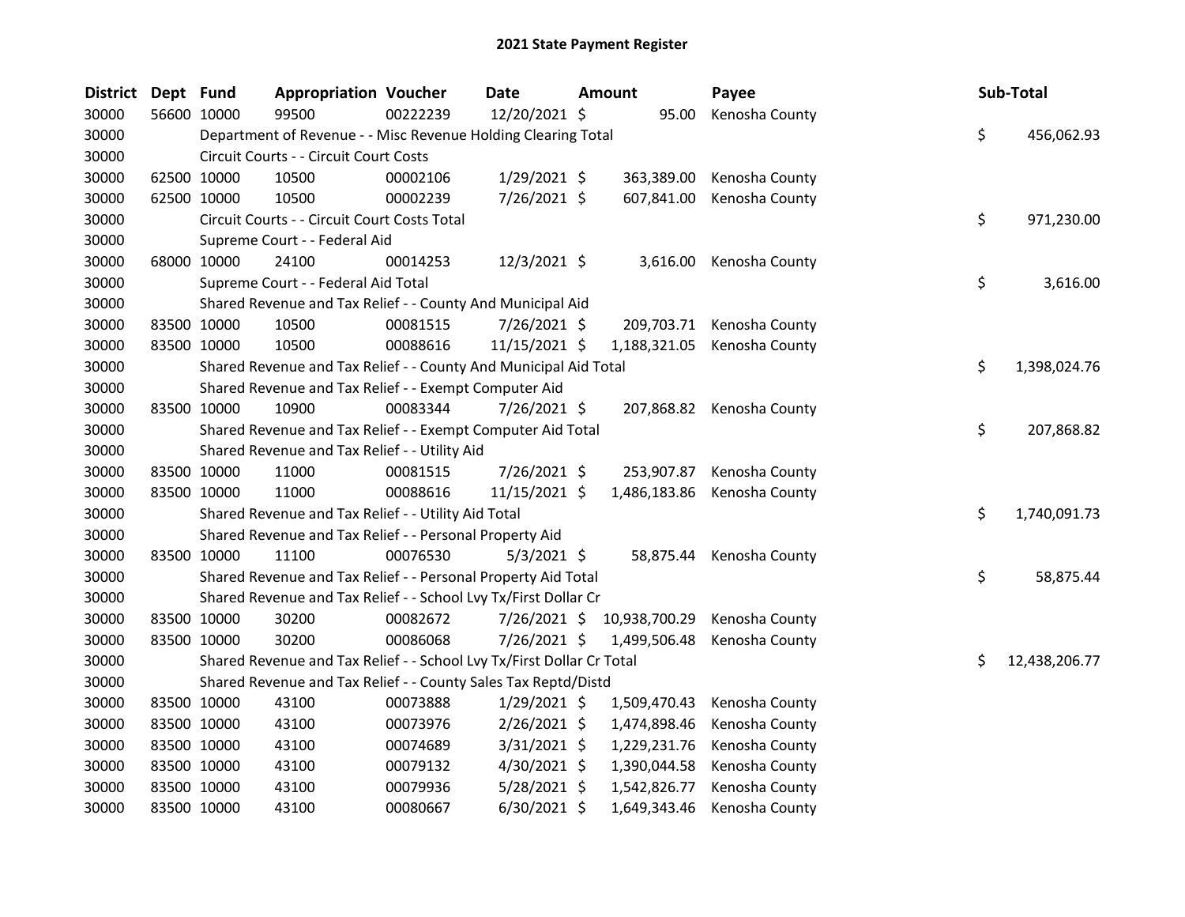# 2021 State Payment Register

| District | Dept | Fund | Appropriation | Voucher | Date | Amount | Payee | Sub-Total |
|---|---|---|---|---|---|---|---|---|
| 30000 | 56600 | 10000 | 99500 | 00222239 | 12/20/2021 | $ 95.00 | Kenosha County | |
| 30000 | | Department of Revenue - - Misc Revenue Holding Clearing Total | | | | | | $ 456,062.93 |
| 30000 | | Circuit Courts - - Circuit Court Costs | | | | | | |
| 30000 | 62500 | 10000 | 10500 | 00002106 | 1/29/2021 | $ 363,389.00 | Kenosha County | |
| 30000 | 62500 | 10000 | 10500 | 00002239 | 7/26/2021 | $ 607,841.00 | Kenosha County | |
| 30000 | | Circuit Courts - - Circuit Court Costs Total | | | | | | $ 971,230.00 |
| 30000 | | Supreme Court - - Federal Aid | | | | | | |
| 30000 | 68000 | 10000 | 24100 | 00014253 | 12/3/2021 | $ 3,616.00 | Kenosha County | |
| 30000 | | Supreme Court - - Federal Aid Total | | | | | | $ 3,616.00 |
| 30000 | | Shared Revenue and Tax Relief - - County And Municipal Aid | | | | | | |
| 30000 | 83500 | 10000 | 10500 | 00081515 | 7/26/2021 | $ 209,703.71 | Kenosha County | |
| 30000 | 83500 | 10000 | 10500 | 00088616 | 11/15/2021 | $ 1,188,321.05 | Kenosha County | |
| 30000 | | Shared Revenue and Tax Relief - - County And Municipal Aid Total | | | | | | $ 1,398,024.76 |
| 30000 | | Shared Revenue and Tax Relief - - Exempt Computer Aid | | | | | | |
| 30000 | 83500 | 10000 | 10900 | 00083344 | 7/26/2021 | $ 207,868.82 | Kenosha County | |
| 30000 | | Shared Revenue and Tax Relief - - Exempt Computer Aid Total | | | | | | $ 207,868.82 |
| 30000 | | Shared Revenue and Tax Relief - - Utility Aid | | | | | | |
| 30000 | 83500 | 10000 | 11000 | 00081515 | 7/26/2021 | $ 253,907.87 | Kenosha County | |
| 30000 | 83500 | 10000 | 11000 | 00088616 | 11/15/2021 | $ 1,486,183.86 | Kenosha County | |
| 30000 | | Shared Revenue and Tax Relief - - Utility Aid Total | | | | | | $ 1,740,091.73 |
| 30000 | | Shared Revenue and Tax Relief - - Personal Property Aid | | | | | | |
| 30000 | 83500 | 10000 | 11100 | 00076530 | 5/3/2021 | $ 58,875.44 | Kenosha County | |
| 30000 | | Shared Revenue and Tax Relief - - Personal Property Aid Total | | | | | | $ 58,875.44 |
| 30000 | | Shared Revenue and Tax Relief - - School Lvy Tx/First Dollar Cr | | | | | | |
| 30000 | 83500 | 10000 | 30200 | 00082672 | 7/26/2021 | $ 10,938,700.29 | Kenosha County | |
| 30000 | 83500 | 10000 | 30200 | 00086068 | 7/26/2021 | $ 1,499,506.48 | Kenosha County | |
| 30000 | | Shared Revenue and Tax Relief - - School Lvy Tx/First Dollar Cr Total | | | | | | $ 12,438,206.77 |
| 30000 | | Shared Revenue and Tax Relief - - County Sales Tax Reptd/Distd | | | | | | |
| 30000 | 83500 | 10000 | 43100 | 00073888 | 1/29/2021 | $ 1,509,470.43 | Kenosha County | |
| 30000 | 83500 | 10000 | 43100 | 00073976 | 2/26/2021 | $ 1,474,898.46 | Kenosha County | |
| 30000 | 83500 | 10000 | 43100 | 00074689 | 3/31/2021 | $ 1,229,231.76 | Kenosha County | |
| 30000 | 83500 | 10000 | 43100 | 00079132 | 4/30/2021 | $ 1,390,044.58 | Kenosha County | |
| 30000 | 83500 | 10000 | 43100 | 00079936 | 5/28/2021 | $ 1,542,826.77 | Kenosha County | |
| 30000 | 83500 | 10000 | 43100 | 00080667 | 6/30/2021 | $ 1,649,343.46 | Kenosha County | |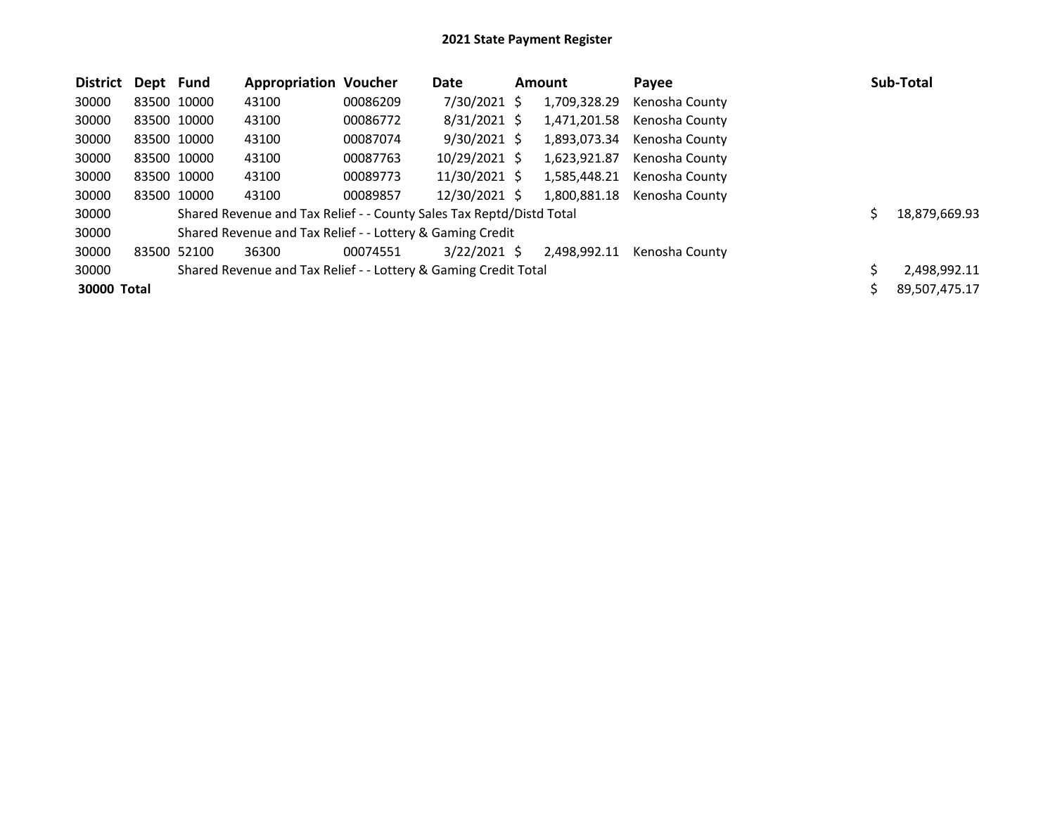## 2021 State Payment Register

| District | Dept | Fund | Appropriation | Voucher | Date | Amount | Payee | Sub-Total |
|---|---|---|---|---|---|---|---|---|
| 30000 | 83500 | 10000 | 43100 | 00086209 | 7/30/2021 | $ 1,709,328.29 | Kenosha County | |
| 30000 | 83500 | 10000 | 43100 | 00086772 | 8/31/2021 | $ 1,471,201.58 | Kenosha County | |
| 30000 | 83500 | 10000 | 43100 | 00087074 | 9/30/2021 | $ 1,893,073.34 | Kenosha County | |
| 30000 | 83500 | 10000 | 43100 | 00087763 | 10/29/2021 | $ 1,623,921.87 | Kenosha County | |
| 30000 | 83500 | 10000 | 43100 | 00089773 | 11/30/2021 | $ 1,585,448.21 | Kenosha County | |
| 30000 | 83500 | 10000 | 43100 | 00089857 | 12/30/2021 | $ 1,800,881.18 | Kenosha County | |
| 30000 | | Shared Revenue and Tax Relief - - County Sales Tax Reptd/Distd Total | | | | | | $ 18,879,669.93 |
| 30000 | | Shared Revenue and Tax Relief - - Lottery & Gaming Credit | | | | | | |
| 30000 | 83500 | 52100 | 36300 | 00074551 | 3/22/2021 | $ 2,498,992.11 | Kenosha County | |
| 30000 | | Shared Revenue and Tax Relief - - Lottery & Gaming Credit Total | | | | | | $ 2,498,992.11 |
| **30000 Total** | | | | | | | | $ 89,507,475.17 |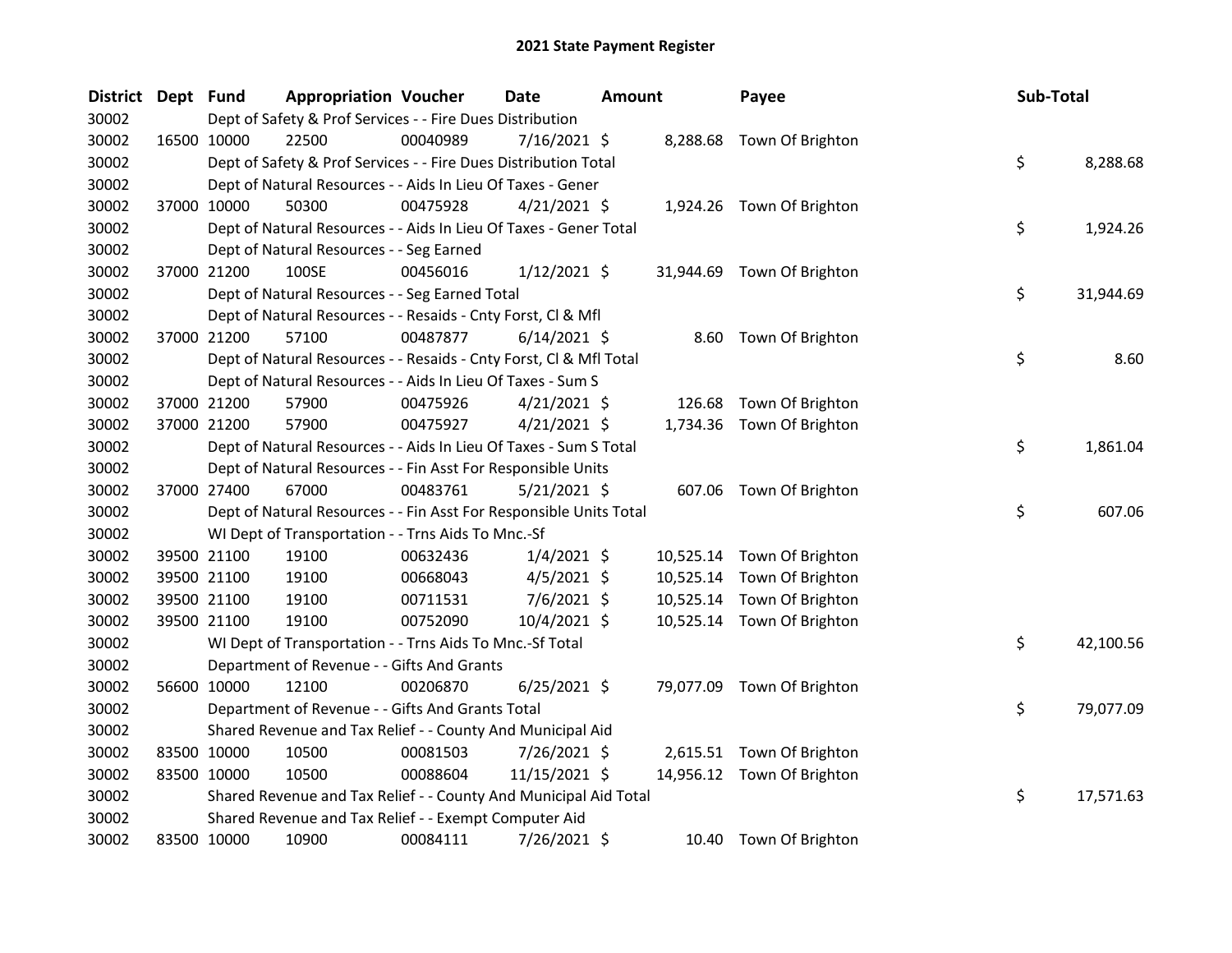# 2021 State Payment Register

| District | Dept | Fund | Appropriation | Voucher | Date | Amount | Payee | Sub-Total |
|---|---|---|---|---|---|---|---|---|
| 30002 | | Dept of Safety & Prof Services - - Fire Dues Distribution | | | | | | |
| 30002 | 16500 | 10000 | 22500 | 00040989 | 7/16/2021 | $ 8,288.68 | Town Of Brighton | |
| 30002 | | Dept of Safety & Prof Services - - Fire Dues Distribution Total | | | | | | $ 8,288.68 |
| 30002 | | Dept of Natural Resources - - Aids In Lieu Of Taxes - Gener | | | | | | |
| 30002 | 37000 | 10000 | 50300 | 00475928 | 4/21/2021 | $ 1,924.26 | Town Of Brighton | |
| 30002 | | Dept of Natural Resources - - Aids In Lieu Of Taxes - Gener Total | | | | | | $ 1,924.26 |
| 30002 | | Dept of Natural Resources - - Seg Earned | | | | | | |
| 30002 | 37000 | 21200 | 100SE | 00456016 | 1/12/2021 | $ 31,944.69 | Town Of Brighton | |
| 30002 | | Dept of Natural Resources - - Seg Earned Total | | | | | | $ 31,944.69 |
| 30002 | | Dept of Natural Resources - - Resaids - Cnty Forst, Cl & Mfl | | | | | | |
| 30002 | 37000 | 21200 | 57100 | 00487877 | 6/14/2021 | $ 8.60 | Town Of Brighton | |
| 30002 | | Dept of Natural Resources - - Resaids - Cnty Forst, Cl & Mfl Total | | | | | | $ 8.60 |
| 30002 | | Dept of Natural Resources - - Aids In Lieu Of Taxes - Sum S | | | | | | |
| 30002 | 37000 | 21200 | 57900 | 00475926 | 4/21/2021 | $ 126.68 | Town Of Brighton | |
| 30002 | 37000 | 21200 | 57900 | 00475927 | 4/21/2021 | $ 1,734.36 | Town Of Brighton | |
| 30002 | | Dept of Natural Resources - - Aids In Lieu Of Taxes - Sum S Total | | | | | | $ 1,861.04 |
| 30002 | | Dept of Natural Resources - - Fin Asst For Responsible Units | | | | | | |
| 30002 | 37000 | 27400 | 67000 | 00483761 | 5/21/2021 | $ 607.06 | Town Of Brighton | |
| 30002 | | Dept of Natural Resources - - Fin Asst For Responsible Units Total | | | | | | $ 607.06 |
| 30002 | | WI Dept of Transportation - - Trns Aids To Mnc.-Sf | | | | | | |
| 30002 | 39500 | 21100 | 19100 | 00632436 | 1/4/2021 | $ 10,525.14 | Town Of Brighton | |
| 30002 | 39500 | 21100 | 19100 | 00668043 | 4/5/2021 | $ 10,525.14 | Town Of Brighton | |
| 30002 | 39500 | 21100 | 19100 | 00711531 | 7/6/2021 | $ 10,525.14 | Town Of Brighton | |
| 30002 | 39500 | 21100 | 19100 | 00752090 | 10/4/2021 | $ 10,525.14 | Town Of Brighton | |
| 30002 | | WI Dept of Transportation - - Trns Aids To Mnc.-Sf Total | | | | | | $ 42,100.56 |
| 30002 | | Department of Revenue - - Gifts And Grants | | | | | | |
| 30002 | 56600 | 10000 | 12100 | 00206870 | 6/25/2021 | $ 79,077.09 | Town Of Brighton | |
| 30002 | | Department of Revenue - - Gifts And Grants Total | | | | | | $ 79,077.09 |
| 30002 | | Shared Revenue and Tax Relief - - County And Municipal Aid | | | | | | |
| 30002 | 83500 | 10000 | 10500 | 00081503 | 7/26/2021 | $ 2,615.51 | Town Of Brighton | |
| 30002 | 83500 | 10000 | 10500 | 00088604 | 11/15/2021 | $ 14,956.12 | Town Of Brighton | |
| 30002 | | Shared Revenue and Tax Relief - - County And Municipal Aid Total | | | | | | $ 17,571.63 |
| 30002 | | Shared Revenue and Tax Relief - - Exempt Computer Aid | | | | | | |
| 30002 | 83500 | 10000 | 10900 | 00084111 | 7/26/2021 | $ 10.40 | Town Of Brighton | |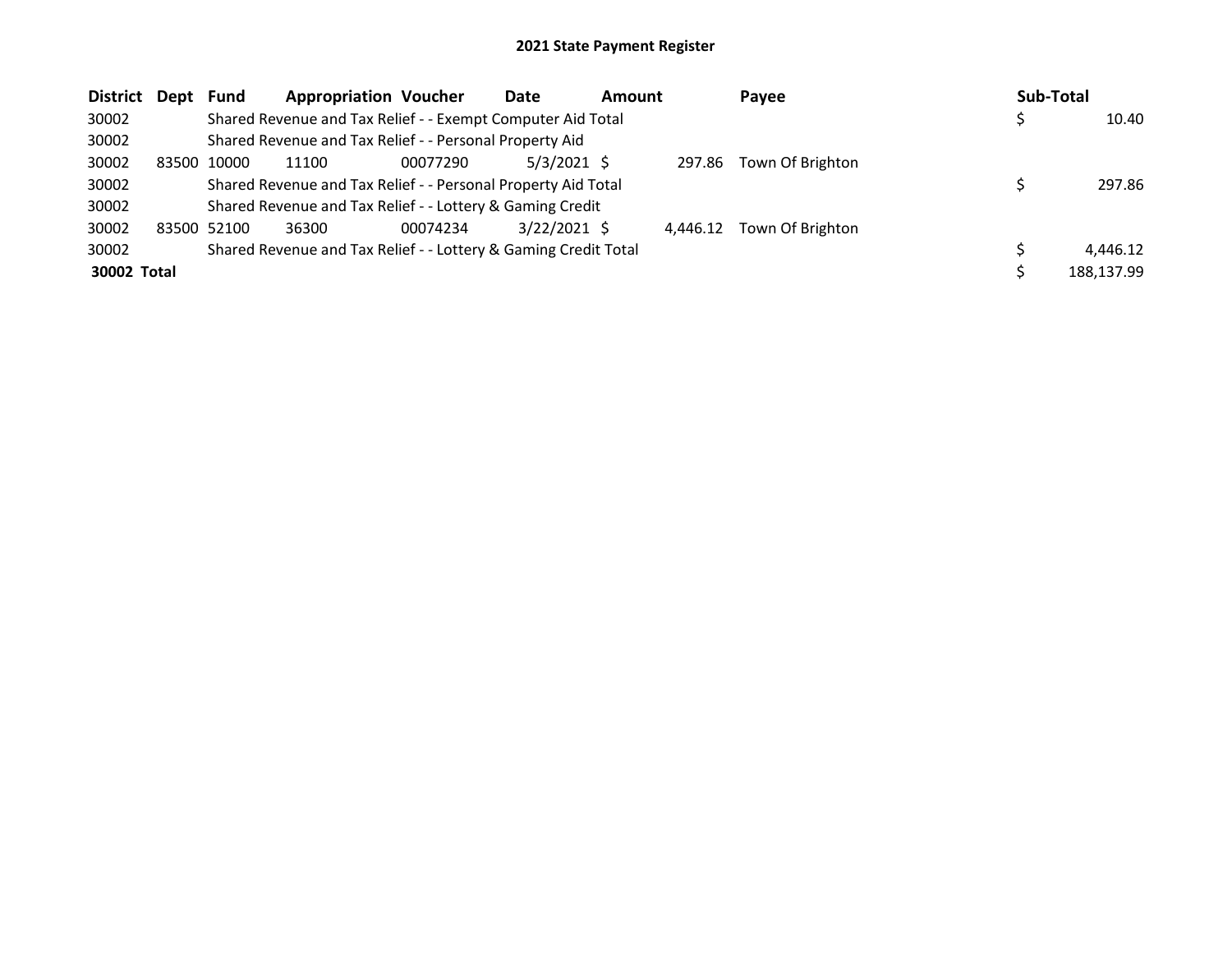# 2021 State Payment Register

| District | Dept | Fund | Appropriation | Voucher | Date | Amount | Payee | Sub-Total |
|---|---|---|---|---|---|---|---|---|
| 30002 | | Shared Revenue and Tax Relief - - Exempt Computer Aid Total | | | | | | $ 10.40 |
| 30002 | | Shared Revenue and Tax Relief - - Personal Property Aid | | | | | | |
| 30002 | 83500 | 10000 | 11100 | 00077290 | 5/3/2021 | $ 297.86 | Town Of Brighton | |
| 30002 | | Shared Revenue and Tax Relief - - Personal Property Aid Total | | | | | | $ 297.86 |
| 30002 | | Shared Revenue and Tax Relief - - Lottery & Gaming Credit | | | | | | |
| 30002 | 83500 | 52100 | 36300 | 00074234 | 3/22/2021 | $ 4,446.12 | Town Of Brighton | |
| 30002 | | Shared Revenue and Tax Relief - - Lottery & Gaming Credit Total | | | | | | $ 4,446.12 |
| **30002 Total** | | | | | | | | $ 188,137.99 |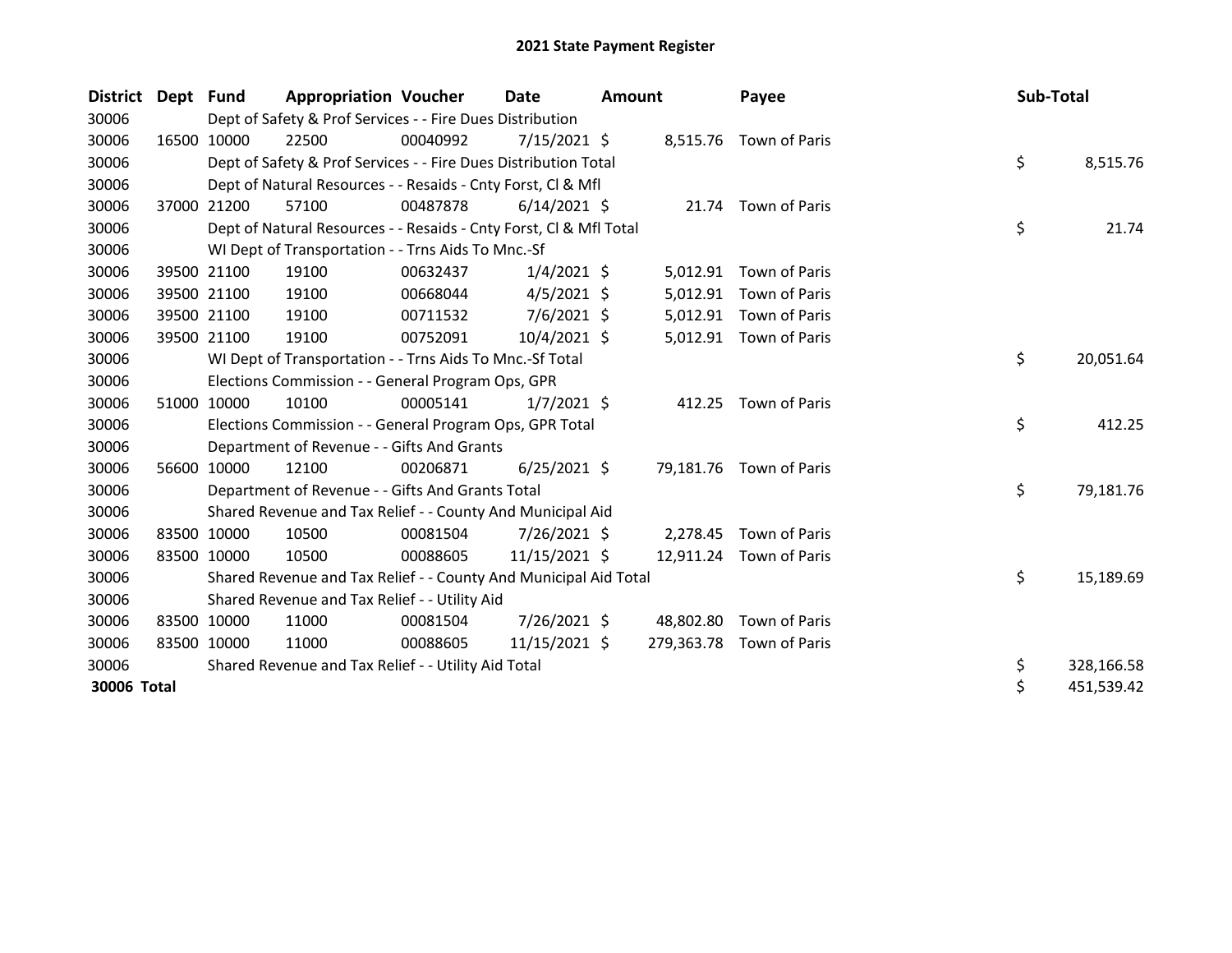# 2021 State Payment Register

| District | Dept | Fund | Appropriation | Voucher | Date | Amount | Payee | Sub-Total |
|---|---|---|---|---|---|---|---|---|
| 30006 | | Dept of Safety & Prof Services - - Fire Dues Distribution | | | | | | |
| 30006 | 16500 | 10000 | 22500 | 00040992 | 7/15/2021 | $ 8,515.76 | Town of Paris | |
| 30006 | | Dept of Safety & Prof Services - - Fire Dues Distribution Total | | | | | | $ 8,515.76 |
| 30006 | | Dept of Natural Resources - - Resaids - Cnty Forst, Cl & Mfl | | | | | | |
| 30006 | 37000 | 21200 | 57100 | 00487878 | 6/14/2021 | $ 21.74 | Town of Paris | |
| 30006 | | Dept of Natural Resources - - Resaids - Cnty Forst, Cl & Mfl Total | | | | | | $ 21.74 |
| 30006 | | WI Dept of Transportation - - Trns Aids To Mnc.-Sf | | | | | | |
| 30006 | 39500 | 21100 | 19100 | 00632437 | 1/4/2021 | $ 5,012.91 | Town of Paris | |
| 30006 | 39500 | 21100 | 19100 | 00668044 | 4/5/2021 | $ 5,012.91 | Town of Paris | |
| 30006 | 39500 | 21100 | 19100 | 00711532 | 7/6/2021 | $ 5,012.91 | Town of Paris | |
| 30006 | 39500 | 21100 | 19100 | 00752091 | 10/4/2021 | $ 5,012.91 | Town of Paris | |
| 30006 | | WI Dept of Transportation - - Trns Aids To Mnc.-Sf Total | | | | | | $ 20,051.64 |
| 30006 | | Elections Commission - - General Program Ops, GPR | | | | | | |
| 30006 | 51000 | 10000 | 10100 | 00005141 | 1/7/2021 | $ 412.25 | Town of Paris | |
| 30006 | | Elections Commission - - General Program Ops, GPR Total | | | | | | $ 412.25 |
| 30006 | | Department of Revenue - - Gifts And Grants | | | | | | |
| 30006 | 56600 | 10000 | 12100 | 00206871 | 6/25/2021 | $ 79,181.76 | Town of Paris | |
| 30006 | | Department of Revenue - - Gifts And Grants Total | | | | | | $ 79,181.76 |
| 30006 | | Shared Revenue and Tax Relief - - County And Municipal Aid | | | | | | |
| 30006 | 83500 | 10000 | 10500 | 00081504 | 7/26/2021 | $ 2,278.45 | Town of Paris | |
| 30006 | 83500 | 10000 | 10500 | 00088605 | 11/15/2021 | $ 12,911.24 | Town of Paris | |
| 30006 | | Shared Revenue and Tax Relief - - County And Municipal Aid Total | | | | | | $ 15,189.69 |
| 30006 | | Shared Revenue and Tax Relief - - Utility Aid | | | | | | |
| 30006 | 83500 | 10000 | 11000 | 00081504 | 7/26/2021 | $ 48,802.80 | Town of Paris | |
| 30006 | 83500 | 10000 | 11000 | 00088605 | 11/15/2021 | $ 279,363.78 | Town of Paris | |
| 30006 | | Shared Revenue and Tax Relief - - Utility Aid Total | | | | | | $ 328,166.58 |
| **30006 Total** | | | | | | | | $ 451,539.42 |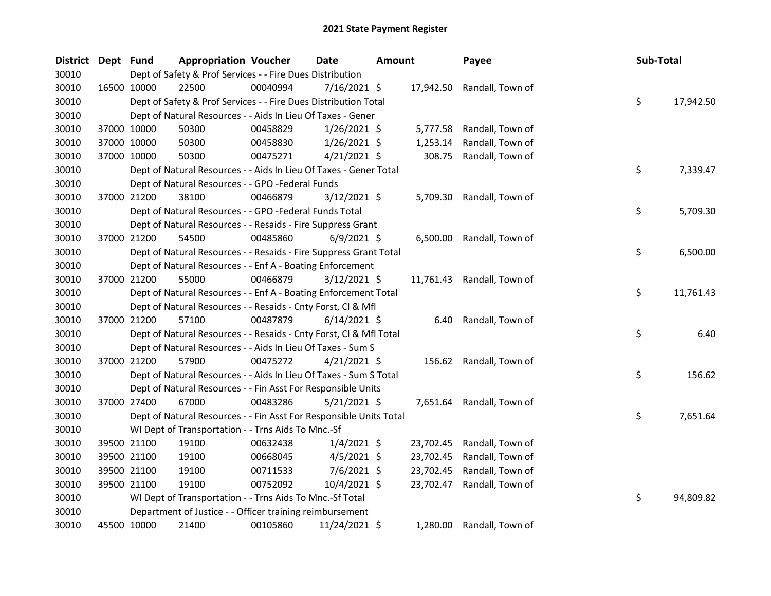# 2021 State Payment Register

| District | Dept | Fund | Appropriation | Voucher | Date | Amount | Payee | Sub-Total |
|---|---|---|---|---|---|---|---|---|
| 30010 | | Dept of Safety & Prof Services - - Fire Dues Distribution | | | | | | |
| 30010 | 16500 | 10000 | 22500 | 00040994 | 7/16/2021 | $ 17,942.50 | Randall, Town of | |
| 30010 | | Dept of Safety & Prof Services - - Fire Dues Distribution Total | | | | | | $ 17,942.50 |
| 30010 | | Dept of Natural Resources - - Aids In Lieu Of Taxes - Gener | | | | | | |
| 30010 | 37000 | 10000 | 50300 | 00458829 | 1/26/2021 | $ 5,777.58 | Randall, Town of | |
| 30010 | 37000 | 10000 | 50300 | 00458830 | 1/26/2021 | $ 1,253.14 | Randall, Town of | |
| 30010 | 37000 | 10000 | 50300 | 00475271 | 4/21/2021 | $ 308.75 | Randall, Town of | |
| 30010 | | Dept of Natural Resources - - Aids In Lieu Of Taxes - Gener Total | | | | | | $ 7,339.47 |
| 30010 | | Dept of Natural Resources - - GPO -Federal Funds | | | | | | |
| 30010 | 37000 | 21200 | 38100 | 00466879 | 3/12/2021 | $ 5,709.30 | Randall, Town of | |
| 30010 | | Dept of Natural Resources - - GPO -Federal Funds Total | | | | | | $ 5,709.30 |
| 30010 | | Dept of Natural Resources - - Resaids - Fire Suppress Grant | | | | | | |
| 30010 | 37000 | 21200 | 54500 | 00485860 | 6/9/2021 | $ 6,500.00 | Randall, Town of | |
| 30010 | | Dept of Natural Resources - - Resaids - Fire Suppress Grant Total | | | | | | $ 6,500.00 |
| 30010 | | Dept of Natural Resources - - Enf A - Boating Enforcement | | | | | | |
| 30010 | 37000 | 21200 | 55000 | 00466879 | 3/12/2021 | $ 11,761.43 | Randall, Town of | |
| 30010 | | Dept of Natural Resources - - Enf A - Boating Enforcement Total | | | | | | $ 11,761.43 |
| 30010 | | Dept of Natural Resources - - Resaids - Cnty Forst, Cl & Mfl | | | | | | |
| 30010 | 37000 | 21200 | 57100 | 00487879 | 6/14/2021 | $ 6.40 | Randall, Town of | |
| 30010 | | Dept of Natural Resources - - Resaids - Cnty Forst, Cl & Mfl Total | | | | | | $ 6.40 |
| 30010 | | Dept of Natural Resources - - Aids In Lieu Of Taxes - Sum S | | | | | | |
| 30010 | 37000 | 21200 | 57900 | 00475272 | 4/21/2021 | $ 156.62 | Randall, Town of | |
| 30010 | | Dept of Natural Resources - - Aids In Lieu Of Taxes - Sum S Total | | | | | | $ 156.62 |
| 30010 | | Dept of Natural Resources - - Fin Asst For Responsible Units | | | | | | |
| 30010 | 37000 | 27400 | 67000 | 00483286 | 5/21/2021 | $ 7,651.64 | Randall, Town of | |
| 30010 | | Dept of Natural Resources - - Fin Asst For Responsible Units Total | | | | | | $ 7,651.64 |
| 30010 | | WI Dept of Transportation - - Trns Aids To Mnc.-Sf | | | | | | |
| 30010 | 39500 | 21100 | 19100 | 00632438 | 1/4/2021 | $ 23,702.45 | Randall, Town of | |
| 30010 | 39500 | 21100 | 19100 | 00668045 | 4/5/2021 | $ 23,702.45 | Randall, Town of | |
| 30010 | 39500 | 21100 | 19100 | 00711533 | 7/6/2021 | $ 23,702.45 | Randall, Town of | |
| 30010 | 39500 | 21100 | 19100 | 00752092 | 10/4/2021 | $ 23,702.47 | Randall, Town of | |
| 30010 | | WI Dept of Transportation - - Trns Aids To Mnc.-Sf Total | | | | | | $ 94,809.82 |
| 30010 | | Department of Justice - - Officer training reimbursement | | | | | | |
| 30010 | 45500 | 10000 | 21400 | 00105860 | 11/24/2021 | $ 1,280.00 | Randall, Town of | |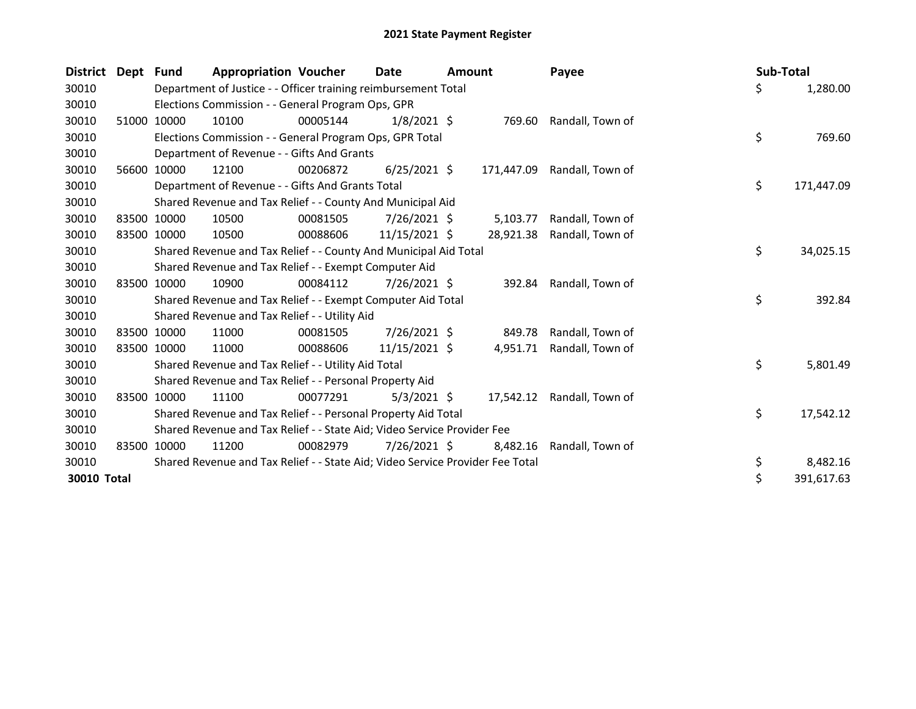# 2021 State Payment Register

| District | Dept | Fund | Appropriation | Voucher | Date | Amount | Payee | Sub-Total |
|---|---|---|---|---|---|---|---|---|
| 30010 | | Department of Justice - - Officer training reimbursement Total | | | | | | $ 1,280.00 |
| 30010 | | Elections Commission - - General Program Ops, GPR | | | | | | |
| 30010 | 51000 | 10000 | 10100 | 00005144 | 1/8/2021 | $ 769.60 | Randall, Town of | |
| 30010 | | Elections Commission - - General Program Ops, GPR Total | | | | | | $ 769.60 |
| 30010 | | Department of Revenue - - Gifts And Grants | | | | | | |
| 30010 | 56600 | 10000 | 12100 | 00206872 | 6/25/2021 | $ 171,447.09 | Randall, Town of | |
| 30010 | | Department of Revenue - - Gifts And Grants Total | | | | | | $ 171,447.09 |
| 30010 | | Shared Revenue and Tax Relief - - County And Municipal Aid | | | | | | |
| 30010 | 83500 | 10000 | 10500 | 00081505 | 7/26/2021 | $ 5,103.77 | Randall, Town of | |
| 30010 | 83500 | 10000 | 10500 | 00088606 | 11/15/2021 | $ 28,921.38 | Randall, Town of | |
| 30010 | | Shared Revenue and Tax Relief - - County And Municipal Aid Total | | | | | | $ 34,025.15 |
| 30010 | | Shared Revenue and Tax Relief - - Exempt Computer Aid | | | | | | |
| 30010 | 83500 | 10000 | 10900 | 00084112 | 7/26/2021 | $ 392.84 | Randall, Town of | |
| 30010 | | Shared Revenue and Tax Relief - - Exempt Computer Aid Total | | | | | | $ 392.84 |
| 30010 | | Shared Revenue and Tax Relief - - Utility Aid | | | | | | |
| 30010 | 83500 | 10000 | 11000 | 00081505 | 7/26/2021 | $ 849.78 | Randall, Town of | |
| 30010 | 83500 | 10000 | 11000 | 00088606 | 11/15/2021 | $ 4,951.71 | Randall, Town of | |
| 30010 | | Shared Revenue and Tax Relief - - Utility Aid Total | | | | | | $ 5,801.49 |
| 30010 | | Shared Revenue and Tax Relief - - Personal Property Aid | | | | | | |
| 30010 | 83500 | 10000 | 11100 | 00077291 | 5/3/2021 | $ 17,542.12 | Randall, Town of | |
| 30010 | | Shared Revenue and Tax Relief - - Personal Property Aid Total | | | | | | $ 17,542.12 |
| 30010 | | Shared Revenue and Tax Relief - - State Aid; Video Service Provider Fee | | | | | | |
| 30010 | 83500 | 10000 | 11200 | 00082979 | 7/26/2021 | $ 8,482.16 | Randall, Town of | |
| 30010 | | Shared Revenue and Tax Relief - - State Aid; Video Service Provider Fee Total | | | | | | $ 8,482.16 |
| **30010 Total** | | | | | | | | $ 391,617.63 |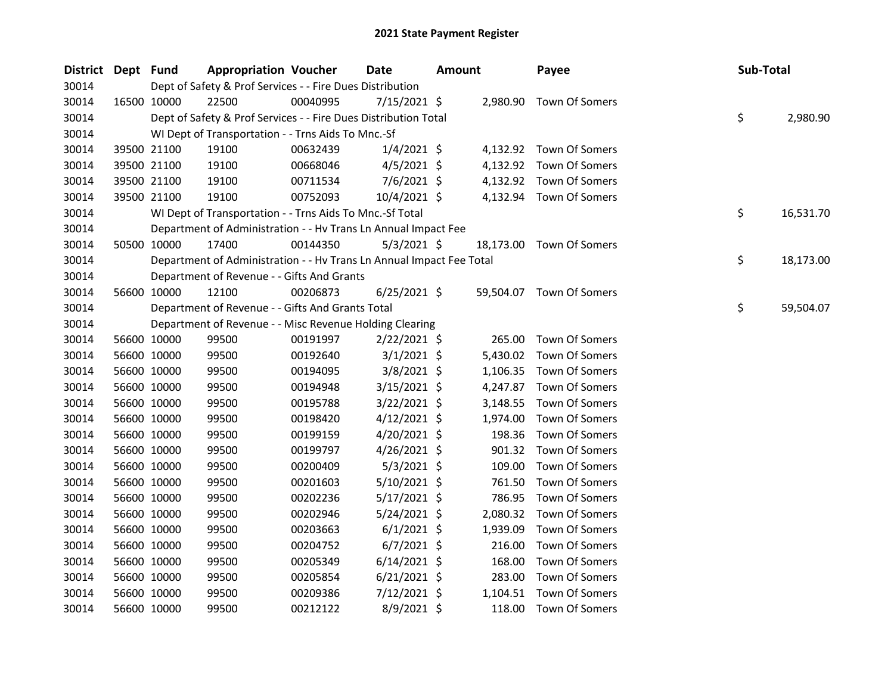# 2021 State Payment Register

| District | Dept | Fund | Appropriation | Voucher | Date | Amount | Payee | Sub-Total |
|---|---|---|---|---|---|---|---|---|
| 30014 | | Dept of Safety & Prof Services - - Fire Dues Distribution | | | | | | |
| 30014 | 16500 | 10000 | 22500 | 00040995 | 7/15/2021 | $ 2,980.90 | Town Of Somers | |
| 30014 | | Dept of Safety & Prof Services - - Fire Dues Distribution Total | | | | | | $ 2,980.90 |
| 30014 | | WI Dept of Transportation - - Trns Aids To Mnc.-Sf | | | | | | |
| 30014 | 39500 | 21100 | 19100 | 00632439 | 1/4/2021 | $ 4,132.92 | Town Of Somers | |
| 30014 | 39500 | 21100 | 19100 | 00668046 | 4/5/2021 | $ 4,132.92 | Town Of Somers | |
| 30014 | 39500 | 21100 | 19100 | 00711534 | 7/6/2021 | $ 4,132.92 | Town Of Somers | |
| 30014 | 39500 | 21100 | 19100 | 00752093 | 10/4/2021 | $ 4,132.94 | Town Of Somers | |
| 30014 | | WI Dept of Transportation - - Trns Aids To Mnc.-Sf Total | | | | | | $ 16,531.70 |
| 30014 | | Department of Administration - - Hv Trans Ln Annual Impact Fee | | | | | | |
| 30014 | 50500 | 10000 | 17400 | 00144350 | 5/3/2021 | $ 18,173.00 | Town Of Somers | |
| 30014 | | Department of Administration - - Hv Trans Ln Annual Impact Fee Total | | | | | | $ 18,173.00 |
| 30014 | | Department of Revenue - - Gifts And Grants | | | | | | |
| 30014 | 56600 | 10000 | 12100 | 00206873 | 6/25/2021 | $ 59,504.07 | Town Of Somers | |
| 30014 | | Department of Revenue - - Gifts And Grants Total | | | | | | $ 59,504.07 |
| 30014 | | Department of Revenue - - Misc Revenue Holding Clearing | | | | | | |
| 30014 | 56600 | 10000 | 99500 | 00191997 | 2/22/2021 | $ 265.00 | Town Of Somers | |
| 30014 | 56600 | 10000 | 99500 | 00192640 | 3/1/2021 | $ 5,430.02 | Town Of Somers | |
| 30014 | 56600 | 10000 | 99500 | 00194095 | 3/8/2021 | $ 1,106.35 | Town Of Somers | |
| 30014 | 56600 | 10000 | 99500 | 00194948 | 3/15/2021 | $ 4,247.87 | Town Of Somers | |
| 30014 | 56600 | 10000 | 99500 | 00195788 | 3/22/2021 | $ 3,148.55 | Town Of Somers | |
| 30014 | 56600 | 10000 | 99500 | 00198420 | 4/12/2021 | $ 1,974.00 | Town Of Somers | |
| 30014 | 56600 | 10000 | 99500 | 00199159 | 4/20/2021 | $ 198.36 | Town Of Somers | |
| 30014 | 56600 | 10000 | 99500 | 00199797 | 4/26/2021 | $ 901.32 | Town Of Somers | |
| 30014 | 56600 | 10000 | 99500 | 00200409 | 5/3/2021 | $ 109.00 | Town Of Somers | |
| 30014 | 56600 | 10000 | 99500 | 00201603 | 5/10/2021 | $ 761.50 | Town Of Somers | |
| 30014 | 56600 | 10000 | 99500 | 00202236 | 5/17/2021 | $ 786.95 | Town Of Somers | |
| 30014 | 56600 | 10000 | 99500 | 00202946 | 5/24/2021 | $ 2,080.32 | Town Of Somers | |
| 30014 | 56600 | 10000 | 99500 | 00203663 | 6/1/2021 | $ 1,939.09 | Town Of Somers | |
| 30014 | 56600 | 10000 | 99500 | 00204752 | 6/7/2021 | $ 216.00 | Town Of Somers | |
| 30014 | 56600 | 10000 | 99500 | 00205349 | 6/14/2021 | $ 168.00 | Town Of Somers | |
| 30014 | 56600 | 10000 | 99500 | 00205854 | 6/21/2021 | $ 283.00 | Town Of Somers | |
| 30014 | 56600 | 10000 | 99500 | 00209386 | 7/12/2021 | $ 1,104.51 | Town Of Somers | |
| 30014 | 56600 | 10000 | 99500 | 00212122 | 8/9/2021 | $ 118.00 | Town Of Somers | |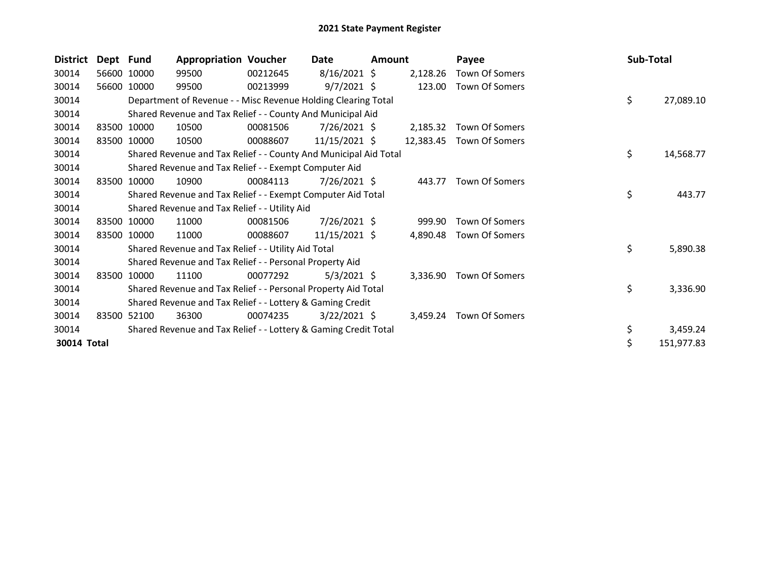# 2021 State Payment Register

| District | Dept | Fund | Appropriation | Voucher | Date | Amount | Payee | Sub-Total |
|---|---|---|---|---|---|---|---|---|
| 30014 | 56600 | 10000 | 99500 | 00212645 | 8/16/2021 | $ 2,128.26 | Town Of Somers | |
| 30014 | 56600 | 10000 | 99500 | 00213999 | 9/7/2021 | $ 123.00 | Town Of Somers | |
| 30014 | | Department of Revenue - - Misc Revenue Holding Clearing Total | | | | | | $ 27,089.10 |
| 30014 | | Shared Revenue and Tax Relief - - County And Municipal Aid | | | | | | |
| 30014 | 83500 | 10000 | 10500 | 00081506 | 7/26/2021 | $ 2,185.32 | Town Of Somers | |
| 30014 | 83500 | 10000 | 10500 | 00088607 | 11/15/2021 | $ 12,383.45 | Town Of Somers | |
| 30014 | | Shared Revenue and Tax Relief - - County And Municipal Aid Total | | | | | | $ 14,568.77 |
| 30014 | | Shared Revenue and Tax Relief - - Exempt Computer Aid | | | | | | |
| 30014 | 83500 | 10000 | 10900 | 00084113 | 7/26/2021 | $ 443.77 | Town Of Somers | |
| 30014 | | Shared Revenue and Tax Relief - - Exempt Computer Aid Total | | | | | | $ 443.77 |
| 30014 | | Shared Revenue and Tax Relief - - Utility Aid | | | | | | |
| 30014 | 83500 | 10000 | 11000 | 00081506 | 7/26/2021 | $ 999.90 | Town Of Somers | |
| 30014 | 83500 | 10000 | 11000 | 00088607 | 11/15/2021 | $ 4,890.48 | Town Of Somers | |
| 30014 | | Shared Revenue and Tax Relief - - Utility Aid Total | | | | | | $ 5,890.38 |
| 30014 | | Shared Revenue and Tax Relief - - Personal Property Aid | | | | | | |
| 30014 | 83500 | 10000 | 11100 | 00077292 | 5/3/2021 | $ 3,336.90 | Town Of Somers | |
| 30014 | | Shared Revenue and Tax Relief - - Personal Property Aid Total | | | | | | $ 3,336.90 |
| 30014 | | Shared Revenue and Tax Relief - - Lottery & Gaming Credit | | | | | | |
| 30014 | 83500 | 52100 | 36300 | 00074235 | 3/22/2021 | $ 3,459.24 | Town Of Somers | |
| 30014 | | Shared Revenue and Tax Relief - - Lottery & Gaming Credit Total | | | | | | $ 3,459.24 |
| **30014 Total** | | | | | | | | $ 151,977.83 |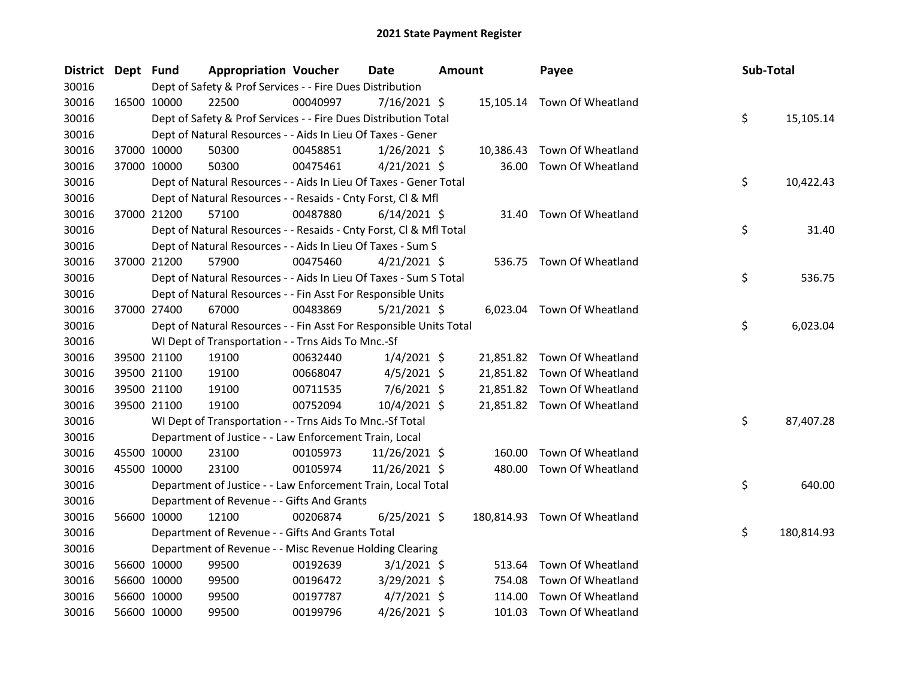# 2021 State Payment Register

| District | Dept | Fund | Appropriation | Voucher | Date | Amount | Payee | Sub-Total |
|---|---|---|---|---|---|---|---|---|
| 30016 | | | Dept of Safety & Prof Services - - Fire Dues Distribution | | | | | |
| 30016 | 16500 | 10000 | 22500 | 00040997 | 7/16/2021 | $ 15,105.14 | Town Of Wheatland | |
| 30016 | | | Dept of Safety & Prof Services - - Fire Dues Distribution Total | | | | | $ 15,105.14 |
| 30016 | | | Dept of Natural Resources - - Aids In Lieu Of Taxes - Gener | | | | | |
| 30016 | 37000 | 10000 | 50300 | 00458851 | 1/26/2021 | $ 10,386.43 | Town Of Wheatland | |
| 30016 | 37000 | 10000 | 50300 | 00475461 | 4/21/2021 | $ 36.00 | Town Of Wheatland | |
| 30016 | | | Dept of Natural Resources - - Aids In Lieu Of Taxes - Gener Total | | | | | $ 10,422.43 |
| 30016 | | | Dept of Natural Resources - - Resaids - Cnty Forst, Cl & Mfl | | | | | |
| 30016 | 37000 | 21200 | 57100 | 00487880 | 6/14/2021 | $ 31.40 | Town Of Wheatland | |
| 30016 | | | Dept of Natural Resources - - Resaids - Cnty Forst, Cl & Mfl Total | | | | | $ 31.40 |
| 30016 | | | Dept of Natural Resources - - Aids In Lieu Of Taxes - Sum S | | | | | |
| 30016 | 37000 | 21200 | 57900 | 00475460 | 4/21/2021 | $ 536.75 | Town Of Wheatland | |
| 30016 | | | Dept of Natural Resources - - Aids In Lieu Of Taxes - Sum S Total | | | | | $ 536.75 |
| 30016 | | | Dept of Natural Resources - - Fin Asst For Responsible Units | | | | | |
| 30016 | 37000 | 27400 | 67000 | 00483869 | 5/21/2021 | $ 6,023.04 | Town Of Wheatland | |
| 30016 | | | Dept of Natural Resources - - Fin Asst For Responsible Units Total | | | | | $ 6,023.04 |
| 30016 | | | WI Dept of Transportation - - Trns Aids To Mnc.-Sf | | | | | |
| 30016 | 39500 | 21100 | 19100 | 00632440 | 1/4/2021 | $ 21,851.82 | Town Of Wheatland | |
| 30016 | 39500 | 21100 | 19100 | 00668047 | 4/5/2021 | $ 21,851.82 | Town Of Wheatland | |
| 30016 | 39500 | 21100 | 19100 | 00711535 | 7/6/2021 | $ 21,851.82 | Town Of Wheatland | |
| 30016 | 39500 | 21100 | 19100 | 00752094 | 10/4/2021 | $ 21,851.82 | Town Of Wheatland | |
| 30016 | | | WI Dept of Transportation - - Trns Aids To Mnc.-Sf Total | | | | | $ 87,407.28 |
| 30016 | | | Department of Justice - - Law Enforcement Train, Local | | | | | |
| 30016 | 45500 | 10000 | 23100 | 00105973 | 11/26/2021 | $ 160.00 | Town Of Wheatland | |
| 30016 | 45500 | 10000 | 23100 | 00105974 | 11/26/2021 | $ 480.00 | Town Of Wheatland | |
| 30016 | | | Department of Justice - - Law Enforcement Train, Local Total | | | | | $ 640.00 |
| 30016 | | | Department of Revenue - - Gifts And Grants | | | | | |
| 30016 | 56600 | 10000 | 12100 | 00206874 | 6/25/2021 | $ 180,814.93 | Town Of Wheatland | |
| 30016 | | | Department of Revenue - - Gifts And Grants Total | | | | | $ 180,814.93 |
| 30016 | | | Department of Revenue - - Misc Revenue Holding Clearing | | | | | |
| 30016 | 56600 | 10000 | 99500 | 00192639 | 3/1/2021 | $ 513.64 | Town Of Wheatland | |
| 30016 | 56600 | 10000 | 99500 | 00196472 | 3/29/2021 | $ 754.08 | Town Of Wheatland | |
| 30016 | 56600 | 10000 | 99500 | 00197787 | 4/7/2021 | $ 114.00 | Town Of Wheatland | |
| 30016 | 56600 | 10000 | 99500 | 00199796 | 4/26/2021 | $ 101.03 | Town Of Wheatland | |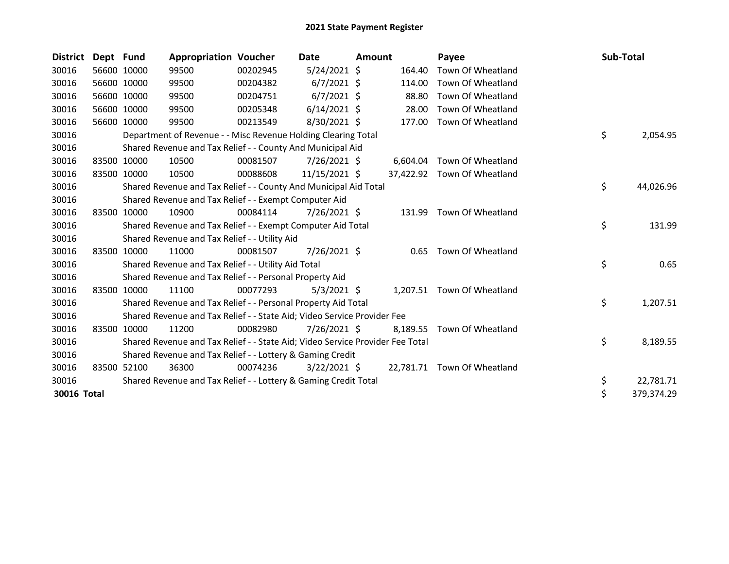# 2021 State Payment Register

| District | Dept | Fund | Appropriation | Voucher | Date | Amount | Payee | Sub-Total |
|---|---|---|---|---|---|---|---|---|
| 30016 | 56600 | 10000 | 99500 | 00202945 | 5/24/2021 | $ 164.40 | Town Of Wheatland | |
| 30016 | 56600 | 10000 | 99500 | 00204382 | 6/7/2021 | $ 114.00 | Town Of Wheatland | |
| 30016 | 56600 | 10000 | 99500 | 00204751 | 6/7/2021 | $ 88.80 | Town Of Wheatland | |
| 30016 | 56600 | 10000 | 99500 | 00205348 | 6/14/2021 | $ 28.00 | Town Of Wheatland | |
| 30016 | 56600 | 10000 | 99500 | 00213549 | 8/30/2021 | $ 177.00 | Town Of Wheatland | |
| 30016 | | Department of Revenue - - Misc Revenue Holding Clearing Total | | | | | | $ 2,054.95 |
| 30016 | | Shared Revenue and Tax Relief - - County And Municipal Aid | | | | | | |
| 30016 | 83500 | 10000 | 10500 | 00081507 | 7/26/2021 | $ 6,604.04 | Town Of Wheatland | |
| 30016 | 83500 | 10000 | 10500 | 00088608 | 11/15/2021 | $ 37,422.92 | Town Of Wheatland | |
| 30016 | | Shared Revenue and Tax Relief - - County And Municipal Aid Total | | | | | | $ 44,026.96 |
| 30016 | | Shared Revenue and Tax Relief - - Exempt Computer Aid | | | | | | |
| 30016 | 83500 | 10000 | 10900 | 00084114 | 7/26/2021 | $ 131.99 | Town Of Wheatland | |
| 30016 | | Shared Revenue and Tax Relief - - Exempt Computer Aid Total | | | | | | $ 131.99 |
| 30016 | | Shared Revenue and Tax Relief - - Utility Aid | | | | | | |
| 30016 | 83500 | 10000 | 11000 | 00081507 | 7/26/2021 | $ 0.65 | Town Of Wheatland | |
| 30016 | | Shared Revenue and Tax Relief - - Utility Aid Total | | | | | | $ 0.65 |
| 30016 | | Shared Revenue and Tax Relief - - Personal Property Aid | | | | | | |
| 30016 | 83500 | 10000 | 11100 | 00077293 | 5/3/2021 | $ 1,207.51 | Town Of Wheatland | |
| 30016 | | Shared Revenue and Tax Relief - - Personal Property Aid Total | | | | | | $ 1,207.51 |
| 30016 | | Shared Revenue and Tax Relief - - State Aid; Video Service Provider Fee | | | | | | |
| 30016 | 83500 | 10000 | 11200 | 00082980 | 7/26/2021 | $ 8,189.55 | Town Of Wheatland | |
| 30016 | | Shared Revenue and Tax Relief - - State Aid; Video Service Provider Fee Total | | | | | | $ 8,189.55 |
| 30016 | | Shared Revenue and Tax Relief - - Lottery & Gaming Credit | | | | | | |
| 30016 | 83500 | 52100 | 36300 | 00074236 | 3/22/2021 | $ 22,781.71 | Town Of Wheatland | |
| 30016 | | Shared Revenue and Tax Relief - - Lottery & Gaming Credit Total | | | | | | $ 22,781.71 |
| **30016 Total** | | | | | | | | $ 379,374.29 |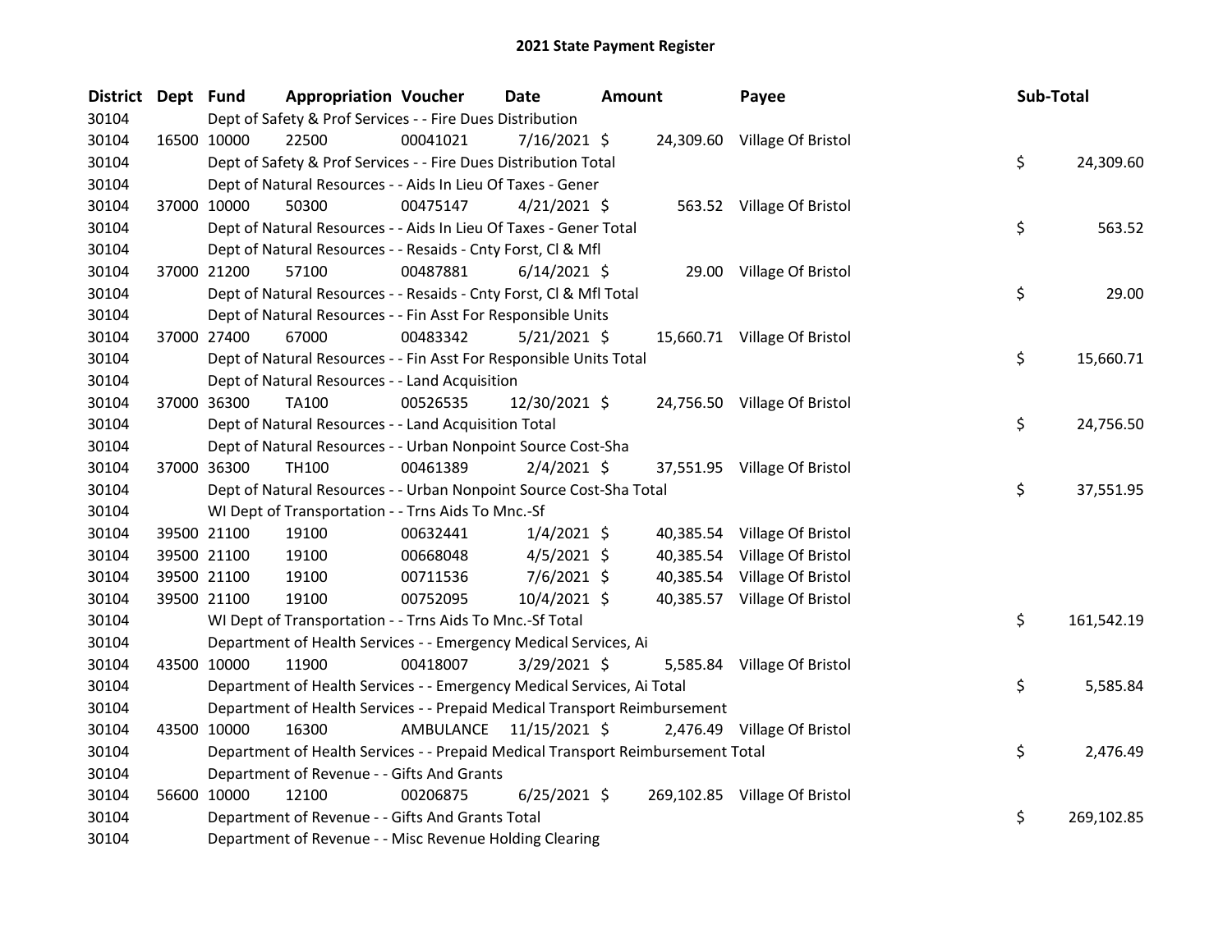# 2021 State Payment Register

| District | Dept | Fund | Appropriation | Voucher | Date | Amount | Payee | Sub-Total |
|---|---|---|---|---|---|---|---|---|
| 30104 | | | Dept of Safety & Prof Services - - Fire Dues Distribution | | | | | |
| 30104 | 16500 | 10000 | 22500 | 00041021 | 7/16/2021 | $ 24,309.60 | Village Of Bristol | |
| 30104 | | | Dept of Safety & Prof Services - - Fire Dues Distribution Total | | | | | $ 24,309.60 |
| 30104 | | | Dept of Natural Resources - - Aids In Lieu Of Taxes - Gener | | | | | |
| 30104 | 37000 | 10000 | 50300 | 00475147 | 4/21/2021 | $ 563.52 | Village Of Bristol | |
| 30104 | | | Dept of Natural Resources - - Aids In Lieu Of Taxes - Gener Total | | | | | $ 563.52 |
| 30104 | | | Dept of Natural Resources - - Resaids - Cnty Forst, Cl & Mfl | | | | | |
| 30104 | 37000 | 21200 | 57100 | 00487881 | 6/14/2021 | $ 29.00 | Village Of Bristol | |
| 30104 | | | Dept of Natural Resources - - Resaids - Cnty Forst, Cl & Mfl Total | | | | | $ 29.00 |
| 30104 | | | Dept of Natural Resources - - Fin Asst For Responsible Units | | | | | |
| 30104 | 37000 | 27400 | 67000 | 00483342 | 5/21/2021 | $ 15,660.71 | Village Of Bristol | |
| 30104 | | | Dept of Natural Resources - - Fin Asst For Responsible Units Total | | | | | $ 15,660.71 |
| 30104 | | | Dept of Natural Resources - - Land Acquisition | | | | | |
| 30104 | 37000 | 36300 | TA100 | 00526535 | 12/30/2021 | $ 24,756.50 | Village Of Bristol | |
| 30104 | | | Dept of Natural Resources - - Land Acquisition Total | | | | | $ 24,756.50 |
| 30104 | | | Dept of Natural Resources - - Urban Nonpoint Source Cost-Sha | | | | | |
| 30104 | 37000 | 36300 | TH100 | 00461389 | 2/4/2021 | $ 37,551.95 | Village Of Bristol | |
| 30104 | | | Dept of Natural Resources - - Urban Nonpoint Source Cost-Sha Total | | | | | $ 37,551.95 |
| 30104 | | | WI Dept of Transportation - - Trns Aids To Mnc.-Sf | | | | | |
| 30104 | 39500 | 21100 | 19100 | 00632441 | 1/4/2021 | $ 40,385.54 | Village Of Bristol | |
| 30104 | 39500 | 21100 | 19100 | 00668048 | 4/5/2021 | $ 40,385.54 | Village Of Bristol | |
| 30104 | 39500 | 21100 | 19100 | 00711536 | 7/6/2021 | $ 40,385.54 | Village Of Bristol | |
| 30104 | 39500 | 21100 | 19100 | 00752095 | 10/4/2021 | $ 40,385.57 | Village Of Bristol | |
| 30104 | | | WI Dept of Transportation - - Trns Aids To Mnc.-Sf Total | | | | | $ 161,542.19 |
| 30104 | | | Department of Health Services - - Emergency Medical Services, Ai | | | | | |
| 30104 | 43500 | 10000 | 11900 | 00418007 | 3/29/2021 | $ 5,585.84 | Village Of Bristol | |
| 30104 | | | Department of Health Services - - Emergency Medical Services, Ai Total | | | | | $ 5,585.84 |
| 30104 | | | Department of Health Services - - Prepaid Medical Transport Reimbursement | | | | | |
| 30104 | 43500 | 10000 | 16300 | AMBULANCE | 11/15/2021 | $ 2,476.49 | Village Of Bristol | |
| 30104 | | | Department of Health Services - - Prepaid Medical Transport Reimbursement Total | | | | | $ 2,476.49 |
| 30104 | | | Department of Revenue - - Gifts And Grants | | | | | |
| 30104 | 56600 | 10000 | 12100 | 00206875 | 6/25/2021 | $ 269,102.85 | Village Of Bristol | |
| 30104 | | | Department of Revenue - - Gifts And Grants Total | | | | | $ 269,102.85 |
| 30104 | | | Department of Revenue - - Misc Revenue Holding Clearing | | | | | |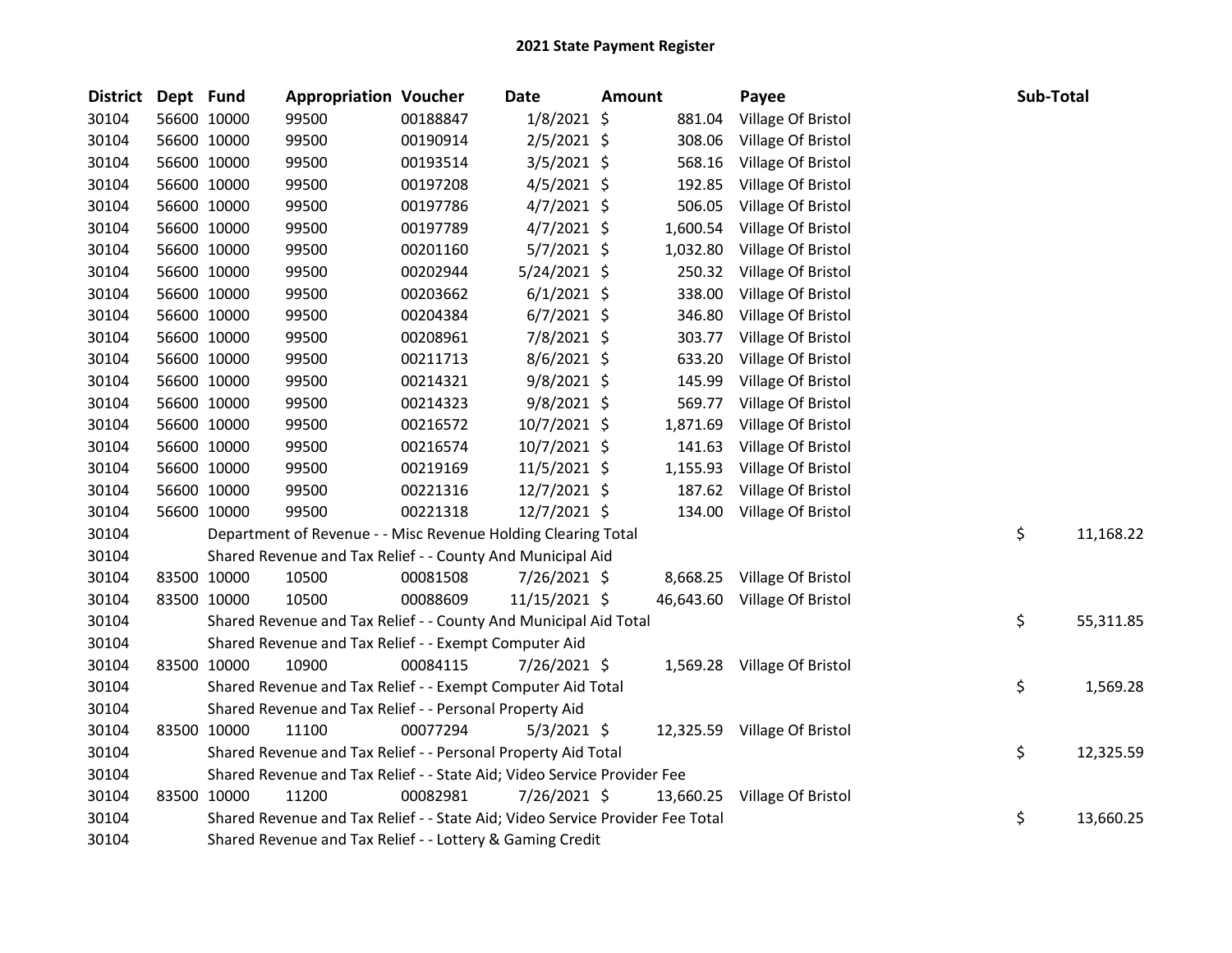# 2021 State Payment Register

| District | Dept | Fund | Appropriation | Voucher | Date | Amount | Payee | Sub-Total |
|---|---|---|---|---|---|---|---|---|
| 30104 | 56600 | 10000 | 99500 | 00188847 | 1/8/2021 | $ 881.04 | Village Of Bristol | |
| 30104 | 56600 | 10000 | 99500 | 00190914 | 2/5/2021 | $ 308.06 | Village Of Bristol | |
| 30104 | 56600 | 10000 | 99500 | 00193514 | 3/5/2021 | $ 568.16 | Village Of Bristol | |
| 30104 | 56600 | 10000 | 99500 | 00197208 | 4/5/2021 | $ 192.85 | Village Of Bristol | |
| 30104 | 56600 | 10000 | 99500 | 00197786 | 4/7/2021 | $ 506.05 | Village Of Bristol | |
| 30104 | 56600 | 10000 | 99500 | 00197789 | 4/7/2021 | $ 1,600.54 | Village Of Bristol | |
| 30104 | 56600 | 10000 | 99500 | 00201160 | 5/7/2021 | $ 1,032.80 | Village Of Bristol | |
| 30104 | 56600 | 10000 | 99500 | 00202944 | 5/24/2021 | $ 250.32 | Village Of Bristol | |
| 30104 | 56600 | 10000 | 99500 | 00203662 | 6/1/2021 | $ 338.00 | Village Of Bristol | |
| 30104 | 56600 | 10000 | 99500 | 00204384 | 6/7/2021 | $ 346.80 | Village Of Bristol | |
| 30104 | 56600 | 10000 | 99500 | 00208961 | 7/8/2021 | $ 303.77 | Village Of Bristol | |
| 30104 | 56600 | 10000 | 99500 | 00211713 | 8/6/2021 | $ 633.20 | Village Of Bristol | |
| 30104 | 56600 | 10000 | 99500 | 00214321 | 9/8/2021 | $ 145.99 | Village Of Bristol | |
| 30104 | 56600 | 10000 | 99500 | 00214323 | 9/8/2021 | $ 569.77 | Village Of Bristol | |
| 30104 | 56600 | 10000 | 99500 | 00216572 | 10/7/2021 | $ 1,871.69 | Village Of Bristol | |
| 30104 | 56600 | 10000 | 99500 | 00216574 | 10/7/2021 | $ 141.63 | Village Of Bristol | |
| 30104 | 56600 | 10000 | 99500 | 00219169 | 11/5/2021 | $ 1,155.93 | Village Of Bristol | |
| 30104 | 56600 | 10000 | 99500 | 00221316 | 12/7/2021 | $ 187.62 | Village Of Bristol | |
| 30104 | 56600 | 10000 | 99500 | 00221318 | 12/7/2021 | $ 134.00 | Village Of Bristol | |
| 30104 | | Department of Revenue - - Misc Revenue Holding Clearing Total | | | | | | $ 11,168.22 |
| 30104 | | Shared Revenue and Tax Relief - - County And Municipal Aid | | | | | | |
| 30104 | 83500 | 10000 | 10500 | 00081508 | 7/26/2021 | $ 8,668.25 | Village Of Bristol | |
| 30104 | 83500 | 10000 | 10500 | 00088609 | 11/15/2021 | $ 46,643.60 | Village Of Bristol | |
| 30104 | | Shared Revenue and Tax Relief - - County And Municipal Aid Total | | | | | | $ 55,311.85 |
| 30104 | | Shared Revenue and Tax Relief - - Exempt Computer Aid | | | | | | |
| 30104 | 83500 | 10000 | 10900 | 00084115 | 7/26/2021 | $ 1,569.28 | Village Of Bristol | |
| 30104 | | Shared Revenue and Tax Relief - - Exempt Computer Aid Total | | | | | | $ 1,569.28 |
| 30104 | | Shared Revenue and Tax Relief - - Personal Property Aid | | | | | | |
| 30104 | 83500 | 10000 | 11100 | 00077294 | 5/3/2021 | $ 12,325.59 | Village Of Bristol | |
| 30104 | | Shared Revenue and Tax Relief - - Personal Property Aid Total | | | | | | $ 12,325.59 |
| 30104 | | Shared Revenue and Tax Relief - - State Aid; Video Service Provider Fee | | | | | | |
| 30104 | 83500 | 10000 | 11200 | 00082981 | 7/26/2021 | $ 13,660.25 | Village Of Bristol | |
| 30104 | | Shared Revenue and Tax Relief - - State Aid; Video Service Provider Fee Total | | | | | | $ 13,660.25 |
| 30104 | | Shared Revenue and Tax Relief - - Lottery & Gaming Credit | | | | | | |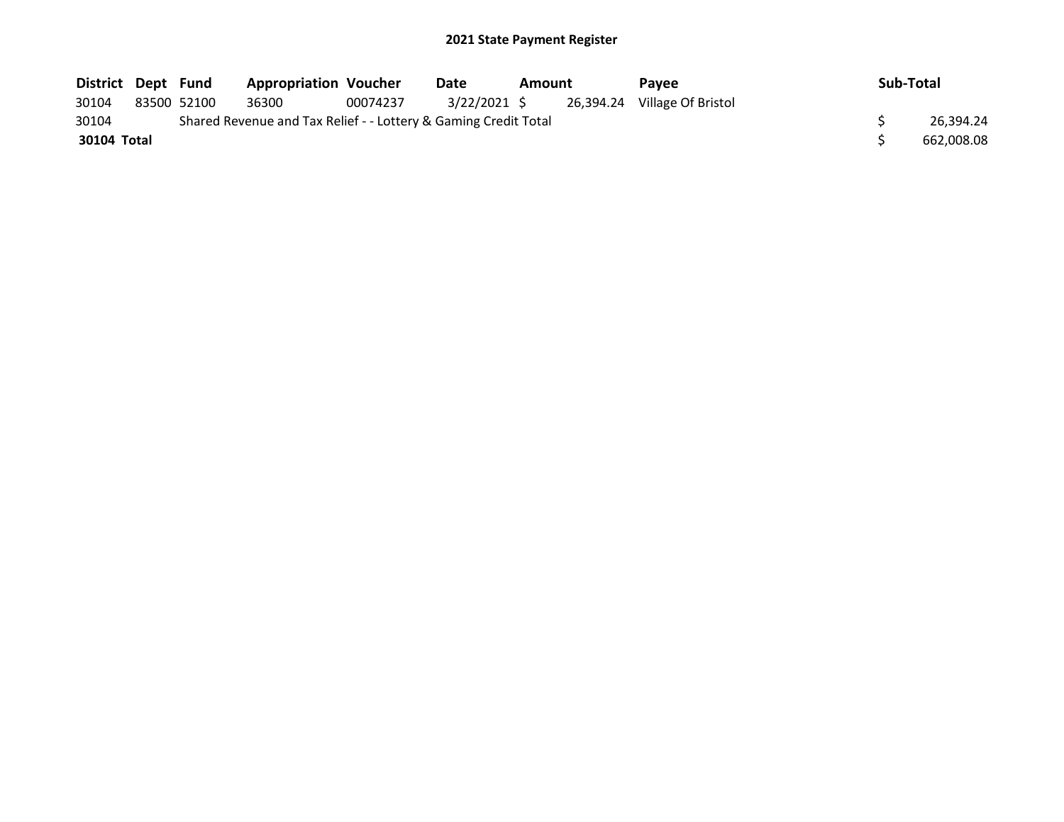**2021 State Payment Register**

| District | Dept | Fund | Appropriation | Voucher | Date | Amount | Payee | Sub-Total |
|---|---|---|---|---|---|---|---|---|
| 30104 | 83500 | 52100 | 36300 | 00074237 | 3/22/2021 | $ 26,394.24 | Village Of Bristol | |
| 30104 | Shared Revenue and Tax Relief - - Lottery & Gaming Credit Total | | | | | | | $ 26,394.24 |
| **30104 Total** | | | | | | | | $ 662,008.08 |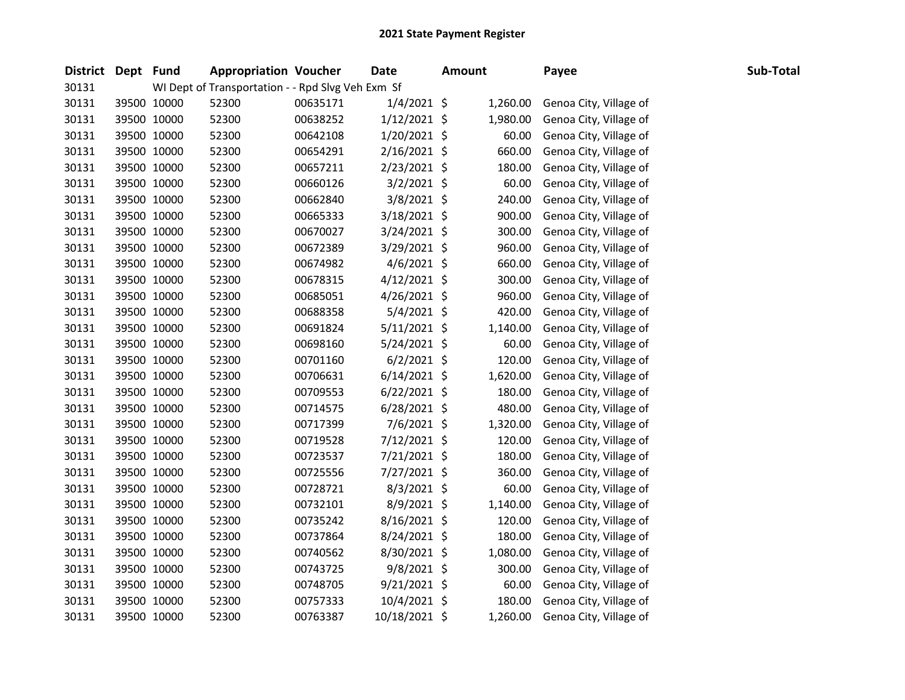## 2021 State Payment Register

| District | Dept | Fund | Appropriation | Voucher | Date | Amount | Payee | Sub-Total |
|---|---|---|---|---|---|---|---|---|
| 30131 | | WI Dept of Transportation - - Rpd Slvg Veh Exm Sf | | | | | | |
| 30131 | 39500 | 10000 | 52300 | 00635171 | 1/4/2021 | $ 1,260.00 | Genoa City, Village of | |
| 30131 | 39500 | 10000 | 52300 | 00638252 | 1/12/2021 | $ 1,980.00 | Genoa City, Village of | |
| 30131 | 39500 | 10000 | 52300 | 00642108 | 1/20/2021 | $ 60.00 | Genoa City, Village of | |
| 30131 | 39500 | 10000 | 52300 | 00654291 | 2/16/2021 | $ 660.00 | Genoa City, Village of | |
| 30131 | 39500 | 10000 | 52300 | 00657211 | 2/23/2021 | $ 180.00 | Genoa City, Village of | |
| 30131 | 39500 | 10000 | 52300 | 00660126 | 3/2/2021 | $ 60.00 | Genoa City, Village of | |
| 30131 | 39500 | 10000 | 52300 | 00662840 | 3/8/2021 | $ 240.00 | Genoa City, Village of | |
| 30131 | 39500 | 10000 | 52300 | 00665333 | 3/18/2021 | $ 900.00 | Genoa City, Village of | |
| 30131 | 39500 | 10000 | 52300 | 00670027 | 3/24/2021 | $ 300.00 | Genoa City, Village of | |
| 30131 | 39500 | 10000 | 52300 | 00672389 | 3/29/2021 | $ 960.00 | Genoa City, Village of | |
| 30131 | 39500 | 10000 | 52300 | 00674982 | 4/6/2021 | $ 660.00 | Genoa City, Village of | |
| 30131 | 39500 | 10000 | 52300 | 00678315 | 4/12/2021 | $ 300.00 | Genoa City, Village of | |
| 30131 | 39500 | 10000 | 52300 | 00685051 | 4/26/2021 | $ 960.00 | Genoa City, Village of | |
| 30131 | 39500 | 10000 | 52300 | 00688358 | 5/4/2021 | $ 420.00 | Genoa City, Village of | |
| 30131 | 39500 | 10000 | 52300 | 00691824 | 5/11/2021 | $ 1,140.00 | Genoa City, Village of | |
| 30131 | 39500 | 10000 | 52300 | 00698160 | 5/24/2021 | $ 60.00 | Genoa City, Village of | |
| 30131 | 39500 | 10000 | 52300 | 00701160 | 6/2/2021 | $ 120.00 | Genoa City, Village of | |
| 30131 | 39500 | 10000 | 52300 | 00706631 | 6/14/2021 | $ 1,620.00 | Genoa City, Village of | |
| 30131 | 39500 | 10000 | 52300 | 00709553 | 6/22/2021 | $ 180.00 | Genoa City, Village of | |
| 30131 | 39500 | 10000 | 52300 | 00714575 | 6/28/2021 | $ 480.00 | Genoa City, Village of | |
| 30131 | 39500 | 10000 | 52300 | 00717399 | 7/6/2021 | $ 1,320.00 | Genoa City, Village of | |
| 30131 | 39500 | 10000 | 52300 | 00719528 | 7/12/2021 | $ 120.00 | Genoa City, Village of | |
| 30131 | 39500 | 10000 | 52300 | 00723537 | 7/21/2021 | $ 180.00 | Genoa City, Village of | |
| 30131 | 39500 | 10000 | 52300 | 00725556 | 7/27/2021 | $ 360.00 | Genoa City, Village of | |
| 30131 | 39500 | 10000 | 52300 | 00728721 | 8/3/2021 | $ 60.00 | Genoa City, Village of | |
| 30131 | 39500 | 10000 | 52300 | 00732101 | 8/9/2021 | $ 1,140.00 | Genoa City, Village of | |
| 30131 | 39500 | 10000 | 52300 | 00735242 | 8/16/2021 | $ 120.00 | Genoa City, Village of | |
| 30131 | 39500 | 10000 | 52300 | 00737864 | 8/24/2021 | $ 180.00 | Genoa City, Village of | |
| 30131 | 39500 | 10000 | 52300 | 00740562 | 8/30/2021 | $ 1,080.00 | Genoa City, Village of | |
| 30131 | 39500 | 10000 | 52300 | 00743725 | 9/8/2021 | $ 300.00 | Genoa City, Village of | |
| 30131 | 39500 | 10000 | 52300 | 00748705 | 9/21/2021 | $ 60.00 | Genoa City, Village of | |
| 30131 | 39500 | 10000 | 52300 | 00757333 | 10/4/2021 | $ 180.00 | Genoa City, Village of | |
| 30131 | 39500 | 10000 | 52300 | 00763387 | 10/18/2021 | $ 1,260.00 | Genoa City, Village of | |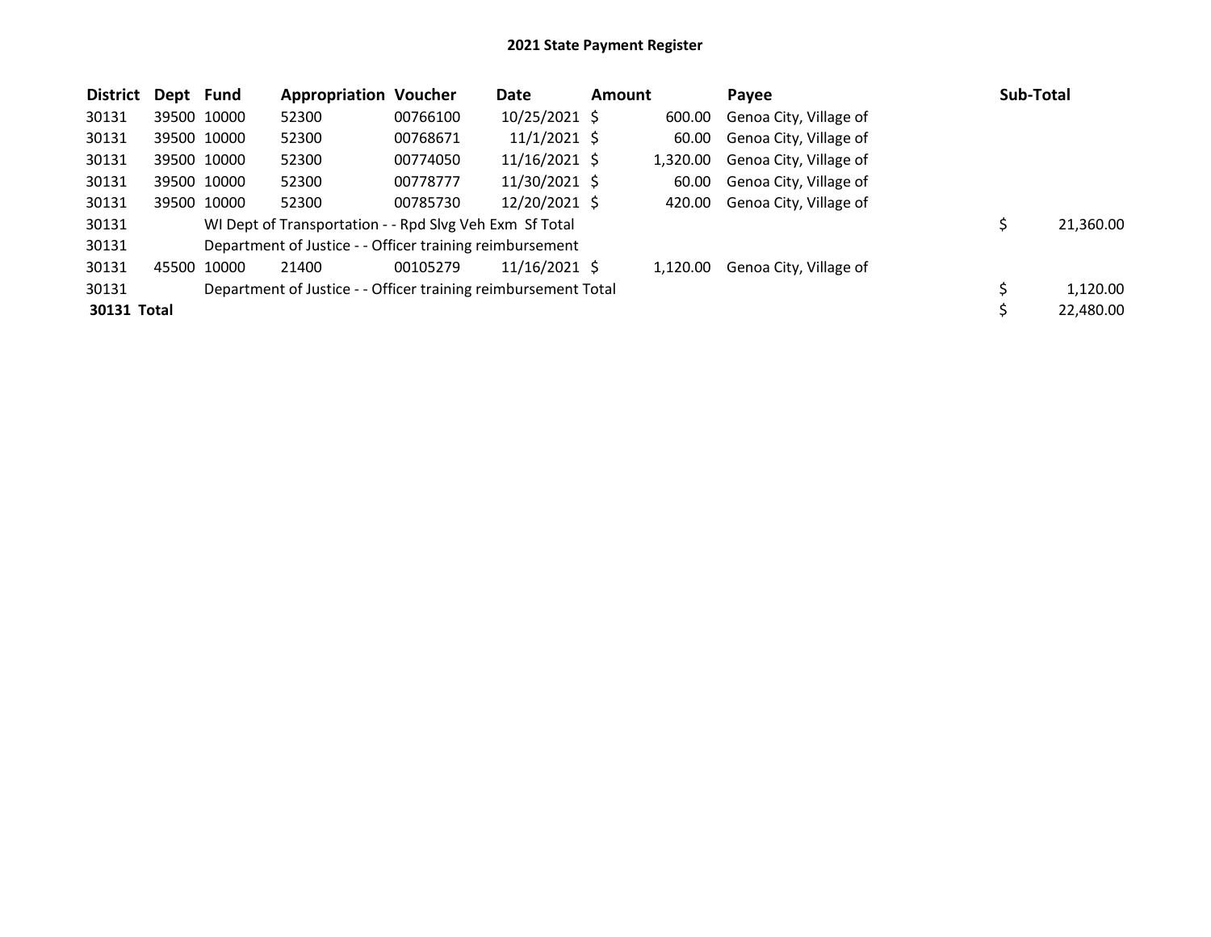**2021 State Payment Register**

| District | Dept | Fund | Appropriation | Voucher | Date | Amount | Payee | Sub-Total |
|---|---|---|---|---|---|---|---|---|
| 30131 | 39500 | 10000 | 52300 | 00766100 | 10/25/2021 | $ 600.00 | Genoa City, Village of | |
| 30131 | 39500 | 10000 | 52300 | 00768671 | 11/1/2021 | $ 60.00 | Genoa City, Village of | |
| 30131 | 39500 | 10000 | 52300 | 00774050 | 11/16/2021 | $ 1,320.00 | Genoa City, Village of | |
| 30131 | 39500 | 10000 | 52300 | 00778777 | 11/30/2021 | $ 60.00 | Genoa City, Village of | |
| 30131 | 39500 | 10000 | 52300 | 00785730 | 12/20/2021 | $ 420.00 | Genoa City, Village of | |
| 30131 | | WI Dept of Transportation - - Rpd Slvg Veh Exm Sf Total | | | | | | $ 21,360.00 |
| 30131 | | Department of Justice - - Officer training reimbursement | | | | | | |
| 30131 | 45500 | 10000 | 21400 | 00105279 | 11/16/2021 | $ 1,120.00 | Genoa City, Village of | |
| 30131 | | Department of Justice - - Officer training reimbursement Total | | | | | | $ 1,120.00 |
| **30131 Total** | | | | | | | | $ 22,480.00 |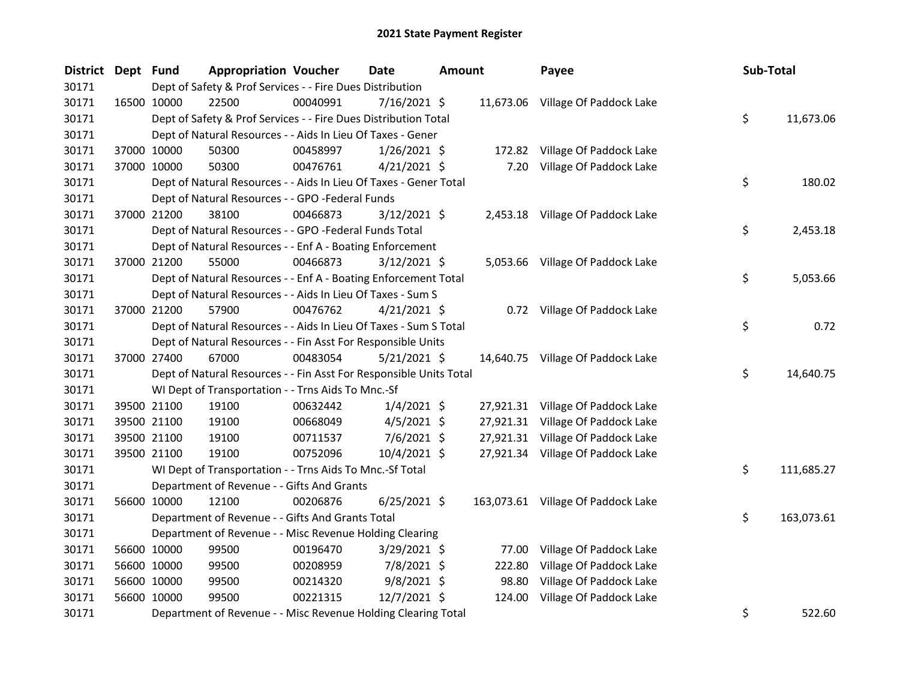# 2021 State Payment Register

| District | Dept | Fund | Appropriation | Voucher | Date | Amount | Payee | Sub-Total |
|---|---|---|---|---|---|---|---|---|
| 30171 | | Dept of Safety & Prof Services - - Fire Dues Distribution | | | | | | |
| 30171 | 16500 | 10000 | 22500 | 00040991 | 7/16/2021 | $ 11,673.06 | Village Of Paddock Lake | |
| 30171 | | Dept of Safety & Prof Services - - Fire Dues Distribution Total | | | | | | $ 11,673.06 |
| 30171 | | Dept of Natural Resources - - Aids In Lieu Of Taxes - Gener | | | | | | |
| 30171 | 37000 | 10000 | 50300 | 00458997 | 1/26/2021 | $ 172.82 | Village Of Paddock Lake | |
| 30171 | 37000 | 10000 | 50300 | 00476761 | 4/21/2021 | $ 7.20 | Village Of Paddock Lake | |
| 30171 | | Dept of Natural Resources - - Aids In Lieu Of Taxes - Gener Total | | | | | | $ 180.02 |
| 30171 | | Dept of Natural Resources - - GPO -Federal Funds | | | | | | |
| 30171 | 37000 | 21200 | 38100 | 00466873 | 3/12/2021 | $ 2,453.18 | Village Of Paddock Lake | |
| 30171 | | Dept of Natural Resources - - GPO -Federal Funds Total | | | | | | $ 2,453.18 |
| 30171 | | Dept of Natural Resources - - Enf A - Boating Enforcement | | | | | | |
| 30171 | 37000 | 21200 | 55000 | 00466873 | 3/12/2021 | $ 5,053.66 | Village Of Paddock Lake | |
| 30171 | | Dept of Natural Resources - - Enf A - Boating Enforcement Total | | | | | | $ 5,053.66 |
| 30171 | | Dept of Natural Resources - - Aids In Lieu Of Taxes - Sum S | | | | | | |
| 30171 | 37000 | 21200 | 57900 | 00476762 | 4/21/2021 | $ 0.72 | Village Of Paddock Lake | |
| 30171 | | Dept of Natural Resources - - Aids In Lieu Of Taxes - Sum S Total | | | | | | $ 0.72 |
| 30171 | | Dept of Natural Resources - - Fin Asst For Responsible Units | | | | | | |
| 30171 | 37000 | 27400 | 67000 | 00483054 | 5/21/2021 | $ 14,640.75 | Village Of Paddock Lake | |
| 30171 | | Dept of Natural Resources - - Fin Asst For Responsible Units Total | | | | | | $ 14,640.75 |
| 30171 | | WI Dept of Transportation - - Trns Aids To Mnc.-Sf | | | | | | |
| 30171 | 39500 | 21100 | 19100 | 00632442 | 1/4/2021 | $ 27,921.31 | Village Of Paddock Lake | |
| 30171 | 39500 | 21100 | 19100 | 00668049 | 4/5/2021 | $ 27,921.31 | Village Of Paddock Lake | |
| 30171 | 39500 | 21100 | 19100 | 00711537 | 7/6/2021 | $ 27,921.31 | Village Of Paddock Lake | |
| 30171 | 39500 | 21100 | 19100 | 00752096 | 10/4/2021 | $ 27,921.34 | Village Of Paddock Lake | |
| 30171 | | WI Dept of Transportation - - Trns Aids To Mnc.-Sf Total | | | | | | $ 111,685.27 |
| 30171 | | Department of Revenue - - Gifts And Grants | | | | | | |
| 30171 | 56600 | 10000 | 12100 | 00206876 | 6/25/2021 | $ 163,073.61 | Village Of Paddock Lake | |
| 30171 | | Department of Revenue - - Gifts And Grants Total | | | | | | $ 163,073.61 |
| 30171 | | Department of Revenue - - Misc Revenue Holding Clearing | | | | | | |
| 30171 | 56600 | 10000 | 99500 | 00196470 | 3/29/2021 | $ 77.00 | Village Of Paddock Lake | |
| 30171 | 56600 | 10000 | 99500 | 00208959 | 7/8/2021 | $ 222.80 | Village Of Paddock Lake | |
| 30171 | 56600 | 10000 | 99500 | 00214320 | 9/8/2021 | $ 98.80 | Village Of Paddock Lake | |
| 30171 | 56600 | 10000 | 99500 | 00221315 | 12/7/2021 | $ 124.00 | Village Of Paddock Lake | |
| 30171 | | Department of Revenue - - Misc Revenue Holding Clearing Total | | | | | | $ 522.60 |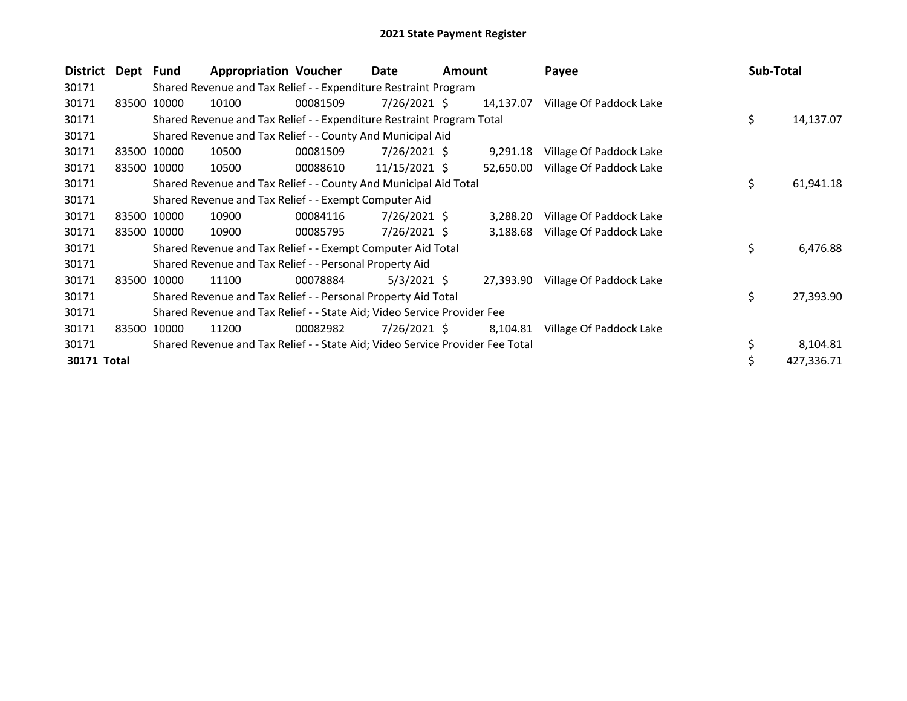# 2021 State Payment Register

| District | Dept | Fund | Appropriation | Voucher | Date | Amount | Payee | Sub-Total |
|---|---|---|---|---|---|---|---|---|
| 30171 | | Shared Revenue and Tax Relief - - Expenditure Restraint Program | | | | | | |
| 30171 | 83500 | 10000 | 10100 | 00081509 | 7/26/2021 | $ 14,137.07 | Village Of Paddock Lake | |
| 30171 | | Shared Revenue and Tax Relief - - Expenditure Restraint Program Total | | | | | | $ 14,137.07 |
| 30171 | | Shared Revenue and Tax Relief - - County And Municipal Aid | | | | | | |
| 30171 | 83500 | 10000 | 10500 | 00081509 | 7/26/2021 | $ 9,291.18 | Village Of Paddock Lake | |
| 30171 | 83500 | 10000 | 10500 | 00088610 | 11/15/2021 | $ 52,650.00 | Village Of Paddock Lake | |
| 30171 | | Shared Revenue and Tax Relief - - County And Municipal Aid Total | | | | | | $ 61,941.18 |
| 30171 | | Shared Revenue and Tax Relief - - Exempt Computer Aid | | | | | | |
| 30171 | 83500 | 10000 | 10900 | 00084116 | 7/26/2021 | $ 3,288.20 | Village Of Paddock Lake | |
| 30171 | 83500 | 10000 | 10900 | 00085795 | 7/26/2021 | $ 3,188.68 | Village Of Paddock Lake | |
| 30171 | | Shared Revenue and Tax Relief - - Exempt Computer Aid Total | | | | | | $ 6,476.88 |
| 30171 | | Shared Revenue and Tax Relief - - Personal Property Aid | | | | | | |
| 30171 | 83500 | 10000 | 11100 | 00078884 | 5/3/2021 | $ 27,393.90 | Village Of Paddock Lake | |
| 30171 | | Shared Revenue and Tax Relief - - Personal Property Aid Total | | | | | | $ 27,393.90 |
| 30171 | | Shared Revenue and Tax Relief - - State Aid; Video Service Provider Fee | | | | | | |
| 30171 | 83500 | 10000 | 11200 | 00082982 | 7/26/2021 | $ 8,104.81 | Village Of Paddock Lake | |
| 30171 | | Shared Revenue and Tax Relief - - State Aid; Video Service Provider Fee Total | | | | | | $ 8,104.81 |
| **30171 Total** | | | | | | | | $ 427,336.71 |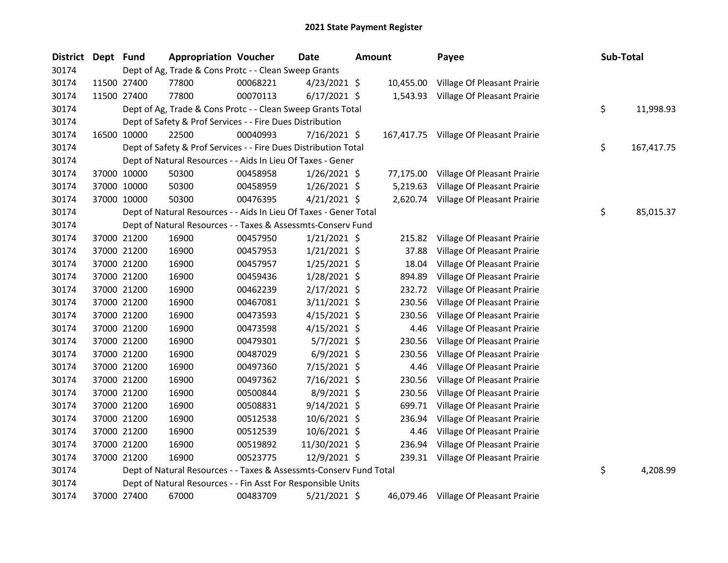# 2021 State Payment Register

| District | Dept | Fund | Appropriation | Voucher | Date | Amount | Payee | Sub-Total |
|---|---|---|---|---|---|---|---|---|
| 30174 | | | Dept of Ag, Trade & Cons Protc - - Clean Sweep Grants | | | | | |
| 30174 | 11500 | 27400 | 77800 | 00068221 | 4/23/2021 | $ 10,455.00 | Village Of Pleasant Prairie | |
| 30174 | 11500 | 27400 | 77800 | 00070113 | 6/17/2021 | $ 1,543.93 | Village Of Pleasant Prairie | |
| 30174 | | | Dept of Ag, Trade & Cons Protc - - Clean Sweep Grants Total | | | | | $ 11,998.93 |
| 30174 | | | Dept of Safety & Prof Services - - Fire Dues Distribution | | | | | |
| 30174 | 16500 | 10000 | 22500 | 00040993 | 7/16/2021 | $ 167,417.75 | Village Of Pleasant Prairie | |
| 30174 | | | Dept of Safety & Prof Services - - Fire Dues Distribution Total | | | | | $ 167,417.75 |
| 30174 | | | Dept of Natural Resources - - Aids In Lieu Of Taxes - Gener | | | | | |
| 30174 | 37000 | 10000 | 50300 | 00458958 | 1/26/2021 | $ 77,175.00 | Village Of Pleasant Prairie | |
| 30174 | 37000 | 10000 | 50300 | 00458959 | 1/26/2021 | $ 5,219.63 | Village Of Pleasant Prairie | |
| 30174 | 37000 | 10000 | 50300 | 00476395 | 4/21/2021 | $ 2,620.74 | Village Of Pleasant Prairie | |
| 30174 | | | Dept of Natural Resources - - Aids In Lieu Of Taxes - Gener Total | | | | | $ 85,015.37 |
| 30174 | | | Dept of Natural Resources - - Taxes & Assessmts-Conserv Fund | | | | | |
| 30174 | 37000 | 21200 | 16900 | 00457950 | 1/21/2021 | $ 215.82 | Village Of Pleasant Prairie | |
| 30174 | 37000 | 21200 | 16900 | 00457953 | 1/21/2021 | $ 37.88 | Village Of Pleasant Prairie | |
| 30174 | 37000 | 21200 | 16900 | 00457957 | 1/25/2021 | $ 18.04 | Village Of Pleasant Prairie | |
| 30174 | 37000 | 21200 | 16900 | 00459436 | 1/28/2021 | $ 894.89 | Village Of Pleasant Prairie | |
| 30174 | 37000 | 21200 | 16900 | 00462239 | 2/17/2021 | $ 232.72 | Village Of Pleasant Prairie | |
| 30174 | 37000 | 21200 | 16900 | 00467081 | 3/11/2021 | $ 230.56 | Village Of Pleasant Prairie | |
| 30174 | 37000 | 21200 | 16900 | 00473593 | 4/15/2021 | $ 230.56 | Village Of Pleasant Prairie | |
| 30174 | 37000 | 21200 | 16900 | 00473598 | 4/15/2021 | $ 4.46 | Village Of Pleasant Prairie | |
| 30174 | 37000 | 21200 | 16900 | 00479301 | 5/7/2021 | $ 230.56 | Village Of Pleasant Prairie | |
| 30174 | 37000 | 21200 | 16900 | 00487029 | 6/9/2021 | $ 230.56 | Village Of Pleasant Prairie | |
| 30174 | 37000 | 21200 | 16900 | 00497360 | 7/15/2021 | $ 4.46 | Village Of Pleasant Prairie | |
| 30174 | 37000 | 21200 | 16900 | 00497362 | 7/16/2021 | $ 230.56 | Village Of Pleasant Prairie | |
| 30174 | 37000 | 21200 | 16900 | 00500844 | 8/9/2021 | $ 230.56 | Village Of Pleasant Prairie | |
| 30174 | 37000 | 21200 | 16900 | 00508831 | 9/14/2021 | $ 699.71 | Village Of Pleasant Prairie | |
| 30174 | 37000 | 21200 | 16900 | 00512538 | 10/6/2021 | $ 236.94 | Village Of Pleasant Prairie | |
| 30174 | 37000 | 21200 | 16900 | 00512539 | 10/6/2021 | $ 4.46 | Village Of Pleasant Prairie | |
| 30174 | 37000 | 21200 | 16900 | 00519892 | 11/30/2021 | $ 236.94 | Village Of Pleasant Prairie | |
| 30174 | 37000 | 21200 | 16900 | 00523775 | 12/9/2021 | $ 239.31 | Village Of Pleasant Prairie | |
| 30174 | | | Dept of Natural Resources - - Taxes & Assessmts-Conserv Fund Total | | | | | $ 4,208.99 |
| 30174 | | | Dept of Natural Resources - - Fin Asst For Responsible Units | | | | | |
| 30174 | 37000 | 27400 | 67000 | 00483709 | 5/21/2021 | $ 46,079.46 | Village Of Pleasant Prairie | |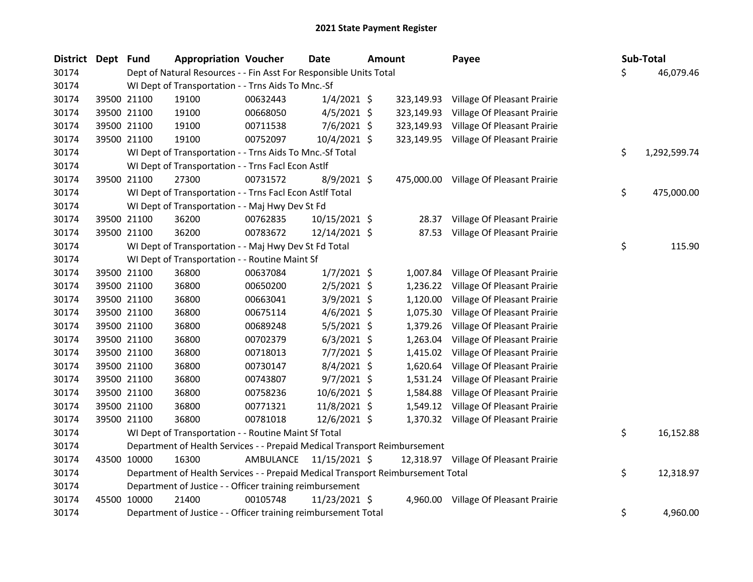# 2021 State Payment Register

| District | Dept | Fund | Appropriation | Voucher | Date | Amount | Payee | Sub-Total |
|---|---|---|---|---|---|---|---|---|
| 30174 | | | Dept of Natural Resources - - Fin Asst For Responsible Units Total | | | | | $ 46,079.46 |
| 30174 | | | WI Dept of Transportation - - Trns Aids To Mnc.-Sf | | | | | |
| 30174 | 39500 | 21100 | 19100 | 00632443 | 1/4/2021 | $ 323,149.93 | Village Of Pleasant Prairie | |
| 30174 | 39500 | 21100 | 19100 | 00668050 | 4/5/2021 | $ 323,149.93 | Village Of Pleasant Prairie | |
| 30174 | 39500 | 21100 | 19100 | 00711538 | 7/6/2021 | $ 323,149.93 | Village Of Pleasant Prairie | |
| 30174 | 39500 | 21100 | 19100 | 00752097 | 10/4/2021 | $ 323,149.95 | Village Of Pleasant Prairie | |
| 30174 | | | WI Dept of Transportation - - Trns Aids To Mnc.-Sf Total | | | | | $ 1,292,599.74 |
| 30174 | | | WI Dept of Transportation - - Trns Facl Econ Astlf | | | | | |
| 30174 | 39500 | 21100 | 27300 | 00731572 | 8/9/2021 | $ 475,000.00 | Village Of Pleasant Prairie | |
| 30174 | | | WI Dept of Transportation - - Trns Facl Econ Astlf Total | | | | | $ 475,000.00 |
| 30174 | | | WI Dept of Transportation - - Maj Hwy Dev St Fd | | | | | |
| 30174 | 39500 | 21100 | 36200 | 00762835 | 10/15/2021 | $ 28.37 | Village Of Pleasant Prairie | |
| 30174 | 39500 | 21100 | 36200 | 00783672 | 12/14/2021 | $ 87.53 | Village Of Pleasant Prairie | |
| 30174 | | | WI Dept of Transportation - - Maj Hwy Dev St Fd Total | | | | | $ 115.90 |
| 30174 | | | WI Dept of Transportation - - Routine Maint Sf | | | | | |
| 30174 | 39500 | 21100 | 36800 | 00637084 | 1/7/2021 | $ 1,007.84 | Village Of Pleasant Prairie | |
| 30174 | 39500 | 21100 | 36800 | 00650200 | 2/5/2021 | $ 1,236.22 | Village Of Pleasant Prairie | |
| 30174 | 39500 | 21100 | 36800 | 00663041 | 3/9/2021 | $ 1,120.00 | Village Of Pleasant Prairie | |
| 30174 | 39500 | 21100 | 36800 | 00675114 | 4/6/2021 | $ 1,075.30 | Village Of Pleasant Prairie | |
| 30174 | 39500 | 21100 | 36800 | 00689248 | 5/5/2021 | $ 1,379.26 | Village Of Pleasant Prairie | |
| 30174 | 39500 | 21100 | 36800 | 00702379 | 6/3/2021 | $ 1,263.04 | Village Of Pleasant Prairie | |
| 30174 | 39500 | 21100 | 36800 | 00718013 | 7/7/2021 | $ 1,415.02 | Village Of Pleasant Prairie | |
| 30174 | 39500 | 21100 | 36800 | 00730147 | 8/4/2021 | $ 1,620.64 | Village Of Pleasant Prairie | |
| 30174 | 39500 | 21100 | 36800 | 00743807 | 9/7/2021 | $ 1,531.24 | Village Of Pleasant Prairie | |
| 30174 | 39500 | 21100 | 36800 | 00758236 | 10/6/2021 | $ 1,584.88 | Village Of Pleasant Prairie | |
| 30174 | 39500 | 21100 | 36800 | 00771321 | 11/8/2021 | $ 1,549.12 | Village Of Pleasant Prairie | |
| 30174 | 39500 | 21100 | 36800 | 00781018 | 12/6/2021 | $ 1,370.32 | Village Of Pleasant Prairie | |
| 30174 | | | WI Dept of Transportation - - Routine Maint Sf Total | | | | | $ 16,152.88 |
| 30174 | | | Department of Health Services - - Prepaid Medical Transport Reimbursement | | | | | |
| 30174 | 43500 | 10000 | 16300 | AMBULANCE | 11/15/2021 | $ 12,318.97 | Village Of Pleasant Prairie | |
| 30174 | | | Department of Health Services - - Prepaid Medical Transport Reimbursement Total | | | | | $ 12,318.97 |
| 30174 | | | Department of Justice - - Officer training reimbursement | | | | | |
| 30174 | 45500 | 10000 | 21400 | 00105748 | 11/23/2021 | $ 4,960.00 | Village Of Pleasant Prairie | |
| 30174 | | | Department of Justice - - Officer training reimbursement Total | | | | | $ 4,960.00 |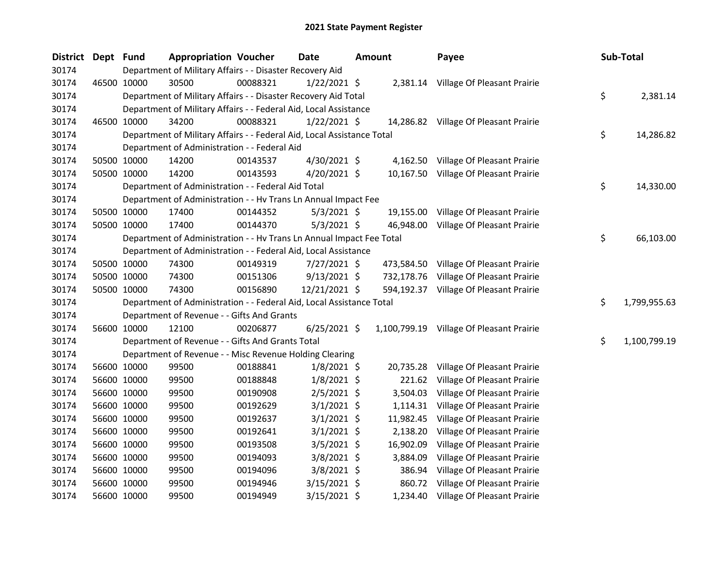# 2021 State Payment Register

| District | Dept | Fund | Appropriation | Voucher | Date | Amount | Payee | Sub-Total |
|---|---|---|---|---|---|---|---|---|
| 30174 | | | Department of Military Affairs - - Disaster Recovery Aid | | | | | |
| 30174 | 46500 | 10000 | 30500 | 00088321 | 1/22/2021 | $ 2,381.14 | Village Of Pleasant Prairie | |
| 30174 | | | Department of Military Affairs - - Disaster Recovery Aid Total | | | | | $ 2,381.14 |
| 30174 | | | Department of Military Affairs - - Federal Aid, Local Assistance | | | | | |
| 30174 | 46500 | 10000 | 34200 | 00088321 | 1/22/2021 | $ 14,286.82 | Village Of Pleasant Prairie | |
| 30174 | | | Department of Military Affairs - - Federal Aid, Local Assistance Total | | | | | $ 14,286.82 |
| 30174 | | | Department of Administration - - Federal Aid | | | | | |
| 30174 | 50500 | 10000 | 14200 | 00143537 | 4/30/2021 | $ 4,162.50 | Village Of Pleasant Prairie | |
| 30174 | 50500 | 10000 | 14200 | 00143593 | 4/20/2021 | $ 10,167.50 | Village Of Pleasant Prairie | |
| 30174 | | | Department of Administration - - Federal Aid Total | | | | | $ 14,330.00 |
| 30174 | | | Department of Administration - - Hv Trans Ln Annual Impact Fee | | | | | |
| 30174 | 50500 | 10000 | 17400 | 00144352 | 5/3/2021 | $ 19,155.00 | Village Of Pleasant Prairie | |
| 30174 | 50500 | 10000 | 17400 | 00144370 | 5/3/2021 | $ 46,948.00 | Village Of Pleasant Prairie | |
| 30174 | | | Department of Administration - - Hv Trans Ln Annual Impact Fee Total | | | | | $ 66,103.00 |
| 30174 | | | Department of Administration - - Federal Aid, Local Assistance | | | | | |
| 30174 | 50500 | 10000 | 74300 | 00149319 | 7/27/2021 | $ 473,584.50 | Village Of Pleasant Prairie | |
| 30174 | 50500 | 10000 | 74300 | 00151306 | 9/13/2021 | $ 732,178.76 | Village Of Pleasant Prairie | |
| 30174 | 50500 | 10000 | 74300 | 00156890 | 12/21/2021 | $ 594,192.37 | Village Of Pleasant Prairie | |
| 30174 | | | Department of Administration - - Federal Aid, Local Assistance Total | | | | | $ 1,799,955.63 |
| 30174 | | | Department of Revenue - - Gifts And Grants | | | | | |
| 30174 | 56600 | 10000 | 12100 | 00206877 | 6/25/2021 | $ 1,100,799.19 | Village Of Pleasant Prairie | |
| 30174 | | | Department of Revenue - - Gifts And Grants Total | | | | | $ 1,100,799.19 |
| 30174 | | | Department of Revenue - - Misc Revenue Holding Clearing | | | | | |
| 30174 | 56600 | 10000 | 99500 | 00188841 | 1/8/2021 | $ 20,735.28 | Village Of Pleasant Prairie | |
| 30174 | 56600 | 10000 | 99500 | 00188848 | 1/8/2021 | $ 221.62 | Village Of Pleasant Prairie | |
| 30174 | 56600 | 10000 | 99500 | 00190908 | 2/5/2021 | $ 3,504.03 | Village Of Pleasant Prairie | |
| 30174 | 56600 | 10000 | 99500 | 00192629 | 3/1/2021 | $ 1,114.31 | Village Of Pleasant Prairie | |
| 30174 | 56600 | 10000 | 99500 | 00192637 | 3/1/2021 | $ 11,982.45 | Village Of Pleasant Prairie | |
| 30174 | 56600 | 10000 | 99500 | 00192641 | 3/1/2021 | $ 2,138.20 | Village Of Pleasant Prairie | |
| 30174 | 56600 | 10000 | 99500 | 00193508 | 3/5/2021 | $ 16,902.09 | Village Of Pleasant Prairie | |
| 30174 | 56600 | 10000 | 99500 | 00194093 | 3/8/2021 | $ 3,884.09 | Village Of Pleasant Prairie | |
| 30174 | 56600 | 10000 | 99500 | 00194096 | 3/8/2021 | $ 386.94 | Village Of Pleasant Prairie | |
| 30174 | 56600 | 10000 | 99500 | 00194946 | 3/15/2021 | $ 860.72 | Village Of Pleasant Prairie | |
| 30174 | 56600 | 10000 | 99500 | 00194949 | 3/15/2021 | $ 1,234.40 | Village Of Pleasant Prairie | |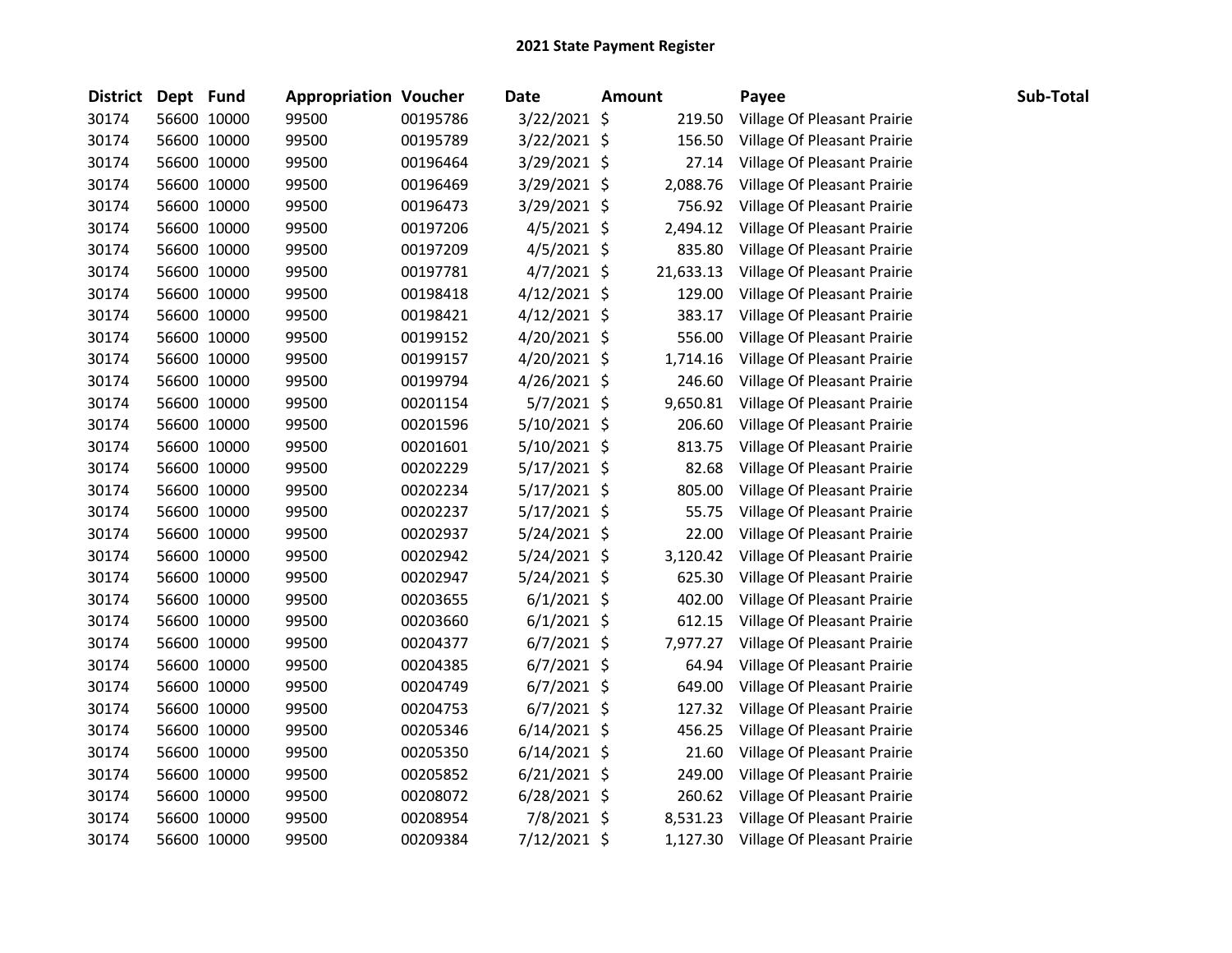## 2021 State Payment Register

| District | Dept | Fund | Appropriation | Voucher | Date | Amount | Payee | Sub-Total |
|---|---|---|---|---|---|---|---|---|
| 30174 | 56600 | 10000 | 99500 | 00195786 | 3/22/2021 | $ 219.50 | Village Of Pleasant Prairie | |
| 30174 | 56600 | 10000 | 99500 | 00195789 | 3/22/2021 | $ 156.50 | Village Of Pleasant Prairie | |
| 30174 | 56600 | 10000 | 99500 | 00196464 | 3/29/2021 | $ 27.14 | Village Of Pleasant Prairie | |
| 30174 | 56600 | 10000 | 99500 | 00196469 | 3/29/2021 | $ 2,088.76 | Village Of Pleasant Prairie | |
| 30174 | 56600 | 10000 | 99500 | 00196473 | 3/29/2021 | $ 756.92 | Village Of Pleasant Prairie | |
| 30174 | 56600 | 10000 | 99500 | 00197206 | 4/5/2021 | $ 2,494.12 | Village Of Pleasant Prairie | |
| 30174 | 56600 | 10000 | 99500 | 00197209 | 4/5/2021 | $ 835.80 | Village Of Pleasant Prairie | |
| 30174 | 56600 | 10000 | 99500 | 00197781 | 4/7/2021 | $ 21,633.13 | Village Of Pleasant Prairie | |
| 30174 | 56600 | 10000 | 99500 | 00198418 | 4/12/2021 | $ 129.00 | Village Of Pleasant Prairie | |
| 30174 | 56600 | 10000 | 99500 | 00198421 | 4/12/2021 | $ 383.17 | Village Of Pleasant Prairie | |
| 30174 | 56600 | 10000 | 99500 | 00199152 | 4/20/2021 | $ 556.00 | Village Of Pleasant Prairie | |
| 30174 | 56600 | 10000 | 99500 | 00199157 | 4/20/2021 | $ 1,714.16 | Village Of Pleasant Prairie | |
| 30174 | 56600 | 10000 | 99500 | 00199794 | 4/26/2021 | $ 246.60 | Village Of Pleasant Prairie | |
| 30174 | 56600 | 10000 | 99500 | 00201154 | 5/7/2021 | $ 9,650.81 | Village Of Pleasant Prairie | |
| 30174 | 56600 | 10000 | 99500 | 00201596 | 5/10/2021 | $ 206.60 | Village Of Pleasant Prairie | |
| 30174 | 56600 | 10000 | 99500 | 00201601 | 5/10/2021 | $ 813.75 | Village Of Pleasant Prairie | |
| 30174 | 56600 | 10000 | 99500 | 00202229 | 5/17/2021 | $ 82.68 | Village Of Pleasant Prairie | |
| 30174 | 56600 | 10000 | 99500 | 00202234 | 5/17/2021 | $ 805.00 | Village Of Pleasant Prairie | |
| 30174 | 56600 | 10000 | 99500 | 00202237 | 5/17/2021 | $ 55.75 | Village Of Pleasant Prairie | |
| 30174 | 56600 | 10000 | 99500 | 00202937 | 5/24/2021 | $ 22.00 | Village Of Pleasant Prairie | |
| 30174 | 56600 | 10000 | 99500 | 00202942 | 5/24/2021 | $ 3,120.42 | Village Of Pleasant Prairie | |
| 30174 | 56600 | 10000 | 99500 | 00202947 | 5/24/2021 | $ 625.30 | Village Of Pleasant Prairie | |
| 30174 | 56600 | 10000 | 99500 | 00203655 | 6/1/2021 | $ 402.00 | Village Of Pleasant Prairie | |
| 30174 | 56600 | 10000 | 99500 | 00203660 | 6/1/2021 | $ 612.15 | Village Of Pleasant Prairie | |
| 30174 | 56600 | 10000 | 99500 | 00204377 | 6/7/2021 | $ 7,977.27 | Village Of Pleasant Prairie | |
| 30174 | 56600 | 10000 | 99500 | 00204385 | 6/7/2021 | $ 64.94 | Village Of Pleasant Prairie | |
| 30174 | 56600 | 10000 | 99500 | 00204749 | 6/7/2021 | $ 649.00 | Village Of Pleasant Prairie | |
| 30174 | 56600 | 10000 | 99500 | 00204753 | 6/7/2021 | $ 127.32 | Village Of Pleasant Prairie | |
| 30174 | 56600 | 10000 | 99500 | 00205346 | 6/14/2021 | $ 456.25 | Village Of Pleasant Prairie | |
| 30174 | 56600 | 10000 | 99500 | 00205350 | 6/14/2021 | $ 21.60 | Village Of Pleasant Prairie | |
| 30174 | 56600 | 10000 | 99500 | 00205852 | 6/21/2021 | $ 249.00 | Village Of Pleasant Prairie | |
| 30174 | 56600 | 10000 | 99500 | 00208072 | 6/28/2021 | $ 260.62 | Village Of Pleasant Prairie | |
| 30174 | 56600 | 10000 | 99500 | 00208954 | 7/8/2021 | $ 8,531.23 | Village Of Pleasant Prairie | |
| 30174 | 56600 | 10000 | 99500 | 00209384 | 7/12/2021 | $ 1,127.30 | Village Of Pleasant Prairie | |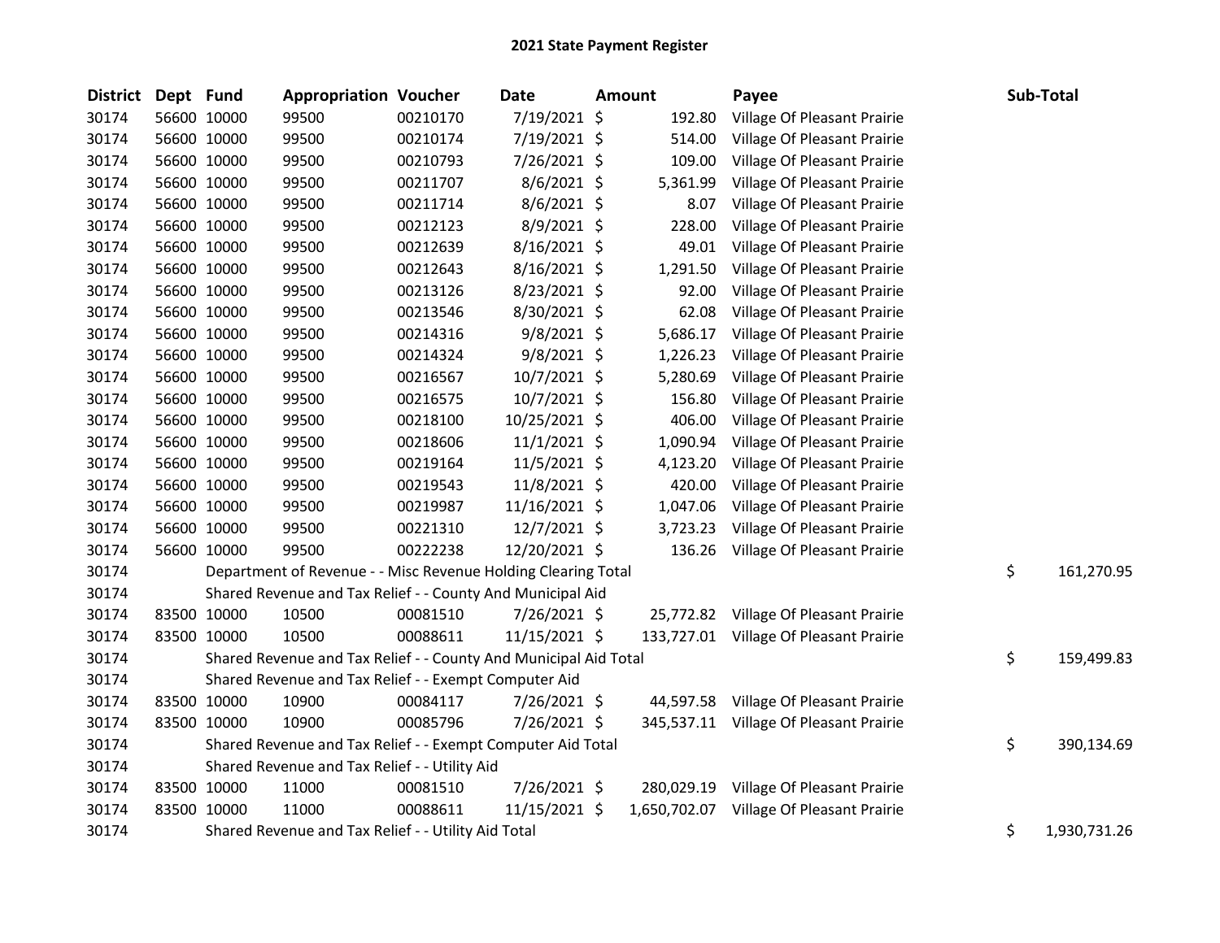# 2021 State Payment Register

| District | Dept | Fund | Appropriation | Voucher | Date | Amount | Payee | Sub-Total |
|---|---|---|---|---|---|---|---|---|
| 30174 | 56600 | 10000 | 99500 | 00210170 | 7/19/2021 | $ 192.80 | Village Of Pleasant Prairie | |
| 30174 | 56600 | 10000 | 99500 | 00210174 | 7/19/2021 | $ 514.00 | Village Of Pleasant Prairie | |
| 30174 | 56600 | 10000 | 99500 | 00210793 | 7/26/2021 | $ 109.00 | Village Of Pleasant Prairie | |
| 30174 | 56600 | 10000 | 99500 | 00211707 | 8/6/2021 | $ 5,361.99 | Village Of Pleasant Prairie | |
| 30174 | 56600 | 10000 | 99500 | 00211714 | 8/6/2021 | $ 8.07 | Village Of Pleasant Prairie | |
| 30174 | 56600 | 10000 | 99500 | 00212123 | 8/9/2021 | $ 228.00 | Village Of Pleasant Prairie | |
| 30174 | 56600 | 10000 | 99500 | 00212639 | 8/16/2021 | $ 49.01 | Village Of Pleasant Prairie | |
| 30174 | 56600 | 10000 | 99500 | 00212643 | 8/16/2021 | $ 1,291.50 | Village Of Pleasant Prairie | |
| 30174 | 56600 | 10000 | 99500 | 00213126 | 8/23/2021 | $ 92.00 | Village Of Pleasant Prairie | |
| 30174 | 56600 | 10000 | 99500 | 00213546 | 8/30/2021 | $ 62.08 | Village Of Pleasant Prairie | |
| 30174 | 56600 | 10000 | 99500 | 00214316 | 9/8/2021 | $ 5,686.17 | Village Of Pleasant Prairie | |
| 30174 | 56600 | 10000 | 99500 | 00214324 | 9/8/2021 | $ 1,226.23 | Village Of Pleasant Prairie | |
| 30174 | 56600 | 10000 | 99500 | 00216567 | 10/7/2021 | $ 5,280.69 | Village Of Pleasant Prairie | |
| 30174 | 56600 | 10000 | 99500 | 00216575 | 10/7/2021 | $ 156.80 | Village Of Pleasant Prairie | |
| 30174 | 56600 | 10000 | 99500 | 00218100 | 10/25/2021 | $ 406.00 | Village Of Pleasant Prairie | |
| 30174 | 56600 | 10000 | 99500 | 00218606 | 11/1/2021 | $ 1,090.94 | Village Of Pleasant Prairie | |
| 30174 | 56600 | 10000 | 99500 | 00219164 | 11/5/2021 | $ 4,123.20 | Village Of Pleasant Prairie | |
| 30174 | 56600 | 10000 | 99500 | 00219543 | 11/8/2021 | $ 420.00 | Village Of Pleasant Prairie | |
| 30174 | 56600 | 10000 | 99500 | 00219987 | 11/16/2021 | $ 1,047.06 | Village Of Pleasant Prairie | |
| 30174 | 56600 | 10000 | 99500 | 00221310 | 12/7/2021 | $ 3,723.23 | Village Of Pleasant Prairie | |
| 30174 | 56600 | 10000 | 99500 | 00222238 | 12/20/2021 | $ 136.26 | Village Of Pleasant Prairie | |
| 30174 | | Department of Revenue - - Misc Revenue Holding Clearing Total | | | | | | $ 161,270.95 |
| 30174 | | Shared Revenue and Tax Relief - - County And Municipal Aid | | | | | | |
| 30174 | 83500 | 10000 | 10500 | 00081510 | 7/26/2021 | $ 25,772.82 | Village Of Pleasant Prairie | |
| 30174 | 83500 | 10000 | 10500 | 00088611 | 11/15/2021 | $ 133,727.01 | Village Of Pleasant Prairie | |
| 30174 | | Shared Revenue and Tax Relief - - County And Municipal Aid Total | | | | | | $ 159,499.83 |
| 30174 | | Shared Revenue and Tax Relief - - Exempt Computer Aid | | | | | | |
| 30174 | 83500 | 10000 | 10900 | 00084117 | 7/26/2021 | $ 44,597.58 | Village Of Pleasant Prairie | |
| 30174 | 83500 | 10000 | 10900 | 00085796 | 7/26/2021 | $ 345,537.11 | Village Of Pleasant Prairie | |
| 30174 | | Shared Revenue and Tax Relief - - Exempt Computer Aid Total | | | | | | $ 390,134.69 |
| 30174 | | Shared Revenue and Tax Relief - - Utility Aid | | | | | | |
| 30174 | 83500 | 10000 | 11000 | 00081510 | 7/26/2021 | $ 280,029.19 | Village Of Pleasant Prairie | |
| 30174 | 83500 | 10000 | 11000 | 00088611 | 11/15/2021 | $ 1,650,702.07 | Village Of Pleasant Prairie | |
| 30174 | | Shared Revenue and Tax Relief - - Utility Aid Total | | | | | | $ 1,930,731.26 |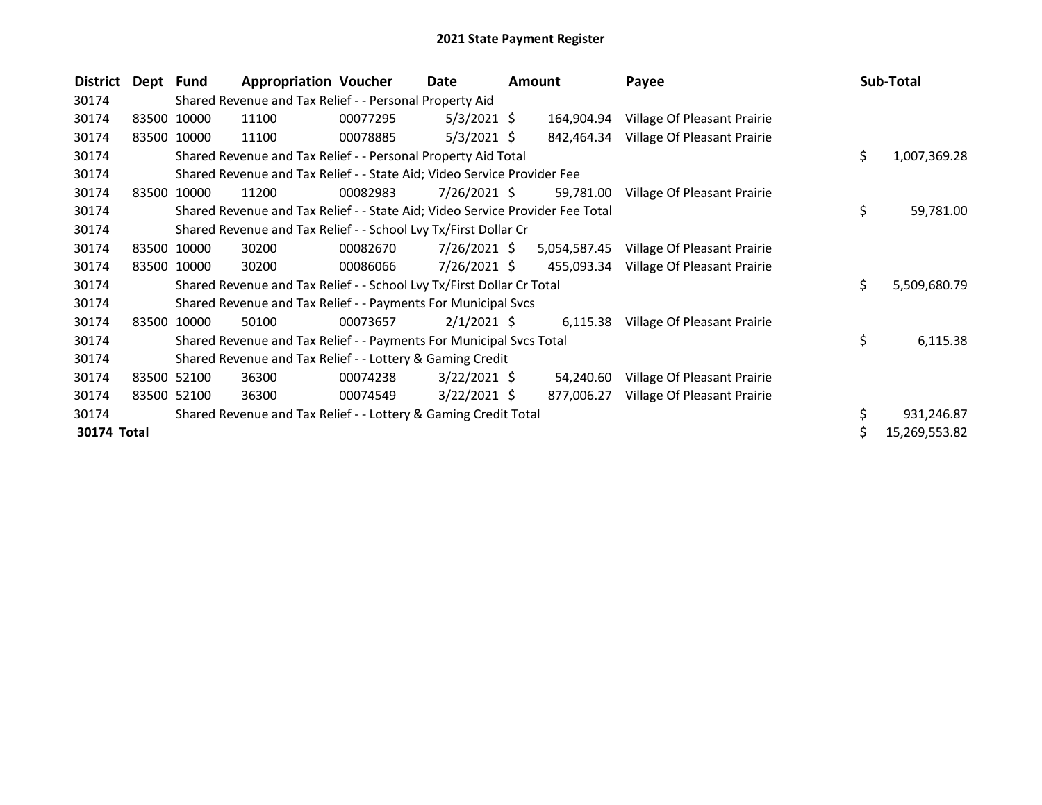# 2021 State Payment Register

| District | Dept | Fund | Appropriation | Voucher | Date | Amount | Payee | Sub-Total |
|---|---|---|---|---|---|---|---|---|
| 30174 | | Shared Revenue and Tax Relief - - Personal Property Aid | | | | | | |
| 30174 | 83500 | 10000 | 11100 | 00077295 | 5/3/2021 | $ 164,904.94 | Village Of Pleasant Prairie | |
| 30174 | 83500 | 10000 | 11100 | 00078885 | 5/3/2021 | $ 842,464.34 | Village Of Pleasant Prairie | |
| 30174 | | Shared Revenue and Tax Relief - - Personal Property Aid Total | | | | | | $ 1,007,369.28 |
| 30174 | | Shared Revenue and Tax Relief - - State Aid; Video Service Provider Fee | | | | | | |
| 30174 | 83500 | 10000 | 11200 | 00082983 | 7/26/2021 | $ 59,781.00 | Village Of Pleasant Prairie | |
| 30174 | | Shared Revenue and Tax Relief - - State Aid; Video Service Provider Fee Total | | | | | | $ 59,781.00 |
| 30174 | | Shared Revenue and Tax Relief - - School Lvy Tx/First Dollar Cr | | | | | | |
| 30174 | 83500 | 10000 | 30200 | 00082670 | 7/26/2021 | $ 5,054,587.45 | Village Of Pleasant Prairie | |
| 30174 | 83500 | 10000 | 30200 | 00086066 | 7/26/2021 | $ 455,093.34 | Village Of Pleasant Prairie | |
| 30174 | | Shared Revenue and Tax Relief - - School Lvy Tx/First Dollar Cr Total | | | | | | $ 5,509,680.79 |
| 30174 | | Shared Revenue and Tax Relief - - Payments For Municipal Svcs | | | | | | |
| 30174 | 83500 | 10000 | 50100 | 00073657 | 2/1/2021 | $ 6,115.38 | Village Of Pleasant Prairie | |
| 30174 | | Shared Revenue and Tax Relief - - Payments For Municipal Svcs Total | | | | | | $ 6,115.38 |
| 30174 | | Shared Revenue and Tax Relief - - Lottery & Gaming Credit | | | | | | |
| 30174 | 83500 | 52100 | 36300 | 00074238 | 3/22/2021 | $ 54,240.60 | Village Of Pleasant Prairie | |
| 30174 | 83500 | 52100 | 36300 | 00074549 | 3/22/2021 | $ 877,006.27 | Village Of Pleasant Prairie | |
| 30174 | | Shared Revenue and Tax Relief - - Lottery & Gaming Credit Total | | | | | | $ 931,246.87 |
| **30174 Total** | | | | | | | | $ 15,269,553.82 |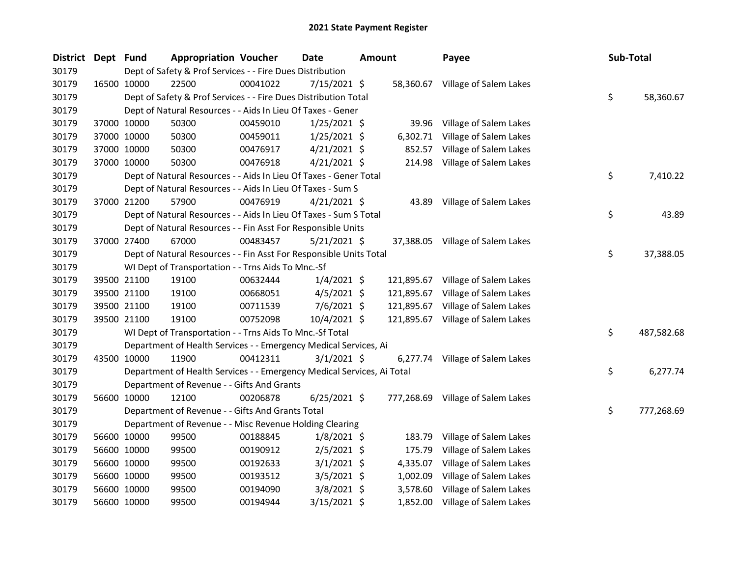# 2021 State Payment Register

| District | Dept | Fund | Appropriation | Voucher | Date | Amount | Payee | Sub-Total |
|---|---|---|---|---|---|---|---|---|
| 30179 | | | Dept of Safety & Prof Services - - Fire Dues Distribution | | | | | |
| 30179 | 16500 | 10000 | 22500 | 00041022 | 7/15/2021 | $ 58,360.67 | Village of Salem Lakes | |
| 30179 | | | Dept of Safety & Prof Services - - Fire Dues Distribution Total | | | | | $ 58,360.67 |
| 30179 | | | Dept of Natural Resources - - Aids In Lieu Of Taxes - Gener | | | | | |
| 30179 | 37000 | 10000 | 50300 | 00459010 | 1/25/2021 | $ 39.96 | Village of Salem Lakes | |
| 30179 | 37000 | 10000 | 50300 | 00459011 | 1/25/2021 | $ 6,302.71 | Village of Salem Lakes | |
| 30179 | 37000 | 10000 | 50300 | 00476917 | 4/21/2021 | $ 852.57 | Village of Salem Lakes | |
| 30179 | 37000 | 10000 | 50300 | 00476918 | 4/21/2021 | $ 214.98 | Village of Salem Lakes | |
| 30179 | | | Dept of Natural Resources - - Aids In Lieu Of Taxes - Gener Total | | | | | $ 7,410.22 |
| 30179 | | | Dept of Natural Resources - - Aids In Lieu Of Taxes - Sum S | | | | | |
| 30179 | 37000 | 21200 | 57900 | 00476919 | 4/21/2021 | $ 43.89 | Village of Salem Lakes | |
| 30179 | | | Dept of Natural Resources - - Aids In Lieu Of Taxes - Sum S Total | | | | | $ 43.89 |
| 30179 | | | Dept of Natural Resources - - Fin Asst For Responsible Units | | | | | |
| 30179 | 37000 | 27400 | 67000 | 00483457 | 5/21/2021 | $ 37,388.05 | Village of Salem Lakes | |
| 30179 | | | Dept of Natural Resources - - Fin Asst For Responsible Units Total | | | | | $ 37,388.05 |
| 30179 | | | WI Dept of Transportation - - Trns Aids To Mnc.-Sf | | | | | |
| 30179 | 39500 | 21100 | 19100 | 00632444 | 1/4/2021 | $ 121,895.67 | Village of Salem Lakes | |
| 30179 | 39500 | 21100 | 19100 | 00668051 | 4/5/2021 | $ 121,895.67 | Village of Salem Lakes | |
| 30179 | 39500 | 21100 | 19100 | 00711539 | 7/6/2021 | $ 121,895.67 | Village of Salem Lakes | |
| 30179 | 39500 | 21100 | 19100 | 00752098 | 10/4/2021 | $ 121,895.67 | Village of Salem Lakes | |
| 30179 | | | WI Dept of Transportation - - Trns Aids To Mnc.-Sf Total | | | | | $ 487,582.68 |
| 30179 | | | Department of Health Services - - Emergency Medical Services, Ai | | | | | |
| 30179 | 43500 | 10000 | 11900 | 00412311 | 3/1/2021 | $ 6,277.74 | Village of Salem Lakes | |
| 30179 | | | Department of Health Services - - Emergency Medical Services, Ai Total | | | | | $ 6,277.74 |
| 30179 | | | Department of Revenue - - Gifts And Grants | | | | | |
| 30179 | 56600 | 10000 | 12100 | 00206878 | 6/25/2021 | $ 777,268.69 | Village of Salem Lakes | |
| 30179 | | | Department of Revenue - - Gifts And Grants Total | | | | | $ 777,268.69 |
| 30179 | | | Department of Revenue - - Misc Revenue Holding Clearing | | | | | |
| 30179 | 56600 | 10000 | 99500 | 00188845 | 1/8/2021 | $ 183.79 | Village of Salem Lakes | |
| 30179 | 56600 | 10000 | 99500 | 00190912 | 2/5/2021 | $ 175.79 | Village of Salem Lakes | |
| 30179 | 56600 | 10000 | 99500 | 00192633 | 3/1/2021 | $ 4,335.07 | Village of Salem Lakes | |
| 30179 | 56600 | 10000 | 99500 | 00193512 | 3/5/2021 | $ 1,002.09 | Village of Salem Lakes | |
| 30179 | 56600 | 10000 | 99500 | 00194090 | 3/8/2021 | $ 3,578.60 | Village of Salem Lakes | |
| 30179 | 56600 | 10000 | 99500 | 00194944 | 3/15/2021 | $ 1,852.00 | Village of Salem Lakes | |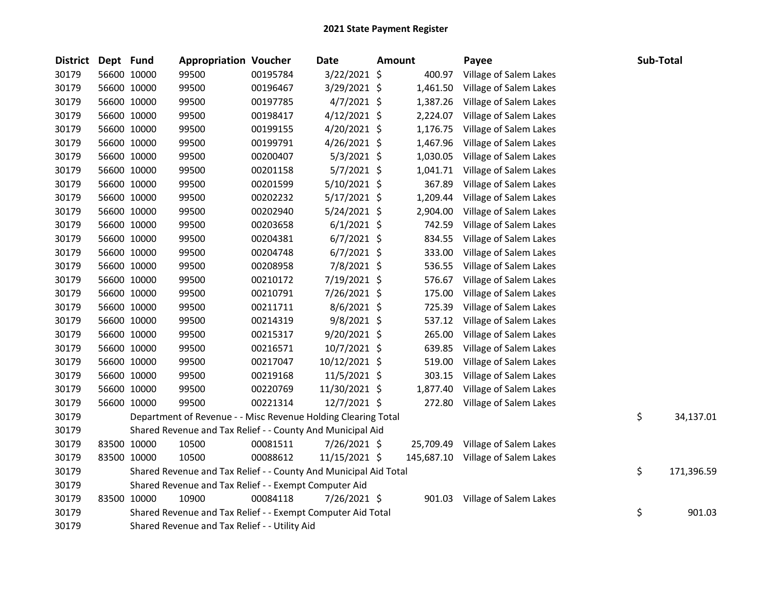# 2021 State Payment Register

| District | Dept | Fund | Appropriation | Voucher | Date | Amount | Payee | Sub-Total |
|---|---|---|---|---|---|---|---|---|
| 30179 | 56600 | 10000 | 99500 | 00195784 | 3/22/2021 | $ 400.97 | Village of Salem Lakes | |
| 30179 | 56600 | 10000 | 99500 | 00196467 | 3/29/2021 | $ 1,461.50 | Village of Salem Lakes | |
| 30179 | 56600 | 10000 | 99500 | 00197785 | 4/7/2021 | $ 1,387.26 | Village of Salem Lakes | |
| 30179 | 56600 | 10000 | 99500 | 00198417 | 4/12/2021 | $ 2,224.07 | Village of Salem Lakes | |
| 30179 | 56600 | 10000 | 99500 | 00199155 | 4/20/2021 | $ 1,176.75 | Village of Salem Lakes | |
| 30179 | 56600 | 10000 | 99500 | 00199791 | 4/26/2021 | $ 1,467.96 | Village of Salem Lakes | |
| 30179 | 56600 | 10000 | 99500 | 00200407 | 5/3/2021 | $ 1,030.05 | Village of Salem Lakes | |
| 30179 | 56600 | 10000 | 99500 | 00201158 | 5/7/2021 | $ 1,041.71 | Village of Salem Lakes | |
| 30179 | 56600 | 10000 | 99500 | 00201599 | 5/10/2021 | $ 367.89 | Village of Salem Lakes | |
| 30179 | 56600 | 10000 | 99500 | 00202232 | 5/17/2021 | $ 1,209.44 | Village of Salem Lakes | |
| 30179 | 56600 | 10000 | 99500 | 00202940 | 5/24/2021 | $ 2,904.00 | Village of Salem Lakes | |
| 30179 | 56600 | 10000 | 99500 | 00203658 | 6/1/2021 | $ 742.59 | Village of Salem Lakes | |
| 30179 | 56600 | 10000 | 99500 | 00204381 | 6/7/2021 | $ 834.55 | Village of Salem Lakes | |
| 30179 | 56600 | 10000 | 99500 | 00204748 | 6/7/2021 | $ 333.00 | Village of Salem Lakes | |
| 30179 | 56600 | 10000 | 99500 | 00208958 | 7/8/2021 | $ 536.55 | Village of Salem Lakes | |
| 30179 | 56600 | 10000 | 99500 | 00210172 | 7/19/2021 | $ 576.67 | Village of Salem Lakes | |
| 30179 | 56600 | 10000 | 99500 | 00210791 | 7/26/2021 | $ 175.00 | Village of Salem Lakes | |
| 30179 | 56600 | 10000 | 99500 | 00211711 | 8/6/2021 | $ 725.39 | Village of Salem Lakes | |
| 30179 | 56600 | 10000 | 99500 | 00214319 | 9/8/2021 | $ 537.12 | Village of Salem Lakes | |
| 30179 | 56600 | 10000 | 99500 | 00215317 | 9/20/2021 | $ 265.00 | Village of Salem Lakes | |
| 30179 | 56600 | 10000 | 99500 | 00216571 | 10/7/2021 | $ 639.85 | Village of Salem Lakes | |
| 30179 | 56600 | 10000 | 99500 | 00217047 | 10/12/2021 | $ 519.00 | Village of Salem Lakes | |
| 30179 | 56600 | 10000 | 99500 | 00219168 | 11/5/2021 | $ 303.15 | Village of Salem Lakes | |
| 30179 | 56600 | 10000 | 99500 | 00220769 | 11/30/2021 | $ 1,877.40 | Village of Salem Lakes | |
| 30179 | 56600 | 10000 | 99500 | 00221314 | 12/7/2021 | $ 272.80 | Village of Salem Lakes | |
| 30179 | | Department of Revenue - - Misc Revenue Holding Clearing Total | | | | | | $ 34,137.01 |
| 30179 | | Shared Revenue and Tax Relief - - County And Municipal Aid | | | | | | |
| 30179 | 83500 | 10000 | 10500 | 00081511 | 7/26/2021 | $ 25,709.49 | Village of Salem Lakes | |
| 30179 | 83500 | 10000 | 10500 | 00088612 | 11/15/2021 | $ 145,687.10 | Village of Salem Lakes | |
| 30179 | | Shared Revenue and Tax Relief - - County And Municipal Aid Total | | | | | | $ 171,396.59 |
| 30179 | | Shared Revenue and Tax Relief - - Exempt Computer Aid | | | | | | |
| 30179 | 83500 | 10000 | 10900 | 00084118 | 7/26/2021 | $ 901.03 | Village of Salem Lakes | |
| 30179 | | Shared Revenue and Tax Relief - - Exempt Computer Aid Total | | | | | | $ 901.03 |
| 30179 | | Shared Revenue and Tax Relief - - Utility Aid | | | | | | |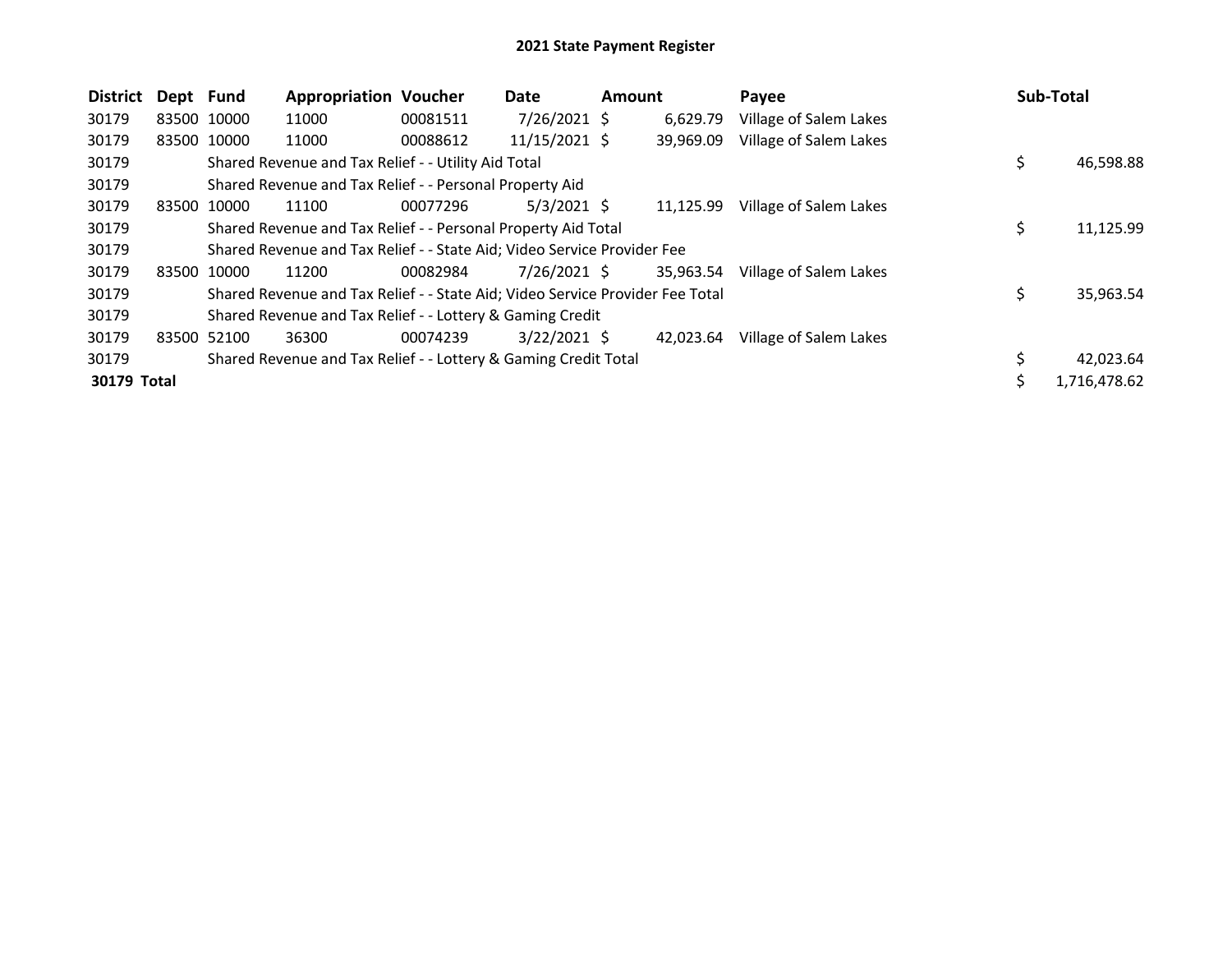## 2021 State Payment Register

| District | Dept | Fund | Appropriation | Voucher | Date | Amount | Payee | Sub-Total |
|---|---|---|---|---|---|---|---|---|
| 30179 | 83500 | 10000 | 11000 | 00081511 | 7/26/2021 | $ 6,629.79 | Village of Salem Lakes | |
| 30179 | 83500 | 10000 | 11000 | 00088612 | 11/15/2021 | $ 39,969.09 | Village of Salem Lakes | |
| 30179 | | Shared Revenue and Tax Relief - - Utility Aid Total | | | | | | $ 46,598.88 |
| 30179 | | Shared Revenue and Tax Relief - - Personal Property Aid | | | | | | |
| 30179 | 83500 | 10000 | 11100 | 00077296 | 5/3/2021 | $ 11,125.99 | Village of Salem Lakes | |
| 30179 | | Shared Revenue and Tax Relief - - Personal Property Aid Total | | | | | | $ 11,125.99 |
| 30179 | | Shared Revenue and Tax Relief - - State Aid; Video Service Provider Fee | | | | | | |
| 30179 | 83500 | 10000 | 11200 | 00082984 | 7/26/2021 | $ 35,963.54 | Village of Salem Lakes | |
| 30179 | | Shared Revenue and Tax Relief - - State Aid; Video Service Provider Fee Total | | | | | | $ 35,963.54 |
| 30179 | | Shared Revenue and Tax Relief - - Lottery & Gaming Credit | | | | | | |
| 30179 | 83500 | 52100 | 36300 | 00074239 | 3/22/2021 | $ 42,023.64 | Village of Salem Lakes | |
| 30179 | | Shared Revenue and Tax Relief - - Lottery & Gaming Credit Total | | | | | | $ 42,023.64 |
| **30179 Total** | | | | | | | | $ 1,716,478.62 |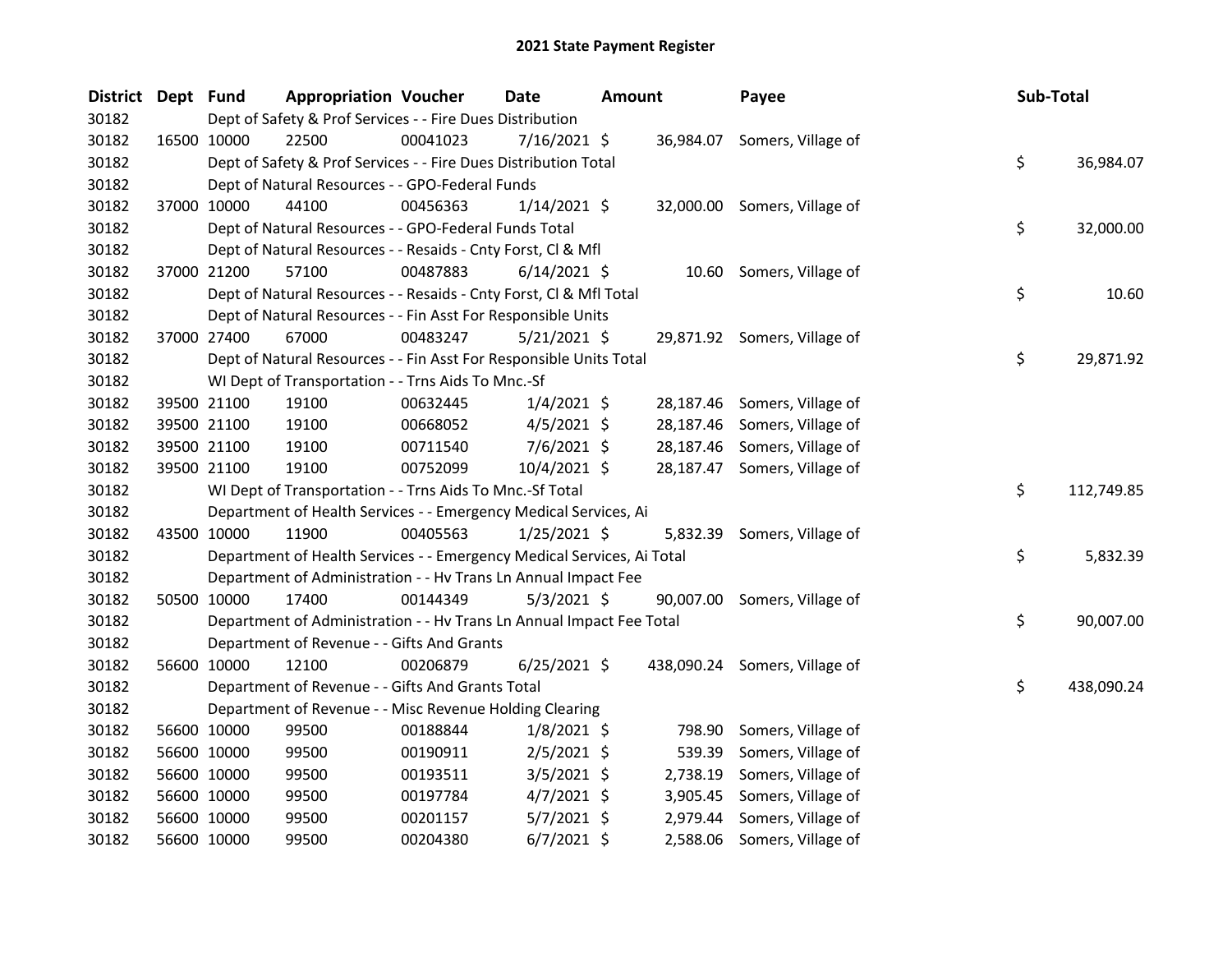# 2021 State Payment Register

| District | Dept | Fund | Appropriation | Voucher | Date | Amount | Payee | Sub-Total |
|---|---|---|---|---|---|---|---|---|
| 30182 | | Dept of Safety & Prof Services - - Fire Dues Distribution | | | | | | |
| 30182 | 16500 | 10000 | 22500 | 00041023 | 7/16/2021 | $ 36,984.07 | Somers, Village of | |
| 30182 | | Dept of Safety & Prof Services - - Fire Dues Distribution Total | | | | | | $ 36,984.07 |
| 30182 | | Dept of Natural Resources - - GPO-Federal Funds | | | | | | |
| 30182 | 37000 | 10000 | 44100 | 00456363 | 1/14/2021 | $ 32,000.00 | Somers, Village of | |
| 30182 | | Dept of Natural Resources - - GPO-Federal Funds Total | | | | | | $ 32,000.00 |
| 30182 | | Dept of Natural Resources - - Resaids - Cnty Forst, Cl & Mfl | | | | | | |
| 30182 | 37000 | 21200 | 57100 | 00487883 | 6/14/2021 | $ 10.60 | Somers, Village of | |
| 30182 | | Dept of Natural Resources - - Resaids - Cnty Forst, Cl & Mfl Total | | | | | | $ 10.60 |
| 30182 | | Dept of Natural Resources - - Fin Asst For Responsible Units | | | | | | |
| 30182 | 37000 | 27400 | 67000 | 00483247 | 5/21/2021 | $ 29,871.92 | Somers, Village of | |
| 30182 | | Dept of Natural Resources - - Fin Asst For Responsible Units Total | | | | | | $ 29,871.92 |
| 30182 | | WI Dept of Transportation - - Trns Aids To Mnc.-Sf | | | | | | |
| 30182 | 39500 | 21100 | 19100 | 00632445 | 1/4/2021 | $ 28,187.46 | Somers, Village of | |
| 30182 | 39500 | 21100 | 19100 | 00668052 | 4/5/2021 | $ 28,187.46 | Somers, Village of | |
| 30182 | 39500 | 21100 | 19100 | 00711540 | 7/6/2021 | $ 28,187.46 | Somers, Village of | |
| 30182 | 39500 | 21100 | 19100 | 00752099 | 10/4/2021 | $ 28,187.47 | Somers, Village of | |
| 30182 | | WI Dept of Transportation - - Trns Aids To Mnc.-Sf Total | | | | | | $ 112,749.85 |
| 30182 | | Department of Health Services - - Emergency Medical Services, Ai | | | | | | |
| 30182 | 43500 | 10000 | 11900 | 00405563 | 1/25/2021 | $ 5,832.39 | Somers, Village of | |
| 30182 | | Department of Health Services - - Emergency Medical Services, Ai Total | | | | | | $ 5,832.39 |
| 30182 | | Department of Administration - - Hv Trans Ln Annual Impact Fee | | | | | | |
| 30182 | 50500 | 10000 | 17400 | 00144349 | 5/3/2021 | $ 90,007.00 | Somers, Village of | |
| 30182 | | Department of Administration - - Hv Trans Ln Annual Impact Fee Total | | | | | | $ 90,007.00 |
| 30182 | | Department of Revenue - - Gifts And Grants | | | | | | |
| 30182 | 56600 | 10000 | 12100 | 00206879 | 6/25/2021 | $ 438,090.24 | Somers, Village of | |
| 30182 | | Department of Revenue - - Gifts And Grants Total | | | | | | $ 438,090.24 |
| 30182 | | Department of Revenue - - Misc Revenue Holding Clearing | | | | | | |
| 30182 | 56600 | 10000 | 99500 | 00188844 | 1/8/2021 | $ 798.90 | Somers, Village of | |
| 30182 | 56600 | 10000 | 99500 | 00190911 | 2/5/2021 | $ 539.39 | Somers, Village of | |
| 30182 | 56600 | 10000 | 99500 | 00193511 | 3/5/2021 | $ 2,738.19 | Somers, Village of | |
| 30182 | 56600 | 10000 | 99500 | 00197784 | 4/7/2021 | $ 3,905.45 | Somers, Village of | |
| 30182 | 56600 | 10000 | 99500 | 00201157 | 5/7/2021 | $ 2,979.44 | Somers, Village of | |
| 30182 | 56600 | 10000 | 99500 | 00204380 | 6/7/2021 | $ 2,588.06 | Somers, Village of | |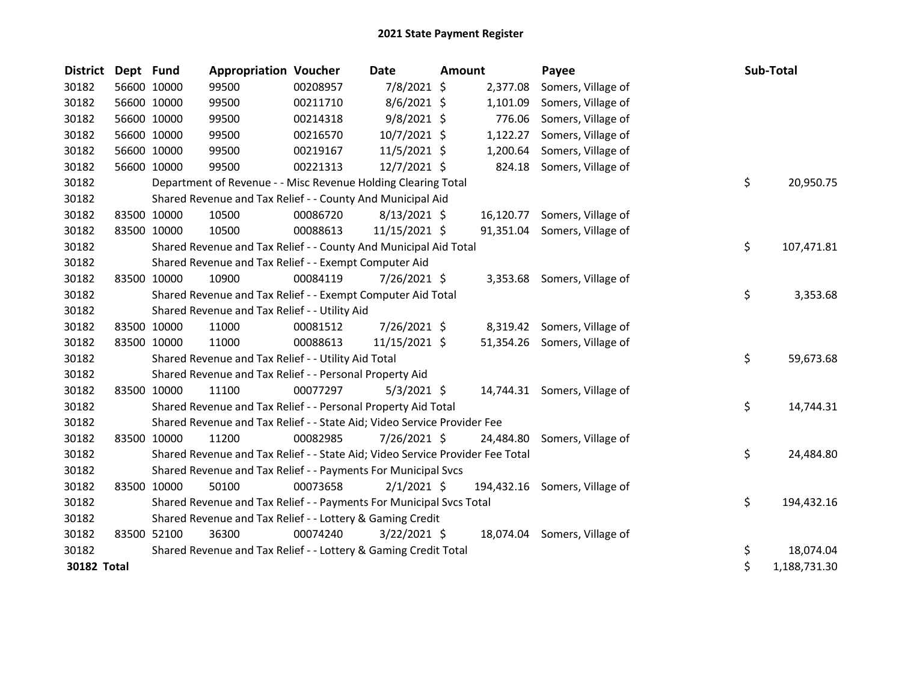# 2021 State Payment Register

| District | Dept | Fund | Appropriation | Voucher | Date | Amount | Payee | Sub-Total |
|---|---|---|---|---|---|---|---|---|
| 30182 | 56600 | 10000 | 99500 | 00208957 | 7/8/2021 | $ 2,377.08 | Somers, Village of | |
| 30182 | 56600 | 10000 | 99500 | 00211710 | 8/6/2021 | $ 1,101.09 | Somers, Village of | |
| 30182 | 56600 | 10000 | 99500 | 00214318 | 9/8/2021 | $ 776.06 | Somers, Village of | |
| 30182 | 56600 | 10000 | 99500 | 00216570 | 10/7/2021 | $ 1,122.27 | Somers, Village of | |
| 30182 | 56600 | 10000 | 99500 | 00219167 | 11/5/2021 | $ 1,200.64 | Somers, Village of | |
| 30182 | 56600 | 10000 | 99500 | 00221313 | 12/7/2021 | $ 824.18 | Somers, Village of | |
| 30182 | | Department of Revenue - - Misc Revenue Holding Clearing Total | | | | | | $ 20,950.75 |
| 30182 | | Shared Revenue and Tax Relief - - County And Municipal Aid | | | | | | |
| 30182 | 83500 | 10000 | 10500 | 00086720 | 8/13/2021 | $ 16,120.77 | Somers, Village of | |
| 30182 | 83500 | 10000 | 10500 | 00088613 | 11/15/2021 | $ 91,351.04 | Somers, Village of | |
| 30182 | | Shared Revenue and Tax Relief - - County And Municipal Aid Total | | | | | | $ 107,471.81 |
| 30182 | | Shared Revenue and Tax Relief - - Exempt Computer Aid | | | | | | |
| 30182 | 83500 | 10000 | 10900 | 00084119 | 7/26/2021 | $ 3,353.68 | Somers, Village of | |
| 30182 | | Shared Revenue and Tax Relief - - Exempt Computer Aid Total | | | | | | $ 3,353.68 |
| 30182 | | Shared Revenue and Tax Relief - - Utility Aid | | | | | | |
| 30182 | 83500 | 10000 | 11000 | 00081512 | 7/26/2021 | $ 8,319.42 | Somers, Village of | |
| 30182 | 83500 | 10000 | 11000 | 00088613 | 11/15/2021 | $ 51,354.26 | Somers, Village of | |
| 30182 | | Shared Revenue and Tax Relief - - Utility Aid Total | | | | | | $ 59,673.68 |
| 30182 | | Shared Revenue and Tax Relief - - Personal Property Aid | | | | | | |
| 30182 | 83500 | 10000 | 11100 | 00077297 | 5/3/2021 | $ 14,744.31 | Somers, Village of | |
| 30182 | | Shared Revenue and Tax Relief - - Personal Property Aid Total | | | | | | $ 14,744.31 |
| 30182 | | Shared Revenue and Tax Relief - - State Aid; Video Service Provider Fee | | | | | | |
| 30182 | 83500 | 10000 | 11200 | 00082985 | 7/26/2021 | $ 24,484.80 | Somers, Village of | |
| 30182 | | Shared Revenue and Tax Relief - - State Aid; Video Service Provider Fee Total | | | | | | $ 24,484.80 |
| 30182 | | Shared Revenue and Tax Relief - - Payments For Municipal Svcs | | | | | | |
| 30182 | 83500 | 10000 | 50100 | 00073658 | 2/1/2021 | $ 194,432.16 | Somers, Village of | |
| 30182 | | Shared Revenue and Tax Relief - - Payments For Municipal Svcs Total | | | | | | $ 194,432.16 |
| 30182 | | Shared Revenue and Tax Relief - - Lottery & Gaming Credit | | | | | | |
| 30182 | 83500 | 52100 | 36300 | 00074240 | 3/22/2021 | $ 18,074.04 | Somers, Village of | |
| 30182 | | Shared Revenue and Tax Relief - - Lottery & Gaming Credit Total | | | | | | $ 18,074.04 |
| **30182 Total** | | | | | | | | $ 1,188,731.30 |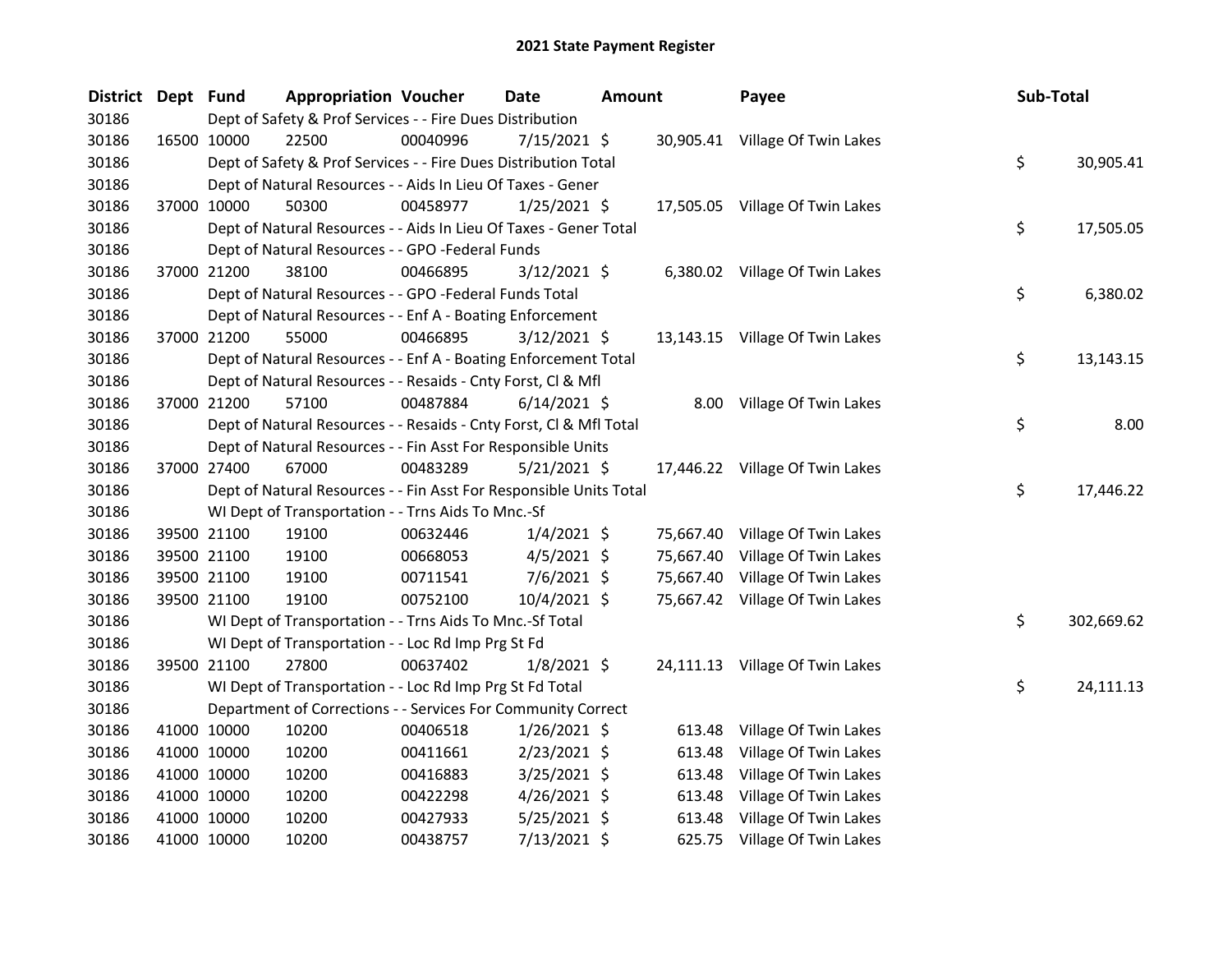## 2021 State Payment Register

| District | Dept | Fund | Appropriation | Voucher | Date | Amount | Payee | Sub-Total |
|---|---|---|---|---|---|---|---|---|
| 30186 | | Dept of Safety & Prof Services - - Fire Dues Distribution | | | | | | |
| 30186 | 16500 | 10000 | 22500 | 00040996 | 7/15/2021 | $ 30,905.41 | Village Of Twin Lakes | |
| 30186 | | Dept of Safety & Prof Services - - Fire Dues Distribution Total | | | | | | $ 30,905.41 |
| 30186 | | Dept of Natural Resources - - Aids In Lieu Of Taxes - Gener | | | | | | |
| 30186 | 37000 | 10000 | 50300 | 00458977 | 1/25/2021 | $ 17,505.05 | Village Of Twin Lakes | |
| 30186 | | Dept of Natural Resources - - Aids In Lieu Of Taxes - Gener Total | | | | | | $ 17,505.05 |
| 30186 | | Dept of Natural Resources - - GPO -Federal Funds | | | | | | |
| 30186 | 37000 | 21200 | 38100 | 00466895 | 3/12/2021 | $ 6,380.02 | Village Of Twin Lakes | |
| 30186 | | Dept of Natural Resources - - GPO -Federal Funds Total | | | | | | $ 6,380.02 |
| 30186 | | Dept of Natural Resources - - Enf A - Boating Enforcement | | | | | | |
| 30186 | 37000 | 21200 | 55000 | 00466895 | 3/12/2021 | $ 13,143.15 | Village Of Twin Lakes | |
| 30186 | | Dept of Natural Resources - - Enf A - Boating Enforcement Total | | | | | | $ 13,143.15 |
| 30186 | | Dept of Natural Resources - - Resaids - Cnty Forst, Cl & Mfl | | | | | | |
| 30186 | 37000 | 21200 | 57100 | 00487884 | 6/14/2021 | $ 8.00 | Village Of Twin Lakes | |
| 30186 | | Dept of Natural Resources - - Resaids - Cnty Forst, Cl & Mfl Total | | | | | | $ 8.00 |
| 30186 | | Dept of Natural Resources - - Fin Asst For Responsible Units | | | | | | |
| 30186 | 37000 | 27400 | 67000 | 00483289 | 5/21/2021 | $ 17,446.22 | Village Of Twin Lakes | |
| 30186 | | Dept of Natural Resources - - Fin Asst For Responsible Units Total | | | | | | $ 17,446.22 |
| 30186 | | WI Dept of Transportation - - Trns Aids To Mnc.-Sf | | | | | | |
| 30186 | 39500 | 21100 | 19100 | 00632446 | 1/4/2021 | $ 75,667.40 | Village Of Twin Lakes | |
| 30186 | 39500 | 21100 | 19100 | 00668053 | 4/5/2021 | $ 75,667.40 | Village Of Twin Lakes | |
| 30186 | 39500 | 21100 | 19100 | 00711541 | 7/6/2021 | $ 75,667.40 | Village Of Twin Lakes | |
| 30186 | 39500 | 21100 | 19100 | 00752100 | 10/4/2021 | $ 75,667.42 | Village Of Twin Lakes | |
| 30186 | | WI Dept of Transportation - - Trns Aids To Mnc.-Sf Total | | | | | | $ 302,669.62 |
| 30186 | | WI Dept of Transportation - - Loc Rd Imp Prg St Fd | | | | | | |
| 30186 | 39500 | 21100 | 27800 | 00637402 | 1/8/2021 | $ 24,111.13 | Village Of Twin Lakes | |
| 30186 | | WI Dept of Transportation - - Loc Rd Imp Prg St Fd Total | | | | | | $ 24,111.13 |
| 30186 | | Department of Corrections - - Services For Community Correct | | | | | | |
| 30186 | 41000 | 10000 | 10200 | 00406518 | 1/26/2021 | $ 613.48 | Village Of Twin Lakes | |
| 30186 | 41000 | 10000 | 10200 | 00411661 | 2/23/2021 | $ 613.48 | Village Of Twin Lakes | |
| 30186 | 41000 | 10000 | 10200 | 00416883 | 3/25/2021 | $ 613.48 | Village Of Twin Lakes | |
| 30186 | 41000 | 10000 | 10200 | 00422298 | 4/26/2021 | $ 613.48 | Village Of Twin Lakes | |
| 30186 | 41000 | 10000 | 10200 | 00427933 | 5/25/2021 | $ 613.48 | Village Of Twin Lakes | |
| 30186 | 41000 | 10000 | 10200 | 00438757 | 7/13/2021 | $ 625.75 | Village Of Twin Lakes | |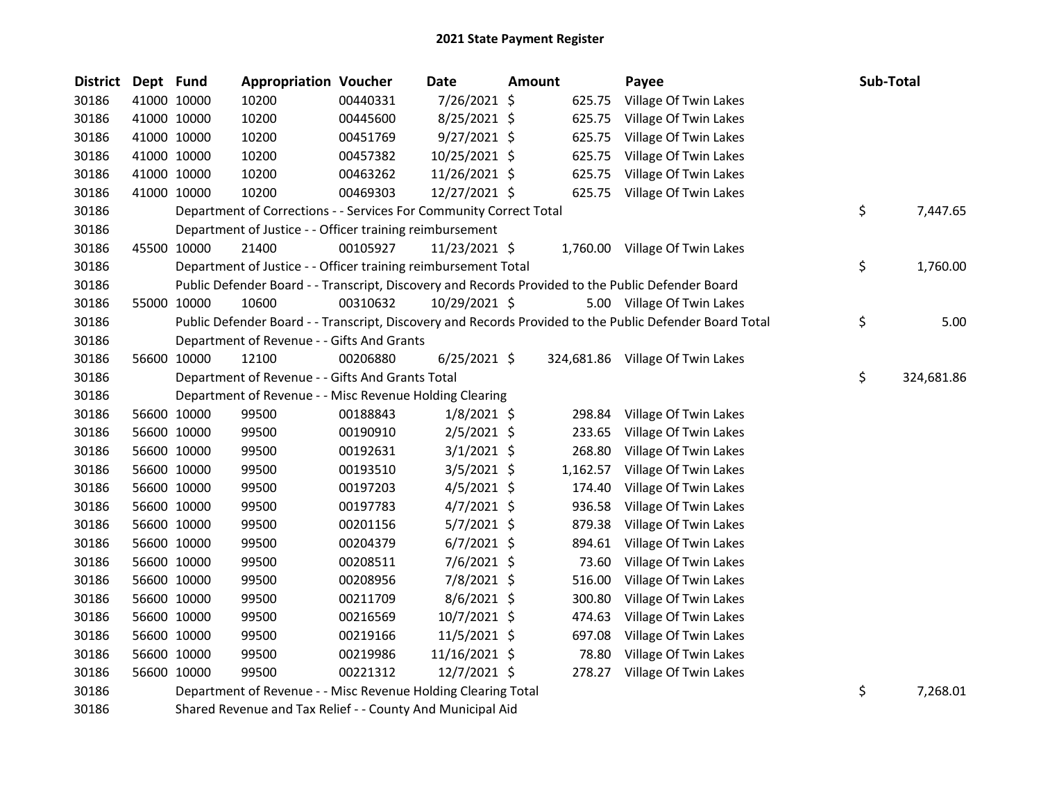# 2021 State Payment Register

| District | Dept | Fund | Appropriation | Voucher | Date | Amount | Payee | Sub-Total |
|---|---|---|---|---|---|---|---|---|
| 30186 | 41000 | 10000 | 10200 | 00440331 | 7/26/2021 | $ 625.75 | Village Of Twin Lakes | |
| 30186 | 41000 | 10000 | 10200 | 00445600 | 8/25/2021 | $ 625.75 | Village Of Twin Lakes | |
| 30186 | 41000 | 10000 | 10200 | 00451769 | 9/27/2021 | $ 625.75 | Village Of Twin Lakes | |
| 30186 | 41000 | 10000 | 10200 | 00457382 | 10/25/2021 | $ 625.75 | Village Of Twin Lakes | |
| 30186 | 41000 | 10000 | 10200 | 00463262 | 11/26/2021 | $ 625.75 | Village Of Twin Lakes | |
| 30186 | 41000 | 10000 | 10200 | 00469303 | 12/27/2021 | $ 625.75 | Village Of Twin Lakes | |
| 30186 | | Department of Corrections - - Services For Community Correct Total | | | | | | $ 7,447.65 |
| 30186 | | Department of Justice - - Officer training reimbursement | | | | | | |
| 30186 | 45500 | 10000 | 21400 | 00105927 | 11/23/2021 | $ 1,760.00 | Village Of Twin Lakes | |
| 30186 | | Department of Justice - - Officer training reimbursement Total | | | | | | $ 1,760.00 |
| 30186 | | Public Defender Board - - Transcript, Discovery and Records Provided to the Public Defender Board | | | | | | |
| 30186 | 55000 | 10000 | 10600 | 00310632 | 10/29/2021 | $ 5.00 | Village Of Twin Lakes | |
| 30186 | | Public Defender Board - - Transcript, Discovery and Records Provided to the Public Defender Board Total | | | | | | $ 5.00 |
| 30186 | | Department of Revenue - - Gifts And Grants | | | | | | |
| 30186 | 56600 | 10000 | 12100 | 00206880 | 6/25/2021 | $ 324,681.86 | Village Of Twin Lakes | |
| 30186 | | Department of Revenue - - Gifts And Grants Total | | | | | | $ 324,681.86 |
| 30186 | | Department of Revenue - - Misc Revenue Holding Clearing | | | | | | |
| 30186 | 56600 | 10000 | 99500 | 00188843 | 1/8/2021 | $ 298.84 | Village Of Twin Lakes | |
| 30186 | 56600 | 10000 | 99500 | 00190910 | 2/5/2021 | $ 233.65 | Village Of Twin Lakes | |
| 30186 | 56600 | 10000 | 99500 | 00192631 | 3/1/2021 | $ 268.80 | Village Of Twin Lakes | |
| 30186 | 56600 | 10000 | 99500 | 00193510 | 3/5/2021 | $ 1,162.57 | Village Of Twin Lakes | |
| 30186 | 56600 | 10000 | 99500 | 00197203 | 4/5/2021 | $ 174.40 | Village Of Twin Lakes | |
| 30186 | 56600 | 10000 | 99500 | 00197783 | 4/7/2021 | $ 936.58 | Village Of Twin Lakes | |
| 30186 | 56600 | 10000 | 99500 | 00201156 | 5/7/2021 | $ 879.38 | Village Of Twin Lakes | |
| 30186 | 56600 | 10000 | 99500 | 00204379 | 6/7/2021 | $ 894.61 | Village Of Twin Lakes | |
| 30186 | 56600 | 10000 | 99500 | 00208511 | 7/6/2021 | $ 73.60 | Village Of Twin Lakes | |
| 30186 | 56600 | 10000 | 99500 | 00208956 | 7/8/2021 | $ 516.00 | Village Of Twin Lakes | |
| 30186 | 56600 | 10000 | 99500 | 00211709 | 8/6/2021 | $ 300.80 | Village Of Twin Lakes | |
| 30186 | 56600 | 10000 | 99500 | 00216569 | 10/7/2021 | $ 474.63 | Village Of Twin Lakes | |
| 30186 | 56600 | 10000 | 99500 | 00219166 | 11/5/2021 | $ 697.08 | Village Of Twin Lakes | |
| 30186 | 56600 | 10000 | 99500 | 00219986 | 11/16/2021 | $ 78.80 | Village Of Twin Lakes | |
| 30186 | 56600 | 10000 | 99500 | 00221312 | 12/7/2021 | $ 278.27 | Village Of Twin Lakes | |
| 30186 | | Department of Revenue - - Misc Revenue Holding Clearing Total | | | | | | $ 7,268.01 |
| 30186 | | Shared Revenue and Tax Relief - - County And Municipal Aid | | | | | | |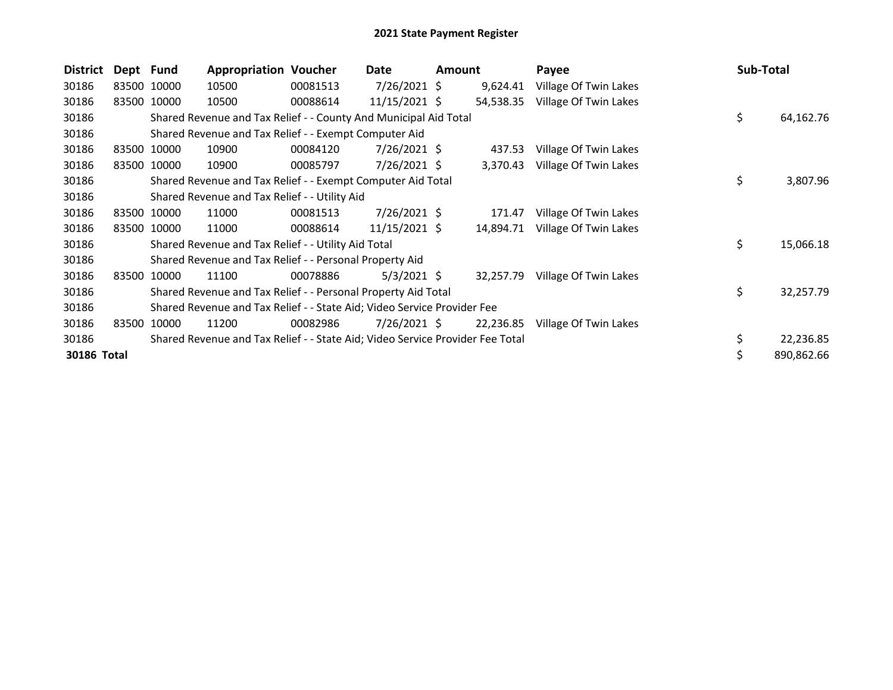# 2021 State Payment Register

| District | Dept | Fund | Appropriation | Voucher | Date | Amount | Payee | Sub-Total |
|---|---|---|---|---|---|---|---|---|
| 30186 | 83500 | 10000 | 10500 | 00081513 | 7/26/2021 | $ 9,624.41 | Village Of Twin Lakes | |
| 30186 | 83500 | 10000 | 10500 | 00088614 | 11/15/2021 | $ 54,538.35 | Village Of Twin Lakes | |
| 30186 | | Shared Revenue and Tax Relief - - County And Municipal Aid Total | | | | | | $ 64,162.76 |
| 30186 | | Shared Revenue and Tax Relief - - Exempt Computer Aid | | | | | | |
| 30186 | 83500 | 10000 | 10900 | 00084120 | 7/26/2021 | $ 437.53 | Village Of Twin Lakes | |
| 30186 | 83500 | 10000 | 10900 | 00085797 | 7/26/2021 | $ 3,370.43 | Village Of Twin Lakes | |
| 30186 | | Shared Revenue and Tax Relief - - Exempt Computer Aid Total | | | | | | $ 3,807.96 |
| 30186 | | Shared Revenue and Tax Relief - - Utility Aid | | | | | | |
| 30186 | 83500 | 10000 | 11000 | 00081513 | 7/26/2021 | $ 171.47 | Village Of Twin Lakes | |
| 30186 | 83500 | 10000 | 11000 | 00088614 | 11/15/2021 | $ 14,894.71 | Village Of Twin Lakes | |
| 30186 | | Shared Revenue and Tax Relief - - Utility Aid Total | | | | | | $ 15,066.18 |
| 30186 | | Shared Revenue and Tax Relief - - Personal Property Aid | | | | | | |
| 30186 | 83500 | 10000 | 11100 | 00078886 | 5/3/2021 | $ 32,257.79 | Village Of Twin Lakes | |
| 30186 | | Shared Revenue and Tax Relief - - Personal Property Aid Total | | | | | | $ 32,257.79 |
| 30186 | | Shared Revenue and Tax Relief - - State Aid; Video Service Provider Fee | | | | | | |
| 30186 | 83500 | 10000 | 11200 | 00082986 | 7/26/2021 | $ 22,236.85 | Village Of Twin Lakes | |
| 30186 | | Shared Revenue and Tax Relief - - State Aid; Video Service Provider Fee Total | | | | | | $ 22,236.85 |
| **30186 Total** | | | | | | | | $ 890,862.66 |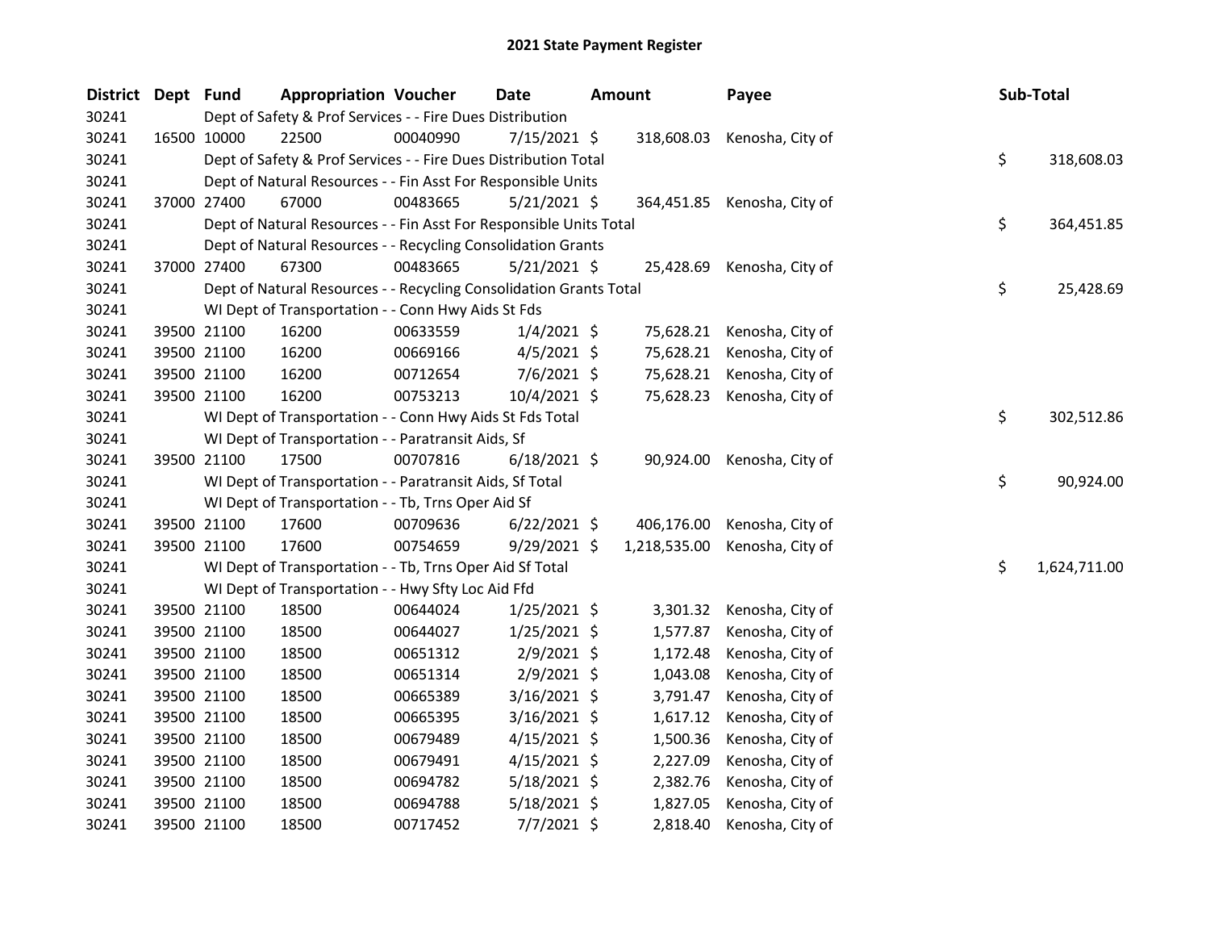# 2021 State Payment Register

| District | Dept | Fund | Appropriation | Voucher | Date | Amount | Payee | Sub-Total |
|---|---|---|---|---|---|---|---|---|
| 30241 | | Dept of Safety & Prof Services - - Fire Dues Distribution | | | | | | |
| 30241 | 16500 | 10000 | 22500 | 00040990 | 7/15/2021 | $ 318,608.03 | Kenosha, City of | |
| 30241 | | Dept of Safety & Prof Services - - Fire Dues Distribution Total | | | | | | $ 318,608.03 |
| 30241 | | Dept of Natural Resources - - Fin Asst For Responsible Units | | | | | | |
| 30241 | 37000 | 27400 | 67000 | 00483665 | 5/21/2021 | $ 364,451.85 | Kenosha, City of | |
| 30241 | | Dept of Natural Resources - - Fin Asst For Responsible Units Total | | | | | | $ 364,451.85 |
| 30241 | | Dept of Natural Resources - - Recycling Consolidation Grants | | | | | | |
| 30241 | 37000 | 27400 | 67300 | 00483665 | 5/21/2021 | $ 25,428.69 | Kenosha, City of | |
| 30241 | | Dept of Natural Resources - - Recycling Consolidation Grants Total | | | | | | $ 25,428.69 |
| 30241 | | WI Dept of Transportation - - Conn Hwy Aids St Fds | | | | | | |
| 30241 | 39500 | 21100 | 16200 | 00633559 | 1/4/2021 | $ 75,628.21 | Kenosha, City of | |
| 30241 | 39500 | 21100 | 16200 | 00669166 | 4/5/2021 | $ 75,628.21 | Kenosha, City of | |
| 30241 | 39500 | 21100 | 16200 | 00712654 | 7/6/2021 | $ 75,628.21 | Kenosha, City of | |
| 30241 | 39500 | 21100 | 16200 | 00753213 | 10/4/2021 | $ 75,628.23 | Kenosha, City of | |
| 30241 | | WI Dept of Transportation - - Conn Hwy Aids St Fds Total | | | | | | $ 302,512.86 |
| 30241 | | WI Dept of Transportation - - Paratransit Aids, Sf | | | | | | |
| 30241 | 39500 | 21100 | 17500 | 00707816 | 6/18/2021 | $ 90,924.00 | Kenosha, City of | |
| 30241 | | WI Dept of Transportation - - Paratransit Aids, Sf Total | | | | | | $ 90,924.00 |
| 30241 | | WI Dept of Transportation - - Tb, Trns Oper Aid Sf | | | | | | |
| 30241 | 39500 | 21100 | 17600 | 00709636 | 6/22/2021 | $ 406,176.00 | Kenosha, City of | |
| 30241 | 39500 | 21100 | 17600 | 00754659 | 9/29/2021 | $ 1,218,535.00 | Kenosha, City of | |
| 30241 | | WI Dept of Transportation - - Tb, Trns Oper Aid Sf Total | | | | | | $ 1,624,711.00 |
| 30241 | | WI Dept of Transportation - - Hwy Sfty Loc Aid Ffd | | | | | | |
| 30241 | 39500 | 21100 | 18500 | 00644024 | 1/25/2021 | $ 3,301.32 | Kenosha, City of | |
| 30241 | 39500 | 21100 | 18500 | 00644027 | 1/25/2021 | $ 1,577.87 | Kenosha, City of | |
| 30241 | 39500 | 21100 | 18500 | 00651312 | 2/9/2021 | $ 1,172.48 | Kenosha, City of | |
| 30241 | 39500 | 21100 | 18500 | 00651314 | 2/9/2021 | $ 1,043.08 | Kenosha, City of | |
| 30241 | 39500 | 21100 | 18500 | 00665389 | 3/16/2021 | $ 3,791.47 | Kenosha, City of | |
| 30241 | 39500 | 21100 | 18500 | 00665395 | 3/16/2021 | $ 1,617.12 | Kenosha, City of | |
| 30241 | 39500 | 21100 | 18500 | 00679489 | 4/15/2021 | $ 1,500.36 | Kenosha, City of | |
| 30241 | 39500 | 21100 | 18500 | 00679491 | 4/15/2021 | $ 2,227.09 | Kenosha, City of | |
| 30241 | 39500 | 21100 | 18500 | 00694782 | 5/18/2021 | $ 2,382.76 | Kenosha, City of | |
| 30241 | 39500 | 21100 | 18500 | 00694788 | 5/18/2021 | $ 1,827.05 | Kenosha, City of | |
| 30241 | 39500 | 21100 | 18500 | 00717452 | 7/7/2021 | $ 2,818.40 | Kenosha, City of | |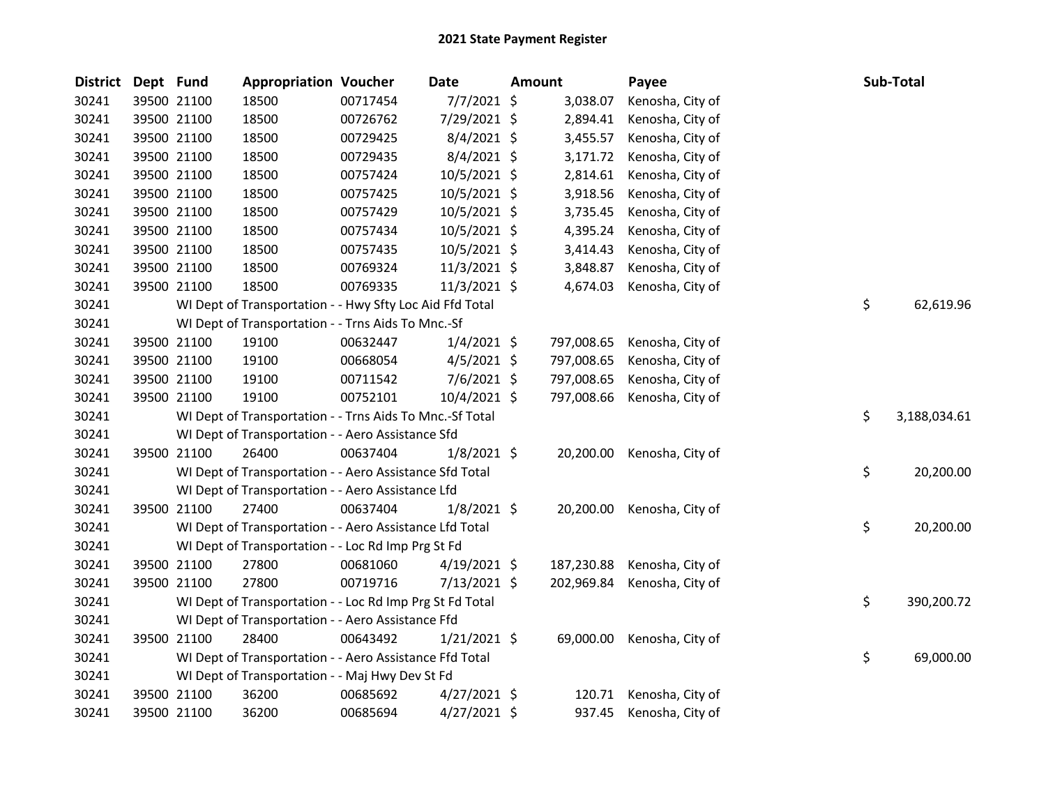# 2021 State Payment Register

| District | Dept | Fund | Appropriation | Voucher | Date | Amount | Payee | Sub-Total |
|---|---|---|---|---|---|---|---|---|
| 30241 | 39500 | 21100 | 18500 | 00717454 | 7/7/2021 | $ 3,038.07 | Kenosha, City of | |
| 30241 | 39500 | 21100 | 18500 | 00726762 | 7/29/2021 | $ 2,894.41 | Kenosha, City of | |
| 30241 | 39500 | 21100 | 18500 | 00729425 | 8/4/2021 | $ 3,455.57 | Kenosha, City of | |
| 30241 | 39500 | 21100 | 18500 | 00729435 | 8/4/2021 | $ 3,171.72 | Kenosha, City of | |
| 30241 | 39500 | 21100 | 18500 | 00757424 | 10/5/2021 | $ 2,814.61 | Kenosha, City of | |
| 30241 | 39500 | 21100 | 18500 | 00757425 | 10/5/2021 | $ 3,918.56 | Kenosha, City of | |
| 30241 | 39500 | 21100 | 18500 | 00757429 | 10/5/2021 | $ 3,735.45 | Kenosha, City of | |
| 30241 | 39500 | 21100 | 18500 | 00757434 | 10/5/2021 | $ 4,395.24 | Kenosha, City of | |
| 30241 | 39500 | 21100 | 18500 | 00757435 | 10/5/2021 | $ 3,414.43 | Kenosha, City of | |
| 30241 | 39500 | 21100 | 18500 | 00769324 | 11/3/2021 | $ 3,848.87 | Kenosha, City of | |
| 30241 | 39500 | 21100 | 18500 | 00769335 | 11/3/2021 | $ 4,674.03 | Kenosha, City of | |
| 30241 | | WI Dept of Transportation - - Hwy Sfty Loc Aid Ffd Total | | | | | | $ 62,619.96 |
| 30241 | | WI Dept of Transportation - - Trns Aids To Mnc.-Sf | | | | | | |
| 30241 | 39500 | 21100 | 19100 | 00632447 | 1/4/2021 | $ 797,008.65 | Kenosha, City of | |
| 30241 | 39500 | 21100 | 19100 | 00668054 | 4/5/2021 | $ 797,008.65 | Kenosha, City of | |
| 30241 | 39500 | 21100 | 19100 | 00711542 | 7/6/2021 | $ 797,008.65 | Kenosha, City of | |
| 30241 | 39500 | 21100 | 19100 | 00752101 | 10/4/2021 | $ 797,008.66 | Kenosha, City of | |
| 30241 | | WI Dept of Transportation - - Trns Aids To Mnc.-Sf Total | | | | | | $ 3,188,034.61 |
| 30241 | | WI Dept of Transportation - - Aero Assistance Sfd | | | | | | |
| 30241 | 39500 | 21100 | 26400 | 00637404 | 1/8/2021 | $ 20,200.00 | Kenosha, City of | |
| 30241 | | WI Dept of Transportation - - Aero Assistance Sfd Total | | | | | | $ 20,200.00 |
| 30241 | | WI Dept of Transportation - - Aero Assistance Lfd | | | | | | |
| 30241 | 39500 | 21100 | 27400 | 00637404 | 1/8/2021 | $ 20,200.00 | Kenosha, City of | |
| 30241 | | WI Dept of Transportation - - Aero Assistance Lfd Total | | | | | | $ 20,200.00 |
| 30241 | | WI Dept of Transportation - - Loc Rd Imp Prg St Fd | | | | | | |
| 30241 | 39500 | 21100 | 27800 | 00681060 | 4/19/2021 | $ 187,230.88 | Kenosha, City of | |
| 30241 | 39500 | 21100 | 27800 | 00719716 | 7/13/2021 | $ 202,969.84 | Kenosha, City of | |
| 30241 | | WI Dept of Transportation - - Loc Rd Imp Prg St Fd Total | | | | | | $ 390,200.72 |
| 30241 | | WI Dept of Transportation - - Aero Assistance Ffd | | | | | | |
| 30241 | 39500 | 21100 | 28400 | 00643492 | 1/21/2021 | $ 69,000.00 | Kenosha, City of | |
| 30241 | | WI Dept of Transportation - - Aero Assistance Ffd Total | | | | | | $ 69,000.00 |
| 30241 | | WI Dept of Transportation - - Maj Hwy Dev St Fd | | | | | | |
| 30241 | 39500 | 21100 | 36200 | 00685692 | 4/27/2021 | $ 120.71 | Kenosha, City of | |
| 30241 | 39500 | 21100 | 36200 | 00685694 | 4/27/2021 | $ 937.45 | Kenosha, City of | |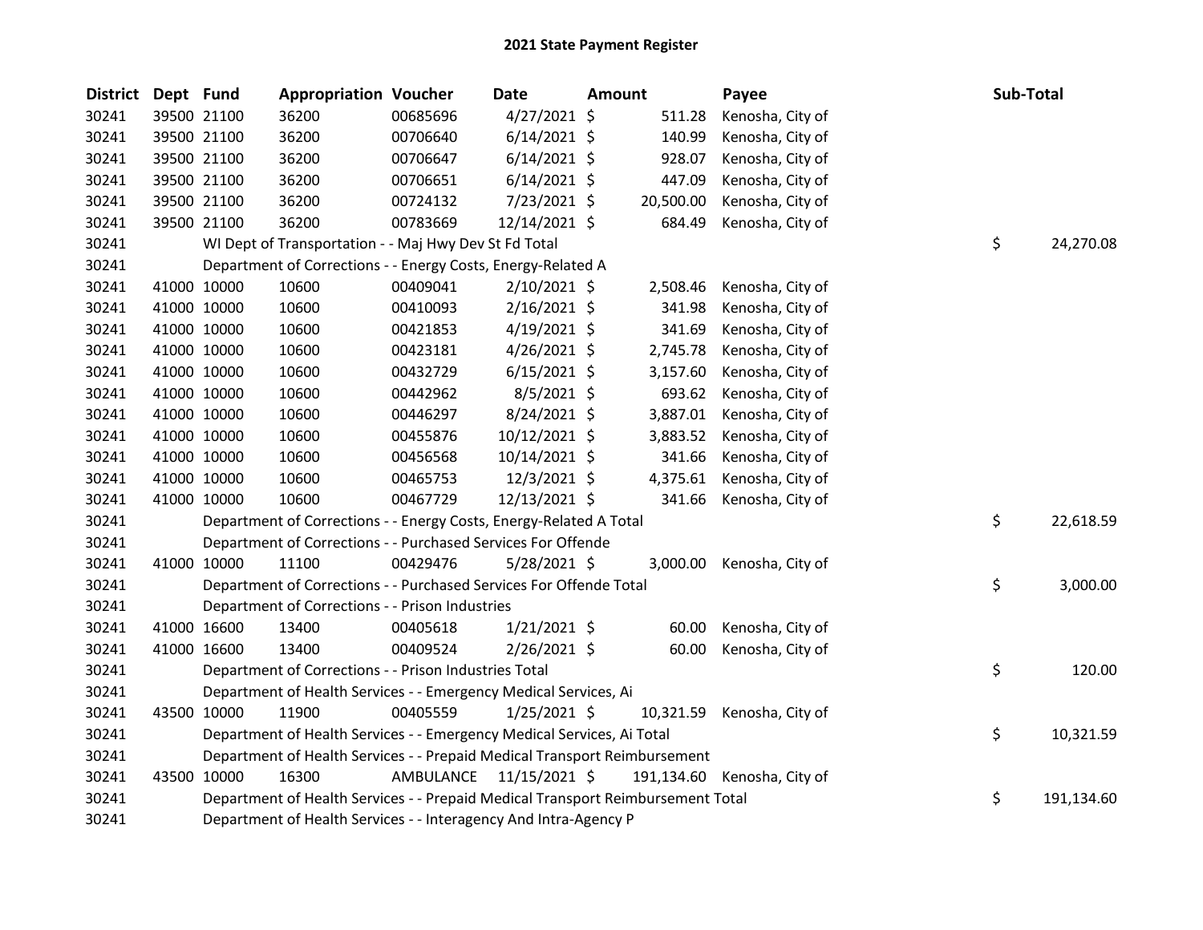# 2021 State Payment Register

| District | Dept | Fund | Appropriation | Voucher | Date | Amount | Payee | Sub-Total |
|---|---|---|---|---|---|---|---|---|
| 30241 | 39500 | 21100 | 36200 | 00685696 | 4/27/2021 | $ 511.28 | Kenosha, City of | |
| 30241 | 39500 | 21100 | 36200 | 00706640 | 6/14/2021 | $ 140.99 | Kenosha, City of | |
| 30241 | 39500 | 21100 | 36200 | 00706647 | 6/14/2021 | $ 928.07 | Kenosha, City of | |
| 30241 | 39500 | 21100 | 36200 | 00706651 | 6/14/2021 | $ 447.09 | Kenosha, City of | |
| 30241 | 39500 | 21100 | 36200 | 00724132 | 7/23/2021 | $ 20,500.00 | Kenosha, City of | |
| 30241 | 39500 | 21100 | 36200 | 00783669 | 12/14/2021 | $ 684.49 | Kenosha, City of | |
| 30241 | | WI Dept of Transportation - - Maj Hwy Dev St Fd Total | | | | | | $ 24,270.08 |
| 30241 | | Department of Corrections - - Energy Costs, Energy-Related A | | | | | | |
| 30241 | 41000 | 10000 | 10600 | 00409041 | 2/10/2021 | $ 2,508.46 | Kenosha, City of | |
| 30241 | 41000 | 10000 | 10600 | 00410093 | 2/16/2021 | $ 341.98 | Kenosha, City of | |
| 30241 | 41000 | 10000 | 10600 | 00421853 | 4/19/2021 | $ 341.69 | Kenosha, City of | |
| 30241 | 41000 | 10000 | 10600 | 00423181 | 4/26/2021 | $ 2,745.78 | Kenosha, City of | |
| 30241 | 41000 | 10000 | 10600 | 00432729 | 6/15/2021 | $ 3,157.60 | Kenosha, City of | |
| 30241 | 41000 | 10000 | 10600 | 00442962 | 8/5/2021 | $ 693.62 | Kenosha, City of | |
| 30241 | 41000 | 10000 | 10600 | 00446297 | 8/24/2021 | $ 3,887.01 | Kenosha, City of | |
| 30241 | 41000 | 10000 | 10600 | 00455876 | 10/12/2021 | $ 3,883.52 | Kenosha, City of | |
| 30241 | 41000 | 10000 | 10600 | 00456568 | 10/14/2021 | $ 341.66 | Kenosha, City of | |
| 30241 | 41000 | 10000 | 10600 | 00465753 | 12/3/2021 | $ 4,375.61 | Kenosha, City of | |
| 30241 | 41000 | 10000 | 10600 | 00467729 | 12/13/2021 | $ 341.66 | Kenosha, City of | |
| 30241 | | Department of Corrections - - Energy Costs, Energy-Related A Total | | | | | | $ 22,618.59 |
| 30241 | | Department of Corrections - - Purchased Services For Offende | | | | | | |
| 30241 | 41000 | 10000 | 11100 | 00429476 | 5/28/2021 | $ 3,000.00 | Kenosha, City of | |
| 30241 | | Department of Corrections - - Purchased Services For Offende Total | | | | | | $ 3,000.00 |
| 30241 | | Department of Corrections - - Prison Industries | | | | | | |
| 30241 | 41000 | 16600 | 13400 | 00405618 | 1/21/2021 | $ 60.00 | Kenosha, City of | |
| 30241 | 41000 | 16600 | 13400 | 00409524 | 2/26/2021 | $ 60.00 | Kenosha, City of | |
| 30241 | | Department of Corrections - - Prison Industries Total | | | | | | $ 120.00 |
| 30241 | | Department of Health Services - - Emergency Medical Services, Ai | | | | | | |
| 30241 | 43500 | 10000 | 11900 | 00405559 | 1/25/2021 | $ 10,321.59 | Kenosha, City of | |
| 30241 | | Department of Health Services - - Emergency Medical Services, Ai Total | | | | | | $ 10,321.59 |
| 30241 | | Department of Health Services - - Prepaid Medical Transport Reimbursement | | | | | | |
| 30241 | 43500 | 10000 | 16300 | AMBULANCE | 11/15/2021 | $ 191,134.60 | Kenosha, City of | |
| 30241 | | Department of Health Services - - Prepaid Medical Transport Reimbursement Total | | | | | | $ 191,134.60 |
| 30241 | | Department of Health Services - - Interagency And Intra-Agency P | | | | | | |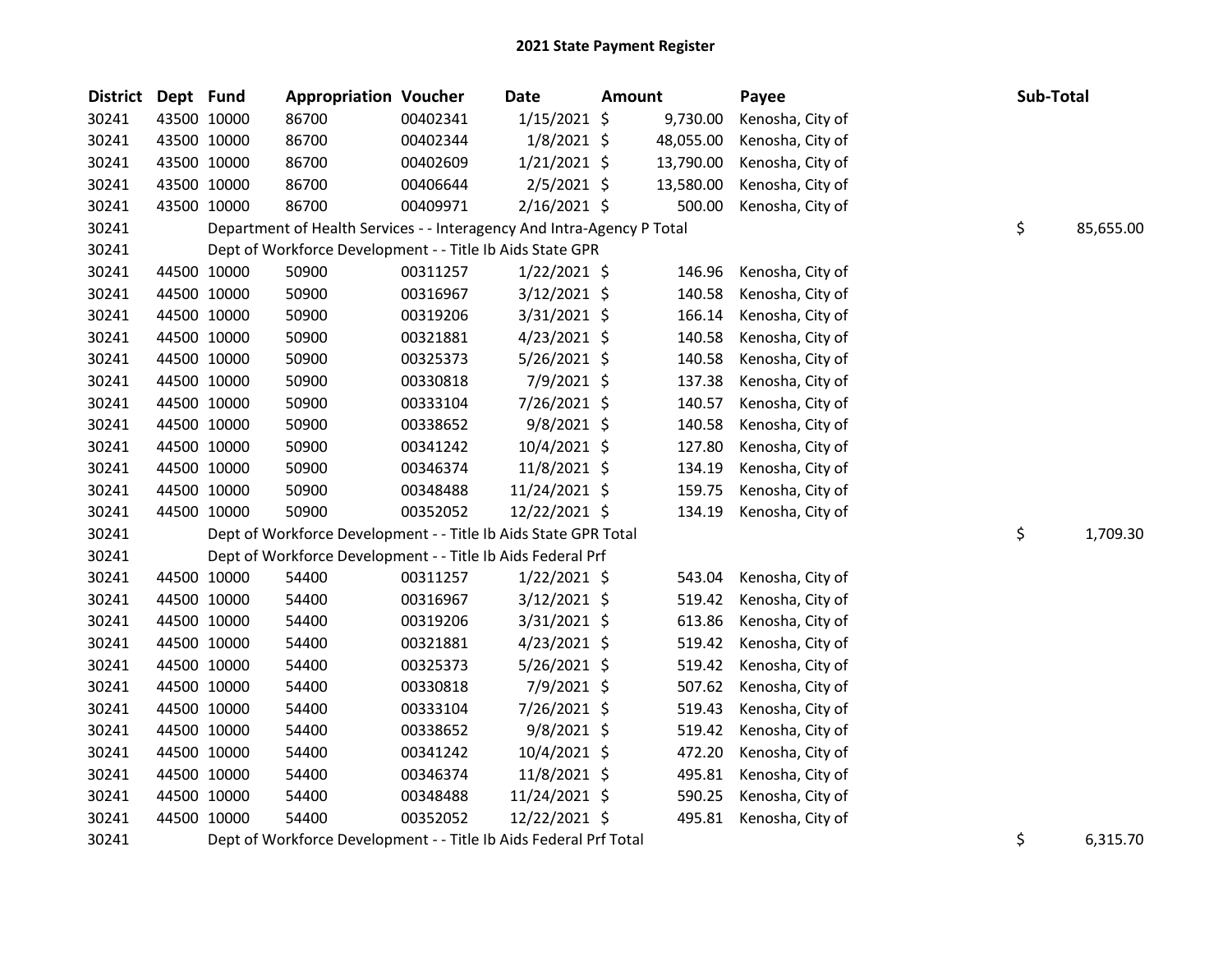# 2021 State Payment Register

| District | Dept | Fund | Appropriation | Voucher | Date | Amount | Payee | Sub-Total |
|---|---|---|---|---|---|---|---|---|
| 30241 | 43500 | 10000 | 86700 | 00402341 | 1/15/2021 | $ 9,730.00 | Kenosha, City of | |
| 30241 | 43500 | 10000 | 86700 | 00402344 | 1/8/2021 | $ 48,055.00 | Kenosha, City of | |
| 30241 | 43500 | 10000 | 86700 | 00402609 | 1/21/2021 | $ 13,790.00 | Kenosha, City of | |
| 30241 | 43500 | 10000 | 86700 | 00406644 | 2/5/2021 | $ 13,580.00 | Kenosha, City of | |
| 30241 | 43500 | 10000 | 86700 | 00409971 | 2/16/2021 | $ 500.00 | Kenosha, City of | |
| 30241 | | Department of Health Services - - Interagency And Intra-Agency P Total | | | | | | $ 85,655.00 |
| 30241 | | Dept of Workforce Development - - Title Ib Aids State GPR | | | | | | |
| 30241 | 44500 | 10000 | 50900 | 00311257 | 1/22/2021 | $ 146.96 | Kenosha, City of | |
| 30241 | 44500 | 10000 | 50900 | 00316967 | 3/12/2021 | $ 140.58 | Kenosha, City of | |
| 30241 | 44500 | 10000 | 50900 | 00319206 | 3/31/2021 | $ 166.14 | Kenosha, City of | |
| 30241 | 44500 | 10000 | 50900 | 00321881 | 4/23/2021 | $ 140.58 | Kenosha, City of | |
| 30241 | 44500 | 10000 | 50900 | 00325373 | 5/26/2021 | $ 140.58 | Kenosha, City of | |
| 30241 | 44500 | 10000 | 50900 | 00330818 | 7/9/2021 | $ 137.38 | Kenosha, City of | |
| 30241 | 44500 | 10000 | 50900 | 00333104 | 7/26/2021 | $ 140.57 | Kenosha, City of | |
| 30241 | 44500 | 10000 | 50900 | 00338652 | 9/8/2021 | $ 140.58 | Kenosha, City of | |
| 30241 | 44500 | 10000 | 50900 | 00341242 | 10/4/2021 | $ 127.80 | Kenosha, City of | |
| 30241 | 44500 | 10000 | 50900 | 00346374 | 11/8/2021 | $ 134.19 | Kenosha, City of | |
| 30241 | 44500 | 10000 | 50900 | 00348488 | 11/24/2021 | $ 159.75 | Kenosha, City of | |
| 30241 | 44500 | 10000 | 50900 | 00352052 | 12/22/2021 | $ 134.19 | Kenosha, City of | |
| 30241 | | Dept of Workforce Development - - Title Ib Aids State GPR Total | | | | | | $ 1,709.30 |
| 30241 | | Dept of Workforce Development - - Title Ib Aids Federal Prf | | | | | | |
| 30241 | 44500 | 10000 | 54400 | 00311257 | 1/22/2021 | $ 543.04 | Kenosha, City of | |
| 30241 | 44500 | 10000 | 54400 | 00316967 | 3/12/2021 | $ 519.42 | Kenosha, City of | |
| 30241 | 44500 | 10000 | 54400 | 00319206 | 3/31/2021 | $ 613.86 | Kenosha, City of | |
| 30241 | 44500 | 10000 | 54400 | 00321881 | 4/23/2021 | $ 519.42 | Kenosha, City of | |
| 30241 | 44500 | 10000 | 54400 | 00325373 | 5/26/2021 | $ 519.42 | Kenosha, City of | |
| 30241 | 44500 | 10000 | 54400 | 00330818 | 7/9/2021 | $ 507.62 | Kenosha, City of | |
| 30241 | 44500 | 10000 | 54400 | 00333104 | 7/26/2021 | $ 519.43 | Kenosha, City of | |
| 30241 | 44500 | 10000 | 54400 | 00338652 | 9/8/2021 | $ 519.42 | Kenosha, City of | |
| 30241 | 44500 | 10000 | 54400 | 00341242 | 10/4/2021 | $ 472.20 | Kenosha, City of | |
| 30241 | 44500 | 10000 | 54400 | 00346374 | 11/8/2021 | $ 495.81 | Kenosha, City of | |
| 30241 | 44500 | 10000 | 54400 | 00348488 | 11/24/2021 | $ 590.25 | Kenosha, City of | |
| 30241 | 44500 | 10000 | 54400 | 00352052 | 12/22/2021 | $ 495.81 | Kenosha, City of | |
| 30241 | | Dept of Workforce Development - - Title Ib Aids Federal Prf Total | | | | | | $ 6,315.70 |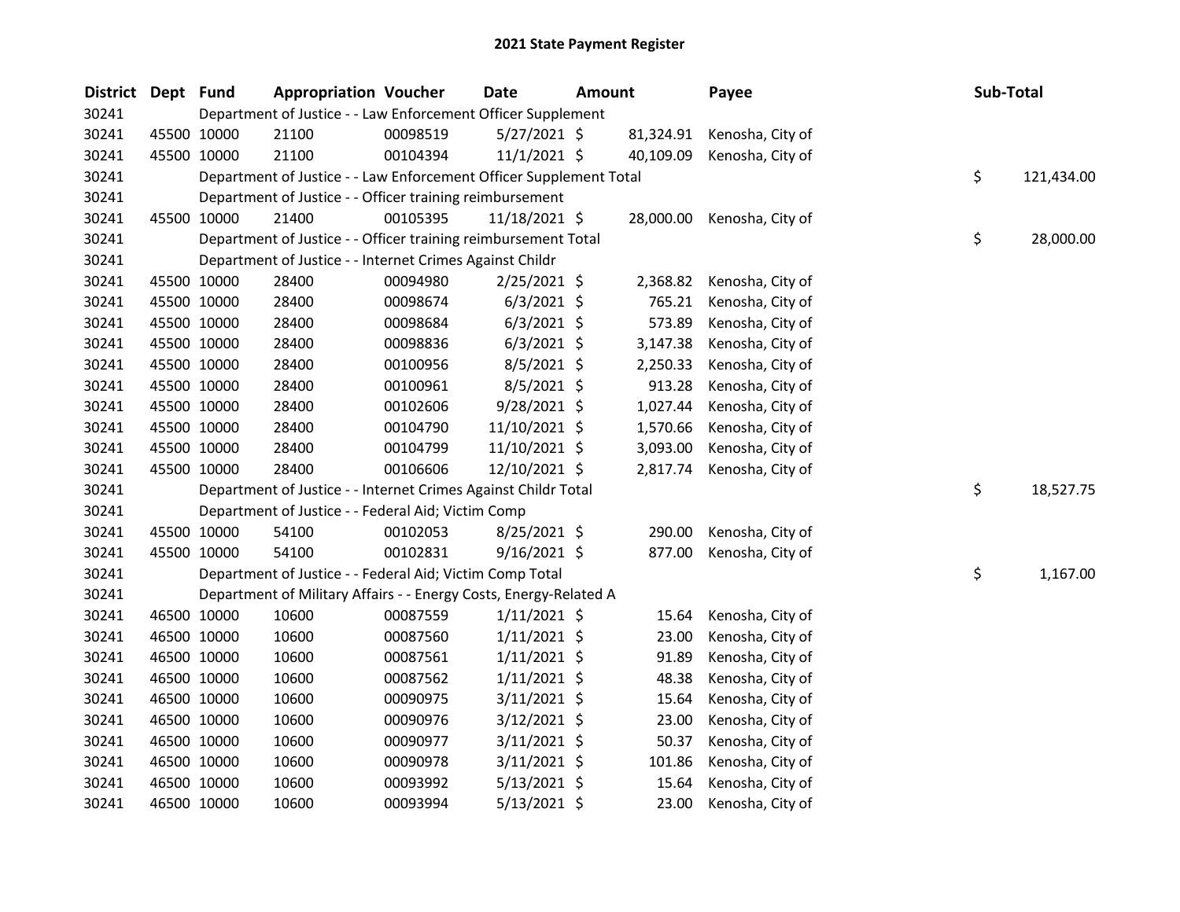# 2021 State Payment Register

| District | Dept | Fund | Appropriation | Voucher | Date | Amount | Payee | Sub-Total |
|---|---|---|---|---|---|---|---|---|
| 30241 | | | Department of Justice - - Law Enforcement Officer Supplement | | | | | |
| 30241 | 45500 | 10000 | 21100 | 00098519 | 5/27/2021 | $ 81,324.91 | Kenosha, City of | |
| 30241 | 45500 | 10000 | 21100 | 00104394 | 11/1/2021 | $ 40,109.09 | Kenosha, City of | |
| 30241 | | | Department of Justice - - Law Enforcement Officer Supplement Total | | | | | $ 121,434.00 |
| 30241 | | | Department of Justice - - Officer training reimbursement | | | | | |
| 30241 | 45500 | 10000 | 21400 | 00105395 | 11/18/2021 | $ 28,000.00 | Kenosha, City of | |
| 30241 | | | Department of Justice - - Officer training reimbursement Total | | | | | $ 28,000.00 |
| 30241 | | | Department of Justice - - Internet Crimes Against Childr | | | | | |
| 30241 | 45500 | 10000 | 28400 | 00094980 | 2/25/2021 | $ 2,368.82 | Kenosha, City of | |
| 30241 | 45500 | 10000 | 28400 | 00098674 | 6/3/2021 | $ 765.21 | Kenosha, City of | |
| 30241 | 45500 | 10000 | 28400 | 00098684 | 6/3/2021 | $ 573.89 | Kenosha, City of | |
| 30241 | 45500 | 10000 | 28400 | 00098836 | 6/3/2021 | $ 3,147.38 | Kenosha, City of | |
| 30241 | 45500 | 10000 | 28400 | 00100956 | 8/5/2021 | $ 2,250.33 | Kenosha, City of | |
| 30241 | 45500 | 10000 | 28400 | 00100961 | 8/5/2021 | $ 913.28 | Kenosha, City of | |
| 30241 | 45500 | 10000 | 28400 | 00102606 | 9/28/2021 | $ 1,027.44 | Kenosha, City of | |
| 30241 | 45500 | 10000 | 28400 | 00104790 | 11/10/2021 | $ 1,570.66 | Kenosha, City of | |
| 30241 | 45500 | 10000 | 28400 | 00104799 | 11/10/2021 | $ 3,093.00 | Kenosha, City of | |
| 30241 | 45500 | 10000 | 28400 | 00106606 | 12/10/2021 | $ 2,817.74 | Kenosha, City of | |
| 30241 | | | Department of Justice - - Internet Crimes Against Childr Total | | | | | $ 18,527.75 |
| 30241 | | | Department of Justice - - Federal Aid; Victim Comp | | | | | |
| 30241 | 45500 | 10000 | 54100 | 00102053 | 8/25/2021 | $ 290.00 | Kenosha, City of | |
| 30241 | 45500 | 10000 | 54100 | 00102831 | 9/16/2021 | $ 877.00 | Kenosha, City of | |
| 30241 | | | Department of Justice - - Federal Aid; Victim Comp Total | | | | | $ 1,167.00 |
| 30241 | | | Department of Military Affairs - - Energy Costs, Energy-Related A | | | | | |
| 30241 | 46500 | 10000 | 10600 | 00087559 | 1/11/2021 | $ 15.64 | Kenosha, City of | |
| 30241 | 46500 | 10000 | 10600 | 00087560 | 1/11/2021 | $ 23.00 | Kenosha, City of | |
| 30241 | 46500 | 10000 | 10600 | 00087561 | 1/11/2021 | $ 91.89 | Kenosha, City of | |
| 30241 | 46500 | 10000 | 10600 | 00087562 | 1/11/2021 | $ 48.38 | Kenosha, City of | |
| 30241 | 46500 | 10000 | 10600 | 00090975 | 3/11/2021 | $ 15.64 | Kenosha, City of | |
| 30241 | 46500 | 10000 | 10600 | 00090976 | 3/12/2021 | $ 23.00 | Kenosha, City of | |
| 30241 | 46500 | 10000 | 10600 | 00090977 | 3/11/2021 | $ 50.37 | Kenosha, City of | |
| 30241 | 46500 | 10000 | 10600 | 00090978 | 3/11/2021 | $ 101.86 | Kenosha, City of | |
| 30241 | 46500 | 10000 | 10600 | 00093992 | 5/13/2021 | $ 15.64 | Kenosha, City of | |
| 30241 | 46500 | 10000 | 10600 | 00093994 | 5/13/2021 | $ 23.00 | Kenosha, City of | |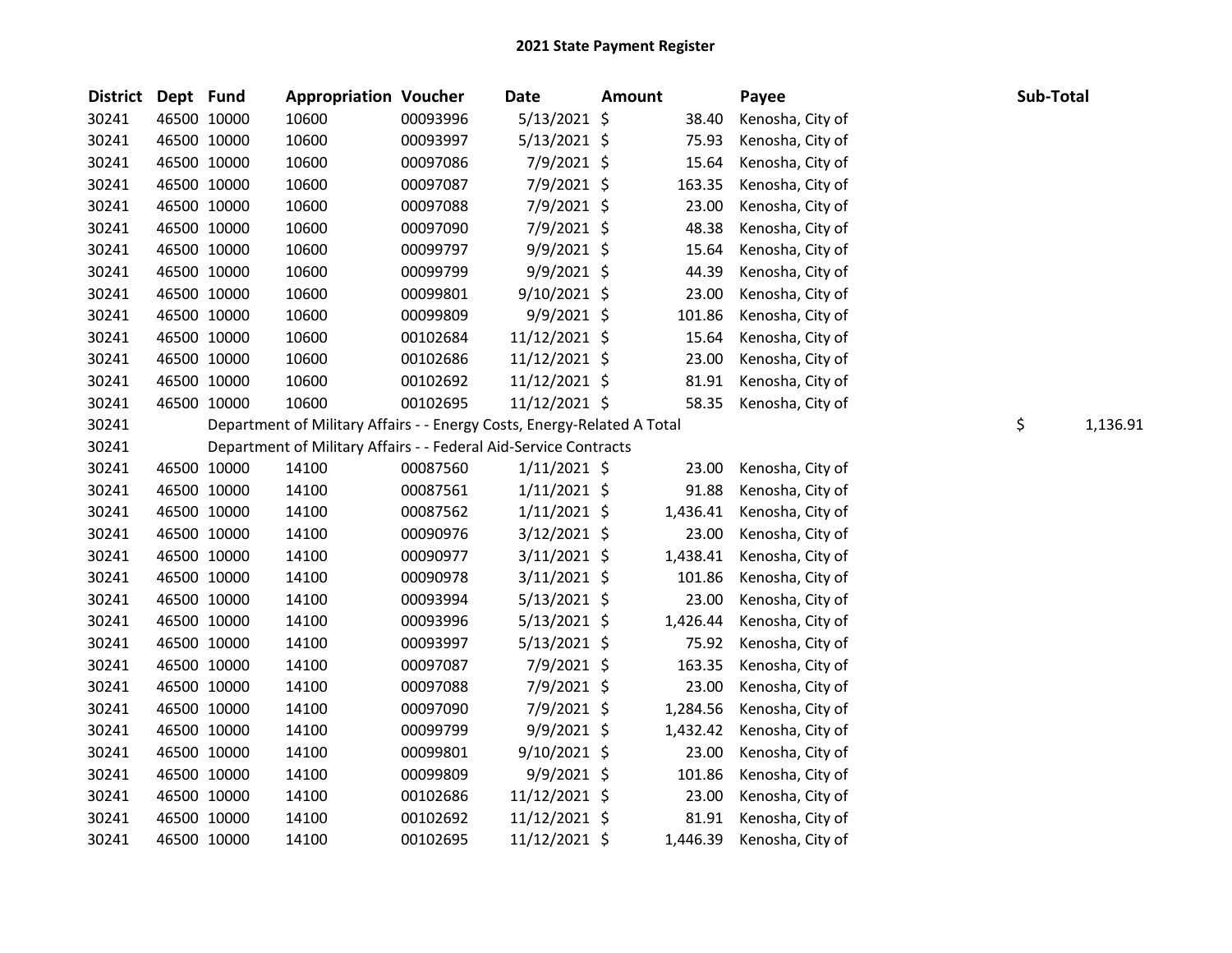# 2021 State Payment Register

| District | Dept | Fund | Appropriation | Voucher | Date | Amount | Payee | Sub-Total |
|---|---|---|---|---|---|---|---|---|
| 30241 | 46500 | 10000 | 10600 | 00093996 | 5/13/2021 | $ 38.40 | Kenosha, City of | |
| 30241 | 46500 | 10000 | 10600 | 00093997 | 5/13/2021 | $ 75.93 | Kenosha, City of | |
| 30241 | 46500 | 10000 | 10600 | 00097086 | 7/9/2021 | $ 15.64 | Kenosha, City of | |
| 30241 | 46500 | 10000 | 10600 | 00097087 | 7/9/2021 | $ 163.35 | Kenosha, City of | |
| 30241 | 46500 | 10000 | 10600 | 00097088 | 7/9/2021 | $ 23.00 | Kenosha, City of | |
| 30241 | 46500 | 10000 | 10600 | 00097090 | 7/9/2021 | $ 48.38 | Kenosha, City of | |
| 30241 | 46500 | 10000 | 10600 | 00099797 | 9/9/2021 | $ 15.64 | Kenosha, City of | |
| 30241 | 46500 | 10000 | 10600 | 00099799 | 9/9/2021 | $ 44.39 | Kenosha, City of | |
| 30241 | 46500 | 10000 | 10600 | 00099801 | 9/10/2021 | $ 23.00 | Kenosha, City of | |
| 30241 | 46500 | 10000 | 10600 | 00099809 | 9/9/2021 | $ 101.86 | Kenosha, City of | |
| 30241 | 46500 | 10000 | 10600 | 00102684 | 11/12/2021 | $ 15.64 | Kenosha, City of | |
| 30241 | 46500 | 10000 | 10600 | 00102686 | 11/12/2021 | $ 23.00 | Kenosha, City of | |
| 30241 | 46500 | 10000 | 10600 | 00102692 | 11/12/2021 | $ 81.91 | Kenosha, City of | |
| 30241 | 46500 | 10000 | 10600 | 00102695 | 11/12/2021 | $ 58.35 | Kenosha, City of | |
| 30241 | | Department of Military Affairs - - Energy Costs, Energy-Related A Total | | | | | | $ 1,136.91 |
| 30241 | | Department of Military Affairs - - Federal Aid-Service Contracts | | | | | | |
| 30241 | 46500 | 10000 | 14100 | 00087560 | 1/11/2021 | $ 23.00 | Kenosha, City of | |
| 30241 | 46500 | 10000 | 14100 | 00087561 | 1/11/2021 | $ 91.88 | Kenosha, City of | |
| 30241 | 46500 | 10000 | 14100 | 00087562 | 1/11/2021 | $ 1,436.41 | Kenosha, City of | |
| 30241 | 46500 | 10000 | 14100 | 00090976 | 3/12/2021 | $ 23.00 | Kenosha, City of | |
| 30241 | 46500 | 10000 | 14100 | 00090977 | 3/11/2021 | $ 1,438.41 | Kenosha, City of | |
| 30241 | 46500 | 10000 | 14100 | 00090978 | 3/11/2021 | $ 101.86 | Kenosha, City of | |
| 30241 | 46500 | 10000 | 14100 | 00093994 | 5/13/2021 | $ 23.00 | Kenosha, City of | |
| 30241 | 46500 | 10000 | 14100 | 00093996 | 5/13/2021 | $ 1,426.44 | Kenosha, City of | |
| 30241 | 46500 | 10000 | 14100 | 00093997 | 5/13/2021 | $ 75.92 | Kenosha, City of | |
| 30241 | 46500 | 10000 | 14100 | 00097087 | 7/9/2021 | $ 163.35 | Kenosha, City of | |
| 30241 | 46500 | 10000 | 14100 | 00097088 | 7/9/2021 | $ 23.00 | Kenosha, City of | |
| 30241 | 46500 | 10000 | 14100 | 00097090 | 7/9/2021 | $ 1,284.56 | Kenosha, City of | |
| 30241 | 46500 | 10000 | 14100 | 00099799 | 9/9/2021 | $ 1,432.42 | Kenosha, City of | |
| 30241 | 46500 | 10000 | 14100 | 00099801 | 9/10/2021 | $ 23.00 | Kenosha, City of | |
| 30241 | 46500 | 10000 | 14100 | 00099809 | 9/9/2021 | $ 101.86 | Kenosha, City of | |
| 30241 | 46500 | 10000 | 14100 | 00102686 | 11/12/2021 | $ 23.00 | Kenosha, City of | |
| 30241 | 46500 | 10000 | 14100 | 00102692 | 11/12/2021 | $ 81.91 | Kenosha, City of | |
| 30241 | 46500 | 10000 | 14100 | 00102695 | 11/12/2021 | $ 1,446.39 | Kenosha, City of | |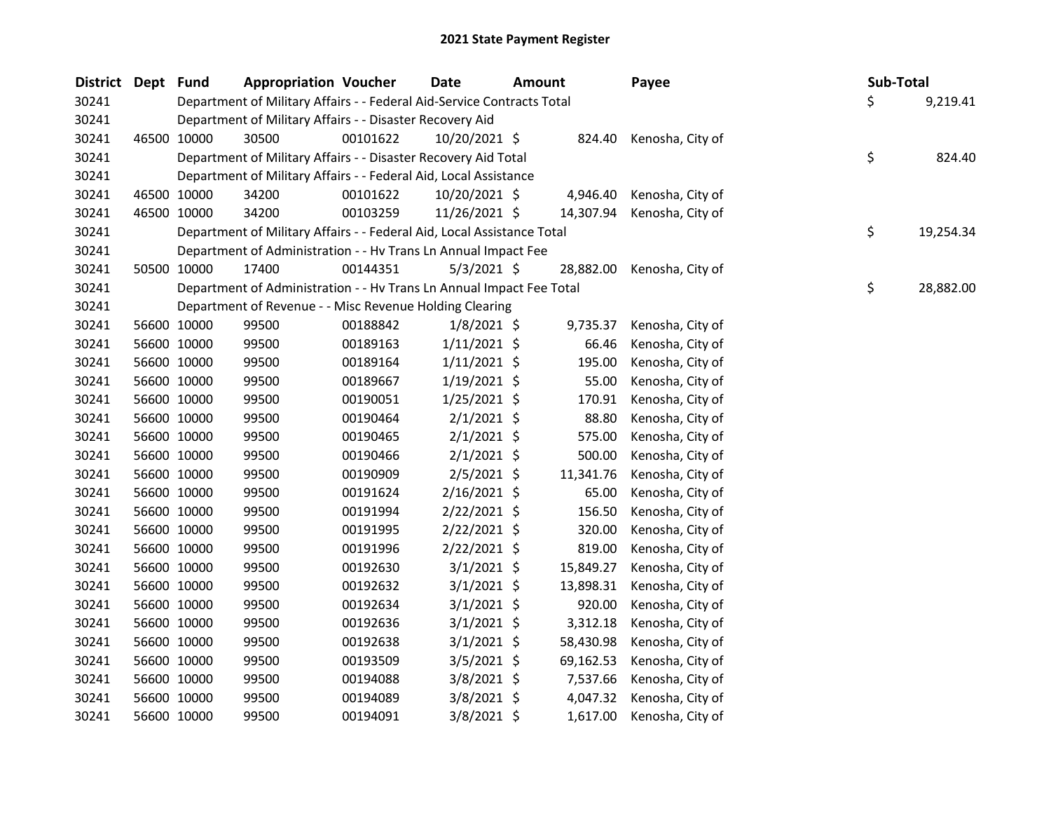# 2021 State Payment Register

| District | Dept | Fund | Appropriation | Voucher | Date | Amount | Payee | Sub-Total |
|---|---|---|---|---|---|---|---|---|
| 30241 | | | Department of Military Affairs - - Federal Aid-Service Contracts Total | | | | | $ 9,219.41 |
| 30241 | | | Department of Military Affairs - - Disaster Recovery Aid | | | | | |
| 30241 | 46500 | 10000 | 30500 | 00101622 | 10/20/2021 | $ 824.40 | Kenosha, City of | |
| 30241 | | | Department of Military Affairs - - Disaster Recovery Aid Total | | | | | $ 824.40 |
| 30241 | | | Department of Military Affairs - - Federal Aid, Local Assistance | | | | | |
| 30241 | 46500 | 10000 | 34200 | 00101622 | 10/20/2021 | $ 4,946.40 | Kenosha, City of | |
| 30241 | 46500 | 10000 | 34200 | 00103259 | 11/26/2021 | $ 14,307.94 | Kenosha, City of | |
| 30241 | | | Department of Military Affairs - - Federal Aid, Local Assistance Total | | | | | $ 19,254.34 |
| 30241 | | | Department of Administration - - Hv Trans Ln Annual Impact Fee | | | | | |
| 30241 | 50500 | 10000 | 17400 | 00144351 | 5/3/2021 | $ 28,882.00 | Kenosha, City of | |
| 30241 | | | Department of Administration - - Hv Trans Ln Annual Impact Fee Total | | | | | $ 28,882.00 |
| 30241 | | | Department of Revenue - - Misc Revenue Holding Clearing | | | | | |
| 30241 | 56600 | 10000 | 99500 | 00188842 | 1/8/2021 | $ 9,735.37 | Kenosha, City of | |
| 30241 | 56600 | 10000 | 99500 | 00189163 | 1/11/2021 | $ 66.46 | Kenosha, City of | |
| 30241 | 56600 | 10000 | 99500 | 00189164 | 1/11/2021 | $ 195.00 | Kenosha, City of | |
| 30241 | 56600 | 10000 | 99500 | 00189667 | 1/19/2021 | $ 55.00 | Kenosha, City of | |
| 30241 | 56600 | 10000 | 99500 | 00190051 | 1/25/2021 | $ 170.91 | Kenosha, City of | |
| 30241 | 56600 | 10000 | 99500 | 00190464 | 2/1/2021 | $ 88.80 | Kenosha, City of | |
| 30241 | 56600 | 10000 | 99500 | 00190465 | 2/1/2021 | $ 575.00 | Kenosha, City of | |
| 30241 | 56600 | 10000 | 99500 | 00190466 | 2/1/2021 | $ 500.00 | Kenosha, City of | |
| 30241 | 56600 | 10000 | 99500 | 00190909 | 2/5/2021 | $ 11,341.76 | Kenosha, City of | |
| 30241 | 56600 | 10000 | 99500 | 00191624 | 2/16/2021 | $ 65.00 | Kenosha, City of | |
| 30241 | 56600 | 10000 | 99500 | 00191994 | 2/22/2021 | $ 156.50 | Kenosha, City of | |
| 30241 | 56600 | 10000 | 99500 | 00191995 | 2/22/2021 | $ 320.00 | Kenosha, City of | |
| 30241 | 56600 | 10000 | 99500 | 00191996 | 2/22/2021 | $ 819.00 | Kenosha, City of | |
| 30241 | 56600 | 10000 | 99500 | 00192630 | 3/1/2021 | $ 15,849.27 | Kenosha, City of | |
| 30241 | 56600 | 10000 | 99500 | 00192632 | 3/1/2021 | $ 13,898.31 | Kenosha, City of | |
| 30241 | 56600 | 10000 | 99500 | 00192634 | 3/1/2021 | $ 920.00 | Kenosha, City of | |
| 30241 | 56600 | 10000 | 99500 | 00192636 | 3/1/2021 | $ 3,312.18 | Kenosha, City of | |
| 30241 | 56600 | 10000 | 99500 | 00192638 | 3/1/2021 | $ 58,430.98 | Kenosha, City of | |
| 30241 | 56600 | 10000 | 99500 | 00193509 | 3/5/2021 | $ 69,162.53 | Kenosha, City of | |
| 30241 | 56600 | 10000 | 99500 | 00194088 | 3/8/2021 | $ 7,537.66 | Kenosha, City of | |
| 30241 | 56600 | 10000 | 99500 | 00194089 | 3/8/2021 | $ 4,047.32 | Kenosha, City of | |
| 30241 | 56600 | 10000 | 99500 | 00194091 | 3/8/2021 | $ 1,617.00 | Kenosha, City of | |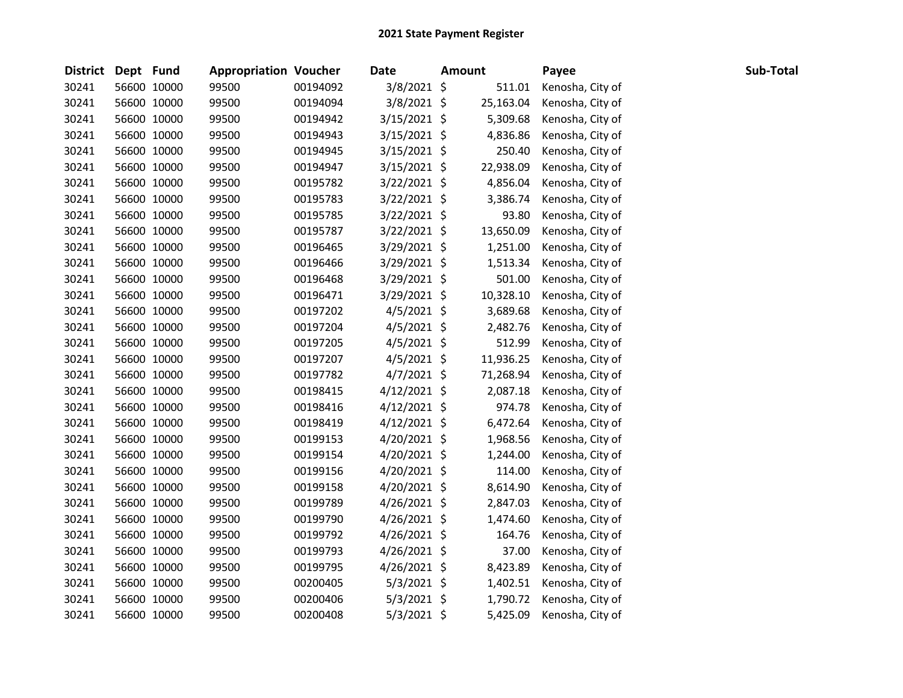# 2021 State Payment Register

| District | Dept | Fund | Appropriation | Voucher | Date | Amount | Payee | Sub-Total |
|---|---|---|---|---|---|---|---|---|
| 30241 | 56600 | 10000 | 99500 | 00194092 | 3/8/2021 | $ 511.01 | Kenosha, City of | |
| 30241 | 56600 | 10000 | 99500 | 00194094 | 3/8/2021 | $ 25,163.04 | Kenosha, City of | |
| 30241 | 56600 | 10000 | 99500 | 00194942 | 3/15/2021 | $ 5,309.68 | Kenosha, City of | |
| 30241 | 56600 | 10000 | 99500 | 00194943 | 3/15/2021 | $ 4,836.86 | Kenosha, City of | |
| 30241 | 56600 | 10000 | 99500 | 00194945 | 3/15/2021 | $ 250.40 | Kenosha, City of | |
| 30241 | 56600 | 10000 | 99500 | 00194947 | 3/15/2021 | $ 22,938.09 | Kenosha, City of | |
| 30241 | 56600 | 10000 | 99500 | 00195782 | 3/22/2021 | $ 4,856.04 | Kenosha, City of | |
| 30241 | 56600 | 10000 | 99500 | 00195783 | 3/22/2021 | $ 3,386.74 | Kenosha, City of | |
| 30241 | 56600 | 10000 | 99500 | 00195785 | 3/22/2021 | $ 93.80 | Kenosha, City of | |
| 30241 | 56600 | 10000 | 99500 | 00195787 | 3/22/2021 | $ 13,650.09 | Kenosha, City of | |
| 30241 | 56600 | 10000 | 99500 | 00196465 | 3/29/2021 | $ 1,251.00 | Kenosha, City of | |
| 30241 | 56600 | 10000 | 99500 | 00196466 | 3/29/2021 | $ 1,513.34 | Kenosha, City of | |
| 30241 | 56600 | 10000 | 99500 | 00196468 | 3/29/2021 | $ 501.00 | Kenosha, City of | |
| 30241 | 56600 | 10000 | 99500 | 00196471 | 3/29/2021 | $ 10,328.10 | Kenosha, City of | |
| 30241 | 56600 | 10000 | 99500 | 00197202 | 4/5/2021 | $ 3,689.68 | Kenosha, City of | |
| 30241 | 56600 | 10000 | 99500 | 00197204 | 4/5/2021 | $ 2,482.76 | Kenosha, City of | |
| 30241 | 56600 | 10000 | 99500 | 00197205 | 4/5/2021 | $ 512.99 | Kenosha, City of | |
| 30241 | 56600 | 10000 | 99500 | 00197207 | 4/5/2021 | $ 11,936.25 | Kenosha, City of | |
| 30241 | 56600 | 10000 | 99500 | 00197782 | 4/7/2021 | $ 71,268.94 | Kenosha, City of | |
| 30241 | 56600 | 10000 | 99500 | 00198415 | 4/12/2021 | $ 2,087.18 | Kenosha, City of | |
| 30241 | 56600 | 10000 | 99500 | 00198416 | 4/12/2021 | $ 974.78 | Kenosha, City of | |
| 30241 | 56600 | 10000 | 99500 | 00198419 | 4/12/2021 | $ 6,472.64 | Kenosha, City of | |
| 30241 | 56600 | 10000 | 99500 | 00199153 | 4/20/2021 | $ 1,968.56 | Kenosha, City of | |
| 30241 | 56600 | 10000 | 99500 | 00199154 | 4/20/2021 | $ 1,244.00 | Kenosha, City of | |
| 30241 | 56600 | 10000 | 99500 | 00199156 | 4/20/2021 | $ 114.00 | Kenosha, City of | |
| 30241 | 56600 | 10000 | 99500 | 00199158 | 4/20/2021 | $ 8,614.90 | Kenosha, City of | |
| 30241 | 56600 | 10000 | 99500 | 00199789 | 4/26/2021 | $ 2,847.03 | Kenosha, City of | |
| 30241 | 56600 | 10000 | 99500 | 00199790 | 4/26/2021 | $ 1,474.60 | Kenosha, City of | |
| 30241 | 56600 | 10000 | 99500 | 00199792 | 4/26/2021 | $ 164.76 | Kenosha, City of | |
| 30241 | 56600 | 10000 | 99500 | 00199793 | 4/26/2021 | $ 37.00 | Kenosha, City of | |
| 30241 | 56600 | 10000 | 99500 | 00199795 | 4/26/2021 | $ 8,423.89 | Kenosha, City of | |
| 30241 | 56600 | 10000 | 99500 | 00200405 | 5/3/2021 | $ 1,402.51 | Kenosha, City of | |
| 30241 | 56600 | 10000 | 99500 | 00200406 | 5/3/2021 | $ 1,790.72 | Kenosha, City of | |
| 30241 | 56600 | 10000 | 99500 | 00200408 | 5/3/2021 | $ 5,425.09 | Kenosha, City of | |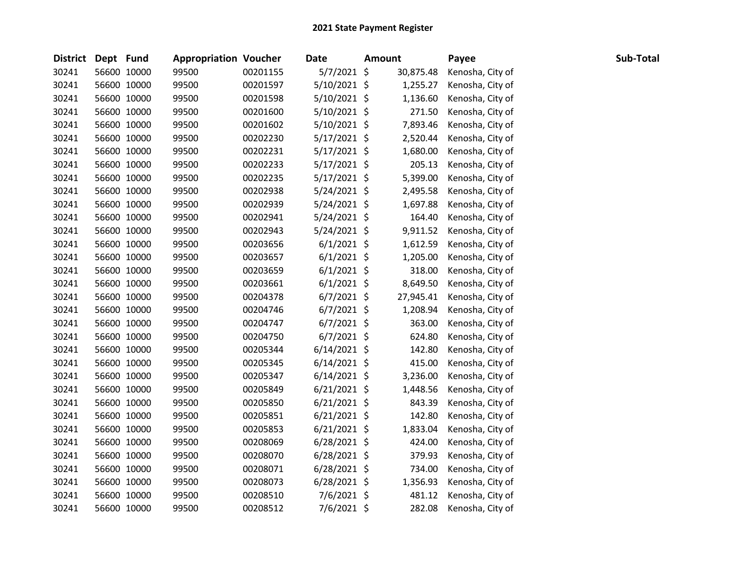# 2021 State Payment Register

| District | Dept | Fund | Appropriation | Voucher | Date | Amount | Payee | Sub-Total |
|---|---|---|---|---|---|---|---|---|
| 30241 | 56600 | 10000 | 99500 | 00201155 | 5/7/2021 | $ 30,875.48 | Kenosha, City of | |
| 30241 | 56600 | 10000 | 99500 | 00201597 | 5/10/2021 | $ 1,255.27 | Kenosha, City of | |
| 30241 | 56600 | 10000 | 99500 | 00201598 | 5/10/2021 | $ 1,136.60 | Kenosha, City of | |
| 30241 | 56600 | 10000 | 99500 | 00201600 | 5/10/2021 | $ 271.50 | Kenosha, City of | |
| 30241 | 56600 | 10000 | 99500 | 00201602 | 5/10/2021 | $ 7,893.46 | Kenosha, City of | |
| 30241 | 56600 | 10000 | 99500 | 00202230 | 5/17/2021 | $ 2,520.44 | Kenosha, City of | |
| 30241 | 56600 | 10000 | 99500 | 00202231 | 5/17/2021 | $ 1,680.00 | Kenosha, City of | |
| 30241 | 56600 | 10000 | 99500 | 00202233 | 5/17/2021 | $ 205.13 | Kenosha, City of | |
| 30241 | 56600 | 10000 | 99500 | 00202235 | 5/17/2021 | $ 5,399.00 | Kenosha, City of | |
| 30241 | 56600 | 10000 | 99500 | 00202938 | 5/24/2021 | $ 2,495.58 | Kenosha, City of | |
| 30241 | 56600 | 10000 | 99500 | 00202939 | 5/24/2021 | $ 1,697.88 | Kenosha, City of | |
| 30241 | 56600 | 10000 | 99500 | 00202941 | 5/24/2021 | $ 164.40 | Kenosha, City of | |
| 30241 | 56600 | 10000 | 99500 | 00202943 | 5/24/2021 | $ 9,911.52 | Kenosha, City of | |
| 30241 | 56600 | 10000 | 99500 | 00203656 | 6/1/2021 | $ 1,612.59 | Kenosha, City of | |
| 30241 | 56600 | 10000 | 99500 | 00203657 | 6/1/2021 | $ 1,205.00 | Kenosha, City of | |
| 30241 | 56600 | 10000 | 99500 | 00203659 | 6/1/2021 | $ 318.00 | Kenosha, City of | |
| 30241 | 56600 | 10000 | 99500 | 00203661 | 6/1/2021 | $ 8,649.50 | Kenosha, City of | |
| 30241 | 56600 | 10000 | 99500 | 00204378 | 6/7/2021 | $ 27,945.41 | Kenosha, City of | |
| 30241 | 56600 | 10000 | 99500 | 00204746 | 6/7/2021 | $ 1,208.94 | Kenosha, City of | |
| 30241 | 56600 | 10000 | 99500 | 00204747 | 6/7/2021 | $ 363.00 | Kenosha, City of | |
| 30241 | 56600 | 10000 | 99500 | 00204750 | 6/7/2021 | $ 624.80 | Kenosha, City of | |
| 30241 | 56600 | 10000 | 99500 | 00205344 | 6/14/2021 | $ 142.80 | Kenosha, City of | |
| 30241 | 56600 | 10000 | 99500 | 00205345 | 6/14/2021 | $ 415.00 | Kenosha, City of | |
| 30241 | 56600 | 10000 | 99500 | 00205347 | 6/14/2021 | $ 3,236.00 | Kenosha, City of | |
| 30241 | 56600 | 10000 | 99500 | 00205849 | 6/21/2021 | $ 1,448.56 | Kenosha, City of | |
| 30241 | 56600 | 10000 | 99500 | 00205850 | 6/21/2021 | $ 843.39 | Kenosha, City of | |
| 30241 | 56600 | 10000 | 99500 | 00205851 | 6/21/2021 | $ 142.80 | Kenosha, City of | |
| 30241 | 56600 | 10000 | 99500 | 00205853 | 6/21/2021 | $ 1,833.04 | Kenosha, City of | |
| 30241 | 56600 | 10000 | 99500 | 00208069 | 6/28/2021 | $ 424.00 | Kenosha, City of | |
| 30241 | 56600 | 10000 | 99500 | 00208070 | 6/28/2021 | $ 379.93 | Kenosha, City of | |
| 30241 | 56600 | 10000 | 99500 | 00208071 | 6/28/2021 | $ 734.00 | Kenosha, City of | |
| 30241 | 56600 | 10000 | 99500 | 00208073 | 6/28/2021 | $ 1,356.93 | Kenosha, City of | |
| 30241 | 56600 | 10000 | 99500 | 00208510 | 7/6/2021 | $ 481.12 | Kenosha, City of | |
| 30241 | 56600 | 10000 | 99500 | 00208512 | 7/6/2021 | $ 282.08 | Kenosha, City of | |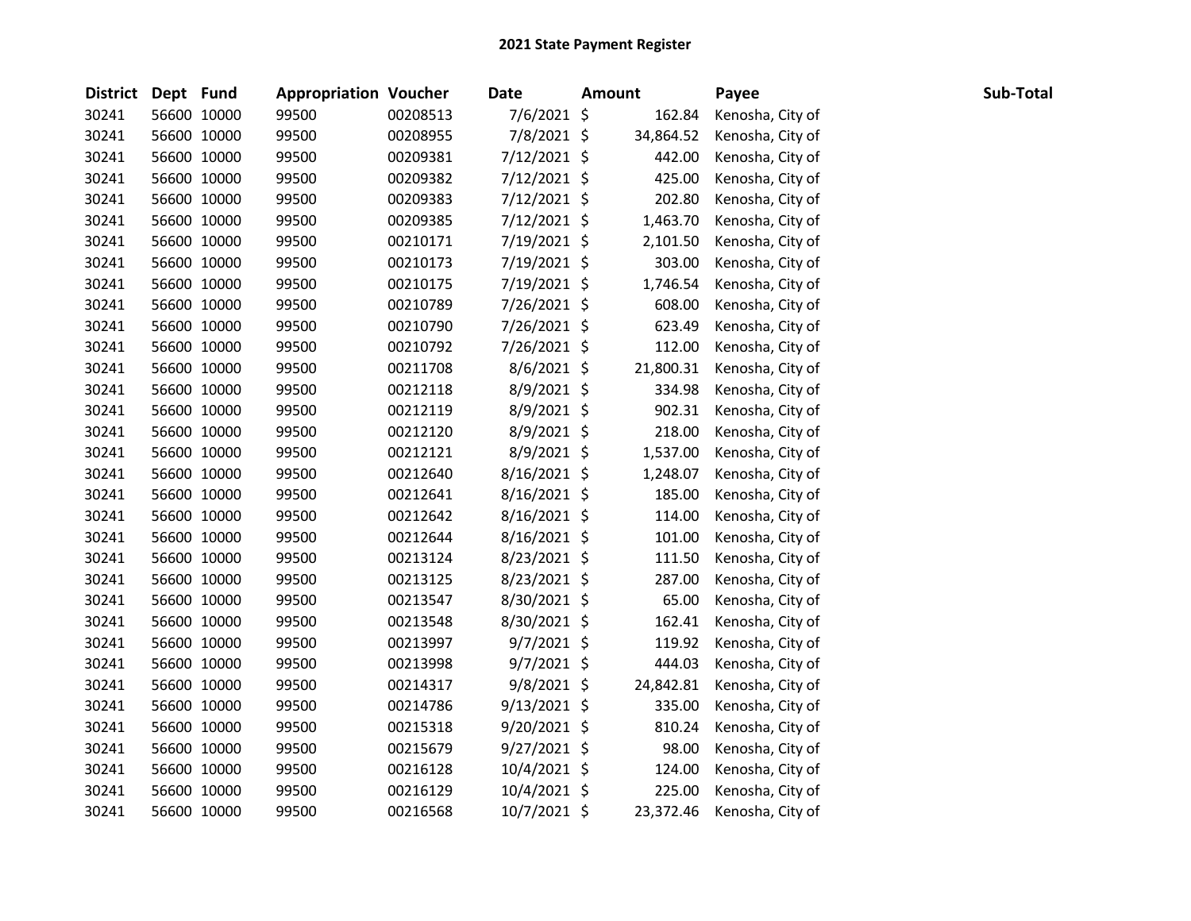# 2021 State Payment Register

| District | Dept | Fund | Appropriation | Voucher | Date | Amount | Payee | Sub-Total |
|---|---|---|---|---|---|---|---|---|
| 30241 | 56600 | 10000 | 99500 | 00208513 | 7/6/2021 | $ 162.84 | Kenosha, City of | |
| 30241 | 56600 | 10000 | 99500 | 00208955 | 7/8/2021 | $ 34,864.52 | Kenosha, City of | |
| 30241 | 56600 | 10000 | 99500 | 00209381 | 7/12/2021 | $ 442.00 | Kenosha, City of | |
| 30241 | 56600 | 10000 | 99500 | 00209382 | 7/12/2021 | $ 425.00 | Kenosha, City of | |
| 30241 | 56600 | 10000 | 99500 | 00209383 | 7/12/2021 | $ 202.80 | Kenosha, City of | |
| 30241 | 56600 | 10000 | 99500 | 00209385 | 7/12/2021 | $ 1,463.70 | Kenosha, City of | |
| 30241 | 56600 | 10000 | 99500 | 00210171 | 7/19/2021 | $ 2,101.50 | Kenosha, City of | |
| 30241 | 56600 | 10000 | 99500 | 00210173 | 7/19/2021 | $ 303.00 | Kenosha, City of | |
| 30241 | 56600 | 10000 | 99500 | 00210175 | 7/19/2021 | $ 1,746.54 | Kenosha, City of | |
| 30241 | 56600 | 10000 | 99500 | 00210789 | 7/26/2021 | $ 608.00 | Kenosha, City of | |
| 30241 | 56600 | 10000 | 99500 | 00210790 | 7/26/2021 | $ 623.49 | Kenosha, City of | |
| 30241 | 56600 | 10000 | 99500 | 00210792 | 7/26/2021 | $ 112.00 | Kenosha, City of | |
| 30241 | 56600 | 10000 | 99500 | 00211708 | 8/6/2021 | $ 21,800.31 | Kenosha, City of | |
| 30241 | 56600 | 10000 | 99500 | 00212118 | 8/9/2021 | $ 334.98 | Kenosha, City of | |
| 30241 | 56600 | 10000 | 99500 | 00212119 | 8/9/2021 | $ 902.31 | Kenosha, City of | |
| 30241 | 56600 | 10000 | 99500 | 00212120 | 8/9/2021 | $ 218.00 | Kenosha, City of | |
| 30241 | 56600 | 10000 | 99500 | 00212121 | 8/9/2021 | $ 1,537.00 | Kenosha, City of | |
| 30241 | 56600 | 10000 | 99500 | 00212640 | 8/16/2021 | $ 1,248.07 | Kenosha, City of | |
| 30241 | 56600 | 10000 | 99500 | 00212641 | 8/16/2021 | $ 185.00 | Kenosha, City of | |
| 30241 | 56600 | 10000 | 99500 | 00212642 | 8/16/2021 | $ 114.00 | Kenosha, City of | |
| 30241 | 56600 | 10000 | 99500 | 00212644 | 8/16/2021 | $ 101.00 | Kenosha, City of | |
| 30241 | 56600 | 10000 | 99500 | 00213124 | 8/23/2021 | $ 111.50 | Kenosha, City of | |
| 30241 | 56600 | 10000 | 99500 | 00213125 | 8/23/2021 | $ 287.00 | Kenosha, City of | |
| 30241 | 56600 | 10000 | 99500 | 00213547 | 8/30/2021 | $ 65.00 | Kenosha, City of | |
| 30241 | 56600 | 10000 | 99500 | 00213548 | 8/30/2021 | $ 162.41 | Kenosha, City of | |
| 30241 | 56600 | 10000 | 99500 | 00213997 | 9/7/2021 | $ 119.92 | Kenosha, City of | |
| 30241 | 56600 | 10000 | 99500 | 00213998 | 9/7/2021 | $ 444.03 | Kenosha, City of | |
| 30241 | 56600 | 10000 | 99500 | 00214317 | 9/8/2021 | $ 24,842.81 | Kenosha, City of | |
| 30241 | 56600 | 10000 | 99500 | 00214786 | 9/13/2021 | $ 335.00 | Kenosha, City of | |
| 30241 | 56600 | 10000 | 99500 | 00215318 | 9/20/2021 | $ 810.24 | Kenosha, City of | |
| 30241 | 56600 | 10000 | 99500 | 00215679 | 9/27/2021 | $ 98.00 | Kenosha, City of | |
| 30241 | 56600 | 10000 | 99500 | 00216128 | 10/4/2021 | $ 124.00 | Kenosha, City of | |
| 30241 | 56600 | 10000 | 99500 | 00216129 | 10/4/2021 | $ 225.00 | Kenosha, City of | |
| 30241 | 56600 | 10000 | 99500 | 00216568 | 10/7/2021 | $ 23,372.46 | Kenosha, City of | |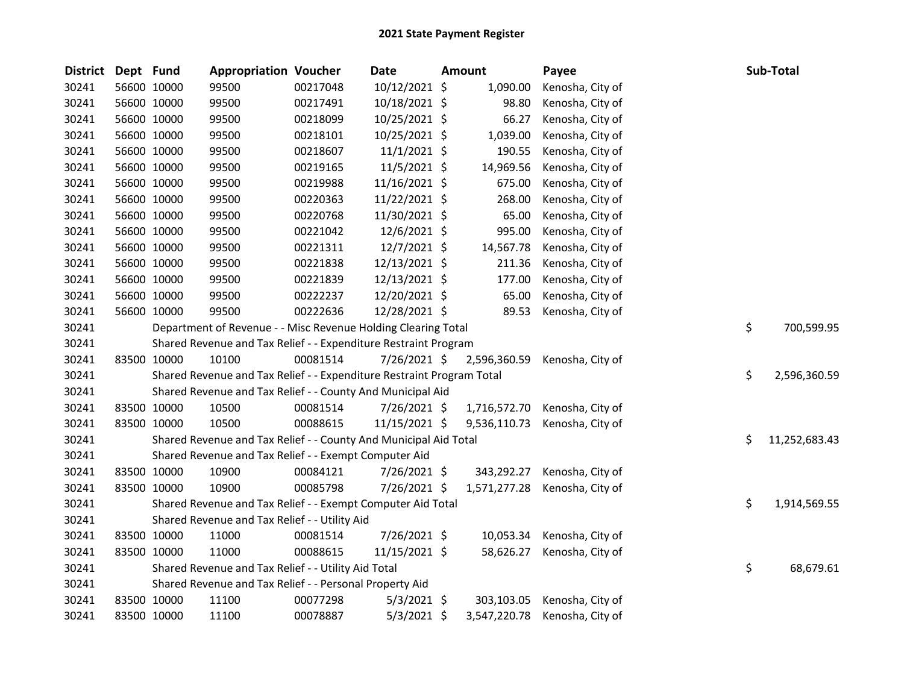# 2021 State Payment Register

| District | Dept | Fund | Appropriation | Voucher | Date | Amount | Payee | Sub-Total |
|---|---|---|---|---|---|---|---|---|
| 30241 | 56600 | 10000 | 99500 | 00217048 | 10/12/2021 | $ 1,090.00 | Kenosha, City of | |
| 30241 | 56600 | 10000 | 99500 | 00217491 | 10/18/2021 | $ 98.80 | Kenosha, City of | |
| 30241 | 56600 | 10000 | 99500 | 00218099 | 10/25/2021 | $ 66.27 | Kenosha, City of | |
| 30241 | 56600 | 10000 | 99500 | 00218101 | 10/25/2021 | $ 1,039.00 | Kenosha, City of | |
| 30241 | 56600 | 10000 | 99500 | 00218607 | 11/1/2021 | $ 190.55 | Kenosha, City of | |
| 30241 | 56600 | 10000 | 99500 | 00219165 | 11/5/2021 | $ 14,969.56 | Kenosha, City of | |
| 30241 | 56600 | 10000 | 99500 | 00219988 | 11/16/2021 | $ 675.00 | Kenosha, City of | |
| 30241 | 56600 | 10000 | 99500 | 00220363 | 11/22/2021 | $ 268.00 | Kenosha, City of | |
| 30241 | 56600 | 10000 | 99500 | 00220768 | 11/30/2021 | $ 65.00 | Kenosha, City of | |
| 30241 | 56600 | 10000 | 99500 | 00221042 | 12/6/2021 | $ 995.00 | Kenosha, City of | |
| 30241 | 56600 | 10000 | 99500 | 00221311 | 12/7/2021 | $ 14,567.78 | Kenosha, City of | |
| 30241 | 56600 | 10000 | 99500 | 00221838 | 12/13/2021 | $ 211.36 | Kenosha, City of | |
| 30241 | 56600 | 10000 | 99500 | 00221839 | 12/13/2021 | $ 177.00 | Kenosha, City of | |
| 30241 | 56600 | 10000 | 99500 | 00222237 | 12/20/2021 | $ 65.00 | Kenosha, City of | |
| 30241 | 56600 | 10000 | 99500 | 00222636 | 12/28/2021 | $ 89.53 | Kenosha, City of | |
| 30241 | | | Department of Revenue - - Misc Revenue Holding Clearing Total | | | | | $ 700,599.95 |
| 30241 | | | Shared Revenue and Tax Relief - - Expenditure Restraint Program | | | | | |
| 30241 | 83500 | 10000 | 10100 | 00081514 | 7/26/2021 | $ 2,596,360.59 | Kenosha, City of | |
| 30241 | | | Shared Revenue and Tax Relief - - Expenditure Restraint Program Total | | | | | $ 2,596,360.59 |
| 30241 | | | Shared Revenue and Tax Relief - - County And Municipal Aid | | | | | |
| 30241 | 83500 | 10000 | 10500 | 00081514 | 7/26/2021 | $ 1,716,572.70 | Kenosha, City of | |
| 30241 | 83500 | 10000 | 10500 | 00088615 | 11/15/2021 | $ 9,536,110.73 | Kenosha, City of | |
| 30241 | | | Shared Revenue and Tax Relief - - County And Municipal Aid Total | | | | | $ 11,252,683.43 |
| 30241 | | | Shared Revenue and Tax Relief - - Exempt Computer Aid | | | | | |
| 30241 | 83500 | 10000 | 10900 | 00084121 | 7/26/2021 | $ 343,292.27 | Kenosha, City of | |
| 30241 | 83500 | 10000 | 10900 | 00085798 | 7/26/2021 | $ 1,571,277.28 | Kenosha, City of | |
| 30241 | | | Shared Revenue and Tax Relief - - Exempt Computer Aid Total | | | | | $ 1,914,569.55 |
| 30241 | | | Shared Revenue and Tax Relief - - Utility Aid | | | | | |
| 30241 | 83500 | 10000 | 11000 | 00081514 | 7/26/2021 | $ 10,053.34 | Kenosha, City of | |
| 30241 | 83500 | 10000 | 11000 | 00088615 | 11/15/2021 | $ 58,626.27 | Kenosha, City of | |
| 30241 | | | Shared Revenue and Tax Relief - - Utility Aid Total | | | | | $ 68,679.61 |
| 30241 | | | Shared Revenue and Tax Relief - - Personal Property Aid | | | | | |
| 30241 | 83500 | 10000 | 11100 | 00077298 | 5/3/2021 | $ 303,103.05 | Kenosha, City of | |
| 30241 | 83500 | 10000 | 11100 | 00078887 | 5/3/2021 | $ 3,547,220.78 | Kenosha, City of | |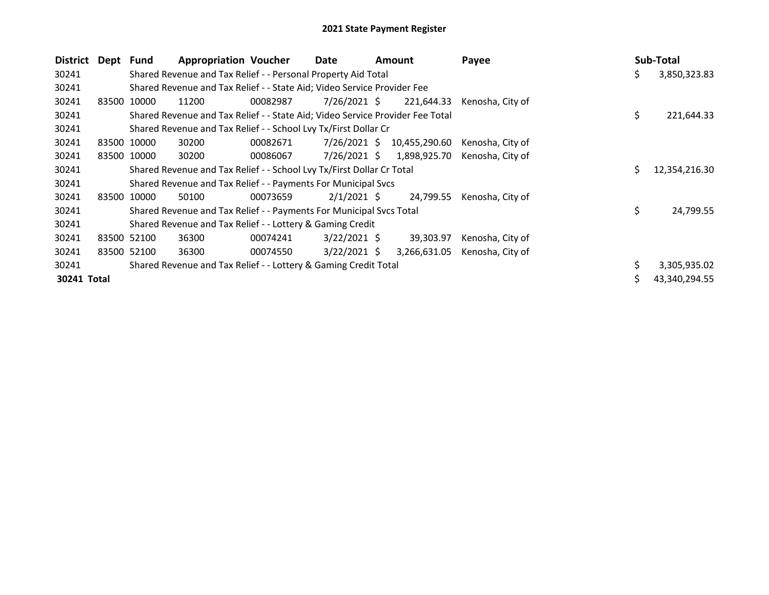# 2021 State Payment Register

| District | Dept | Fund | Appropriation | Voucher | Date | Amount | Payee | Sub-Total |
|---|---|---|---|---|---|---|---|---|
| 30241 | | Shared Revenue and Tax Relief - - Personal Property Aid Total | | | | | | $ 3,850,323.83 |
| 30241 | | Shared Revenue and Tax Relief - - State Aid; Video Service Provider Fee | | | | | | |
| 30241 | 83500 | 10000 | 11200 | 00082987 | 7/26/2021 | $ 221,644.33 | Kenosha, City of | |
| 30241 | | Shared Revenue and Tax Relief - - State Aid; Video Service Provider Fee Total | | | | | | $ 221,644.33 |
| 30241 | | Shared Revenue and Tax Relief - - School Lvy Tx/First Dollar Cr | | | | | | |
| 30241 | 83500 | 10000 | 30200 | 00082671 | 7/26/2021 | $ 10,455,290.60 | Kenosha, City of | |
| 30241 | 83500 | 10000 | 30200 | 00086067 | 7/26/2021 | $ 1,898,925.70 | Kenosha, City of | |
| 30241 | | Shared Revenue and Tax Relief - - School Lvy Tx/First Dollar Cr Total | | | | | | $ 12,354,216.30 |
| 30241 | | Shared Revenue and Tax Relief - - Payments For Municipal Svcs | | | | | | |
| 30241 | 83500 | 10000 | 50100 | 00073659 | 2/1/2021 | $ 24,799.55 | Kenosha, City of | |
| 30241 | | Shared Revenue and Tax Relief - - Payments For Municipal Svcs Total | | | | | | $ 24,799.55 |
| 30241 | | Shared Revenue and Tax Relief - - Lottery & Gaming Credit | | | | | | |
| 30241 | 83500 | 52100 | 36300 | 00074241 | 3/22/2021 | $ 39,303.97 | Kenosha, City of | |
| 30241 | 83500 | 52100 | 36300 | 00074550 | 3/22/2021 | $ 3,266,631.05 | Kenosha, City of | |
| 30241 | | Shared Revenue and Tax Relief - - Lottery & Gaming Credit Total | | | | | | $ 3,305,935.02 |
| **30241 Total** | | | | | | | | $ 43,340,294.55 |